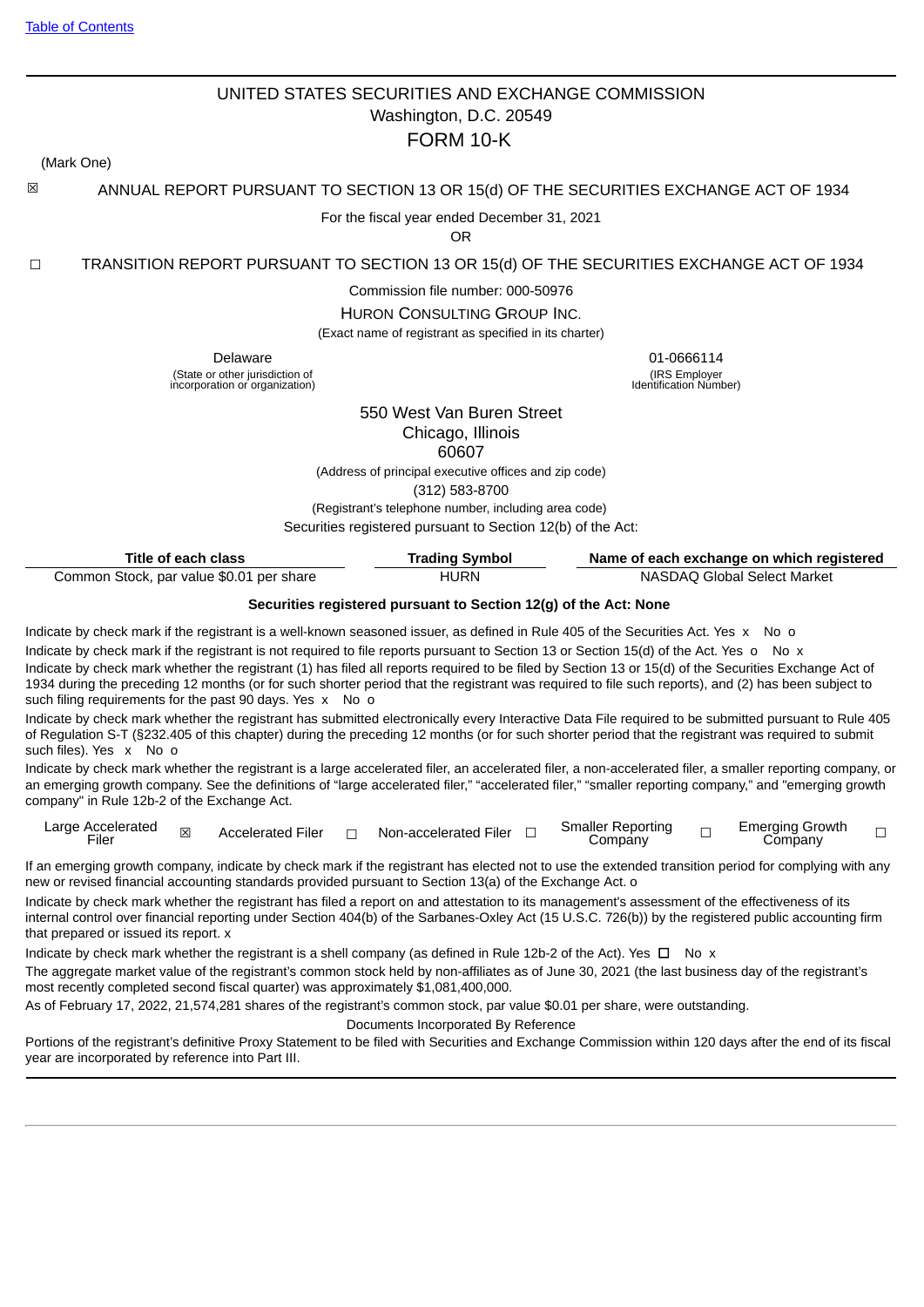UNITED STATES SECURITIES AND EXCHANGE COMMISSION
Washington, D.C. 20549

# FORM 10-K

(Mark One)

☒ ANNUAL REPORT PURSUANT TO SECTION 13 OR 15(d) OF THE SECURITIES EXCHANGE ACT OF 1934

For the fiscal year ended December 31, 2021

OR

☐ TRANSITION REPORT PURSUANT TO SECTION 13 OR 15(d) OF THE SECURITIES EXCHANGE ACT OF 1934

Commission file number: 000-50976

HURON CONSULTING GROUP INC.

(Exact name of registrant as specified in its charter)

| Delaware | 01-0666114 |
|---|---|
| (State or other jurisdiction of incorporation or organization) | (IRS Employer Identification Number) |

550 West Van Buren Street
Chicago, Illinois
60607

(Address of principal executive offices and zip code)

(312) 583-8700

(Registrant's telephone number, including area code)

Securities registered pursuant to Section 12(b) of the Act:

| Title of each class | Trading Symbol | Name of each exchange on which registered |
|---|---|---|
| Common Stock, par value $0.01 per share | HURN | NASDAQ Global Select Market |

**Securities registered pursuant to Section 12(g) of the Act: None**

Indicate by check mark if the registrant is a well-known seasoned issuer, as defined in Rule 405 of the Securities Act. Yes x No o

Indicate by check mark if the registrant is not required to file reports pursuant to Section 13 or Section 15(d) of the Act. Yes o No x

Indicate by check mark whether the registrant (1) has filed all reports required to be filed by Section 13 or 15(d) of the Securities Exchange Act of 1934 during the preceding 12 months (or for such shorter period that the registrant was required to file such reports), and (2) has been subject to such filing requirements for the past 90 days. Yes x No o

Indicate by check mark whether the registrant has submitted electronically every Interactive Data File required to be submitted pursuant to Rule 405 of Regulation S-T (§232.405 of this chapter) during the preceding 12 months (or for such shorter period that the registrant was required to submit such files). Yes x No o

Indicate by check mark whether the registrant is a large accelerated filer, an accelerated filer, a non-accelerated filer, a smaller reporting company, or an emerging growth company. See the definitions of "large accelerated filer," "accelerated filer," "smaller reporting company," and "emerging growth company" in Rule 12b-2 of the Exchange Act.

| Large Accelerated Filer | ☒ | Accelerated Filer | ☐ | Non-accelerated Filer | ☐ | Smaller Reporting Company | ☐ | Emerging Growth Company | ☐ |
|---|---|---|---|---|---|---|---|---|---|

If an emerging growth company, indicate by check mark if the registrant has elected not to use the extended transition period for complying with any new or revised financial accounting standards provided pursuant to Section 13(a) of the Exchange Act. o

Indicate by check mark whether the registrant has filed a report on and attestation to its management's assessment of the effectiveness of its internal control over financial reporting under Section 404(b) of the Sarbanes-Oxley Act (15 U.S.C. 726(b)) by the registered public accounting firm that prepared or issued its report. x

Indicate by check mark whether the registrant is a shell company (as defined in Rule 12b-2 of the Act). Yes ☐ No x

The aggregate market value of the registrant's common stock held by non-affiliates as of June 30, 2021 (the last business day of the registrant's most recently completed second fiscal quarter) was approximately $1,081,400,000.

As of February 17, 2022, 21,574,281 shares of the registrant's common stock, par value $0.01 per share, were outstanding.

Documents Incorporated By Reference

Portions of the registrant's definitive Proxy Statement to be filed with Securities and Exchange Commission within 120 days after the end of its fiscal year are incorporated by reference into Part III.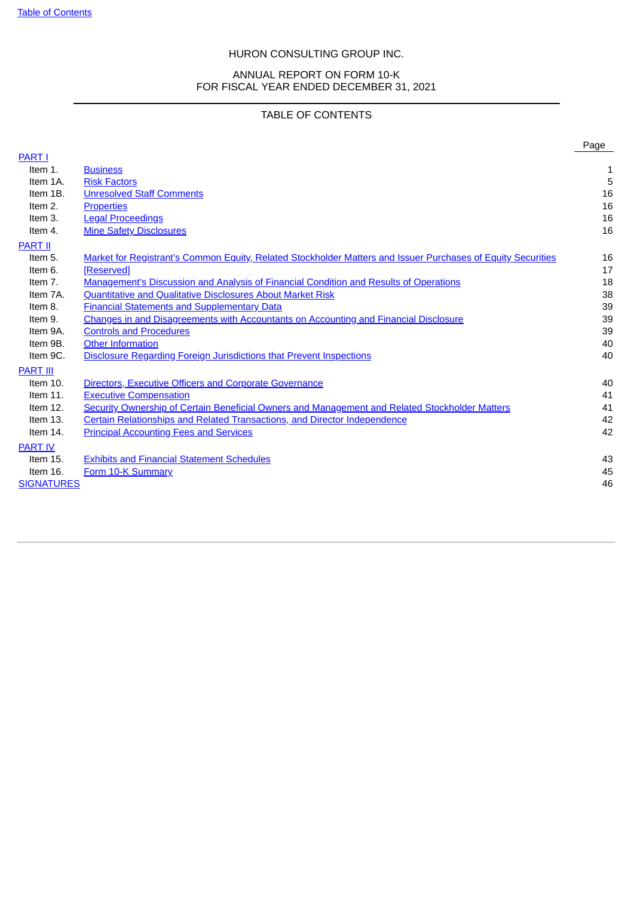HURON CONSULTING GROUP INC.

ANNUAL REPORT ON FORM 10-K
FOR FISCAL YEAR ENDED DECEMBER 31, 2021

TABLE OF CONTENTS

| | | Page |
|---|---|---|
| PART I | | |
| Item 1. | Business | 1 |
| Item 1A. | Risk Factors | 5 |
| Item 1B. | Unresolved Staff Comments | 16 |
| Item 2. | Properties | 16 |
| Item 3. | Legal Proceedings | 16 |
| Item 4. | Mine Safety Disclosures | 16 |
| PART II | | |
| Item 5. | Market for Registrant's Common Equity, Related Stockholder Matters and Issuer Purchases of Equity Securities | 16 |
| Item 6. | [Reserved] | 17 |
| Item 7. | Management's Discussion and Analysis of Financial Condition and Results of Operations | 18 |
| Item 7A. | Quantitative and Qualitative Disclosures About Market Risk | 38 |
| Item 8. | Financial Statements and Supplementary Data | 39 |
| Item 9. | Changes in and Disagreements with Accountants on Accounting and Financial Disclosure | 39 |
| Item 9A. | Controls and Procedures | 39 |
| Item 9B. | Other Information | 40 |
| Item 9C. | Disclosure Regarding Foreign Jurisdictions that Prevent Inspections | 40 |
| PART III | | |
| Item 10. | Directors, Executive Officers and Corporate Governance | 40 |
| Item 11. | Executive Compensation | 41 |
| Item 12. | Security Ownership of Certain Beneficial Owners and Management and Related Stockholder Matters | 41 |
| Item 13. | Certain Relationships and Related Transactions, and Director Independence | 42 |
| Item 14. | Principal Accounting Fees and Services | 42 |
| PART IV | | |
| Item 15. | Exhibits and Financial Statement Schedules | 43 |
| Item 16. | Form 10-K Summary | 45 |
| SIGNATURES | | 46 |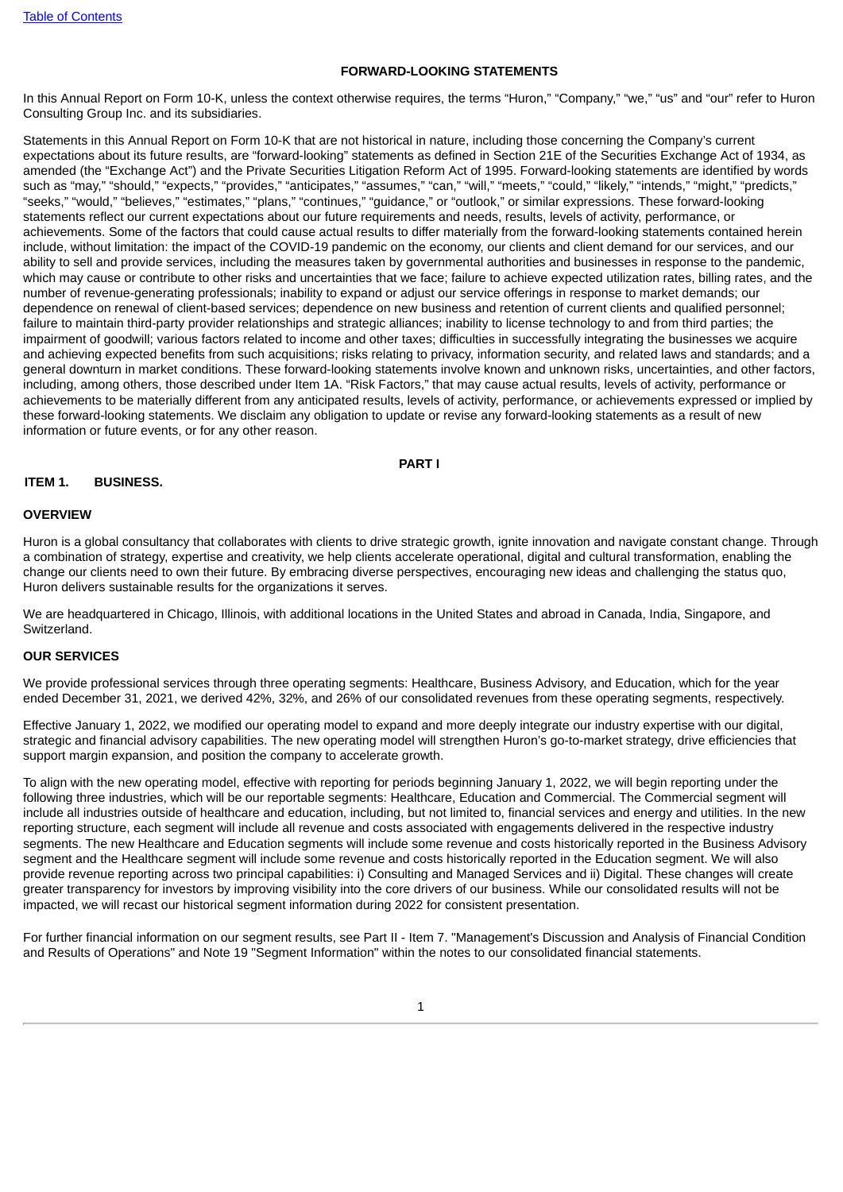## FORWARD-LOOKING STATEMENTS

In this Annual Report on Form 10-K, unless the context otherwise requires, the terms "Huron," "Company," "we," "us" and "our" refer to Huron Consulting Group Inc. and its subsidiaries.

Statements in this Annual Report on Form 10-K that are not historical in nature, including those concerning the Company's current expectations about its future results, are "forward-looking" statements as defined in Section 21E of the Securities Exchange Act of 1934, as amended (the "Exchange Act") and the Private Securities Litigation Reform Act of 1995. Forward-looking statements are identified by words such as "may," "should," "expects," "provides," "anticipates," "assumes," "can," "will," "meets," "could," "likely," "intends," "might," "predicts," "seeks," "would," "believes," "estimates," "plans," "continues," "guidance," or "outlook," or similar expressions. These forward-looking statements reflect our current expectations about our future requirements and needs, results, levels of activity, performance, or achievements. Some of the factors that could cause actual results to differ materially from the forward-looking statements contained herein include, without limitation: the impact of the COVID-19 pandemic on the economy, our clients and client demand for our services, and our ability to sell and provide services, including the measures taken by governmental authorities and businesses in response to the pandemic, which may cause or contribute to other risks and uncertainties that we face; failure to achieve expected utilization rates, billing rates, and the number of revenue-generating professionals; inability to expand or adjust our service offerings in response to market demands; our dependence on renewal of client-based services; dependence on new business and retention of current clients and qualified personnel; failure to maintain third-party provider relationships and strategic alliances; inability to license technology to and from third parties; the impairment of goodwill; various factors related to income and other taxes; difficulties in successfully integrating the businesses we acquire and achieving expected benefits from such acquisitions; risks relating to privacy, information security, and related laws and standards; and a general downturn in market conditions. These forward-looking statements involve known and unknown risks, uncertainties, and other factors, including, among others, those described under Item 1A. "Risk Factors," that may cause actual results, levels of activity, performance or achievements to be materially different from any anticipated results, levels of activity, performance, or achievements expressed or implied by these forward-looking statements. We disclaim any obligation to update or revise any forward-looking statements as a result of new information or future events, or for any other reason.

# PART I

## ITEM 1. BUSINESS.

### OVERVIEW

Huron is a global consultancy that collaborates with clients to drive strategic growth, ignite innovation and navigate constant change. Through a combination of strategy, expertise and creativity, we help clients accelerate operational, digital and cultural transformation, enabling the change our clients need to own their future. By embracing diverse perspectives, encouraging new ideas and challenging the status quo, Huron delivers sustainable results for the organizations it serves.

We are headquartered in Chicago, Illinois, with additional locations in the United States and abroad in Canada, India, Singapore, and Switzerland.

### OUR SERVICES

We provide professional services through three operating segments: Healthcare, Business Advisory, and Education, which for the year ended December 31, 2021, we derived 42%, 32%, and 26% of our consolidated revenues from these operating segments, respectively.

Effective January 1, 2022, we modified our operating model to expand and more deeply integrate our industry expertise with our digital, strategic and financial advisory capabilities. The new operating model will strengthen Huron's go-to-market strategy, drive efficiencies that support margin expansion, and position the company to accelerate growth.

To align with the new operating model, effective with reporting for periods beginning January 1, 2022, we will begin reporting under the following three industries, which will be our reportable segments: Healthcare, Education and Commercial. The Commercial segment will include all industries outside of healthcare and education, including, but not limited to, financial services and energy and utilities. In the new reporting structure, each segment will include all revenue and costs associated with engagements delivered in the respective industry segments. The new Healthcare and Education segments will include some revenue and costs historically reported in the Business Advisory segment and the Healthcare segment will include some revenue and costs historically reported in the Education segment. We will also provide revenue reporting across two principal capabilities: i) Consulting and Managed Services and ii) Digital. These changes will create greater transparency for investors by improving visibility into the core drivers of our business. While our consolidated results will not be impacted, we will recast our historical segment information during 2022 for consistent presentation.

For further financial information on our segment results, see Part II - Item 7. "Management's Discussion and Analysis of Financial Condition and Results of Operations" and Note 19 "Segment Information" within the notes to our consolidated financial statements.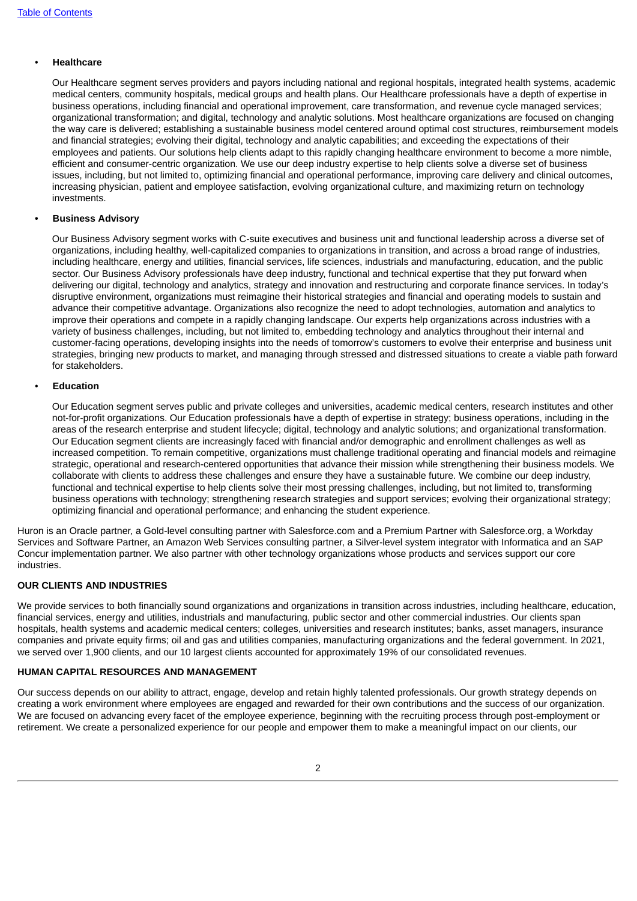- **Healthcare**

  Our Healthcare segment serves providers and payors including national and regional hospitals, integrated health systems, academic medical centers, community hospitals, medical groups and health plans. Our Healthcare professionals have a depth of expertise in business operations, including financial and operational improvement, care transformation, and revenue cycle managed services; organizational transformation; and digital, technology and analytic solutions. Most healthcare organizations are focused on changing the way care is delivered; establishing a sustainable business model centered around optimal cost structures, reimbursement models and financial strategies; evolving their digital, technology and analytic capabilities; and exceeding the expectations of their employees and patients. Our solutions help clients adapt to this rapidly changing healthcare environment to become a more nimble, efficient and consumer-centric organization. We use our deep industry expertise to help clients solve a diverse set of business issues, including, but not limited to, optimizing financial and operational performance, improving care delivery and clinical outcomes, increasing physician, patient and employee satisfaction, evolving organizational culture, and maximizing return on technology investments.

- **Business Advisory**

  Our Business Advisory segment works with C-suite executives and business unit and functional leadership across a diverse set of organizations, including healthy, well-capitalized companies to organizations in transition, and across a broad range of industries, including healthcare, energy and utilities, financial services, life sciences, industrials and manufacturing, education, and the public sector. Our Business Advisory professionals have deep industry, functional and technical expertise that they put forward when delivering our digital, technology and analytics, strategy and innovation and restructuring and corporate finance services. In today's disruptive environment, organizations must reimagine their historical strategies and financial and operating models to sustain and advance their competitive advantage. Organizations also recognize the need to adopt technologies, automation and analytics to improve their operations and compete in a rapidly changing landscape. Our experts help organizations across industries with a variety of business challenges, including, but not limited to, embedding technology and analytics throughout their internal and customer-facing operations, developing insights into the needs of tomorrow's customers to evolve their enterprise and business unit strategies, bringing new products to market, and managing through stressed and distressed situations to create a viable path forward for stakeholders.

- **Education**

  Our Education segment serves public and private colleges and universities, academic medical centers, research institutes and other not-for-profit organizations. Our Education professionals have a depth of expertise in strategy; business operations, including in the areas of the research enterprise and student lifecycle; digital, technology and analytic solutions; and organizational transformation. Our Education segment clients are increasingly faced with financial and/or demographic and enrollment challenges as well as increased competition. To remain competitive, organizations must challenge traditional operating and financial models and reimagine strategic, operational and research-centered opportunities that advance their mission while strengthening their business models. We collaborate with clients to address these challenges and ensure they have a sustainable future. We combine our deep industry, functional and technical expertise to help clients solve their most pressing challenges, including, but not limited to, transforming business operations with technology; strengthening research strategies and support services; evolving their organizational strategy; optimizing financial and operational performance; and enhancing the student experience.

Huron is an Oracle partner, a Gold-level consulting partner with Salesforce.com and a Premium Partner with Salesforce.org, a Workday Services and Software Partner, an Amazon Web Services consulting partner, a Silver-level system integrator with Informatica and an SAP Concur implementation partner. We also partner with other technology organizations whose products and services support our core industries.

**OUR CLIENTS AND INDUSTRIES**

We provide services to both financially sound organizations and organizations in transition across industries, including healthcare, education, financial services, energy and utilities, industrials and manufacturing, public sector and other commercial industries. Our clients span hospitals, health systems and academic medical centers; colleges, universities and research institutes; banks, asset managers, insurance companies and private equity firms; oil and gas and utilities companies, manufacturing organizations and the federal government. In 2021, we served over 1,900 clients, and our 10 largest clients accounted for approximately 19% of our consolidated revenues.

**HUMAN CAPITAL RESOURCES AND MANAGEMENT**

Our success depends on our ability to attract, engage, develop and retain highly talented professionals. Our growth strategy depends on creating a work environment where employees are engaged and rewarded for their own contributions and the success of our organization. We are focused on advancing every facet of the employee experience, beginning with the recruiting process through post-employment or retirement. We create a personalized experience for our people and empower them to make a meaningful impact on our clients, our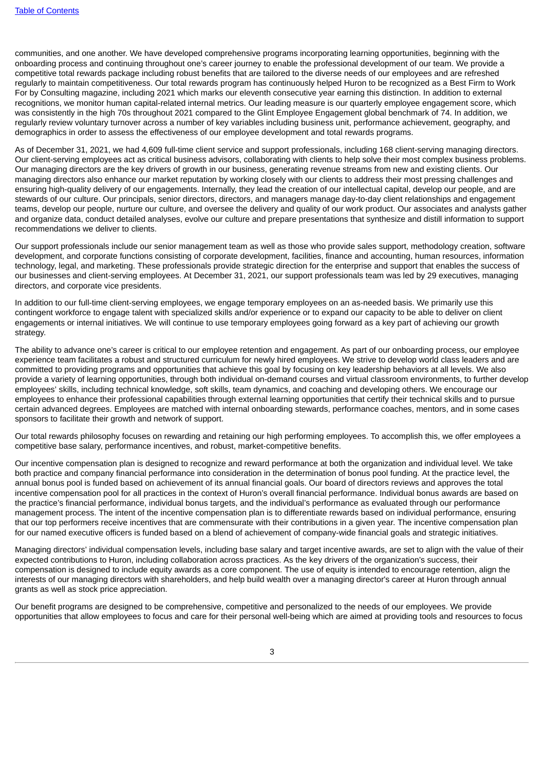communities, and one another. We have developed comprehensive programs incorporating learning opportunities, beginning with the onboarding process and continuing throughout one's career journey to enable the professional development of our team. We provide a competitive total rewards package including robust benefits that are tailored to the diverse needs of our employees and are refreshed regularly to maintain competitiveness. Our total rewards program has continuously helped Huron to be recognized as a Best Firm to Work For by Consulting magazine, including 2021 which marks our eleventh consecutive year earning this distinction. In addition to external recognitions, we monitor human capital-related internal metrics. Our leading measure is our quarterly employee engagement score, which was consistently in the high 70s throughout 2021 compared to the Glint Employee Engagement global benchmark of 74. In addition, we regularly review voluntary turnover across a number of key variables including business unit, performance achievement, geography, and demographics in order to assess the effectiveness of our employee development and total rewards programs.

As of December 31, 2021, we had 4,609 full-time client service and support professionals, including 168 client-serving managing directors. Our client-serving employees act as critical business advisors, collaborating with clients to help solve their most complex business problems. Our managing directors are the key drivers of growth in our business, generating revenue streams from new and existing clients. Our managing directors also enhance our market reputation by working closely with our clients to address their most pressing challenges and ensuring high-quality delivery of our engagements. Internally, they lead the creation of our intellectual capital, develop our people, and are stewards of our culture. Our principals, senior directors, directors, and managers manage day-to-day client relationships and engagement teams, develop our people, nurture our culture, and oversee the delivery and quality of our work product. Our associates and analysts gather and organize data, conduct detailed analyses, evolve our culture and prepare presentations that synthesize and distill information to support recommendations we deliver to clients.

Our support professionals include our senior management team as well as those who provide sales support, methodology creation, software development, and corporate functions consisting of corporate development, facilities, finance and accounting, human resources, information technology, legal, and marketing. These professionals provide strategic direction for the enterprise and support that enables the success of our businesses and client-serving employees. At December 31, 2021, our support professionals team was led by 29 executives, managing directors, and corporate vice presidents.

In addition to our full-time client-serving employees, we engage temporary employees on an as-needed basis. We primarily use this contingent workforce to engage talent with specialized skills and/or experience or to expand our capacity to be able to deliver on client engagements or internal initiatives. We will continue to use temporary employees going forward as a key part of achieving our growth strategy.

The ability to advance one's career is critical to our employee retention and engagement. As part of our onboarding process, our employee experience team facilitates a robust and structured curriculum for newly hired employees. We strive to develop world class leaders and are committed to providing programs and opportunities that achieve this goal by focusing on key leadership behaviors at all levels. We also provide a variety of learning opportunities, through both individual on-demand courses and virtual classroom environments, to further develop employees' skills, including technical knowledge, soft skills, team dynamics, and coaching and developing others. We encourage our employees to enhance their professional capabilities through external learning opportunities that certify their technical skills and to pursue certain advanced degrees. Employees are matched with internal onboarding stewards, performance coaches, mentors, and in some cases sponsors to facilitate their growth and network of support.

Our total rewards philosophy focuses on rewarding and retaining our high performing employees. To accomplish this, we offer employees a competitive base salary, performance incentives, and robust, market-competitive benefits.

Our incentive compensation plan is designed to recognize and reward performance at both the organization and individual level. We take both practice and company financial performance into consideration in the determination of bonus pool funding. At the practice level, the annual bonus pool is funded based on achievement of its annual financial goals. Our board of directors reviews and approves the total incentive compensation pool for all practices in the context of Huron's overall financial performance. Individual bonus awards are based on the practice's financial performance, individual bonus targets, and the individual's performance as evaluated through our performance management process. The intent of the incentive compensation plan is to differentiate rewards based on individual performance, ensuring that our top performers receive incentives that are commensurate with their contributions in a given year. The incentive compensation plan for our named executive officers is funded based on a blend of achievement of company-wide financial goals and strategic initiatives.

Managing directors' individual compensation levels, including base salary and target incentive awards, are set to align with the value of their expected contributions to Huron, including collaboration across practices. As the key drivers of the organization's success, their compensation is designed to include equity awards as a core component. The use of equity is intended to encourage retention, align the interests of our managing directors with shareholders, and help build wealth over a managing director's career at Huron through annual grants as well as stock price appreciation.

Our benefit programs are designed to be comprehensive, competitive and personalized to the needs of our employees. We provide opportunities that allow employees to focus and care for their personal well-being which are aimed at providing tools and resources to focus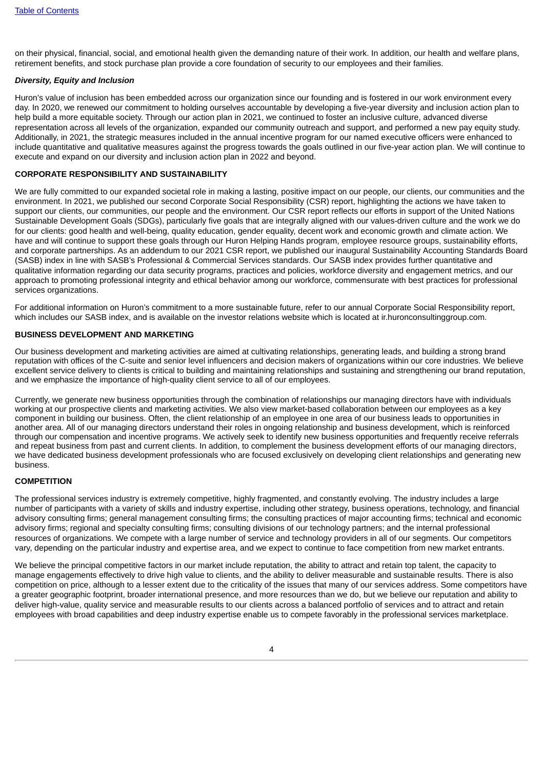on their physical, financial, social, and emotional health given the demanding nature of their work. In addition, our health and welfare plans, retirement benefits, and stock purchase plan provide a core foundation of security to our employees and their families.

***Diversity, Equity and Inclusion***

Huron's value of inclusion has been embedded across our organization since our founding and is fostered in our work environment every day. In 2020, we renewed our commitment to holding ourselves accountable by developing a five-year diversity and inclusion action plan to help build a more equitable society. Through our action plan in 2021, we continued to foster an inclusive culture, advanced diverse representation across all levels of the organization, expanded our community outreach and support, and performed a new pay equity study. Additionally, in 2021, the strategic measures included in the annual incentive program for our named executive officers were enhanced to include quantitative and qualitative measures against the progress towards the goals outlined in our five-year action plan. We will continue to execute and expand on our diversity and inclusion action plan in 2022 and beyond.

## CORPORATE RESPONSIBILITY AND SUSTAINABILITY

We are fully committed to our expanded societal role in making a lasting, positive impact on our people, our clients, our communities and the environment. In 2021, we published our second Corporate Social Responsibility (CSR) report, highlighting the actions we have taken to support our clients, our communities, our people and the environment. Our CSR report reflects our efforts in support of the United Nations Sustainable Development Goals (SDGs), particularly five goals that are integrally aligned with our values-driven culture and the work we do for our clients: good health and well-being, quality education, gender equality, decent work and economic growth and climate action. We have and will continue to support these goals through our Huron Helping Hands program, employee resource groups, sustainability efforts, and corporate partnerships. As an addendum to our 2021 CSR report, we published our inaugural Sustainability Accounting Standards Board (SASB) index in line with SASB's Professional & Commercial Services standards. Our SASB index provides further quantitative and qualitative information regarding our data security programs, practices and policies, workforce diversity and engagement metrics, and our approach to promoting professional integrity and ethical behavior among our workforce, commensurate with best practices for professional services organizations.

For additional information on Huron's commitment to a more sustainable future, refer to our annual Corporate Social Responsibility report, which includes our SASB index, and is available on the investor relations website which is located at ir.huronconsultinggroup.com.

## BUSINESS DEVELOPMENT AND MARKETING

Our business development and marketing activities are aimed at cultivating relationships, generating leads, and building a strong brand reputation with offices of the C-suite and senior level influencers and decision makers of organizations within our core industries. We believe excellent service delivery to clients is critical to building and maintaining relationships and sustaining and strengthening our brand reputation, and we emphasize the importance of high-quality client service to all of our employees.

Currently, we generate new business opportunities through the combination of relationships our managing directors have with individuals working at our prospective clients and marketing activities. We also view market-based collaboration between our employees as a key component in building our business. Often, the client relationship of an employee in one area of our business leads to opportunities in another area. All of our managing directors understand their roles in ongoing relationship and business development, which is reinforced through our compensation and incentive programs. We actively seek to identify new business opportunities and frequently receive referrals and repeat business from past and current clients. In addition, to complement the business development efforts of our managing directors, we have dedicated business development professionals who are focused exclusively on developing client relationships and generating new business.

## COMPETITION

The professional services industry is extremely competitive, highly fragmented, and constantly evolving. The industry includes a large number of participants with a variety of skills and industry expertise, including other strategy, business operations, technology, and financial advisory consulting firms; general management consulting firms; the consulting practices of major accounting firms; technical and economic advisory firms; regional and specialty consulting firms; consulting divisions of our technology partners; and the internal professional resources of organizations. We compete with a large number of service and technology providers in all of our segments. Our competitors vary, depending on the particular industry and expertise area, and we expect to continue to face competition from new market entrants.

We believe the principal competitive factors in our market include reputation, the ability to attract and retain top talent, the capacity to manage engagements effectively to drive high value to clients, and the ability to deliver measurable and sustainable results. There is also competition on price, although to a lesser extent due to the criticality of the issues that many of our services address. Some competitors have a greater geographic footprint, broader international presence, and more resources than we do, but we believe our reputation and ability to deliver high-value, quality service and measurable results to our clients across a balanced portfolio of services and to attract and retain employees with broad capabilities and deep industry expertise enable us to compete favorably in the professional services marketplace.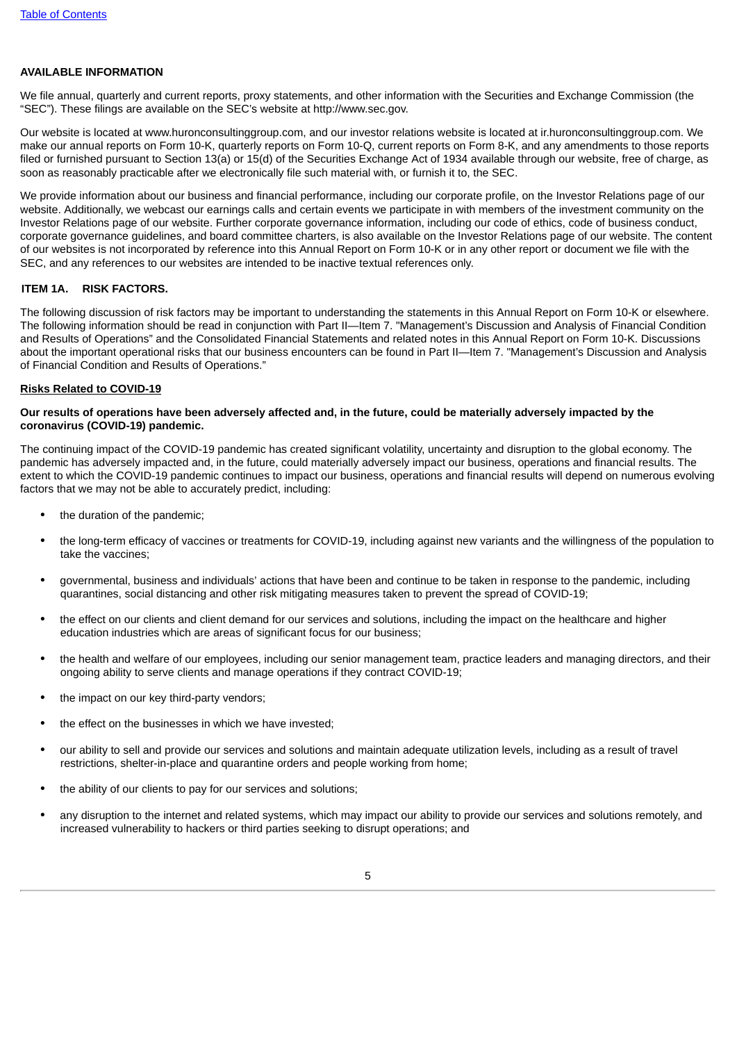## AVAILABLE INFORMATION

We file annual, quarterly and current reports, proxy statements, and other information with the Securities and Exchange Commission (the "SEC"). These filings are available on the SEC's website at http://www.sec.gov.

Our website is located at www.huronconsultinggroup.com, and our investor relations website is located at ir.huronconsultinggroup.com. We make our annual reports on Form 10-K, quarterly reports on Form 10-Q, current reports on Form 8-K, and any amendments to those reports filed or furnished pursuant to Section 13(a) or 15(d) of the Securities Exchange Act of 1934 available through our website, free of charge, as soon as reasonably practicable after we electronically file such material with, or furnish it to, the SEC.

We provide information about our business and financial performance, including our corporate profile, on the Investor Relations page of our website. Additionally, we webcast our earnings calls and certain events we participate in with members of the investment community on the Investor Relations page of our website. Further corporate governance information, including our code of ethics, code of business conduct, corporate governance guidelines, and board committee charters, is also available on the Investor Relations page of our website. The content of our websites is not incorporated by reference into this Annual Report on Form 10-K or in any other report or document we file with the SEC, and any references to our websites are intended to be inactive textual references only.

## ITEM 1A. RISK FACTORS.

The following discussion of risk factors may be important to understanding the statements in this Annual Report on Form 10-K or elsewhere. The following information should be read in conjunction with Part II—Item 7. "Management's Discussion and Analysis of Financial Condition and Results of Operations" and the Consolidated Financial Statements and related notes in this Annual Report on Form 10-K. Discussions about the important operational risks that our business encounters can be found in Part II—Item 7. "Management's Discussion and Analysis of Financial Condition and Results of Operations."

### Risks Related to COVID-19

**Our results of operations have been adversely affected and, in the future, could be materially adversely impacted by the coronavirus (COVID-19) pandemic.**

The continuing impact of the COVID-19 pandemic has created significant volatility, uncertainty and disruption to the global economy. The pandemic has adversely impacted and, in the future, could materially adversely impact our business, operations and financial results. The extent to which the COVID-19 pandemic continues to impact our business, operations and financial results will depend on numerous evolving factors that we may not be able to accurately predict, including:

- the duration of the pandemic;
- the long-term efficacy of vaccines or treatments for COVID-19, including against new variants and the willingness of the population to take the vaccines;
- governmental, business and individuals' actions that have been and continue to be taken in response to the pandemic, including quarantines, social distancing and other risk mitigating measures taken to prevent the spread of COVID-19;
- the effect on our clients and client demand for our services and solutions, including the impact on the healthcare and higher education industries which are areas of significant focus for our business;
- the health and welfare of our employees, including our senior management team, practice leaders and managing directors, and their ongoing ability to serve clients and manage operations if they contract COVID-19;
- the impact on our key third-party vendors;
- the effect on the businesses in which we have invested;
- our ability to sell and provide our services and solutions and maintain adequate utilization levels, including as a result of travel restrictions, shelter-in-place and quarantine orders and people working from home;
- the ability of our clients to pay for our services and solutions;
- any disruption to the internet and related systems, which may impact our ability to provide our services and solutions remotely, and increased vulnerability to hackers or third parties seeking to disrupt operations; and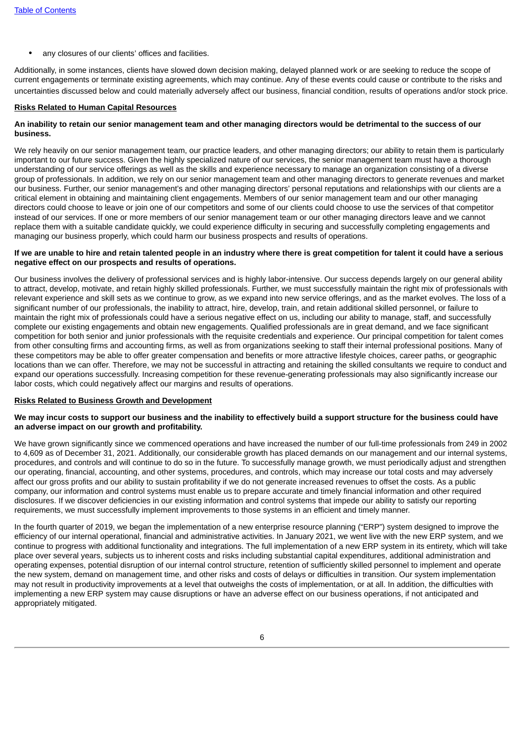- any closures of our clients' offices and facilities.

Additionally, in some instances, clients have slowed down decision making, delayed planned work or are seeking to reduce the scope of current engagements or terminate existing agreements, which may continue. Any of these events could cause or contribute to the risks and uncertainties discussed below and could materially adversely affect our business, financial condition, results of operations and/or stock price.

**Risks Related to Human Capital Resources**

**An inability to retain our senior management team and other managing directors would be detrimental to the success of our business.**

We rely heavily on our senior management team, our practice leaders, and other managing directors; our ability to retain them is particularly important to our future success. Given the highly specialized nature of our services, the senior management team must have a thorough understanding of our service offerings as well as the skills and experience necessary to manage an organization consisting of a diverse group of professionals. In addition, we rely on our senior management team and other managing directors to generate revenues and market our business. Further, our senior management's and other managing directors' personal reputations and relationships with our clients are a critical element in obtaining and maintaining client engagements. Members of our senior management team and our other managing directors could choose to leave or join one of our competitors and some of our clients could choose to use the services of that competitor instead of our services. If one or more members of our senior management team or our other managing directors leave and we cannot replace them with a suitable candidate quickly, we could experience difficulty in securing and successfully completing engagements and managing our business properly, which could harm our business prospects and results of operations.

**If we are unable to hire and retain talented people in an industry where there is great competition for talent it could have a serious negative effect on our prospects and results of operations.**

Our business involves the delivery of professional services and is highly labor-intensive. Our success depends largely on our general ability to attract, develop, motivate, and retain highly skilled professionals. Further, we must successfully maintain the right mix of professionals with relevant experience and skill sets as we continue to grow, as we expand into new service offerings, and as the market evolves. The loss of a significant number of our professionals, the inability to attract, hire, develop, train, and retain additional skilled personnel, or failure to maintain the right mix of professionals could have a serious negative effect on us, including our ability to manage, staff, and successfully complete our existing engagements and obtain new engagements. Qualified professionals are in great demand, and we face significant competition for both senior and junior professionals with the requisite credentials and experience. Our principal competition for talent comes from other consulting firms and accounting firms, as well as from organizations seeking to staff their internal professional positions. Many of these competitors may be able to offer greater compensation and benefits or more attractive lifestyle choices, career paths, or geographic locations than we can offer. Therefore, we may not be successful in attracting and retaining the skilled consultants we require to conduct and expand our operations successfully. Increasing competition for these revenue-generating professionals may also significantly increase our labor costs, which could negatively affect our margins and results of operations.

**Risks Related to Business Growth and Development**

**We may incur costs to support our business and the inability to effectively build a support structure for the business could have an adverse impact on our growth and profitability.**

We have grown significantly since we commenced operations and have increased the number of our full-time professionals from 249 in 2002 to 4,609 as of December 31, 2021. Additionally, our considerable growth has placed demands on our management and our internal systems, procedures, and controls and will continue to do so in the future. To successfully manage growth, we must periodically adjust and strengthen our operating, financial, accounting, and other systems, procedures, and controls, which may increase our total costs and may adversely affect our gross profits and our ability to sustain profitability if we do not generate increased revenues to offset the costs. As a public company, our information and control systems must enable us to prepare accurate and timely financial information and other required disclosures. If we discover deficiencies in our existing information and control systems that impede our ability to satisfy our reporting requirements, we must successfully implement improvements to those systems in an efficient and timely manner.

In the fourth quarter of 2019, we began the implementation of a new enterprise resource planning ("ERP") system designed to improve the efficiency of our internal operational, financial and administrative activities. In January 2021, we went live with the new ERP system, and we continue to progress with additional functionality and integrations. The full implementation of a new ERP system in its entirety, which will take place over several years, subjects us to inherent costs and risks including substantial capital expenditures, additional administration and operating expenses, potential disruption of our internal control structure, retention of sufficiently skilled personnel to implement and operate the new system, demand on management time, and other risks and costs of delays or difficulties in transition. Our system implementation may not result in productivity improvements at a level that outweighs the costs of implementation, or at all. In addition, the difficulties with implementing a new ERP system may cause disruptions or have an adverse effect on our business operations, if not anticipated and appropriately mitigated.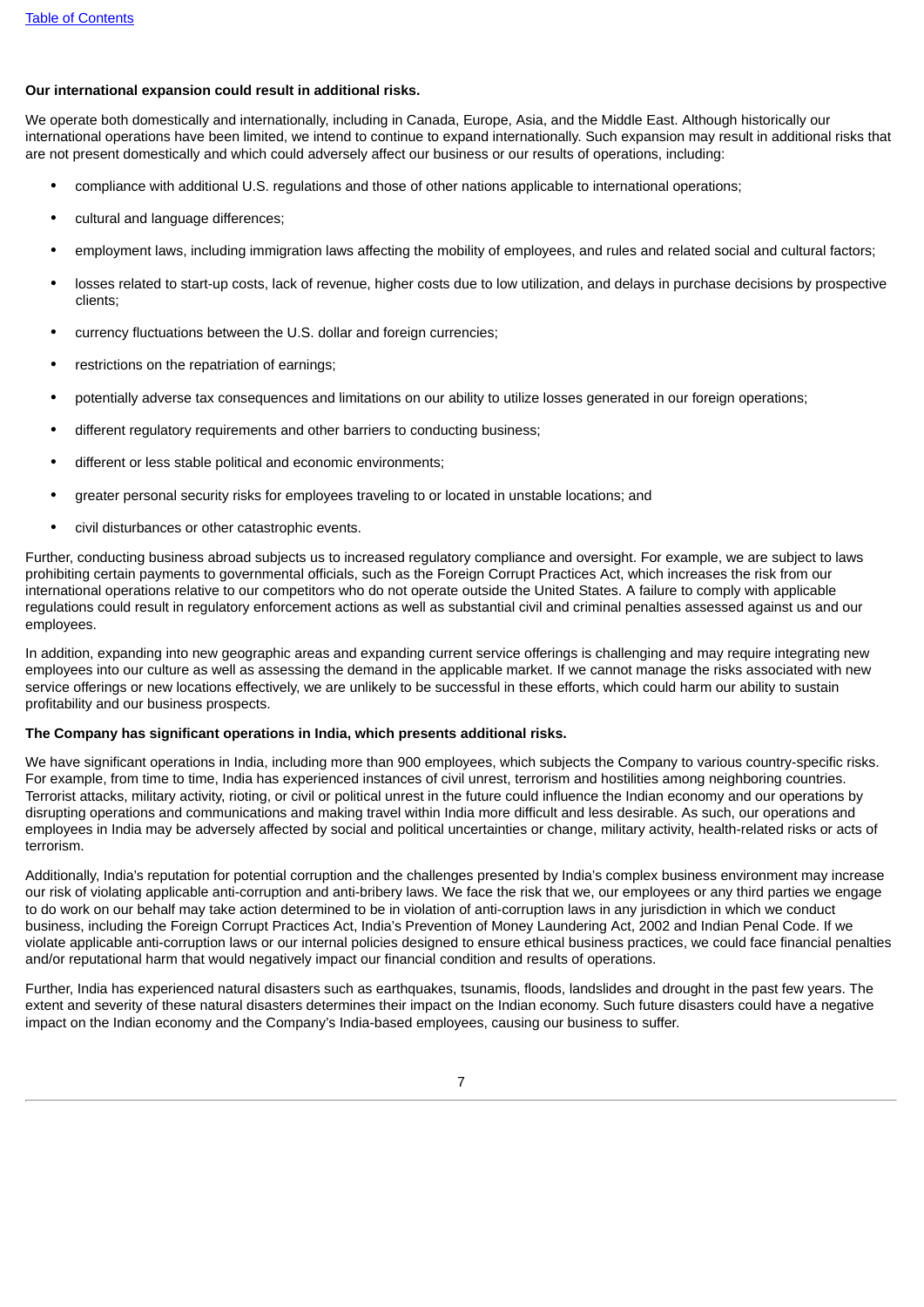**Our international expansion could result in additional risks.**

We operate both domestically and internationally, including in Canada, Europe, Asia, and the Middle East. Although historically our international operations have been limited, we intend to continue to expand internationally. Such expansion may result in additional risks that are not present domestically and which could adversely affect our business or our results of operations, including:

- compliance with additional U.S. regulations and those of other nations applicable to international operations;
- cultural and language differences;
- employment laws, including immigration laws affecting the mobility of employees, and rules and related social and cultural factors;
- losses related to start-up costs, lack of revenue, higher costs due to low utilization, and delays in purchase decisions by prospective clients;
- currency fluctuations between the U.S. dollar and foreign currencies;
- restrictions on the repatriation of earnings;
- potentially adverse tax consequences and limitations on our ability to utilize losses generated in our foreign operations;
- different regulatory requirements and other barriers to conducting business;
- different or less stable political and economic environments;
- greater personal security risks for employees traveling to or located in unstable locations; and
- civil disturbances or other catastrophic events.

Further, conducting business abroad subjects us to increased regulatory compliance and oversight. For example, we are subject to laws prohibiting certain payments to governmental officials, such as the Foreign Corrupt Practices Act, which increases the risk from our international operations relative to our competitors who do not operate outside the United States. A failure to comply with applicable regulations could result in regulatory enforcement actions as well as substantial civil and criminal penalties assessed against us and our employees.

In addition, expanding into new geographic areas and expanding current service offerings is challenging and may require integrating new employees into our culture as well as assessing the demand in the applicable market. If we cannot manage the risks associated with new service offerings or new locations effectively, we are unlikely to be successful in these efforts, which could harm our ability to sustain profitability and our business prospects.

**The Company has significant operations in India, which presents additional risks.**

We have significant operations in India, including more than 900 employees, which subjects the Company to various country-specific risks. For example, from time to time, India has experienced instances of civil unrest, terrorism and hostilities among neighboring countries. Terrorist attacks, military activity, rioting, or civil or political unrest in the future could influence the Indian economy and our operations by disrupting operations and communications and making travel within India more difficult and less desirable. As such, our operations and employees in India may be adversely affected by social and political uncertainties or change, military activity, health-related risks or acts of terrorism.

Additionally, India's reputation for potential corruption and the challenges presented by India's complex business environment may increase our risk of violating applicable anti-corruption and anti-bribery laws. We face the risk that we, our employees or any third parties we engage to do work on our behalf may take action determined to be in violation of anti-corruption laws in any jurisdiction in which we conduct business, including the Foreign Corrupt Practices Act, India's Prevention of Money Laundering Act, 2002 and Indian Penal Code. If we violate applicable anti-corruption laws or our internal policies designed to ensure ethical business practices, we could face financial penalties and/or reputational harm that would negatively impact our financial condition and results of operations.

Further, India has experienced natural disasters such as earthquakes, tsunamis, floods, landslides and drought in the past few years. The extent and severity of these natural disasters determines their impact on the Indian economy. Such future disasters could have a negative impact on the Indian economy and the Company's India-based employees, causing our business to suffer.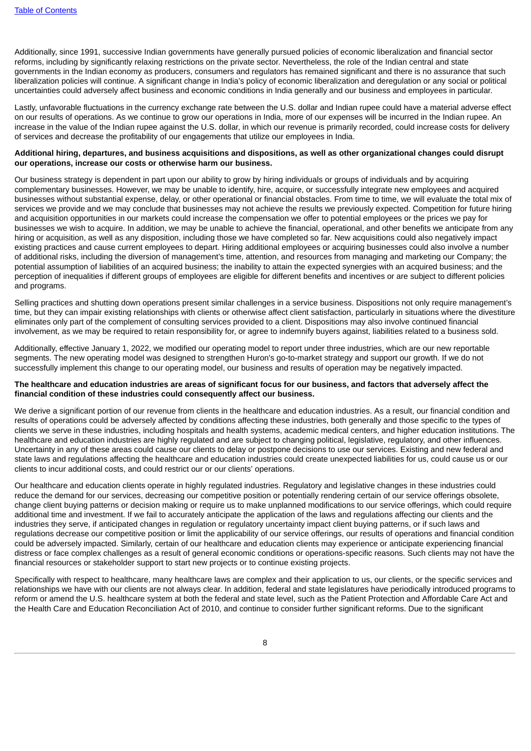Additionally, since 1991, successive Indian governments have generally pursued policies of economic liberalization and financial sector reforms, including by significantly relaxing restrictions on the private sector. Nevertheless, the role of the Indian central and state governments in the Indian economy as producers, consumers and regulators has remained significant and there is no assurance that such liberalization policies will continue. A significant change in India's policy of economic liberalization and deregulation or any social or political uncertainties could adversely affect business and economic conditions in India generally and our business and employees in particular.

Lastly, unfavorable fluctuations in the currency exchange rate between the U.S. dollar and Indian rupee could have a material adverse effect on our results of operations. As we continue to grow our operations in India, more of our expenses will be incurred in the Indian rupee. An increase in the value of the Indian rupee against the U.S. dollar, in which our revenue is primarily recorded, could increase costs for delivery of services and decrease the profitability of our engagements that utilize our employees in India.

**Additional hiring, departures, and business acquisitions and dispositions, as well as other organizational changes could disrupt our operations, increase our costs or otherwise harm our business.**

Our business strategy is dependent in part upon our ability to grow by hiring individuals or groups of individuals and by acquiring complementary businesses. However, we may be unable to identify, hire, acquire, or successfully integrate new employees and acquired businesses without substantial expense, delay, or other operational or financial obstacles. From time to time, we will evaluate the total mix of services we provide and we may conclude that businesses may not achieve the results we previously expected. Competition for future hiring and acquisition opportunities in our markets could increase the compensation we offer to potential employees or the prices we pay for businesses we wish to acquire. In addition, we may be unable to achieve the financial, operational, and other benefits we anticipate from any hiring or acquisition, as well as any disposition, including those we have completed so far. New acquisitions could also negatively impact existing practices and cause current employees to depart. Hiring additional employees or acquiring businesses could also involve a number of additional risks, including the diversion of management's time, attention, and resources from managing and marketing our Company; the potential assumption of liabilities of an acquired business; the inability to attain the expected synergies with an acquired business; and the perception of inequalities if different groups of employees are eligible for different benefits and incentives or are subject to different policies and programs.

Selling practices and shutting down operations present similar challenges in a service business. Dispositions not only require management's time, but they can impair existing relationships with clients or otherwise affect client satisfaction, particularly in situations where the divestiture eliminates only part of the complement of consulting services provided to a client. Dispositions may also involve continued financial involvement, as we may be required to retain responsibility for, or agree to indemnify buyers against, liabilities related to a business sold.

Additionally, effective January 1, 2022, we modified our operating model to report under three industries, which are our new reportable segments. The new operating model was designed to strengthen Huron's go-to-market strategy and support our growth. If we do not successfully implement this change to our operating model, our business and results of operation may be negatively impacted.

**The healthcare and education industries are areas of significant focus for our business, and factors that adversely affect the financial condition of these industries could consequently affect our business.**

We derive a significant portion of our revenue from clients in the healthcare and education industries. As a result, our financial condition and results of operations could be adversely affected by conditions affecting these industries, both generally and those specific to the types of clients we serve in these industries, including hospitals and health systems, academic medical centers, and higher education institutions. The healthcare and education industries are highly regulated and are subject to changing political, legislative, regulatory, and other influences. Uncertainty in any of these areas could cause our clients to delay or postpone decisions to use our services. Existing and new federal and state laws and regulations affecting the healthcare and education industries could create unexpected liabilities for us, could cause us or our clients to incur additional costs, and could restrict our or our clients' operations.

Our healthcare and education clients operate in highly regulated industries. Regulatory and legislative changes in these industries could reduce the demand for our services, decreasing our competitive position or potentially rendering certain of our service offerings obsolete, change client buying patterns or decision making or require us to make unplanned modifications to our service offerings, which could require additional time and investment. If we fail to accurately anticipate the application of the laws and regulations affecting our clients and the industries they serve, if anticipated changes in regulation or regulatory uncertainty impact client buying patterns, or if such laws and regulations decrease our competitive position or limit the applicability of our service offerings, our results of operations and financial condition could be adversely impacted. Similarly, certain of our healthcare and education clients may experience or anticipate experiencing financial distress or face complex challenges as a result of general economic conditions or operations-specific reasons. Such clients may not have the financial resources or stakeholder support to start new projects or to continue existing projects.

Specifically with respect to healthcare, many healthcare laws are complex and their application to us, our clients, or the specific services and relationships we have with our clients are not always clear. In addition, federal and state legislatures have periodically introduced programs to reform or amend the U.S. healthcare system at both the federal and state level, such as the Patient Protection and Affordable Care Act and the Health Care and Education Reconciliation Act of 2010, and continue to consider further significant reforms. Due to the significant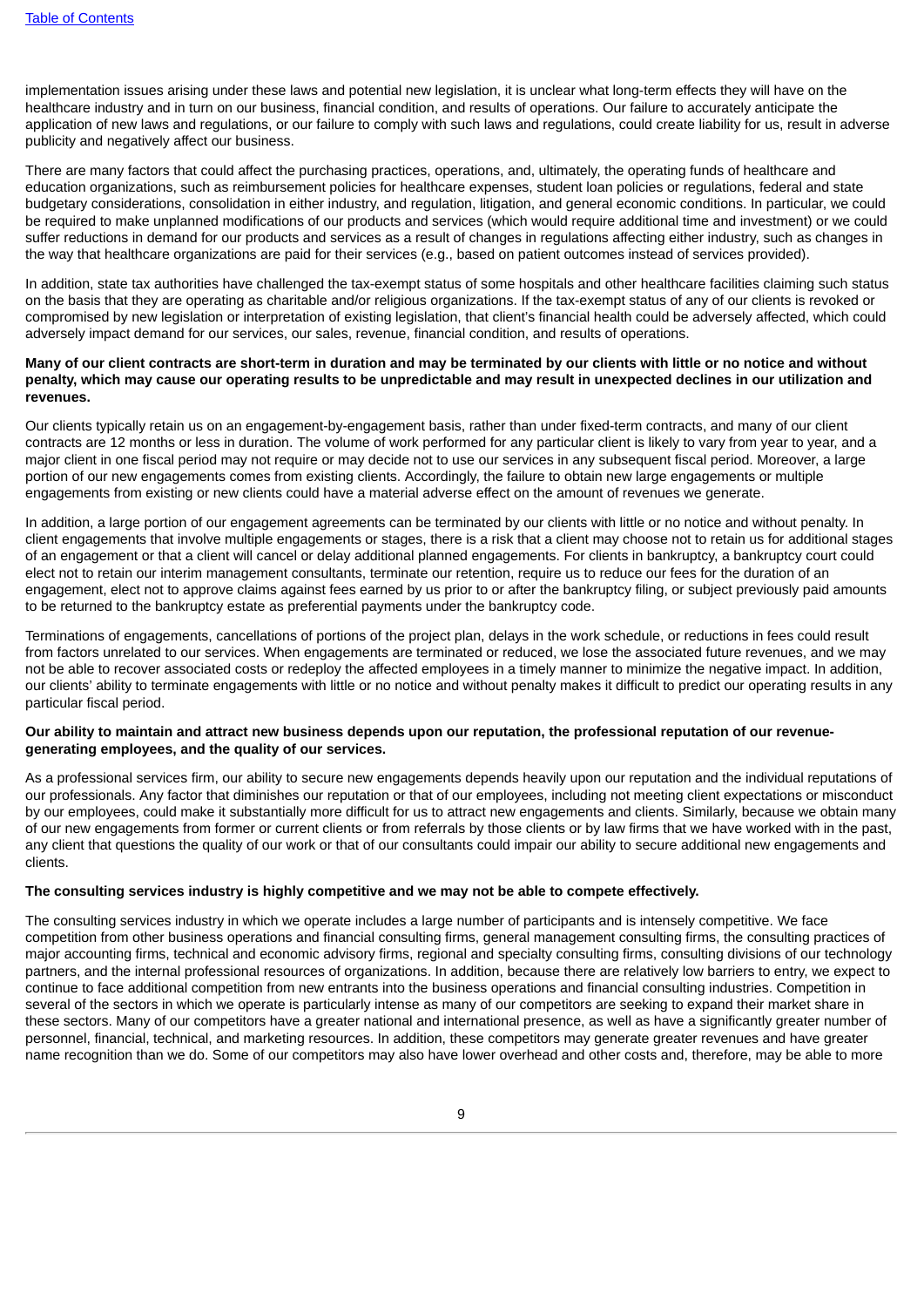implementation issues arising under these laws and potential new legislation, it is unclear what long-term effects they will have on the healthcare industry and in turn on our business, financial condition, and results of operations. Our failure to accurately anticipate the application of new laws and regulations, or our failure to comply with such laws and regulations, could create liability for us, result in adverse publicity and negatively affect our business.

There are many factors that could affect the purchasing practices, operations, and, ultimately, the operating funds of healthcare and education organizations, such as reimbursement policies for healthcare expenses, student loan policies or regulations, federal and state budgetary considerations, consolidation in either industry, and regulation, litigation, and general economic conditions. In particular, we could be required to make unplanned modifications of our products and services (which would require additional time and investment) or we could suffer reductions in demand for our products and services as a result of changes in regulations affecting either industry, such as changes in the way that healthcare organizations are paid for their services (e.g., based on patient outcomes instead of services provided).

In addition, state tax authorities have challenged the tax-exempt status of some hospitals and other healthcare facilities claiming such status on the basis that they are operating as charitable and/or religious organizations. If the tax-exempt status of any of our clients is revoked or compromised by new legislation or interpretation of existing legislation, that client's financial health could be adversely affected, which could adversely impact demand for our services, our sales, revenue, financial condition, and results of operations.

**Many of our client contracts are short-term in duration and may be terminated by our clients with little or no notice and without penalty, which may cause our operating results to be unpredictable and may result in unexpected declines in our utilization and revenues.**

Our clients typically retain us on an engagement-by-engagement basis, rather than under fixed-term contracts, and many of our client contracts are 12 months or less in duration. The volume of work performed for any particular client is likely to vary from year to year, and a major client in one fiscal period may not require or may decide not to use our services in any subsequent fiscal period. Moreover, a large portion of our new engagements comes from existing clients. Accordingly, the failure to obtain new large engagements or multiple engagements from existing or new clients could have a material adverse effect on the amount of revenues we generate.

In addition, a large portion of our engagement agreements can be terminated by our clients with little or no notice and without penalty. In client engagements that involve multiple engagements or stages, there is a risk that a client may choose not to retain us for additional stages of an engagement or that a client will cancel or delay additional planned engagements. For clients in bankruptcy, a bankruptcy court could elect not to retain our interim management consultants, terminate our retention, require us to reduce our fees for the duration of an engagement, elect not to approve claims against fees earned by us prior to or after the bankruptcy filing, or subject previously paid amounts to be returned to the bankruptcy estate as preferential payments under the bankruptcy code.

Terminations of engagements, cancellations of portions of the project plan, delays in the work schedule, or reductions in fees could result from factors unrelated to our services. When engagements are terminated or reduced, we lose the associated future revenues, and we may not be able to recover associated costs or redeploy the affected employees in a timely manner to minimize the negative impact. In addition, our clients' ability to terminate engagements with little or no notice and without penalty makes it difficult to predict our operating results in any particular fiscal period.

**Our ability to maintain and attract new business depends upon our reputation, the professional reputation of our revenue-generating employees, and the quality of our services.**

As a professional services firm, our ability to secure new engagements depends heavily upon our reputation and the individual reputations of our professionals. Any factor that diminishes our reputation or that of our employees, including not meeting client expectations or misconduct by our employees, could make it substantially more difficult for us to attract new engagements and clients. Similarly, because we obtain many of our new engagements from former or current clients or from referrals by those clients or by law firms that we have worked with in the past, any client that questions the quality of our work or that of our consultants could impair our ability to secure additional new engagements and clients.

**The consulting services industry is highly competitive and we may not be able to compete effectively.**

The consulting services industry in which we operate includes a large number of participants and is intensely competitive. We face competition from other business operations and financial consulting firms, general management consulting firms, the consulting practices of major accounting firms, technical and economic advisory firms, regional and specialty consulting firms, consulting divisions of our technology partners, and the internal professional resources of organizations. In addition, because there are relatively low barriers to entry, we expect to continue to face additional competition from new entrants into the business operations and financial consulting industries. Competition in several of the sectors in which we operate is particularly intense as many of our competitors are seeking to expand their market share in these sectors. Many of our competitors have a greater national and international presence, as well as have a significantly greater number of personnel, financial, technical, and marketing resources. In addition, these competitors may generate greater revenues and have greater name recognition than we do. Some of our competitors may also have lower overhead and other costs and, therefore, may be able to more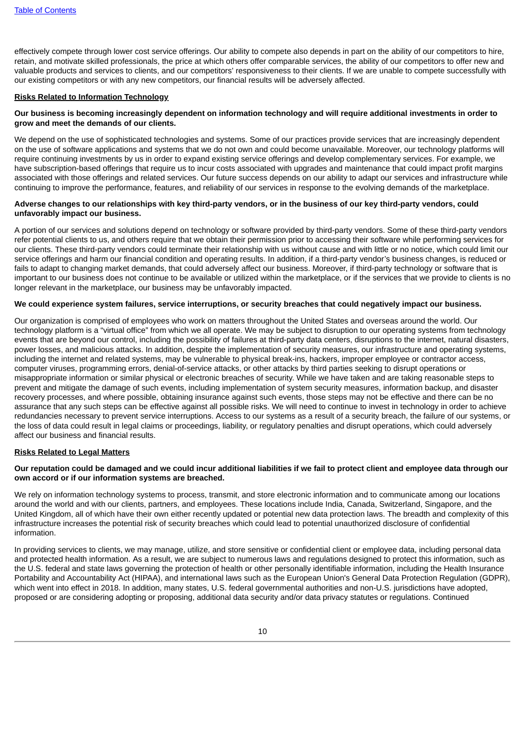effectively compete through lower cost service offerings. Our ability to compete also depends in part on the ability of our competitors to hire, retain, and motivate skilled professionals, the price at which others offer comparable services, the ability of our competitors to offer new and valuable products and services to clients, and our competitors' responsiveness to their clients. If we are unable to compete successfully with our existing competitors or with any new competitors, our financial results will be adversely affected.

**Risks Related to Information Technology**

**Our business is becoming increasingly dependent on information technology and will require additional investments in order to grow and meet the demands of our clients.**

We depend on the use of sophisticated technologies and systems. Some of our practices provide services that are increasingly dependent on the use of software applications and systems that we do not own and could become unavailable. Moreover, our technology platforms will require continuing investments by us in order to expand existing service offerings and develop complementary services. For example, we have subscription-based offerings that require us to incur costs associated with upgrades and maintenance that could impact profit margins associated with those offerings and related services. Our future success depends on our ability to adapt our services and infrastructure while continuing to improve the performance, features, and reliability of our services in response to the evolving demands of the marketplace.

**Adverse changes to our relationships with key third-party vendors, or in the business of our key third-party vendors, could unfavorably impact our business.**

A portion of our services and solutions depend on technology or software provided by third-party vendors. Some of these third-party vendors refer potential clients to us, and others require that we obtain their permission prior to accessing their software while performing services for our clients. These third-party vendors could terminate their relationship with us without cause and with little or no notice, which could limit our service offerings and harm our financial condition and operating results. In addition, if a third-party vendor's business changes, is reduced or fails to adapt to changing market demands, that could adversely affect our business. Moreover, if third-party technology or software that is important to our business does not continue to be available or utilized within the marketplace, or if the services that we provide to clients is no longer relevant in the marketplace, our business may be unfavorably impacted.

**We could experience system failures, service interruptions, or security breaches that could negatively impact our business.**

Our organization is comprised of employees who work on matters throughout the United States and overseas around the world. Our technology platform is a "virtual office" from which we all operate. We may be subject to disruption to our operating systems from technology events that are beyond our control, including the possibility of failures at third-party data centers, disruptions to the internet, natural disasters, power losses, and malicious attacks. In addition, despite the implementation of security measures, our infrastructure and operating systems, including the internet and related systems, may be vulnerable to physical break-ins, hackers, improper employee or contractor access, computer viruses, programming errors, denial-of-service attacks, or other attacks by third parties seeking to disrupt operations or misappropriate information or similar physical or electronic breaches of security. While we have taken and are taking reasonable steps to prevent and mitigate the damage of such events, including implementation of system security measures, information backup, and disaster recovery processes, and where possible, obtaining insurance against such events, those steps may not be effective and there can be no assurance that any such steps can be effective against all possible risks. We will need to continue to invest in technology in order to achieve redundancies necessary to prevent service interruptions. Access to our systems as a result of a security breach, the failure of our systems, or the loss of data could result in legal claims or proceedings, liability, or regulatory penalties and disrupt operations, which could adversely affect our business and financial results.

**Risks Related to Legal Matters**

**Our reputation could be damaged and we could incur additional liabilities if we fail to protect client and employee data through our own accord or if our information systems are breached.**

We rely on information technology systems to process, transmit, and store electronic information and to communicate among our locations around the world and with our clients, partners, and employees. These locations include India, Canada, Switzerland, Singapore, and the United Kingdom, all of which have their own either recently updated or potential new data protection laws. The breadth and complexity of this infrastructure increases the potential risk of security breaches which could lead to potential unauthorized disclosure of confidential information.

In providing services to clients, we may manage, utilize, and store sensitive or confidential client or employee data, including personal data and protected health information. As a result, we are subject to numerous laws and regulations designed to protect this information, such as the U.S. federal and state laws governing the protection of health or other personally identifiable information, including the Health Insurance Portability and Accountability Act (HIPAA), and international laws such as the European Union's General Data Protection Regulation (GDPR), which went into effect in 2018. In addition, many states, U.S. federal governmental authorities and non-U.S. jurisdictions have adopted, proposed or are considering adopting or proposing, additional data security and/or data privacy statutes or regulations. Continued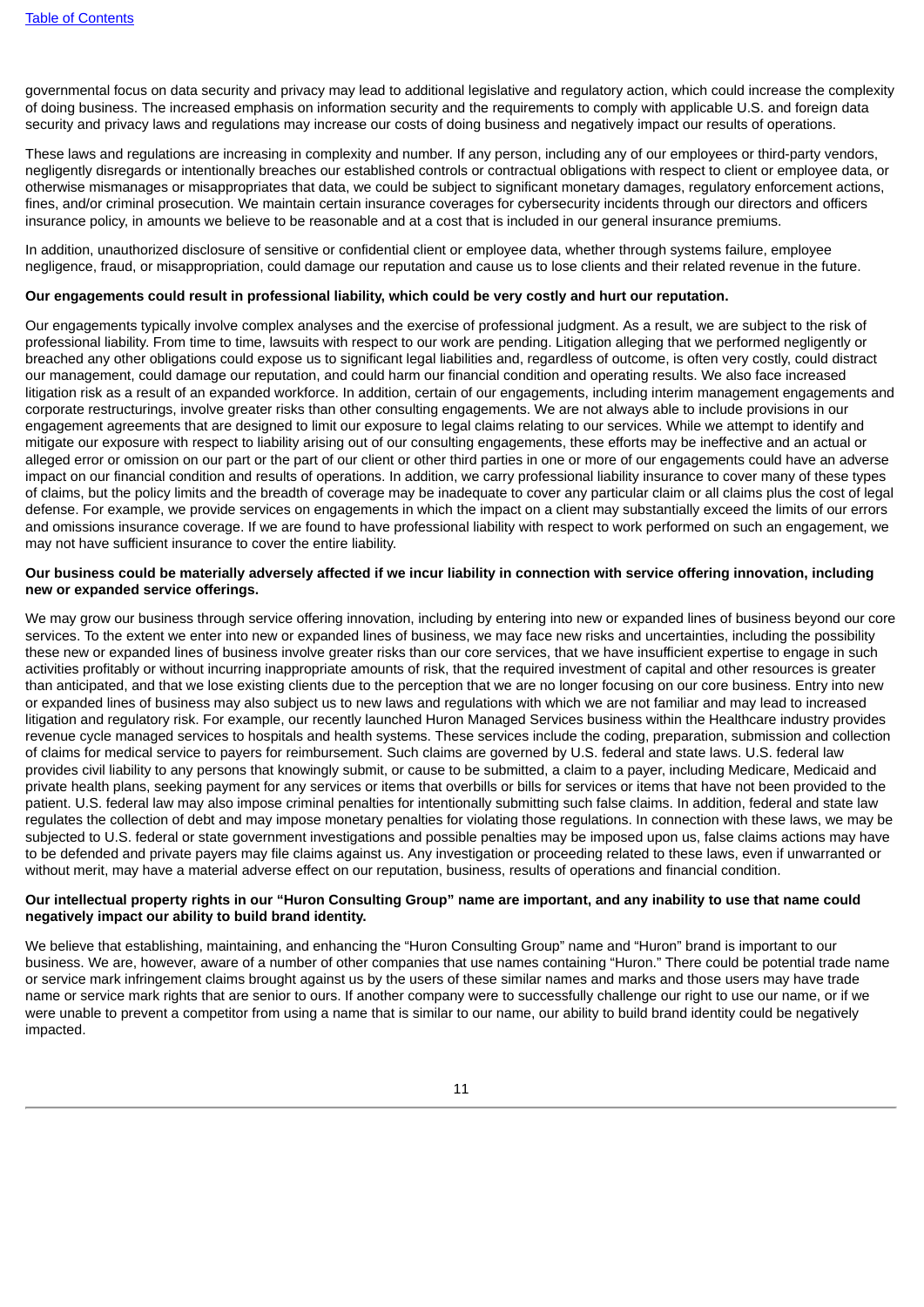governmental focus on data security and privacy may lead to additional legislative and regulatory action, which could increase the complexity of doing business. The increased emphasis on information security and the requirements to comply with applicable U.S. and foreign data security and privacy laws and regulations may increase our costs of doing business and negatively impact our results of operations.

These laws and regulations are increasing in complexity and number. If any person, including any of our employees or third-party vendors, negligently disregards or intentionally breaches our established controls or contractual obligations with respect to client or employee data, or otherwise mismanages or misappropriates that data, we could be subject to significant monetary damages, regulatory enforcement actions, fines, and/or criminal prosecution. We maintain certain insurance coverages for cybersecurity incidents through our directors and officers insurance policy, in amounts we believe to be reasonable and at a cost that is included in our general insurance premiums.

In addition, unauthorized disclosure of sensitive or confidential client or employee data, whether through systems failure, employee negligence, fraud, or misappropriation, could damage our reputation and cause us to lose clients and their related revenue in the future.

**Our engagements could result in professional liability, which could be very costly and hurt our reputation.**

Our engagements typically involve complex analyses and the exercise of professional judgment. As a result, we are subject to the risk of professional liability. From time to time, lawsuits with respect to our work are pending. Litigation alleging that we performed negligently or breached any other obligations could expose us to significant legal liabilities and, regardless of outcome, is often very costly, could distract our management, could damage our reputation, and could harm our financial condition and operating results. We also face increased litigation risk as a result of an expanded workforce. In addition, certain of our engagements, including interim management engagements and corporate restructurings, involve greater risks than other consulting engagements. We are not always able to include provisions in our engagement agreements that are designed to limit our exposure to legal claims relating to our services. While we attempt to identify and mitigate our exposure with respect to liability arising out of our consulting engagements, these efforts may be ineffective and an actual or alleged error or omission on our part or the part of our client or other third parties in one or more of our engagements could have an adverse impact on our financial condition and results of operations. In addition, we carry professional liability insurance to cover many of these types of claims, but the policy limits and the breadth of coverage may be inadequate to cover any particular claim or all claims plus the cost of legal defense. For example, we provide services on engagements in which the impact on a client may substantially exceed the limits of our errors and omissions insurance coverage. If we are found to have professional liability with respect to work performed on such an engagement, we may not have sufficient insurance to cover the entire liability.

**Our business could be materially adversely affected if we incur liability in connection with service offering innovation, including new or expanded service offerings.**

We may grow our business through service offering innovation, including by entering into new or expanded lines of business beyond our core services. To the extent we enter into new or expanded lines of business, we may face new risks and uncertainties, including the possibility these new or expanded lines of business involve greater risks than our core services, that we have insufficient expertise to engage in such activities profitably or without incurring inappropriate amounts of risk, that the required investment of capital and other resources is greater than anticipated, and that we lose existing clients due to the perception that we are no longer focusing on our core business. Entry into new or expanded lines of business may also subject us to new laws and regulations with which we are not familiar and may lead to increased litigation and regulatory risk. For example, our recently launched Huron Managed Services business within the Healthcare industry provides revenue cycle managed services to hospitals and health systems. These services include the coding, preparation, submission and collection of claims for medical service to payers for reimbursement. Such claims are governed by U.S. federal and state laws. U.S. federal law provides civil liability to any persons that knowingly submit, or cause to be submitted, a claim to a payer, including Medicare, Medicaid and private health plans, seeking payment for any services or items that overbills or bills for services or items that have not been provided to the patient. U.S. federal law may also impose criminal penalties for intentionally submitting such false claims. In addition, federal and state law regulates the collection of debt and may impose monetary penalties for violating those regulations. In connection with these laws, we may be subjected to U.S. federal or state government investigations and possible penalties may be imposed upon us, false claims actions may have to be defended and private payers may file claims against us. Any investigation or proceeding related to these laws, even if unwarranted or without merit, may have a material adverse effect on our reputation, business, results of operations and financial condition.

**Our intellectual property rights in our "Huron Consulting Group" name are important, and any inability to use that name could negatively impact our ability to build brand identity.**

We believe that establishing, maintaining, and enhancing the "Huron Consulting Group" name and "Huron" brand is important to our business. We are, however, aware of a number of other companies that use names containing "Huron." There could be potential trade name or service mark infringement claims brought against us by the users of these similar names and marks and those users may have trade name or service mark rights that are senior to ours. If another company were to successfully challenge our right to use our name, or if we were unable to prevent a competitor from using a name that is similar to our name, our ability to build brand identity could be negatively impacted.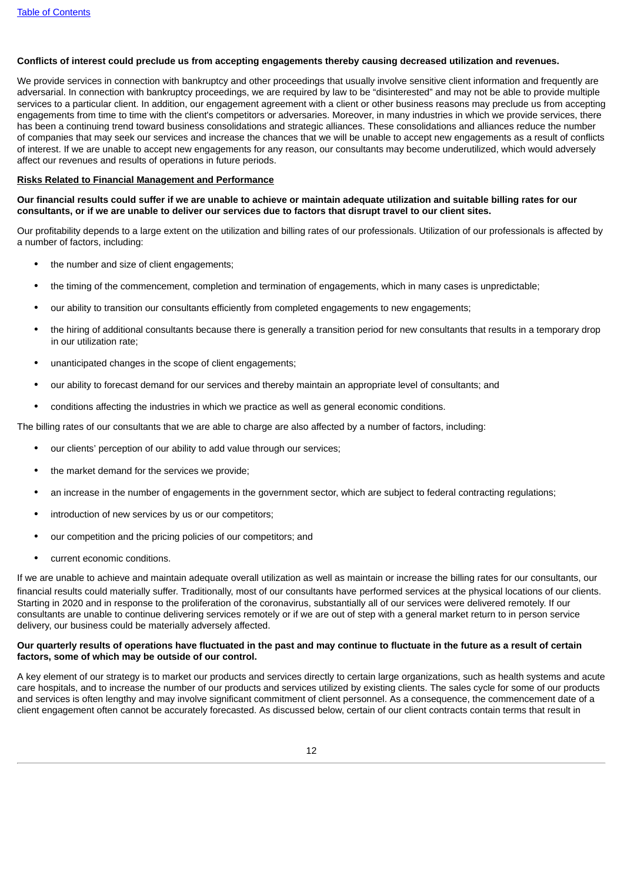**Conflicts of interest could preclude us from accepting engagements thereby causing decreased utilization and revenues.**

We provide services in connection with bankruptcy and other proceedings that usually involve sensitive client information and frequently are adversarial. In connection with bankruptcy proceedings, we are required by law to be "disinterested" and may not be able to provide multiple services to a particular client. In addition, our engagement agreement with a client or other business reasons may preclude us from accepting engagements from time to time with the client's competitors or adversaries. Moreover, in many industries in which we provide services, there has been a continuing trend toward business consolidations and strategic alliances. These consolidations and alliances reduce the number of companies that may seek our services and increase the chances that we will be unable to accept new engagements as a result of conflicts of interest. If we are unable to accept new engagements for any reason, our consultants may become underutilized, which would adversely affect our revenues and results of operations in future periods.

**Risks Related to Financial Management and Performance**

**Our financial results could suffer if we are unable to achieve or maintain adequate utilization and suitable billing rates for our consultants, or if we are unable to deliver our services due to factors that disrupt travel to our client sites.**

Our profitability depends to a large extent on the utilization and billing rates of our professionals. Utilization of our professionals is affected by a number of factors, including:

- the number and size of client engagements;
- the timing of the commencement, completion and termination of engagements, which in many cases is unpredictable;
- our ability to transition our consultants efficiently from completed engagements to new engagements;
- the hiring of additional consultants because there is generally a transition period for new consultants that results in a temporary drop in our utilization rate;
- unanticipated changes in the scope of client engagements;
- our ability to forecast demand for our services and thereby maintain an appropriate level of consultants; and
- conditions affecting the industries in which we practice as well as general economic conditions.

The billing rates of our consultants that we are able to charge are also affected by a number of factors, including:

- our clients' perception of our ability to add value through our services;
- the market demand for the services we provide;
- an increase in the number of engagements in the government sector, which are subject to federal contracting regulations;
- introduction of new services by us or our competitors;
- our competition and the pricing policies of our competitors; and
- current economic conditions.

If we are unable to achieve and maintain adequate overall utilization as well as maintain or increase the billing rates for our consultants, our financial results could materially suffer. Traditionally, most of our consultants have performed services at the physical locations of our clients. Starting in 2020 and in response to the proliferation of the coronavirus, substantially all of our services were delivered remotely. If our consultants are unable to continue delivering services remotely or if we are out of step with a general market return to in person service delivery, our business could be materially adversely affected.

**Our quarterly results of operations have fluctuated in the past and may continue to fluctuate in the future as a result of certain factors, some of which may be outside of our control.**

A key element of our strategy is to market our products and services directly to certain large organizations, such as health systems and acute care hospitals, and to increase the number of our products and services utilized by existing clients. The sales cycle for some of our products and services is often lengthy and may involve significant commitment of client personnel. As a consequence, the commencement date of a client engagement often cannot be accurately forecasted. As discussed below, certain of our client contracts contain terms that result in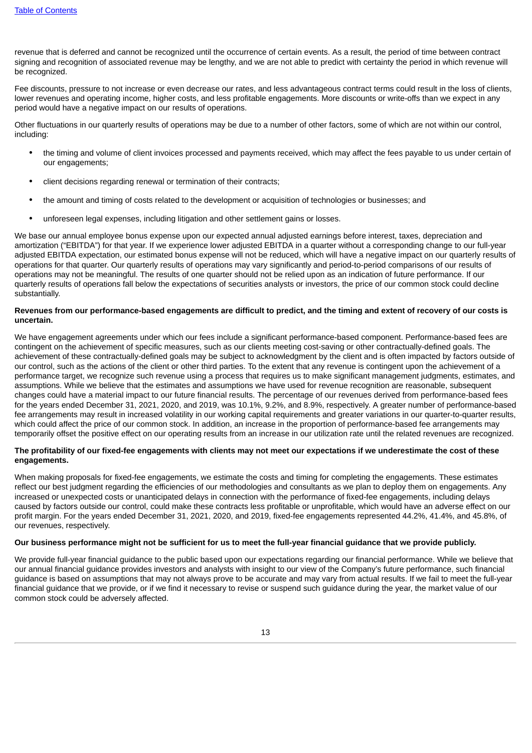revenue that is deferred and cannot be recognized until the occurrence of certain events. As a result, the period of time between contract signing and recognition of associated revenue may be lengthy, and we are not able to predict with certainty the period in which revenue will be recognized.

Fee discounts, pressure to not increase or even decrease our rates, and less advantageous contract terms could result in the loss of clients, lower revenues and operating income, higher costs, and less profitable engagements. More discounts or write-offs than we expect in any period would have a negative impact on our results of operations.

Other fluctuations in our quarterly results of operations may be due to a number of other factors, some of which are not within our control, including:

- the timing and volume of client invoices processed and payments received, which may affect the fees payable to us under certain of our engagements;
- client decisions regarding renewal or termination of their contracts;
- the amount and timing of costs related to the development or acquisition of technologies or businesses; and
- unforeseen legal expenses, including litigation and other settlement gains or losses.

We base our annual employee bonus expense upon our expected annual adjusted earnings before interest, taxes, depreciation and amortization ("EBITDA") for that year. If we experience lower adjusted EBITDA in a quarter without a corresponding change to our full-year adjusted EBITDA expectation, our estimated bonus expense will not be reduced, which will have a negative impact on our quarterly results of operations for that quarter. Our quarterly results of operations may vary significantly and period-to-period comparisons of our results of operations may not be meaningful. The results of one quarter should not be relied upon as an indication of future performance. If our quarterly results of operations fall below the expectations of securities analysts or investors, the price of our common stock could decline substantially.

**Revenues from our performance-based engagements are difficult to predict, and the timing and extent of recovery of our costs is uncertain.**

We have engagement agreements under which our fees include a significant performance-based component. Performance-based fees are contingent on the achievement of specific measures, such as our clients meeting cost-saving or other contractually-defined goals. The achievement of these contractually-defined goals may be subject to acknowledgment by the client and is often impacted by factors outside of our control, such as the actions of the client or other third parties. To the extent that any revenue is contingent upon the achievement of a performance target, we recognize such revenue using a process that requires us to make significant management judgments, estimates, and assumptions. While we believe that the estimates and assumptions we have used for revenue recognition are reasonable, subsequent changes could have a material impact to our future financial results. The percentage of our revenues derived from performance-based fees for the years ended December 31, 2021, 2020, and 2019, was 10.1%, 9.2%, and 8.9%, respectively. A greater number of performance-based fee arrangements may result in increased volatility in our working capital requirements and greater variations in our quarter-to-quarter results, which could affect the price of our common stock. In addition, an increase in the proportion of performance-based fee arrangements may temporarily offset the positive effect on our operating results from an increase in our utilization rate until the related revenues are recognized.

**The profitability of our fixed-fee engagements with clients may not meet our expectations if we underestimate the cost of these engagements.**

When making proposals for fixed-fee engagements, we estimate the costs and timing for completing the engagements. These estimates reflect our best judgment regarding the efficiencies of our methodologies and consultants as we plan to deploy them on engagements. Any increased or unexpected costs or unanticipated delays in connection with the performance of fixed-fee engagements, including delays caused by factors outside our control, could make these contracts less profitable or unprofitable, which would have an adverse effect on our profit margin. For the years ended December 31, 2021, 2020, and 2019, fixed-fee engagements represented 44.2%, 41.4%, and 45.8%, of our revenues, respectively.

**Our business performance might not be sufficient for us to meet the full-year financial guidance that we provide publicly.**

We provide full-year financial guidance to the public based upon our expectations regarding our financial performance. While we believe that our annual financial guidance provides investors and analysts with insight to our view of the Company's future performance, such financial guidance is based on assumptions that may not always prove to be accurate and may vary from actual results. If we fail to meet the full-year financial guidance that we provide, or if we find it necessary to revise or suspend such guidance during the year, the market value of our common stock could be adversely affected.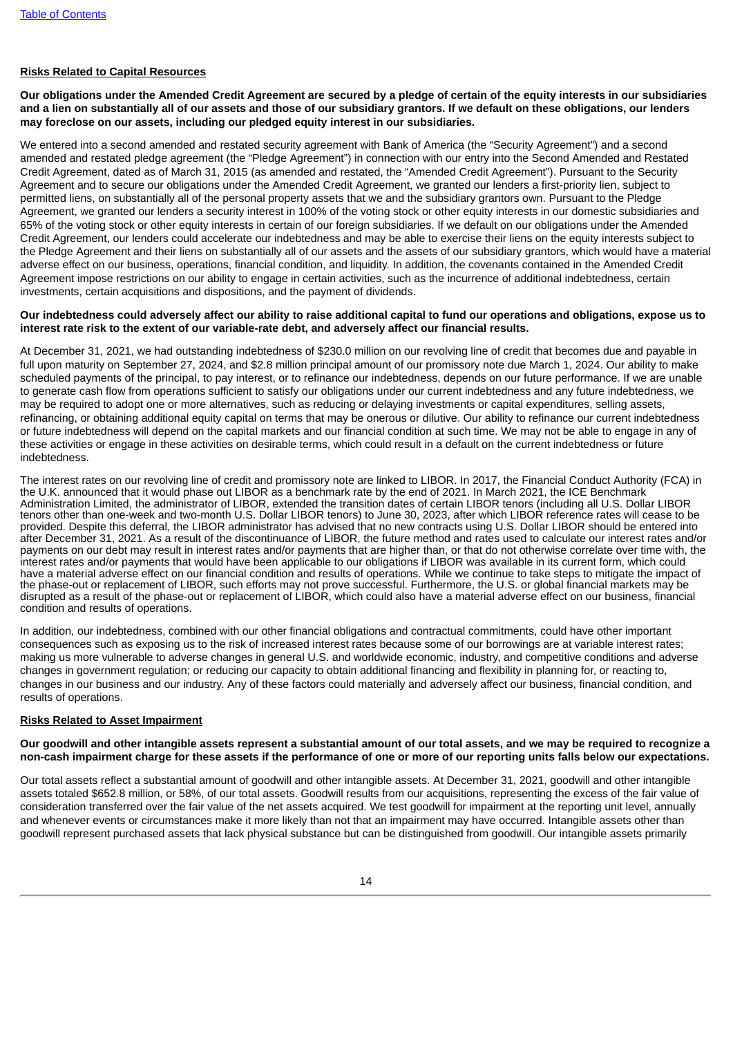**Risks Related to Capital Resources**

**Our obligations under the Amended Credit Agreement are secured by a pledge of certain of the equity interests in our subsidiaries and a lien on substantially all of our assets and those of our subsidiary grantors. If we default on these obligations, our lenders may foreclose on our assets, including our pledged equity interest in our subsidiaries.**

We entered into a second amended and restated security agreement with Bank of America (the "Security Agreement") and a second amended and restated pledge agreement (the "Pledge Agreement") in connection with our entry into the Second Amended and Restated Credit Agreement, dated as of March 31, 2015 (as amended and restated, the "Amended Credit Agreement"). Pursuant to the Security Agreement and to secure our obligations under the Amended Credit Agreement, we granted our lenders a first-priority lien, subject to permitted liens, on substantially all of the personal property assets that we and the subsidiary grantors own. Pursuant to the Pledge Agreement, we granted our lenders a security interest in 100% of the voting stock or other equity interests in our domestic subsidiaries and 65% of the voting stock or other equity interests in certain of our foreign subsidiaries. If we default on our obligations under the Amended Credit Agreement, our lenders could accelerate our indebtedness and may be able to exercise their liens on the equity interests subject to the Pledge Agreement and their liens on substantially all of our assets and the assets of our subsidiary grantors, which would have a material adverse effect on our business, operations, financial condition, and liquidity. In addition, the covenants contained in the Amended Credit Agreement impose restrictions on our ability to engage in certain activities, such as the incurrence of additional indebtedness, certain investments, certain acquisitions and dispositions, and the payment of dividends.

**Our indebtedness could adversely affect our ability to raise additional capital to fund our operations and obligations, expose us to interest rate risk to the extent of our variable-rate debt, and adversely affect our financial results.**

At December 31, 2021, we had outstanding indebtedness of $230.0 million on our revolving line of credit that becomes due and payable in full upon maturity on September 27, 2024, and $2.8 million principal amount of our promissory note due March 1, 2024. Our ability to make scheduled payments of the principal, to pay interest, or to refinance our indebtedness, depends on our future performance. If we are unable to generate cash flow from operations sufficient to satisfy our obligations under our current indebtedness and any future indebtedness, we may be required to adopt one or more alternatives, such as reducing or delaying investments or capital expenditures, selling assets, refinancing, or obtaining additional equity capital on terms that may be onerous or dilutive. Our ability to refinance our current indebtedness or future indebtedness will depend on the capital markets and our financial condition at such time. We may not be able to engage in any of these activities or engage in these activities on desirable terms, which could result in a default on the current indebtedness or future indebtedness.

The interest rates on our revolving line of credit and promissory note are linked to LIBOR. In 2017, the Financial Conduct Authority (FCA) in the U.K. announced that it would phase out LIBOR as a benchmark rate by the end of 2021. In March 2021, the ICE Benchmark Administration Limited, the administrator of LIBOR, extended the transition dates of certain LIBOR tenors (including all U.S. Dollar LIBOR tenors other than one-week and two-month U.S. Dollar LIBOR tenors) to June 30, 2023, after which LIBOR reference rates will cease to be provided. Despite this deferral, the LIBOR administrator has advised that no new contracts using U.S. Dollar LIBOR should be entered into after December 31, 2021. As a result of the discontinuance of LIBOR, the future method and rates used to calculate our interest rates and/or payments on our debt may result in interest rates and/or payments that are higher than, or that do not otherwise correlate over time with, the interest rates and/or payments that would have been applicable to our obligations if LIBOR was available in its current form, which could have a material adverse effect on our financial condition and results of operations. While we continue to take steps to mitigate the impact of the phase-out or replacement of LIBOR, such efforts may not prove successful. Furthermore, the U.S. or global financial markets may be disrupted as a result of the phase-out or replacement of LIBOR, which could also have a material adverse effect on our business, financial condition and results of operations.

In addition, our indebtedness, combined with our other financial obligations and contractual commitments, could have other important consequences such as exposing us to the risk of increased interest rates because some of our borrowings are at variable interest rates; making us more vulnerable to adverse changes in general U.S. and worldwide economic, industry, and competitive conditions and adverse changes in government regulation; or reducing our capacity to obtain additional financing and flexibility in planning for, or reacting to, changes in our business and our industry. Any of these factors could materially and adversely affect our business, financial condition, and results of operations.

**Risks Related to Asset Impairment**

**Our goodwill and other intangible assets represent a substantial amount of our total assets, and we may be required to recognize a non-cash impairment charge for these assets if the performance of one or more of our reporting units falls below our expectations.**

Our total assets reflect a substantial amount of goodwill and other intangible assets. At December 31, 2021, goodwill and other intangible assets totaled $652.8 million, or 58%, of our total assets. Goodwill results from our acquisitions, representing the excess of the fair value of consideration transferred over the fair value of the net assets acquired. We test goodwill for impairment at the reporting unit level, annually and whenever events or circumstances make it more likely than not that an impairment may have occurred. Intangible assets other than goodwill represent purchased assets that lack physical substance but can be distinguished from goodwill. Our intangible assets primarily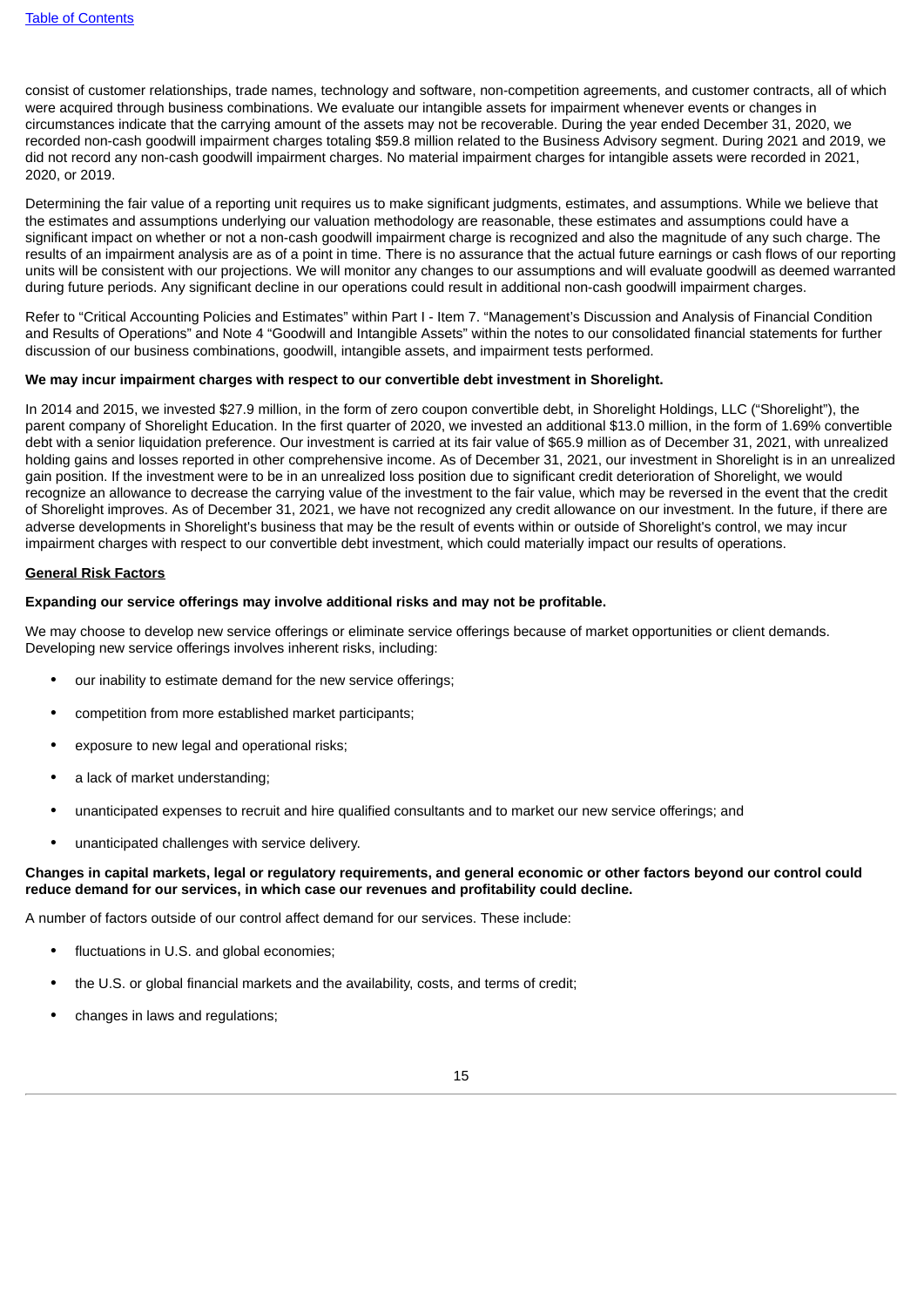consist of customer relationships, trade names, technology and software, non-competition agreements, and customer contracts, all of which were acquired through business combinations. We evaluate our intangible assets for impairment whenever events or changes in circumstances indicate that the carrying amount of the assets may not be recoverable. During the year ended December 31, 2020, we recorded non-cash goodwill impairment charges totaling $59.8 million related to the Business Advisory segment. During 2021 and 2019, we did not record any non-cash goodwill impairment charges. No material impairment charges for intangible assets were recorded in 2021, 2020, or 2019.

Determining the fair value of a reporting unit requires us to make significant judgments, estimates, and assumptions. While we believe that the estimates and assumptions underlying our valuation methodology are reasonable, these estimates and assumptions could have a significant impact on whether or not a non-cash goodwill impairment charge is recognized and also the magnitude of any such charge. The results of an impairment analysis are as of a point in time. There is no assurance that the actual future earnings or cash flows of our reporting units will be consistent with our projections. We will monitor any changes to our assumptions and will evaluate goodwill as deemed warranted during future periods. Any significant decline in our operations could result in additional non-cash goodwill impairment charges.

Refer to "Critical Accounting Policies and Estimates" within Part I - Item 7. "Management's Discussion and Analysis of Financial Condition and Results of Operations" and Note 4 "Goodwill and Intangible Assets" within the notes to our consolidated financial statements for further discussion of our business combinations, goodwill, intangible assets, and impairment tests performed.

**We may incur impairment charges with respect to our convertible debt investment in Shorelight.**

In 2014 and 2015, we invested $27.9 million, in the form of zero coupon convertible debt, in Shorelight Holdings, LLC ("Shorelight"), the parent company of Shorelight Education. In the first quarter of 2020, we invested an additional $13.0 million, in the form of 1.69% convertible debt with a senior liquidation preference. Our investment is carried at its fair value of $65.9 million as of December 31, 2021, with unrealized holding gains and losses reported in other comprehensive income. As of December 31, 2021, our investment in Shorelight is in an unrealized gain position. If the investment were to be in an unrealized loss position due to significant credit deterioration of Shorelight, we would recognize an allowance to decrease the carrying value of the investment to the fair value, which may be reversed in the event that the credit of Shorelight improves. As of December 31, 2021, we have not recognized any credit allowance on our investment. In the future, if there are adverse developments in Shorelight's business that may be the result of events within or outside of Shorelight's control, we may incur impairment charges with respect to our convertible debt investment, which could materially impact our results of operations.

**General Risk Factors**

**Expanding our service offerings may involve additional risks and may not be profitable.**

We may choose to develop new service offerings or eliminate service offerings because of market opportunities or client demands. Developing new service offerings involves inherent risks, including:

- our inability to estimate demand for the new service offerings;
- competition from more established market participants;
- exposure to new legal and operational risks;
- a lack of market understanding;
- unanticipated expenses to recruit and hire qualified consultants and to market our new service offerings; and
- unanticipated challenges with service delivery.

**Changes in capital markets, legal or regulatory requirements, and general economic or other factors beyond our control could reduce demand for our services, in which case our revenues and profitability could decline.**

A number of factors outside of our control affect demand for our services. These include:

- fluctuations in U.S. and global economies;
- the U.S. or global financial markets and the availability, costs, and terms of credit;
- changes in laws and regulations;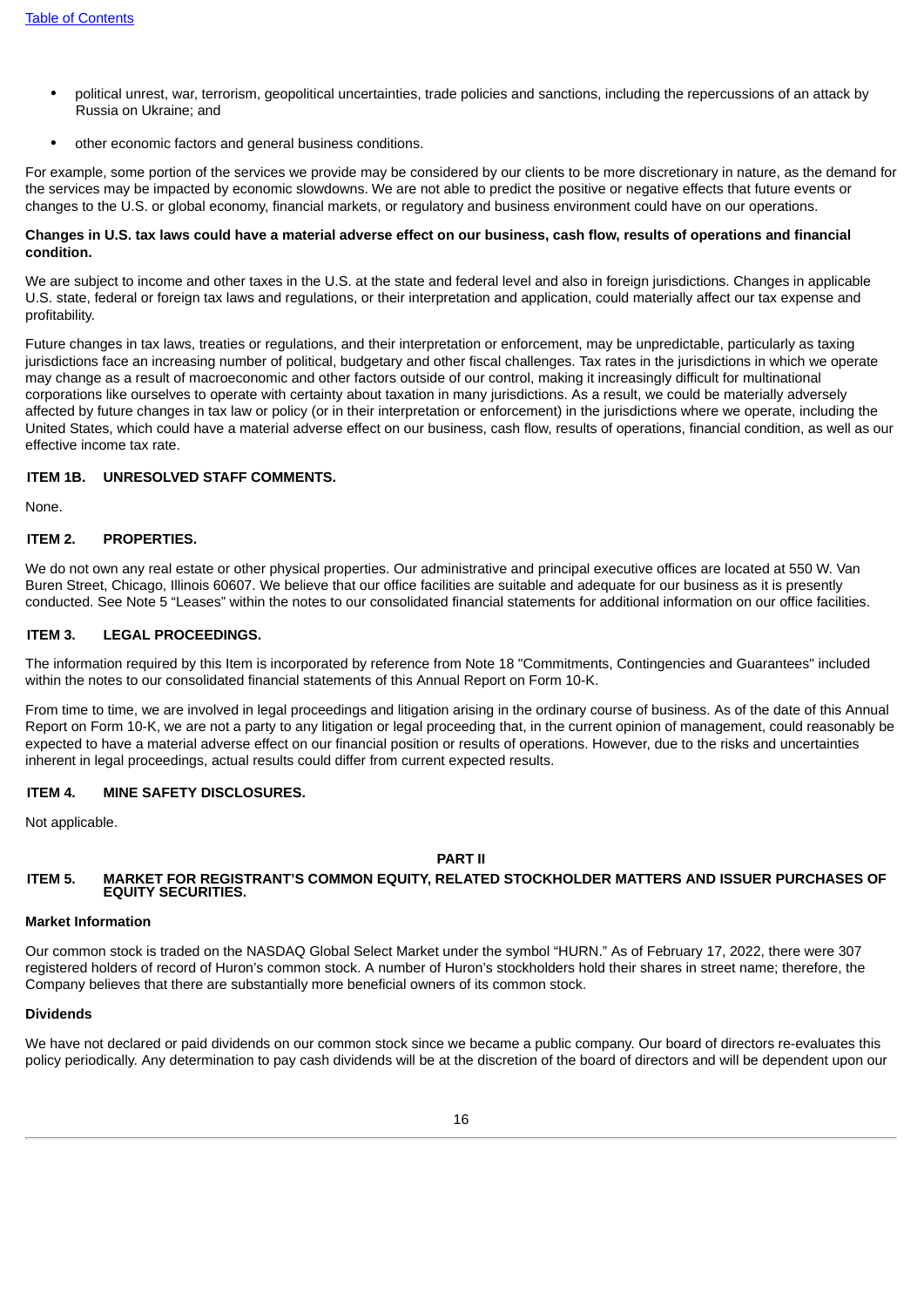- political unrest, war, terrorism, geopolitical uncertainties, trade policies and sanctions, including the repercussions of an attack by Russia on Ukraine; and
- other economic factors and general business conditions.

For example, some portion of the services we provide may be considered by our clients to be more discretionary in nature, as the demand for the services may be impacted by economic slowdowns. We are not able to predict the positive or negative effects that future events or changes to the U.S. or global economy, financial markets, or regulatory and business environment could have on our operations.

**Changes in U.S. tax laws could have a material adverse effect on our business, cash flow, results of operations and financial condition.**

We are subject to income and other taxes in the U.S. at the state and federal level and also in foreign jurisdictions. Changes in applicable U.S. state, federal or foreign tax laws and regulations, or their interpretation and application, could materially affect our tax expense and profitability.

Future changes in tax laws, treaties or regulations, and their interpretation or enforcement, may be unpredictable, particularly as taxing jurisdictions face an increasing number of political, budgetary and other fiscal challenges. Tax rates in the jurisdictions in which we operate may change as a result of macroeconomic and other factors outside of our control, making it increasingly difficult for multinational corporations like ourselves to operate with certainty about taxation in many jurisdictions. As a result, we could be materially adversely affected by future changes in tax law or policy (or in their interpretation or enforcement) in the jurisdictions where we operate, including the United States, which could have a material adverse effect on our business, cash flow, results of operations, financial condition, as well as our effective income tax rate.

## ITEM 1B. UNRESOLVED STAFF COMMENTS.

None.

## ITEM 2. PROPERTIES.

We do not own any real estate or other physical properties. Our administrative and principal executive offices are located at 550 W. Van Buren Street, Chicago, Illinois 60607. We believe that our office facilities are suitable and adequate for our business as it is presently conducted. See Note 5 "Leases" within the notes to our consolidated financial statements for additional information on our office facilities.

## ITEM 3. LEGAL PROCEEDINGS.

The information required by this Item is incorporated by reference from Note 18 "Commitments, Contingencies and Guarantees" included within the notes to our consolidated financial statements of this Annual Report on Form 10-K.

From time to time, we are involved in legal proceedings and litigation arising in the ordinary course of business. As of the date of this Annual Report on Form 10-K, we are not a party to any litigation or legal proceeding that, in the current opinion of management, could reasonably be expected to have a material adverse effect on our financial position or results of operations. However, due to the risks and uncertainties inherent in legal proceedings, actual results could differ from current expected results.

## ITEM 4. MINE SAFETY DISCLOSURES.

Not applicable.

# PART II

## ITEM 5. MARKET FOR REGISTRANT'S COMMON EQUITY, RELATED STOCKHOLDER MATTERS AND ISSUER PURCHASES OF EQUITY SECURITIES.

### Market Information

Our common stock is traded on the NASDAQ Global Select Market under the symbol "HURN." As of February 17, 2022, there were 307 registered holders of record of Huron's common stock. A number of Huron's stockholders hold their shares in street name; therefore, the Company believes that there are substantially more beneficial owners of its common stock.

### Dividends

We have not declared or paid dividends on our common stock since we became a public company. Our board of directors re-evaluates this policy periodically. Any determination to pay cash dividends will be at the discretion of the board of directors and will be dependent upon our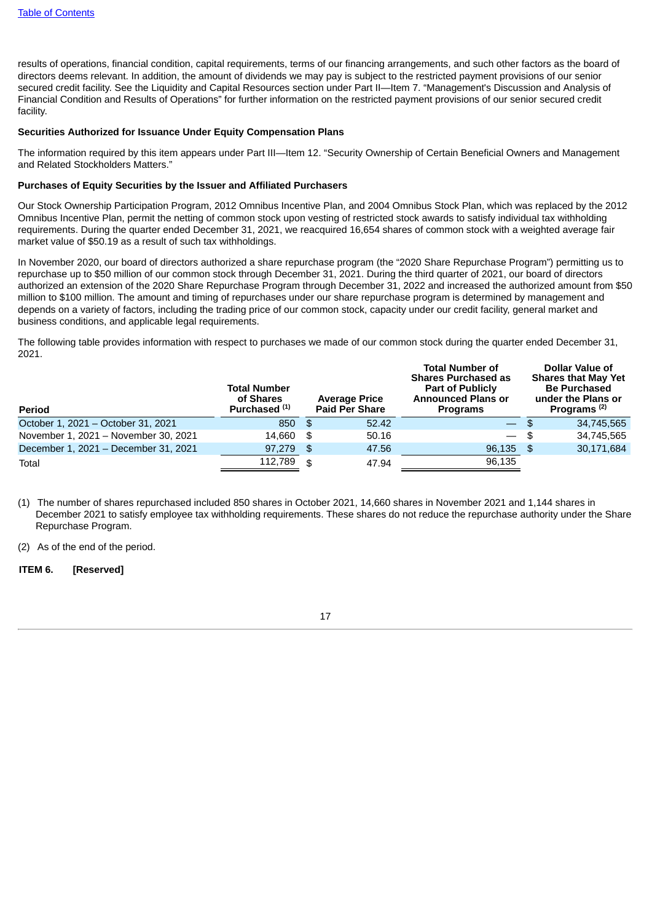results of operations, financial condition, capital requirements, terms of our financing arrangements, and such other factors as the board of directors deems relevant. In addition, the amount of dividends we may pay is subject to the restricted payment provisions of our senior secured credit facility. See the Liquidity and Capital Resources section under Part II—Item 7. "Management's Discussion and Analysis of Financial Condition and Results of Operations" for further information on the restricted payment provisions of our senior secured credit facility.

**Securities Authorized for Issuance Under Equity Compensation Plans**

The information required by this item appears under Part III—Item 12. "Security Ownership of Certain Beneficial Owners and Management and Related Stockholders Matters."

**Purchases of Equity Securities by the Issuer and Affiliated Purchasers**

Our Stock Ownership Participation Program, 2012 Omnibus Incentive Plan, and 2004 Omnibus Stock Plan, which was replaced by the 2012 Omnibus Incentive Plan, permit the netting of common stock upon vesting of restricted stock awards to satisfy individual tax withholding requirements. During the quarter ended December 31, 2021, we reacquired 16,654 shares of common stock with a weighted average fair market value of $50.19 as a result of such tax withholdings.

In November 2020, our board of directors authorized a share repurchase program (the "2020 Share Repurchase Program") permitting us to repurchase up to $50 million of our common stock through December 31, 2021. During the third quarter of 2021, our board of directors authorized an extension of the 2020 Share Repurchase Program through December 31, 2022 and increased the authorized amount from $50 million to $100 million. The amount and timing of repurchases under our share repurchase program is determined by management and depends on a variety of factors, including the trading price of our common stock, capacity under our credit facility, general market and business conditions, and applicable legal requirements.

The following table provides information with respect to purchases we made of our common stock during the quarter ended December 31, 2021.

| Period | Total Number of Shares Purchased [(1)] | Average Price Paid Per Share | Total Number of Shares Purchased as Part of Publicly Announced Plans or Programs | Dollar Value of Shares that May Yet Be Purchased under the Plans or Programs [(2)] |
|---|---|---|---|---|
| October 1, 2021 – October 31, 2021 | 850 | $ 52.42 | — | $ 34,745,565 |
| November 1, 2021 – November 30, 2021 | 14,660 | $ 50.16 | — | $ 34,745,565 |
| December 1, 2021 – December 31, 2021 | 97,279 | $ 47.56 | 96,135 | $ 30,171,684 |
| Total | 112,789 | $ 47.94 | 96,135 | |

(1) The number of shares repurchased included 850 shares in October 2021, 14,660 shares in November 2021 and 1,144 shares in December 2021 to satisfy employee tax withholding requirements. These shares do not reduce the repurchase authority under the Share Repurchase Program.

(2) As of the end of the period.

**ITEM 6. [Reserved]**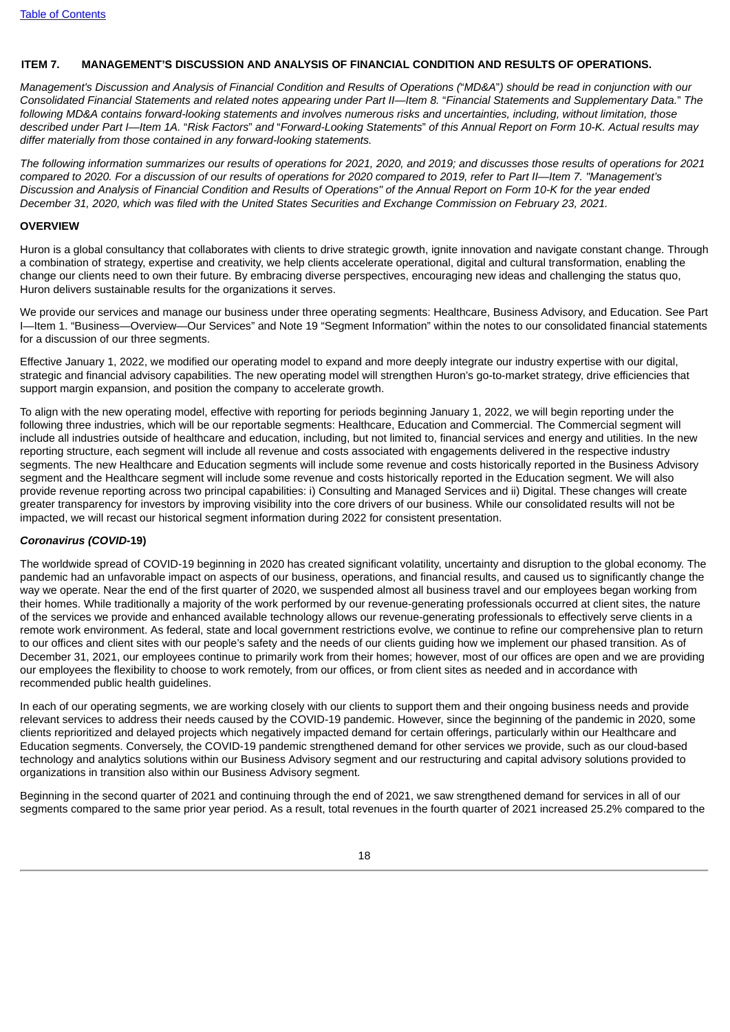## ITEM 7. MANAGEMENT'S DISCUSSION AND ANALYSIS OF FINANCIAL CONDITION AND RESULTS OF OPERATIONS.

*Management's Discussion and Analysis of Financial Condition and Results of Operations ("MD&A") should be read in conjunction with our Consolidated Financial Statements and related notes appearing under Part II—Item 8. "Financial Statements and Supplementary Data." The following MD&A contains forward-looking statements and involves numerous risks and uncertainties, including, without limitation, those described under Part I—Item 1A. "Risk Factors" and "Forward-Looking Statements" of this Annual Report on Form 10-K. Actual results may differ materially from those contained in any forward-looking statements.*

*The following information summarizes our results of operations for 2021, 2020, and 2019; and discusses those results of operations for 2021 compared to 2020. For a discussion of our results of operations for 2020 compared to 2019, refer to Part II—Item 7. "Management's Discussion and Analysis of Financial Condition and Results of Operations" of the Annual Report on Form 10-K for the year ended December 31, 2020, which was filed with the United States Securities and Exchange Commission on February 23, 2021.*

### OVERVIEW

Huron is a global consultancy that collaborates with clients to drive strategic growth, ignite innovation and navigate constant change. Through a combination of strategy, expertise and creativity, we help clients accelerate operational, digital and cultural transformation, enabling the change our clients need to own their future. By embracing diverse perspectives, encouraging new ideas and challenging the status quo, Huron delivers sustainable results for the organizations it serves.

We provide our services and manage our business under three operating segments: Healthcare, Business Advisory, and Education. See Part I—Item 1. "Business—Overview—Our Services" and Note 19 "Segment Information" within the notes to our consolidated financial statements for a discussion of our three segments.

Effective January 1, 2022, we modified our operating model to expand and more deeply integrate our industry expertise with our digital, strategic and financial advisory capabilities. The new operating model will strengthen Huron's go-to-market strategy, drive efficiencies that support margin expansion, and position the company to accelerate growth.

To align with the new operating model, effective with reporting for periods beginning January 1, 2022, we will begin reporting under the following three industries, which will be our reportable segments: Healthcare, Education and Commercial. The Commercial segment will include all industries outside of healthcare and education, including, but not limited to, financial services and energy and utilities. In the new reporting structure, each segment will include all revenue and costs associated with engagements delivered in the respective industry segments. The new Healthcare and Education segments will include some revenue and costs historically reported in the Business Advisory segment and the Healthcare segment will include some revenue and costs historically reported in the Education segment. We will also provide revenue reporting across two principal capabilities: i) Consulting and Managed Services and ii) Digital. These changes will create greater transparency for investors by improving visibility into the core drivers of our business. While our consolidated results will not be impacted, we will recast our historical segment information during 2022 for consistent presentation.

#### *Coronavirus (COVID-***19)**

The worldwide spread of COVID-19 beginning in 2020 has created significant volatility, uncertainty and disruption to the global economy. The pandemic had an unfavorable impact on aspects of our business, operations, and financial results, and caused us to significantly change the way we operate. Near the end of the first quarter of 2020, we suspended almost all business travel and our employees began working from their homes. While traditionally a majority of the work performed by our revenue-generating professionals occurred at client sites, the nature of the services we provide and enhanced available technology allows our revenue-generating professionals to effectively serve clients in a remote work environment. As federal, state and local government restrictions evolve, we continue to refine our comprehensive plan to return to our offices and client sites with our people's safety and the needs of our clients guiding how we implement our phased transition. As of December 31, 2021, our employees continue to primarily work from their homes; however, most of our offices are open and we are providing our employees the flexibility to choose to work remotely, from our offices, or from client sites as needed and in accordance with recommended public health guidelines.

In each of our operating segments, we are working closely with our clients to support them and their ongoing business needs and provide relevant services to address their needs caused by the COVID-19 pandemic. However, since the beginning of the pandemic in 2020, some clients reprioritized and delayed projects which negatively impacted demand for certain offerings, particularly within our Healthcare and Education segments. Conversely, the COVID-19 pandemic strengthened demand for other services we provide, such as our cloud-based technology and analytics solutions within our Business Advisory segment and our restructuring and capital advisory solutions provided to organizations in transition also within our Business Advisory segment.

Beginning in the second quarter of 2021 and continuing through the end of 2021, we saw strengthened demand for services in all of our segments compared to the same prior year period. As a result, total revenues in the fourth quarter of 2021 increased 25.2% compared to the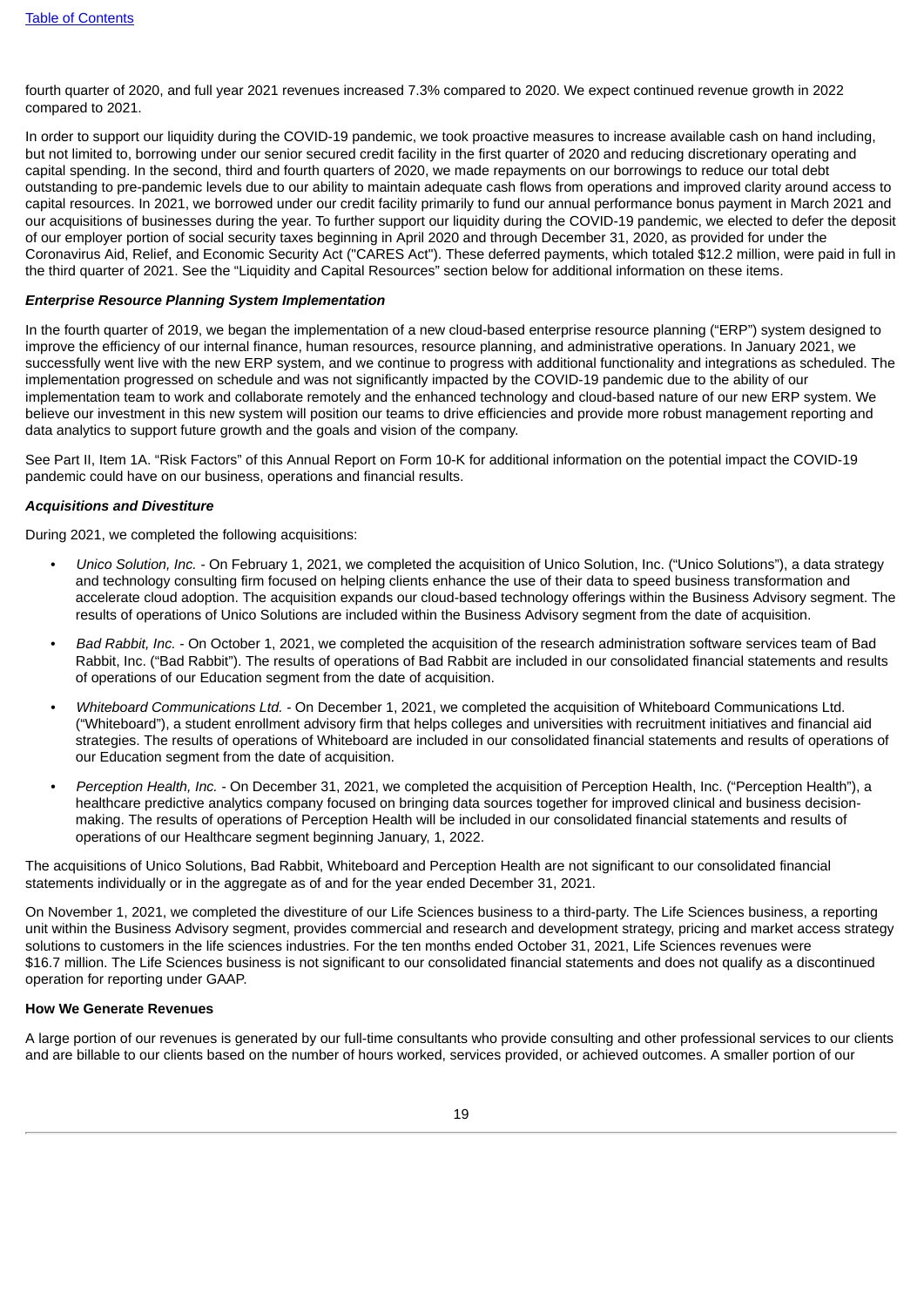fourth quarter of 2020, and full year 2021 revenues increased 7.3% compared to 2020. We expect continued revenue growth in 2022 compared to 2021.

In order to support our liquidity during the COVID-19 pandemic, we took proactive measures to increase available cash on hand including, but not limited to, borrowing under our senior secured credit facility in the first quarter of 2020 and reducing discretionary operating and capital spending. In the second, third and fourth quarters of 2020, we made repayments on our borrowings to reduce our total debt outstanding to pre-pandemic levels due to our ability to maintain adequate cash flows from operations and improved clarity around access to capital resources. In 2021, we borrowed under our credit facility primarily to fund our annual performance bonus payment in March 2021 and our acquisitions of businesses during the year. To further support our liquidity during the COVID-19 pandemic, we elected to defer the deposit of our employer portion of social security taxes beginning in April 2020 and through December 31, 2020, as provided for under the Coronavirus Aid, Relief, and Economic Security Act ("CARES Act"). These deferred payments, which totaled $12.2 million, were paid in full in the third quarter of 2021. See the "Liquidity and Capital Resources" section below for additional information on these items.

***Enterprise Resource Planning System Implementation***

In the fourth quarter of 2019, we began the implementation of a new cloud-based enterprise resource planning ("ERP") system designed to improve the efficiency of our internal finance, human resources, resource planning, and administrative operations. In January 2021, we successfully went live with the new ERP system, and we continue to progress with additional functionality and integrations as scheduled. The implementation progressed on schedule and was not significantly impacted by the COVID-19 pandemic due to the ability of our implementation team to work and collaborate remotely and the enhanced technology and cloud-based nature of our new ERP system. We believe our investment in this new system will position our teams to drive efficiencies and provide more robust management reporting and data analytics to support future growth and the goals and vision of the company.

See Part II, Item 1A. "Risk Factors" of this Annual Report on Form 10-K for additional information on the potential impact the COVID-19 pandemic could have on our business, operations and financial results.

***Acquisitions and Divestiture***

During 2021, we completed the following acquisitions:

- *Unico Solution, Inc.* - On February 1, 2021, we completed the acquisition of Unico Solution, Inc. ("Unico Solutions"), a data strategy and technology consulting firm focused on helping clients enhance the use of their data to speed business transformation and accelerate cloud adoption. The acquisition expands our cloud-based technology offerings within the Business Advisory segment. The results of operations of Unico Solutions are included within the Business Advisory segment from the date of acquisition.
- *Bad Rabbit, Inc.* - On October 1, 2021, we completed the acquisition of the research administration software services team of Bad Rabbit, Inc. ("Bad Rabbit"). The results of operations of Bad Rabbit are included in our consolidated financial statements and results of operations of our Education segment from the date of acquisition.
- *Whiteboard Communications Ltd.* - On December 1, 2021, we completed the acquisition of Whiteboard Communications Ltd. ("Whiteboard"), a student enrollment advisory firm that helps colleges and universities with recruitment initiatives and financial aid strategies. The results of operations of Whiteboard are included in our consolidated financial statements and results of operations of our Education segment from the date of acquisition.
- *Perception Health, Inc.* - On December 31, 2021, we completed the acquisition of Perception Health, Inc. ("Perception Health"), a healthcare predictive analytics company focused on bringing data sources together for improved clinical and business decision-making. The results of operations of Perception Health will be included in our consolidated financial statements and results of operations of our Healthcare segment beginning January, 1, 2022.

The acquisitions of Unico Solutions, Bad Rabbit, Whiteboard and Perception Health are not significant to our consolidated financial statements individually or in the aggregate as of and for the year ended December 31, 2021.

On November 1, 2021, we completed the divestiture of our Life Sciences business to a third-party. The Life Sciences business, a reporting unit within the Business Advisory segment, provides commercial and research and development strategy, pricing and market access strategy solutions to customers in the life sciences industries. For the ten months ended October 31, 2021, Life Sciences revenues were $16.7 million. The Life Sciences business is not significant to our consolidated financial statements and does not qualify as a discontinued operation for reporting under GAAP.

**How We Generate Revenues**

A large portion of our revenues is generated by our full-time consultants who provide consulting and other professional services to our clients and are billable to our clients based on the number of hours worked, services provided, or achieved outcomes. A smaller portion of our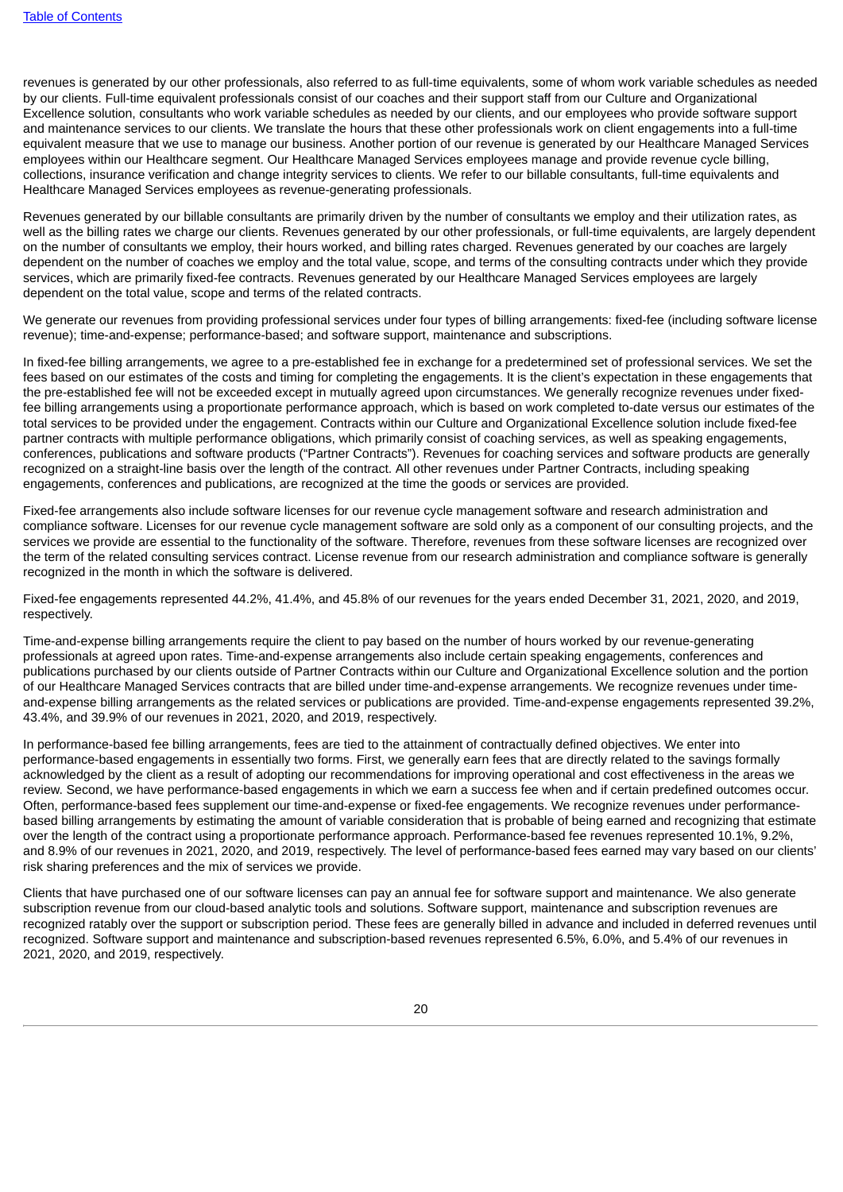revenues is generated by our other professionals, also referred to as full-time equivalents, some of whom work variable schedules as needed by our clients. Full-time equivalent professionals consist of our coaches and their support staff from our Culture and Organizational Excellence solution, consultants who work variable schedules as needed by our clients, and our employees who provide software support and maintenance services to our clients. We translate the hours that these other professionals work on client engagements into a full-time equivalent measure that we use to manage our business. Another portion of our revenue is generated by our Healthcare Managed Services employees within our Healthcare segment. Our Healthcare Managed Services employees manage and provide revenue cycle billing, collections, insurance verification and change integrity services to clients. We refer to our billable consultants, full-time equivalents and Healthcare Managed Services employees as revenue-generating professionals.

Revenues generated by our billable consultants are primarily driven by the number of consultants we employ and their utilization rates, as well as the billing rates we charge our clients. Revenues generated by our other professionals, or full-time equivalents, are largely dependent on the number of consultants we employ, their hours worked, and billing rates charged. Revenues generated by our coaches are largely dependent on the number of coaches we employ and the total value, scope, and terms of the consulting contracts under which they provide services, which are primarily fixed-fee contracts. Revenues generated by our Healthcare Managed Services employees are largely dependent on the total value, scope and terms of the related contracts.

We generate our revenues from providing professional services under four types of billing arrangements: fixed-fee (including software license revenue); time-and-expense; performance-based; and software support, maintenance and subscriptions.

In fixed-fee billing arrangements, we agree to a pre-established fee in exchange for a predetermined set of professional services. We set the fees based on our estimates of the costs and timing for completing the engagements. It is the client's expectation in these engagements that the pre-established fee will not be exceeded except in mutually agreed upon circumstances. We generally recognize revenues under fixed-fee billing arrangements using a proportionate performance approach, which is based on work completed to-date versus our estimates of the total services to be provided under the engagement. Contracts within our Culture and Organizational Excellence solution include fixed-fee partner contracts with multiple performance obligations, which primarily consist of coaching services, as well as speaking engagements, conferences, publications and software products ("Partner Contracts"). Revenues for coaching services and software products are generally recognized on a straight-line basis over the length of the contract. All other revenues under Partner Contracts, including speaking engagements, conferences and publications, are recognized at the time the goods or services are provided.

Fixed-fee arrangements also include software licenses for our revenue cycle management software and research administration and compliance software. Licenses for our revenue cycle management software are sold only as a component of our consulting projects, and the services we provide are essential to the functionality of the software. Therefore, revenues from these software licenses are recognized over the term of the related consulting services contract. License revenue from our research administration and compliance software is generally recognized in the month in which the software is delivered.

Fixed-fee engagements represented 44.2%, 41.4%, and 45.8% of our revenues for the years ended December 31, 2021, 2020, and 2019, respectively.

Time-and-expense billing arrangements require the client to pay based on the number of hours worked by our revenue-generating professionals at agreed upon rates. Time-and-expense arrangements also include certain speaking engagements, conferences and publications purchased by our clients outside of Partner Contracts within our Culture and Organizational Excellence solution and the portion of our Healthcare Managed Services contracts that are billed under time-and-expense arrangements. We recognize revenues under time-and-expense billing arrangements as the related services or publications are provided. Time-and-expense engagements represented 39.2%, 43.4%, and 39.9% of our revenues in 2021, 2020, and 2019, respectively.

In performance-based fee billing arrangements, fees are tied to the attainment of contractually defined objectives. We enter into performance-based engagements in essentially two forms. First, we generally earn fees that are directly related to the savings formally acknowledged by the client as a result of adopting our recommendations for improving operational and cost effectiveness in the areas we review. Second, we have performance-based engagements in which we earn a success fee when and if certain predefined outcomes occur. Often, performance-based fees supplement our time-and-expense or fixed-fee engagements. We recognize revenues under performance-based billing arrangements by estimating the amount of variable consideration that is probable of being earned and recognizing that estimate over the length of the contract using a proportionate performance approach. Performance-based fee revenues represented 10.1%, 9.2%, and 8.9% of our revenues in 2021, 2020, and 2019, respectively. The level of performance-based fees earned may vary based on our clients' risk sharing preferences and the mix of services we provide.

Clients that have purchased one of our software licenses can pay an annual fee for software support and maintenance. We also generate subscription revenue from our cloud-based analytic tools and solutions. Software support, maintenance and subscription revenues are recognized ratably over the support or subscription period. These fees are generally billed in advance and included in deferred revenues until recognized. Software support and maintenance and subscription-based revenues represented 6.5%, 6.0%, and 5.4% of our revenues in 2021, 2020, and 2019, respectively.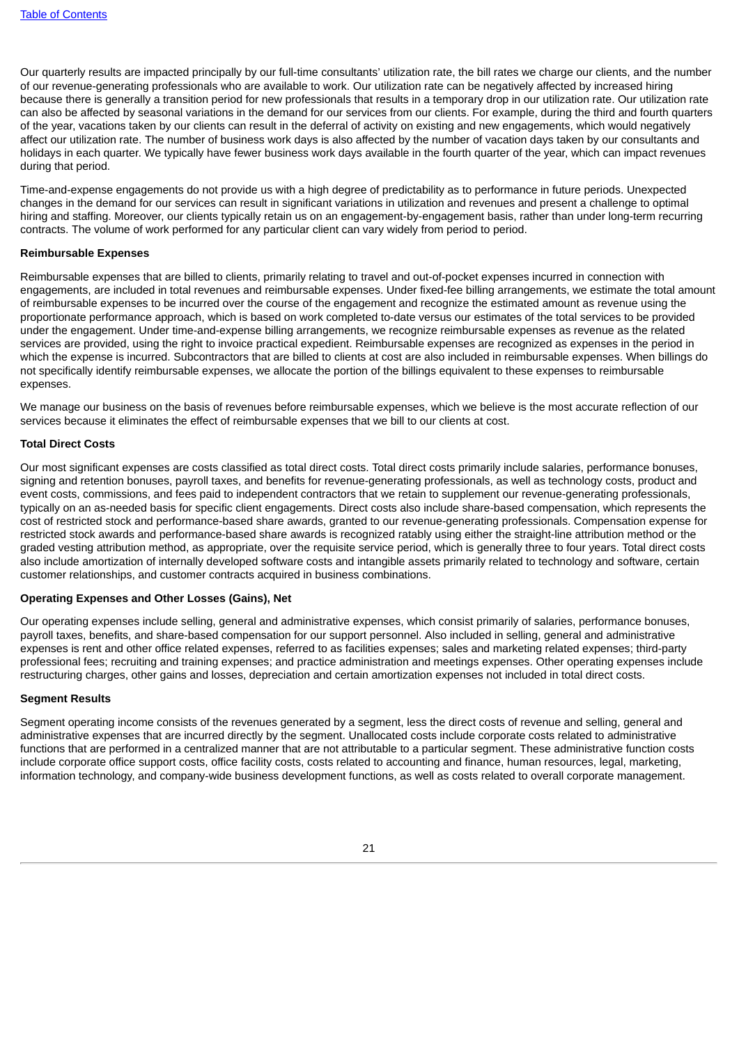Our quarterly results are impacted principally by our full-time consultants' utilization rate, the bill rates we charge our clients, and the number of our revenue-generating professionals who are available to work. Our utilization rate can be negatively affected by increased hiring because there is generally a transition period for new professionals that results in a temporary drop in our utilization rate. Our utilization rate can also be affected by seasonal variations in the demand for our services from our clients. For example, during the third and fourth quarters of the year, vacations taken by our clients can result in the deferral of activity on existing and new engagements, which would negatively affect our utilization rate. The number of business work days is also affected by the number of vacation days taken by our consultants and holidays in each quarter. We typically have fewer business work days available in the fourth quarter of the year, which can impact revenues during that period.

Time-and-expense engagements do not provide us with a high degree of predictability as to performance in future periods. Unexpected changes in the demand for our services can result in significant variations in utilization and revenues and present a challenge to optimal hiring and staffing. Moreover, our clients typically retain us on an engagement-by-engagement basis, rather than under long-term recurring contracts. The volume of work performed for any particular client can vary widely from period to period.

**Reimbursable Expenses**

Reimbursable expenses that are billed to clients, primarily relating to travel and out-of-pocket expenses incurred in connection with engagements, are included in total revenues and reimbursable expenses. Under fixed-fee billing arrangements, we estimate the total amount of reimbursable expenses to be incurred over the course of the engagement and recognize the estimated amount as revenue using the proportionate performance approach, which is based on work completed to-date versus our estimates of the total services to be provided under the engagement. Under time-and-expense billing arrangements, we recognize reimbursable expenses as revenue as the related services are provided, using the right to invoice practical expedient. Reimbursable expenses are recognized as expenses in the period in which the expense is incurred. Subcontractors that are billed to clients at cost are also included in reimbursable expenses. When billings do not specifically identify reimbursable expenses, we allocate the portion of the billings equivalent to these expenses to reimbursable expenses.

We manage our business on the basis of revenues before reimbursable expenses, which we believe is the most accurate reflection of our services because it eliminates the effect of reimbursable expenses that we bill to our clients at cost.

**Total Direct Costs**

Our most significant expenses are costs classified as total direct costs. Total direct costs primarily include salaries, performance bonuses, signing and retention bonuses, payroll taxes, and benefits for revenue-generating professionals, as well as technology costs, product and event costs, commissions, and fees paid to independent contractors that we retain to supplement our revenue-generating professionals, typically on an as-needed basis for specific client engagements. Direct costs also include share-based compensation, which represents the cost of restricted stock and performance-based share awards, granted to our revenue-generating professionals. Compensation expense for restricted stock awards and performance-based share awards is recognized ratably using either the straight-line attribution method or the graded vesting attribution method, as appropriate, over the requisite service period, which is generally three to four years. Total direct costs also include amortization of internally developed software costs and intangible assets primarily related to technology and software, certain customer relationships, and customer contracts acquired in business combinations.

**Operating Expenses and Other Losses (Gains), Net**

Our operating expenses include selling, general and administrative expenses, which consist primarily of salaries, performance bonuses, payroll taxes, benefits, and share-based compensation for our support personnel. Also included in selling, general and administrative expenses is rent and other office related expenses, referred to as facilities expenses; sales and marketing related expenses; third-party professional fees; recruiting and training expenses; and practice administration and meetings expenses. Other operating expenses include restructuring charges, other gains and losses, depreciation and certain amortization expenses not included in total direct costs.

**Segment Results**

Segment operating income consists of the revenues generated by a segment, less the direct costs of revenue and selling, general and administrative expenses that are incurred directly by the segment. Unallocated costs include corporate costs related to administrative functions that are performed in a centralized manner that are not attributable to a particular segment. These administrative function costs include corporate office support costs, office facility costs, costs related to accounting and finance, human resources, legal, marketing, information technology, and company-wide business development functions, as well as costs related to overall corporate management.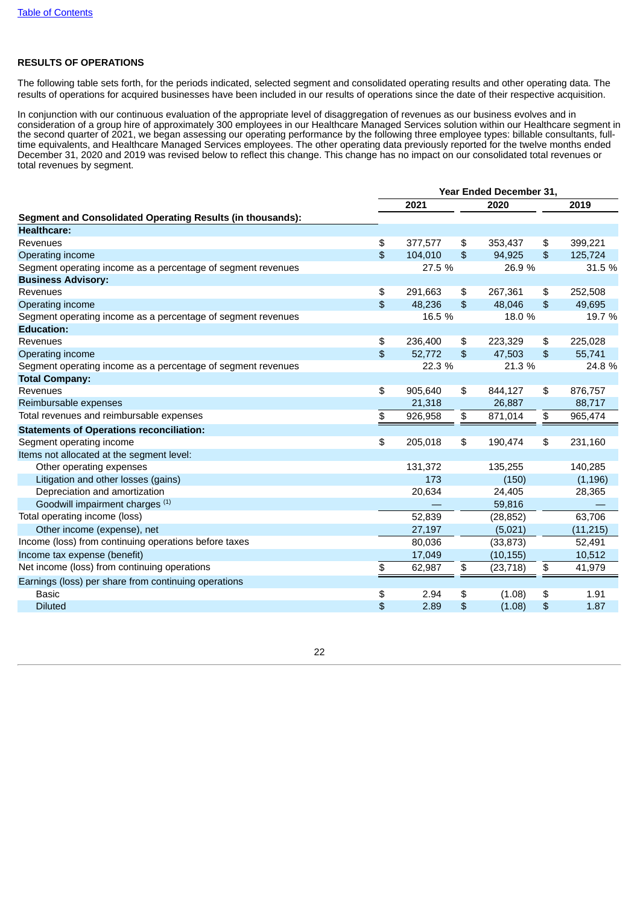## RESULTS OF OPERATIONS

The following table sets forth, for the periods indicated, selected segment and consolidated operating results and other operating data. The results of operations for acquired businesses have been included in our results of operations since the date of their respective acquisition.

In conjunction with our continuous evaluation of the appropriate level of disaggregation of revenues as our business evolves and in consideration of a group hire of approximately 300 employees in our Healthcare Managed Services solution within our Healthcare segment in the second quarter of 2021, we began assessing our operating performance by the following three employee types: billable consultants, full-time equivalents, and Healthcare Managed Services employees. The other operating data previously reported for the twelve months ended December 31, 2020 and 2019 was revised below to reflect this change. This change has no impact on our consolidated total revenues or total revenues by segment.

| | Year Ended December 31, | | |
|---|---|---|---|
| | 2021 | 2020 | 2019 |
| **Segment and Consolidated Operating Results (in thousands):** | | | |
| **Healthcare:** | | | |
| Revenues | $ 377,577 | $ 353,437 | $ 399,221 |
| Operating income | $ 104,010 | $ 94,925 | $ 125,724 |
| Segment operating income as a percentage of segment revenues | 27.5 % | 26.9 % | 31.5 % |
| **Business Advisory:** | | | |
| Revenues | $ 291,663 | $ 267,361 | $ 252,508 |
| Operating income | $ 48,236 | $ 48,046 | $ 49,695 |
| Segment operating income as a percentage of segment revenues | 16.5 % | 18.0 % | 19.7 % |
| **Education:** | | | |
| Revenues | $ 236,400 | $ 223,329 | $ 225,028 |
| Operating income | $ 52,772 | $ 47,503 | $ 55,741 |
| Segment operating income as a percentage of segment revenues | 22.3 % | 21.3 % | 24.8 % |
| **Total Company:** | | | |
| Revenues | $ 905,640 | $ 844,127 | $ 876,757 |
| Reimbursable expenses | 21,318 | 26,887 | 88,717 |
| Total revenues and reimbursable expenses | $ 926,958 | $ 871,014 | $ 965,474 |
| **Statements of Operations reconciliation:** | | | |
| Segment operating income | $ 205,018 | $ 190,474 | $ 231,160 |
| Items not allocated at the segment level: | | | |
| Other operating expenses | 131,372 | 135,255 | 140,285 |
| Litigation and other losses (gains) | 173 | (150) | (1,196) |
| Depreciation and amortization | 20,634 | 24,405 | 28,365 |
| Goodwill impairment charges [(1)] | — | 59,816 | — |
| Total operating income (loss) | 52,839 | (28,852) | 63,706 |
| Other income (expense), net | 27,197 | (5,021) | (11,215) |
| Income (loss) from continuing operations before taxes | 80,036 | (33,873) | 52,491 |
| Income tax expense (benefit) | 17,049 | (10,155) | 10,512 |
| Net income (loss) from continuing operations | $ 62,987 | $ (23,718) | $ 41,979 |
| Earnings (loss) per share from continuing operations | | | |
| Basic | $ 2.94 | $ (1.08) | $ 1.91 |
| Diluted | $ 2.89 | $ (1.08) | $ 1.87 |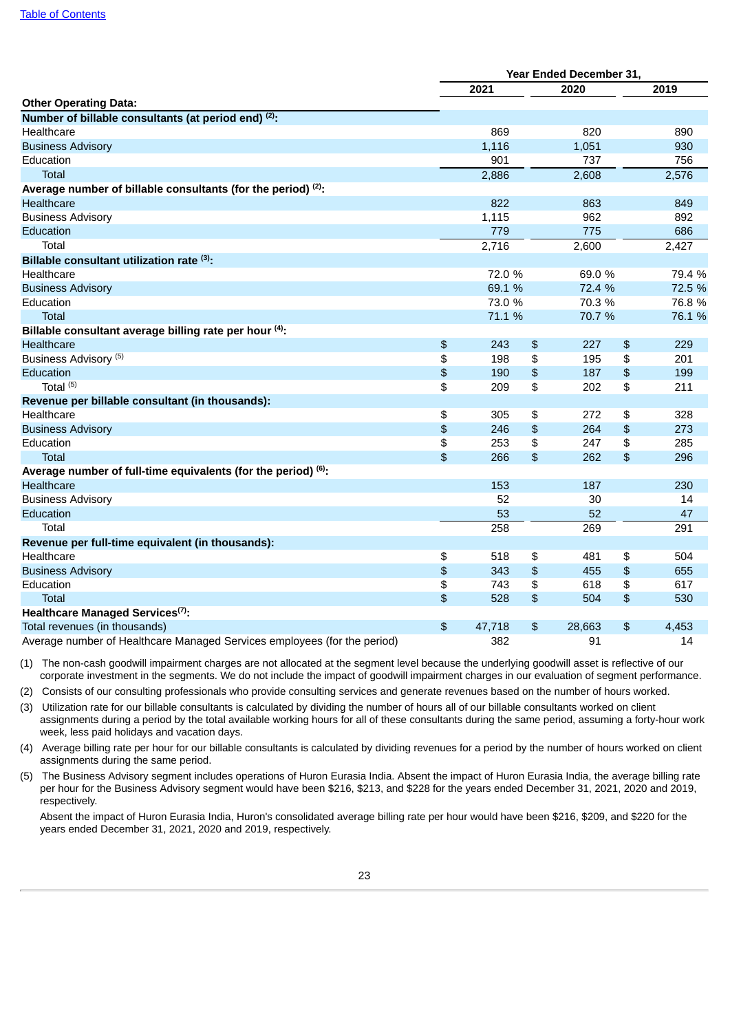| | Year Ended December 31, | | |
|---|---|---|---|
| | 2021 | 2020 | 2019 |
| **Other Operating Data:** | | | |
| **Number of billable consultants (at period end) (2):** | | | |
| Healthcare | 869 | 820 | 890 |
| Business Advisory | 1,116 | 1,051 | 930 |
| Education | 901 | 737 | 756 |
| Total | 2,886 | 2,608 | 2,576 |
| **Average number of billable consultants (for the period) (2):** | | | |
| Healthcare | 822 | 863 | 849 |
| Business Advisory | 1,115 | 962 | 892 |
| Education | 779 | 775 | 686 |
| Total | 2,716 | 2,600 | 2,427 |
| **Billable consultant utilization rate (3):** | | | |
| Healthcare | 72.0 % | 69.0 % | 79.4 % |
| Business Advisory | 69.1 % | 72.4 % | 72.5 % |
| Education | 73.0 % | 70.3 % | 76.8 % |
| Total | 71.1 % | 70.7 % | 76.1 % |
| **Billable consultant average billing rate per hour (4):** | | | |
| Healthcare | $ 243 | $ 227 | $ 229 |
| Business Advisory (5) | $ 198 | $ 195 | $ 201 |
| Education | $ 190 | $ 187 | $ 199 |
| Total (5) | $ 209 | $ 202 | $ 211 |
| **Revenue per billable consultant (in thousands):** | | | |
| Healthcare | $ 305 | $ 272 | $ 328 |
| Business Advisory | $ 246 | $ 264 | $ 273 |
| Education | $ 253 | $ 247 | $ 285 |
| Total | $ 266 | $ 262 | $ 296 |
| **Average number of full-time equivalents (for the period) (6):** | | | |
| Healthcare | 153 | 187 | 230 |
| Business Advisory | 52 | 30 | 14 |
| Education | 53 | 52 | 47 |
| Total | 258 | 269 | 291 |
| **Revenue per full-time equivalent (in thousands):** | | | |
| Healthcare | $ 518 | $ 481 | $ 504 |
| Business Advisory | $ 343 | $ 455 | $ 655 |
| Education | $ 743 | $ 618 | $ 617 |
| Total | $ 528 | $ 504 | $ 530 |
| **Healthcare Managed Services(7):** | | | |
| Total revenues (in thousands) | $ 47,718 | $ 28,663 | $ 4,453 |
| Average number of Healthcare Managed Services employees (for the period) | 382 | 91 | 14 |

(1) The non-cash goodwill impairment charges are not allocated at the segment level because the underlying goodwill asset is reflective of our corporate investment in the segments. We do not include the impact of goodwill impairment charges in our evaluation of segment performance.

(2) Consists of our consulting professionals who provide consulting services and generate revenues based on the number of hours worked.

(3) Utilization rate for our billable consultants is calculated by dividing the number of hours all of our billable consultants worked on client assignments during a period by the total available working hours for all of these consultants during the same period, assuming a forty-hour work week, less paid holidays and vacation days.

(4) Average billing rate per hour for our billable consultants is calculated by dividing revenues for a period by the number of hours worked on client assignments during the same period.

(5) The Business Advisory segment includes operations of Huron Eurasia India. Absent the impact of Huron Eurasia India, the average billing rate per hour for the Business Advisory segment would have been $216, $213, and $228 for the years ended December 31, 2021, 2020 and 2019, respectively.

Absent the impact of Huron Eurasia India, Huron's consolidated average billing rate per hour would have been $216, $209, and $220 for the years ended December 31, 2021, 2020 and 2019, respectively.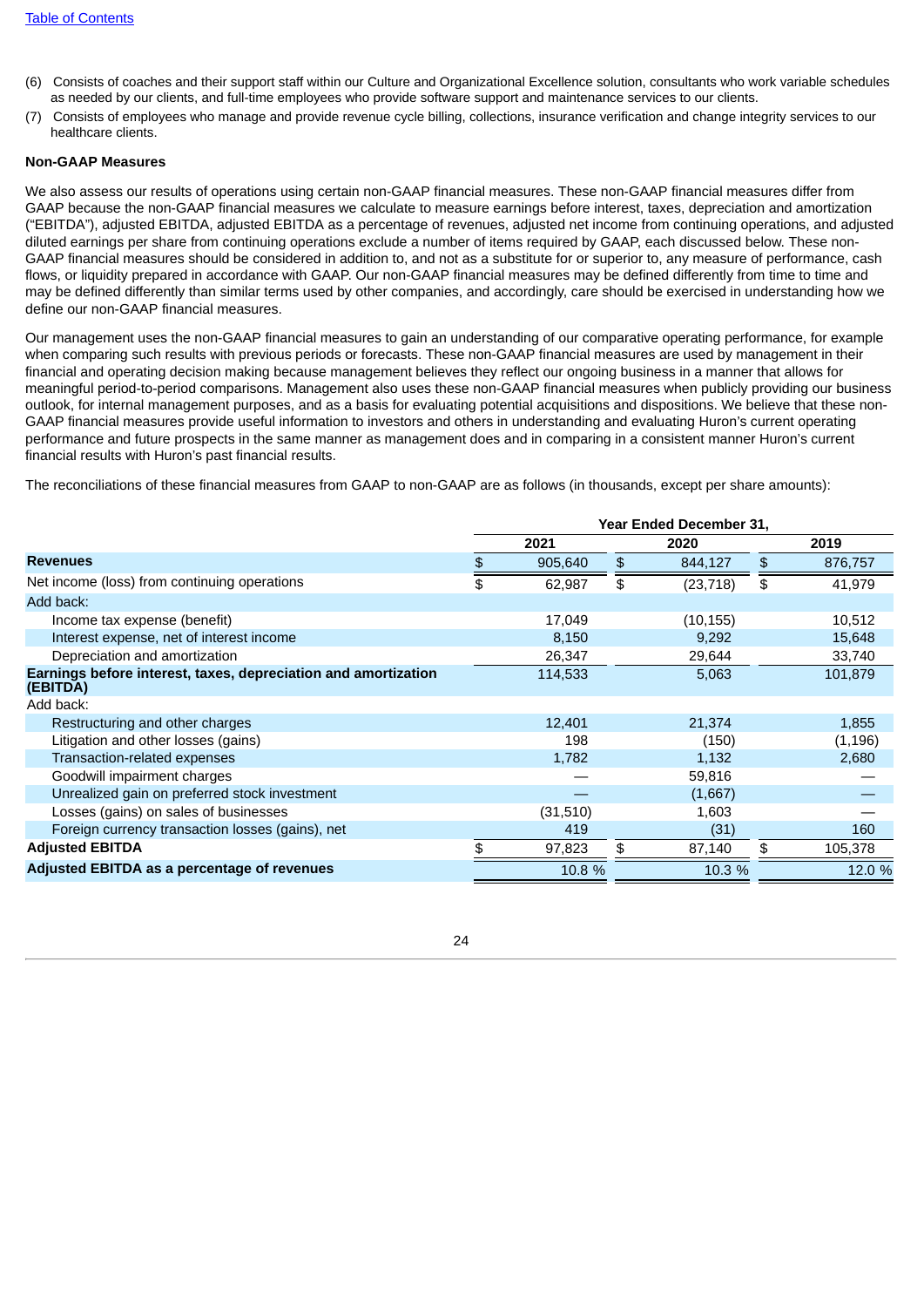(6) Consists of coaches and their support staff within our Culture and Organizational Excellence solution, consultants who work variable schedules as needed by our clients, and full-time employees who provide software support and maintenance services to our clients.

(7) Consists of employees who manage and provide revenue cycle billing, collections, insurance verification and change integrity services to our healthcare clients.

**Non-GAAP Measures**

We also assess our results of operations using certain non-GAAP financial measures. These non-GAAP financial measures differ from GAAP because the non-GAAP financial measures we calculate to measure earnings before interest, taxes, depreciation and amortization ("EBITDA"), adjusted EBITDA, adjusted EBITDA as a percentage of revenues, adjusted net income from continuing operations, and adjusted diluted earnings per share from continuing operations exclude a number of items required by GAAP, each discussed below. These non-GAAP financial measures should be considered in addition to, and not as a substitute for or superior to, any measure of performance, cash flows, or liquidity prepared in accordance with GAAP. Our non-GAAP financial measures may be defined differently from time to time and may be defined differently than similar terms used by other companies, and accordingly, care should be exercised in understanding how we define our non-GAAP financial measures.

Our management uses the non-GAAP financial measures to gain an understanding of our comparative operating performance, for example when comparing such results with previous periods or forecasts. These non-GAAP financial measures are used by management in their financial and operating decision making because management believes they reflect our ongoing business in a manner that allows for meaningful period-to-period comparisons. Management also uses these non-GAAP financial measures when publicly providing our business outlook, for internal management purposes, and as a basis for evaluating potential acquisitions and dispositions. We believe that these non-GAAP financial measures provide useful information to investors and others in understanding and evaluating Huron's current operating performance and future prospects in the same manner as management does and in comparing in a consistent manner Huron's current financial results with Huron's past financial results.

The reconciliations of these financial measures from GAAP to non-GAAP are as follows (in thousands, except per share amounts):

| | Year Ended December 31, | | |
|---|---|---|---|
| | 2021 | 2020 | 2019 |
| **Revenues** | $ 905,640 | $ 844,127 | $ 876,757 |
| Net income (loss) from continuing operations | $ 62,987 | $ (23,718) | $ 41,979 |
| Add back: | | | |
| Income tax expense (benefit) | 17,049 | (10,155) | 10,512 |
| Interest expense, net of interest income | 8,150 | 9,292 | 15,648 |
| Depreciation and amortization | 26,347 | 29,644 | 33,740 |
| **Earnings before interest, taxes, depreciation and amortization (EBITDA)** | 114,533 | 5,063 | 101,879 |
| Add back: | | | |
| Restructuring and other charges | 12,401 | 21,374 | 1,855 |
| Litigation and other losses (gains) | 198 | (150) | (1,196) |
| Transaction-related expenses | 1,782 | 1,132 | 2,680 |
| Goodwill impairment charges | — | 59,816 | — |
| Unrealized gain on preferred stock investment | — | (1,667) | — |
| Losses (gains) on sales of businesses | (31,510) | 1,603 | — |
| Foreign currency transaction losses (gains), net | 419 | (31) | 160 |
| **Adjusted EBITDA** | $ 97,823 | $ 87,140 | $ 105,378 |
| **Adjusted EBITDA as a percentage of revenues** | 10.8 % | 10.3 % | 12.0 % |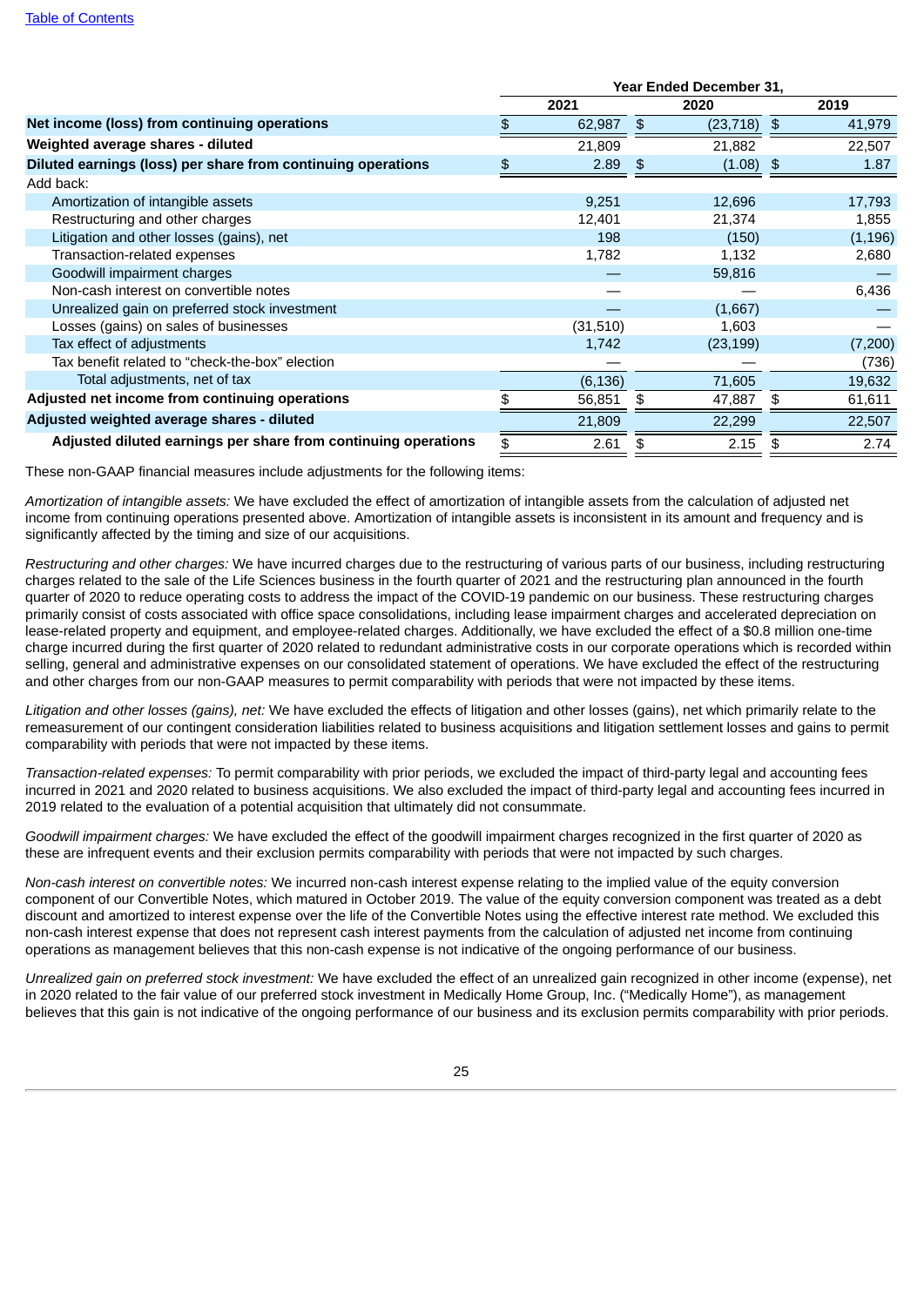| | Year Ended December 31, | | |
|---|---|---|---|
| | 2021 | 2020 | 2019 |
| **Net income (loss) from continuing operations** | $ 62,987 | $ (23,718) | $ 41,979 |
| **Weighted average shares - diluted** | 21,809 | 21,882 | 22,507 |
| **Diluted earnings (loss) per share from continuing operations** | $ 2.89 | $ (1.08) | $ 1.87 |
| Add back: | | | |
| Amortization of intangible assets | 9,251 | 12,696 | 17,793 |
| Restructuring and other charges | 12,401 | 21,374 | 1,855 |
| Litigation and other losses (gains), net | 198 | (150) | (1,196) |
| Transaction-related expenses | 1,782 | 1,132 | 2,680 |
| Goodwill impairment charges | — | 59,816 | — |
| Non-cash interest on convertible notes | — | — | 6,436 |
| Unrealized gain on preferred stock investment | — | (1,667) | — |
| Losses (gains) on sales of businesses | (31,510) | 1,603 | — |
| Tax effect of adjustments | 1,742 | (23,199) | (7,200) |
| Tax benefit related to "check-the-box" election | — | — | (736) |
| Total adjustments, net of tax | (6,136) | 71,605 | 19,632 |
| **Adjusted net income from continuing operations** | $ 56,851 | $ 47,887 | $ 61,611 |
| **Adjusted weighted average shares - diluted** | 21,809 | 22,299 | 22,507 |
| **Adjusted diluted earnings per share from continuing operations** | $ 2.61 | $ 2.15 | $ 2.74 |

These non-GAAP financial measures include adjustments for the following items:

*Amortization of intangible assets:* We have excluded the effect of amortization of intangible assets from the calculation of adjusted net income from continuing operations presented above. Amortization of intangible assets is inconsistent in its amount and frequency and is significantly affected by the timing and size of our acquisitions.

*Restructuring and other charges:* We have incurred charges due to the restructuring of various parts of our business, including restructuring charges related to the sale of the Life Sciences business in the fourth quarter of 2021 and the restructuring plan announced in the fourth quarter of 2020 to reduce operating costs to address the impact of the COVID-19 pandemic on our business. These restructuring charges primarily consist of costs associated with office space consolidations, including lease impairment charges and accelerated depreciation on lease-related property and equipment, and employee-related charges. Additionally, we have excluded the effect of a $0.8 million one-time charge incurred during the first quarter of 2020 related to redundant administrative costs in our corporate operations which is recorded within selling, general and administrative expenses on our consolidated statement of operations. We have excluded the effect of the restructuring and other charges from our non-GAAP measures to permit comparability with periods that were not impacted by these items.

*Litigation and other losses (gains), net:* We have excluded the effects of litigation and other losses (gains), net which primarily relate to the remeasurement of our contingent consideration liabilities related to business acquisitions and litigation settlement losses and gains to permit comparability with periods that were not impacted by these items.

*Transaction-related expenses:* To permit comparability with prior periods, we excluded the impact of third-party legal and accounting fees incurred in 2021 and 2020 related to business acquisitions. We also excluded the impact of third-party legal and accounting fees incurred in 2019 related to the evaluation of a potential acquisition that ultimately did not consummate.

*Goodwill impairment charges:* We have excluded the effect of the goodwill impairment charges recognized in the first quarter of 2020 as these are infrequent events and their exclusion permits comparability with periods that were not impacted by such charges.

*Non-cash interest on convertible notes:* We incurred non-cash interest expense relating to the implied value of the equity conversion component of our Convertible Notes, which matured in October 2019. The value of the equity conversion component was treated as a debt discount and amortized to interest expense over the life of the Convertible Notes using the effective interest rate method. We excluded this non-cash interest expense that does not represent cash interest payments from the calculation of adjusted net income from continuing operations as management believes that this non-cash expense is not indicative of the ongoing performance of our business.

*Unrealized gain on preferred stock investment:* We have excluded the effect of an unrealized gain recognized in other income (expense), net in 2020 related to the fair value of our preferred stock investment in Medically Home Group, Inc. ("Medically Home"), as management believes that this gain is not indicative of the ongoing performance of our business and its exclusion permits comparability with prior periods.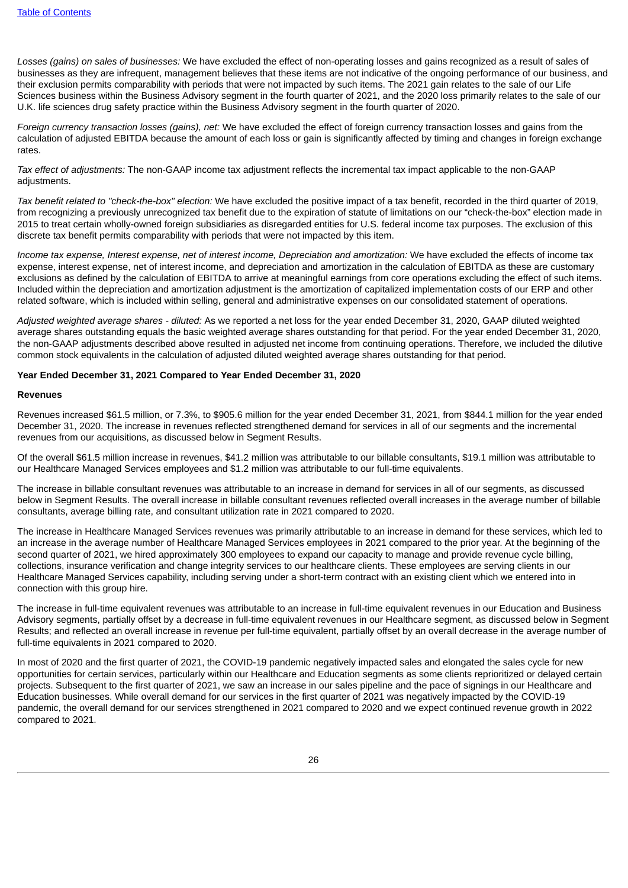*Losses (gains) on sales of businesses:* We have excluded the effect of non-operating losses and gains recognized as a result of sales of businesses as they are infrequent, management believes that these items are not indicative of the ongoing performance of our business, and their exclusion permits comparability with periods that were not impacted by such items. The 2021 gain relates to the sale of our Life Sciences business within the Business Advisory segment in the fourth quarter of 2021, and the 2020 loss primarily relates to the sale of our U.K. life sciences drug safety practice within the Business Advisory segment in the fourth quarter of 2020.

*Foreign currency transaction losses (gains), net:* We have excluded the effect of foreign currency transaction losses and gains from the calculation of adjusted EBITDA because the amount of each loss or gain is significantly affected by timing and changes in foreign exchange rates.

*Tax effect of adjustments:* The non-GAAP income tax adjustment reflects the incremental tax impact applicable to the non-GAAP adjustments.

*Tax benefit related to "check-the-box" election:* We have excluded the positive impact of a tax benefit, recorded in the third quarter of 2019, from recognizing a previously unrecognized tax benefit due to the expiration of statute of limitations on our "check-the-box" election made in 2015 to treat certain wholly-owned foreign subsidiaries as disregarded entities for U.S. federal income tax purposes. The exclusion of this discrete tax benefit permits comparability with periods that were not impacted by this item.

*Income tax expense, Interest expense, net of interest income, Depreciation and amortization:* We have excluded the effects of income tax expense, interest expense, net of interest income, and depreciation and amortization in the calculation of EBITDA as these are customary exclusions as defined by the calculation of EBITDA to arrive at meaningful earnings from core operations excluding the effect of such items. Included within the depreciation and amortization adjustment is the amortization of capitalized implementation costs of our ERP and other related software, which is included within selling, general and administrative expenses on our consolidated statement of operations.

*Adjusted weighted average shares - diluted:* As we reported a net loss for the year ended December 31, 2020, GAAP diluted weighted average shares outstanding equals the basic weighted average shares outstanding for that period. For the year ended December 31, 2020, the non-GAAP adjustments described above resulted in adjusted net income from continuing operations. Therefore, we included the dilutive common stock equivalents in the calculation of adjusted diluted weighted average shares outstanding for that period.

**Year Ended December 31, 2021 Compared to Year Ended December 31, 2020**

**Revenues**

Revenues increased $61.5 million, or 7.3%, to $905.6 million for the year ended December 31, 2021, from $844.1 million for the year ended December 31, 2020. The increase in revenues reflected strengthened demand for services in all of our segments and the incremental revenues from our acquisitions, as discussed below in Segment Results.

Of the overall $61.5 million increase in revenues, $41.2 million was attributable to our billable consultants, $19.1 million was attributable to our Healthcare Managed Services employees and $1.2 million was attributable to our full-time equivalents.

The increase in billable consultant revenues was attributable to an increase in demand for services in all of our segments, as discussed below in Segment Results. The overall increase in billable consultant revenues reflected overall increases in the average number of billable consultants, average billing rate, and consultant utilization rate in 2021 compared to 2020.

The increase in Healthcare Managed Services revenues was primarily attributable to an increase in demand for these services, which led to an increase in the average number of Healthcare Managed Services employees in 2021 compared to the prior year. At the beginning of the second quarter of 2021, we hired approximately 300 employees to expand our capacity to manage and provide revenue cycle billing, collections, insurance verification and change integrity services to our healthcare clients. These employees are serving clients in our Healthcare Managed Services capability, including serving under a short-term contract with an existing client which we entered into in connection with this group hire.

The increase in full-time equivalent revenues was attributable to an increase in full-time equivalent revenues in our Education and Business Advisory segments, partially offset by a decrease in full-time equivalent revenues in our Healthcare segment, as discussed below in Segment Results; and reflected an overall increase in revenue per full-time equivalent, partially offset by an overall decrease in the average number of full-time equivalents in 2021 compared to 2020.

In most of 2020 and the first quarter of 2021, the COVID-19 pandemic negatively impacted sales and elongated the sales cycle for new opportunities for certain services, particularly within our Healthcare and Education segments as some clients reprioritized or delayed certain projects. Subsequent to the first quarter of 2021, we saw an increase in our sales pipeline and the pace of signings in our Healthcare and Education businesses. While overall demand for our services in the first quarter of 2021 was negatively impacted by the COVID-19 pandemic, the overall demand for our services strengthened in 2021 compared to 2020 and we expect continued revenue growth in 2022 compared to 2021.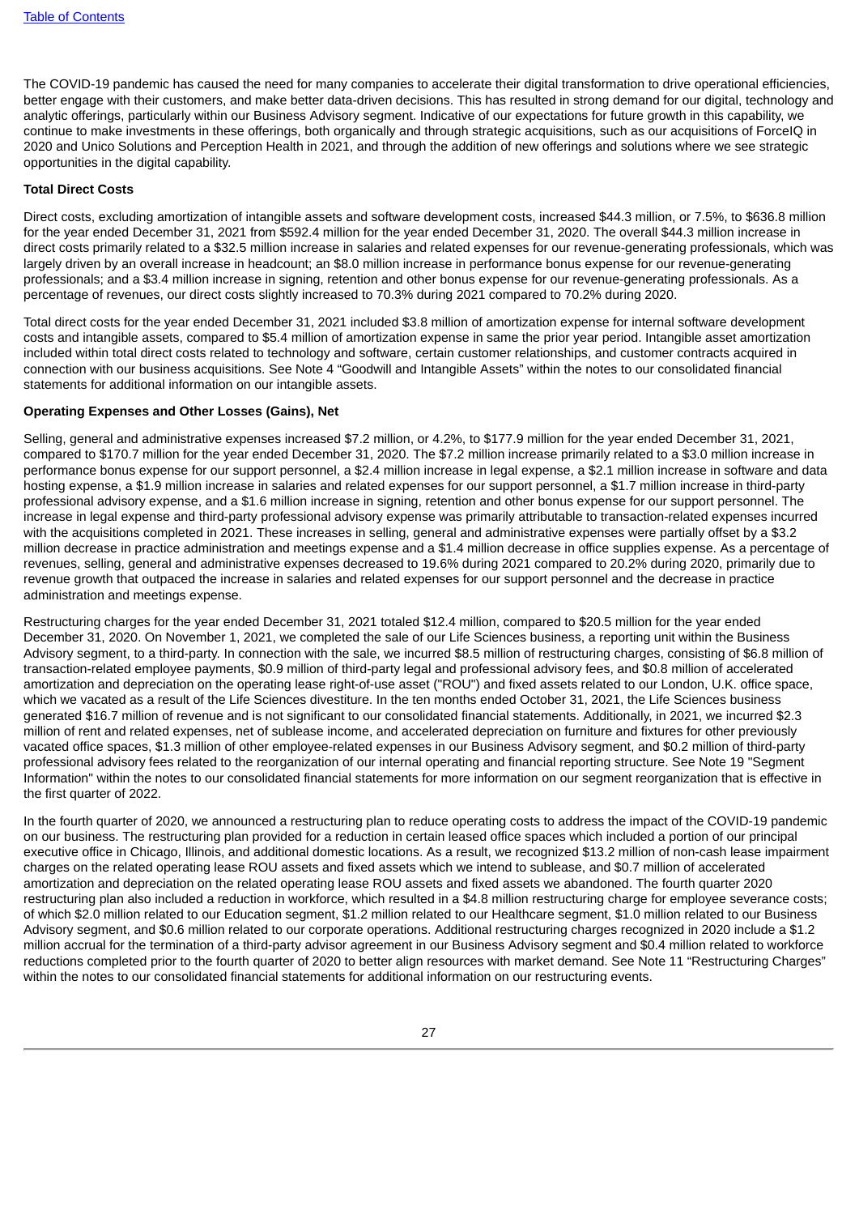The COVID-19 pandemic has caused the need for many companies to accelerate their digital transformation to drive operational efficiencies, better engage with their customers, and make better data-driven decisions. This has resulted in strong demand for our digital, technology and analytic offerings, particularly within our Business Advisory segment. Indicative of our expectations for future growth in this capability, we continue to make investments in these offerings, both organically and through strategic acquisitions, such as our acquisitions of ForceIQ in 2020 and Unico Solutions and Perception Health in 2021, and through the addition of new offerings and solutions where we see strategic opportunities in the digital capability.

**Total Direct Costs**

Direct costs, excluding amortization of intangible assets and software development costs, increased $44.3 million, or 7.5%, to $636.8 million for the year ended December 31, 2021 from $592.4 million for the year ended December 31, 2020. The overall $44.3 million increase in direct costs primarily related to a $32.5 million increase in salaries and related expenses for our revenue-generating professionals, which was largely driven by an overall increase in headcount; an $8.0 million increase in performance bonus expense for our revenue-generating professionals; and a $3.4 million increase in signing, retention and other bonus expense for our revenue-generating professionals. As a percentage of revenues, our direct costs slightly increased to 70.3% during 2021 compared to 70.2% during 2020.

Total direct costs for the year ended December 31, 2021 included $3.8 million of amortization expense for internal software development costs and intangible assets, compared to $5.4 million of amortization expense in same the prior year period. Intangible asset amortization included within total direct costs related to technology and software, certain customer relationships, and customer contracts acquired in connection with our business acquisitions. See Note 4 "Goodwill and Intangible Assets" within the notes to our consolidated financial statements for additional information on our intangible assets.

**Operating Expenses and Other Losses (Gains), Net**

Selling, general and administrative expenses increased $7.2 million, or 4.2%, to $177.9 million for the year ended December 31, 2021, compared to $170.7 million for the year ended December 31, 2020. The $7.2 million increase primarily related to a $3.0 million increase in performance bonus expense for our support personnel, a $2.4 million increase in legal expense, a $2.1 million increase in software and data hosting expense, a $1.9 million increase in salaries and related expenses for our support personnel, a $1.7 million increase in third-party professional advisory expense, and a $1.6 million increase in signing, retention and other bonus expense for our support personnel. The increase in legal expense and third-party professional advisory expense was primarily attributable to transaction-related expenses incurred with the acquisitions completed in 2021. These increases in selling, general and administrative expenses were partially offset by a $3.2 million decrease in practice administration and meetings expense and a $1.4 million decrease in office supplies expense. As a percentage of revenues, selling, general and administrative expenses decreased to 19.6% during 2021 compared to 20.2% during 2020, primarily due to revenue growth that outpaced the increase in salaries and related expenses for our support personnel and the decrease in practice administration and meetings expense.

Restructuring charges for the year ended December 31, 2021 totaled $12.4 million, compared to $20.5 million for the year ended December 31, 2020. On November 1, 2021, we completed the sale of our Life Sciences business, a reporting unit within the Business Advisory segment, to a third-party. In connection with the sale, we incurred $8.5 million of restructuring charges, consisting of $6.8 million of transaction-related employee payments, $0.9 million of third-party legal and professional advisory fees, and $0.8 million of accelerated amortization and depreciation on the operating lease right-of-use asset ("ROU") and fixed assets related to our London, U.K. office space, which we vacated as a result of the Life Sciences divestiture. In the ten months ended October 31, 2021, the Life Sciences business generated $16.7 million of revenue and is not significant to our consolidated financial statements. Additionally, in 2021, we incurred $2.3 million of rent and related expenses, net of sublease income, and accelerated depreciation on furniture and fixtures for other previously vacated office spaces, $1.3 million of other employee-related expenses in our Business Advisory segment, and $0.2 million of third-party professional advisory fees related to the reorganization of our internal operating and financial reporting structure. See Note 19 "Segment Information" within the notes to our consolidated financial statements for more information on our segment reorganization that is effective in the first quarter of 2022.

In the fourth quarter of 2020, we announced a restructuring plan to reduce operating costs to address the impact of the COVID-19 pandemic on our business. The restructuring plan provided for a reduction in certain leased office spaces which included a portion of our principal executive office in Chicago, Illinois, and additional domestic locations. As a result, we recognized $13.2 million of non-cash lease impairment charges on the related operating lease ROU assets and fixed assets which we intend to sublease, and $0.7 million of accelerated amortization and depreciation on the related operating lease ROU assets and fixed assets we abandoned. The fourth quarter 2020 restructuring plan also included a reduction in workforce, which resulted in a $4.8 million restructuring charge for employee severance costs; of which $2.0 million related to our Education segment, $1.2 million related to our Healthcare segment, $1.0 million related to our Business Advisory segment, and $0.6 million related to our corporate operations. Additional restructuring charges recognized in 2020 include a $1.2 million accrual for the termination of a third-party advisor agreement in our Business Advisory segment and $0.4 million related to workforce reductions completed prior to the fourth quarter of 2020 to better align resources with market demand. See Note 11 "Restructuring Charges" within the notes to our consolidated financial statements for additional information on our restructuring events.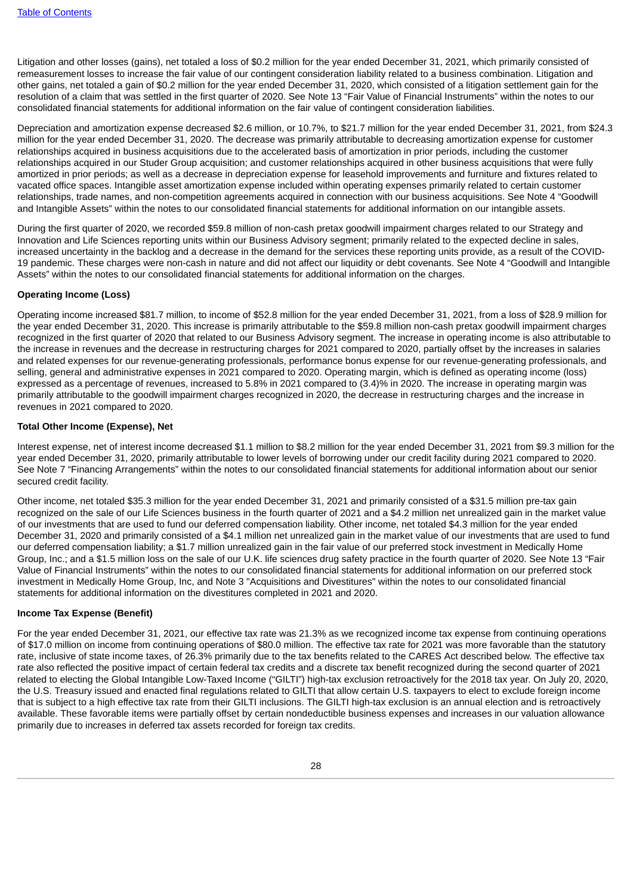Litigation and other losses (gains), net totaled a loss of $0.2 million for the year ended December 31, 2021, which primarily consisted of remeasurement losses to increase the fair value of our contingent consideration liability related to a business combination. Litigation and other gains, net totaled a gain of $0.2 million for the year ended December 31, 2020, which consisted of a litigation settlement gain for the resolution of a claim that was settled in the first quarter of 2020. See Note 13 “Fair Value of Financial Instruments” within the notes to our consolidated financial statements for additional information on the fair value of contingent consideration liabilities.

Depreciation and amortization expense decreased $2.6 million, or 10.7%, to $21.7 million for the year ended December 31, 2021, from $24.3 million for the year ended December 31, 2020. The decrease was primarily attributable to decreasing amortization expense for customer relationships acquired in business acquisitions due to the accelerated basis of amortization in prior periods, including the customer relationships acquired in our Studer Group acquisition; and customer relationships acquired in other business acquisitions that were fully amortized in prior periods; as well as a decrease in depreciation expense for leasehold improvements and furniture and fixtures related to vacated office spaces. Intangible asset amortization expense included within operating expenses primarily related to certain customer relationships, trade names, and non-competition agreements acquired in connection with our business acquisitions. See Note 4 “Goodwill and Intangible Assets” within the notes to our consolidated financial statements for additional information on our intangible assets.

During the first quarter of 2020, we recorded $59.8 million of non-cash pretax goodwill impairment charges related to our Strategy and Innovation and Life Sciences reporting units within our Business Advisory segment; primarily related to the expected decline in sales, increased uncertainty in the backlog and a decrease in the demand for the services these reporting units provide, as a result of the COVID-19 pandemic. These charges were non-cash in nature and did not affect our liquidity or debt covenants. See Note 4 “Goodwill and Intangible Assets” within the notes to our consolidated financial statements for additional information on the charges.

**Operating Income (Loss)**

Operating income increased $81.7 million, to income of $52.8 million for the year ended December 31, 2021, from a loss of $28.9 million for the year ended December 31, 2020. This increase is primarily attributable to the $59.8 million non-cash pretax goodwill impairment charges recognized in the first quarter of 2020 that related to our Business Advisory segment. The increase in operating income is also attributable to the increase in revenues and the decrease in restructuring charges for 2021 compared to 2020, partially offset by the increases in salaries and related expenses for our revenue-generating professionals, performance bonus expense for our revenue-generating professionals, and selling, general and administrative expenses in 2021 compared to 2020. Operating margin, which is defined as operating income (loss) expressed as a percentage of revenues, increased to 5.8% in 2021 compared to (3.4)% in 2020. The increase in operating margin was primarily attributable to the goodwill impairment charges recognized in 2020, the decrease in restructuring charges and the increase in revenues in 2021 compared to 2020.

**Total Other Income (Expense), Net**

Interest expense, net of interest income decreased $1.1 million to $8.2 million for the year ended December 31, 2021 from $9.3 million for the year ended December 31, 2020, primarily attributable to lower levels of borrowing under our credit facility during 2021 compared to 2020. See Note 7 “Financing Arrangements” within the notes to our consolidated financial statements for additional information about our senior secured credit facility.

Other income, net totaled $35.3 million for the year ended December 31, 2021 and primarily consisted of a $31.5 million pre-tax gain recognized on the sale of our Life Sciences business in the fourth quarter of 2021 and a $4.2 million net unrealized gain in the market value of our investments that are used to fund our deferred compensation liability. Other income, net totaled $4.3 million for the year ended December 31, 2020 and primarily consisted of a $4.1 million net unrealized gain in the market value of our investments that are used to fund our deferred compensation liability; a $1.7 million unrealized gain in the fair value of our preferred stock investment in Medically Home Group, Inc.; and a $1.5 million loss on the sale of our U.K. life sciences drug safety practice in the fourth quarter of 2020. See Note 13 “Fair Value of Financial Instruments” within the notes to our consolidated financial statements for additional information on our preferred stock investment in Medically Home Group, Inc, and Note 3 "Acquisitions and Divestitures" within the notes to our consolidated financial statements for additional information on the divestitures completed in 2021 and 2020.

**Income Tax Expense (Benefit)**

For the year ended December 31, 2021, our effective tax rate was 21.3% as we recognized income tax expense from continuing operations of $17.0 million on income from continuing operations of $80.0 million. The effective tax rate for 2021 was more favorable than the statutory rate, inclusive of state income taxes, of 26.3% primarily due to the tax benefits related to the CARES Act described below. The effective tax rate also reflected the positive impact of certain federal tax credits and a discrete tax benefit recognized during the second quarter of 2021 related to electing the Global Intangible Low-Taxed Income (“GILTI”) high-tax exclusion retroactively for the 2018 tax year. On July 20, 2020, the U.S. Treasury issued and enacted final regulations related to GILTI that allow certain U.S. taxpayers to elect to exclude foreign income that is subject to a high effective tax rate from their GILTI inclusions. The GILTI high-tax exclusion is an annual election and is retroactively available. These favorable items were partially offset by certain nondeductible business expenses and increases in our valuation allowance primarily due to increases in deferred tax assets recorded for foreign tax credits.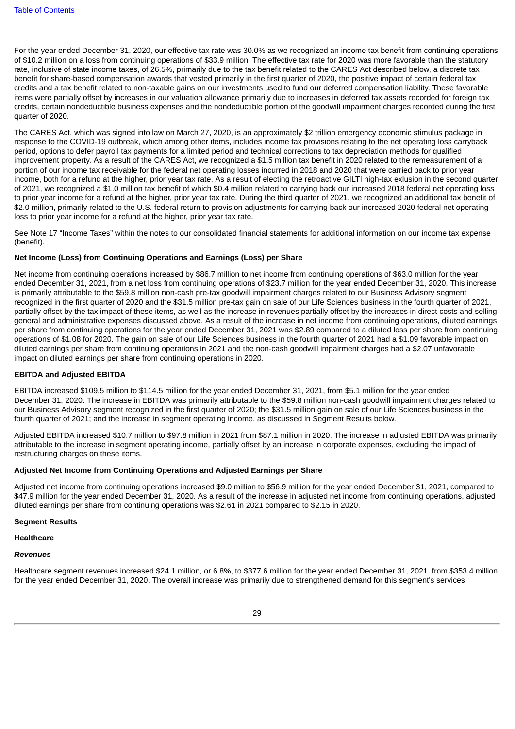For the year ended December 31, 2020, our effective tax rate was 30.0% as we recognized an income tax benefit from continuing operations of $10.2 million on a loss from continuing operations of $33.9 million. The effective tax rate for 2020 was more favorable than the statutory rate, inclusive of state income taxes, of 26.5%, primarily due to the tax benefit related to the CARES Act described below, a discrete tax benefit for share-based compensation awards that vested primarily in the first quarter of 2020, the positive impact of certain federal tax credits and a tax benefit related to non-taxable gains on our investments used to fund our deferred compensation liability. These favorable items were partially offset by increases in our valuation allowance primarily due to increases in deferred tax assets recorded for foreign tax credits, certain nondeductible business expenses and the nondeductible portion of the goodwill impairment charges recorded during the first quarter of 2020.

The CARES Act, which was signed into law on March 27, 2020, is an approximately $2 trillion emergency economic stimulus package in response to the COVID-19 outbreak, which among other items, includes income tax provisions relating to the net operating loss carryback period, options to defer payroll tax payments for a limited period and technical corrections to tax depreciation methods for qualified improvement property. As a result of the CARES Act, we recognized a $1.5 million tax benefit in 2020 related to the remeasurement of a portion of our income tax receivable for the federal net operating losses incurred in 2018 and 2020 that were carried back to prior year income, both for a refund at the higher, prior year tax rate. As a result of electing the retroactive GILTI high-tax exclusion in the second quarter of 2021, we recognized a $1.0 million tax benefit of which $0.4 million related to carrying back our increased 2018 federal net operating loss to prior year income for a refund at the higher, prior year tax rate. During the third quarter of 2021, we recognized an additional tax benefit of $2.0 million, primarily related to the U.S. federal return to provision adjustments for carrying back our increased 2020 federal net operating loss to prior year income for a refund at the higher, prior year tax rate.

See Note 17 "Income Taxes" within the notes to our consolidated financial statements for additional information on our income tax expense (benefit).

**Net Income (Loss) from Continuing Operations and Earnings (Loss) per Share**

Net income from continuing operations increased by $86.7 million to net income from continuing operations of $63.0 million for the year ended December 31, 2021, from a net loss from continuing operations of $23.7 million for the year ended December 31, 2020. This increase is primarily attributable to the $59.8 million non-cash pre-tax goodwill impairment charges related to our Business Advisory segment recognized in the first quarter of 2020 and the $31.5 million pre-tax gain on sale of our Life Sciences business in the fourth quarter of 2021, partially offset by the tax impact of these items, as well as the increase in revenues partially offset by the increases in direct costs and selling, general and administrative expenses discussed above. As a result of the increase in net income from continuing operations, diluted earnings per share from continuing operations for the year ended December 31, 2021 was $2.89 compared to a diluted loss per share from continuing operations of $1.08 for 2020. The gain on sale of our Life Sciences business in the fourth quarter of 2021 had a $1.09 favorable impact on diluted earnings per share from continuing operations in 2021 and the non-cash goodwill impairment charges had a $2.07 unfavorable impact on diluted earnings per share from continuing operations in 2020.

**EBITDA and Adjusted EBITDA**

EBITDA increased $109.5 million to $114.5 million for the year ended December 31, 2021, from $5.1 million for the year ended December 31, 2020. The increase in EBITDA was primarily attributable to the $59.8 million non-cash goodwill impairment charges related to our Business Advisory segment recognized in the first quarter of 2020; the $31.5 million gain on sale of our Life Sciences business in the fourth quarter of 2021; and the increase in segment operating income, as discussed in Segment Results below.

Adjusted EBITDA increased $10.7 million to $97.8 million in 2021 from $87.1 million in 2020. The increase in adjusted EBITDA was primarily attributable to the increase in segment operating income, partially offset by an increase in corporate expenses, excluding the impact of restructuring charges on these items.

**Adjusted Net Income from Continuing Operations and Adjusted Earnings per Share**

Adjusted net income from continuing operations increased $9.0 million to $56.9 million for the year ended December 31, 2021, compared to $47.9 million for the year ended December 31, 2020. As a result of the increase in adjusted net income from continuing operations, adjusted diluted earnings per share from continuing operations was $2.61 in 2021 compared to $2.15 in 2020.

**Segment Results**

**Healthcare**

***Revenues***

Healthcare segment revenues increased $24.1 million, or 6.8%, to $377.6 million for the year ended December 31, 2021, from $353.4 million for the year ended December 31, 2020. The overall increase was primarily due to strengthened demand for this segment's services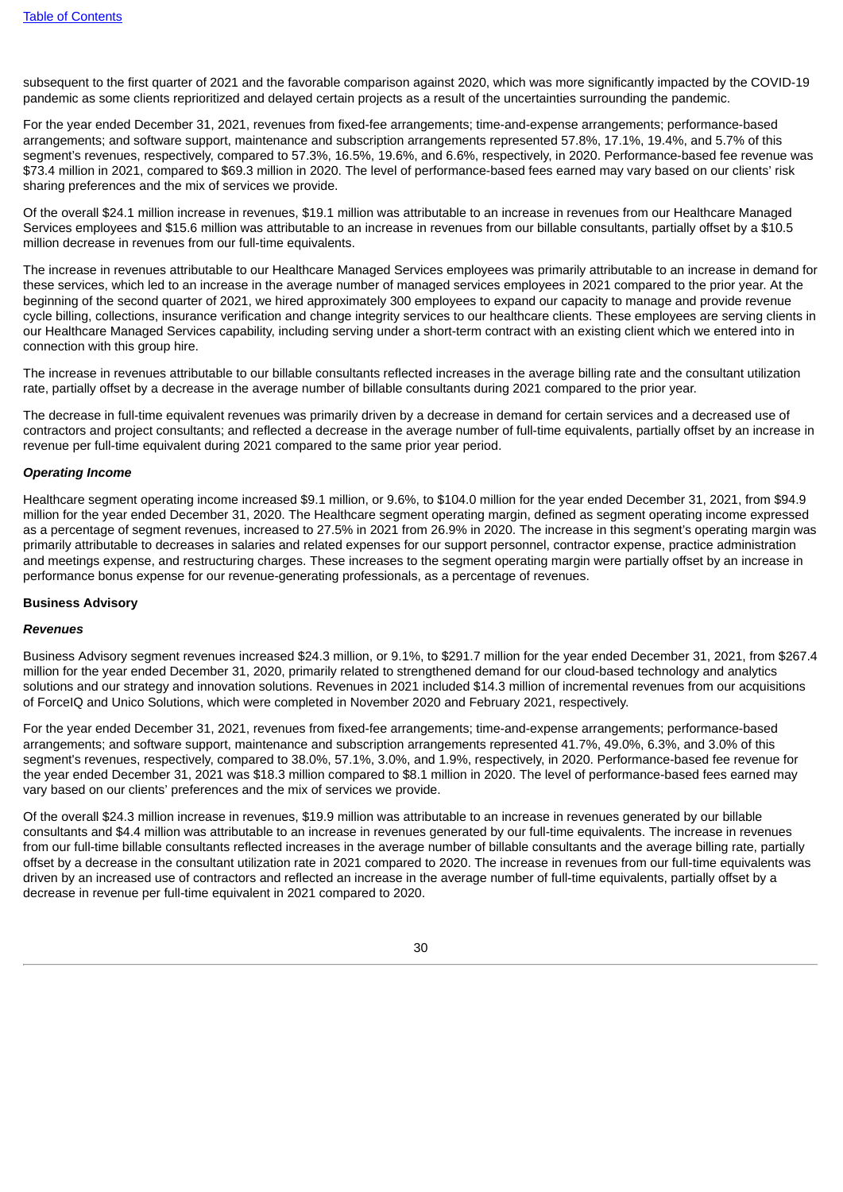subsequent to the first quarter of 2021 and the favorable comparison against 2020, which was more significantly impacted by the COVID-19 pandemic as some clients reprioritized and delayed certain projects as a result of the uncertainties surrounding the pandemic.

For the year ended December 31, 2021, revenues from fixed-fee arrangements; time-and-expense arrangements; performance-based arrangements; and software support, maintenance and subscription arrangements represented 57.8%, 17.1%, 19.4%, and 5.7% of this segment's revenues, respectively, compared to 57.3%, 16.5%, 19.6%, and 6.6%, respectively, in 2020. Performance-based fee revenue was $73.4 million in 2021, compared to $69.3 million in 2020. The level of performance-based fees earned may vary based on our clients' risk sharing preferences and the mix of services we provide.

Of the overall $24.1 million increase in revenues, $19.1 million was attributable to an increase in revenues from our Healthcare Managed Services employees and $15.6 million was attributable to an increase in revenues from our billable consultants, partially offset by a $10.5 million decrease in revenues from our full-time equivalents.

The increase in revenues attributable to our Healthcare Managed Services employees was primarily attributable to an increase in demand for these services, which led to an increase in the average number of managed services employees in 2021 compared to the prior year. At the beginning of the second quarter of 2021, we hired approximately 300 employees to expand our capacity to manage and provide revenue cycle billing, collections, insurance verification and change integrity services to our healthcare clients. These employees are serving clients in our Healthcare Managed Services capability, including serving under a short-term contract with an existing client which we entered into in connection with this group hire.

The increase in revenues attributable to our billable consultants reflected increases in the average billing rate and the consultant utilization rate, partially offset by a decrease in the average number of billable consultants during 2021 compared to the prior year.

The decrease in full-time equivalent revenues was primarily driven by a decrease in demand for certain services and a decreased use of contractors and project consultants; and reflected a decrease in the average number of full-time equivalents, partially offset by an increase in revenue per full-time equivalent during 2021 compared to the same prior year period.

***Operating Income***

Healthcare segment operating income increased $9.1 million, or 9.6%, to $104.0 million for the year ended December 31, 2021, from $94.9 million for the year ended December 31, 2020. The Healthcare segment operating margin, defined as segment operating income expressed as a percentage of segment revenues, increased to 27.5% in 2021 from 26.9% in 2020. The increase in this segment's operating margin was primarily attributable to decreases in salaries and related expenses for our support personnel, contractor expense, practice administration and meetings expense, and restructuring charges. These increases to the segment operating margin were partially offset by an increase in performance bonus expense for our revenue-generating professionals, as a percentage of revenues.

**Business Advisory**

***Revenues***

Business Advisory segment revenues increased $24.3 million, or 9.1%, to $291.7 million for the year ended December 31, 2021, from $267.4 million for the year ended December 31, 2020, primarily related to strengthened demand for our cloud-based technology and analytics solutions and our strategy and innovation solutions. Revenues in 2021 included $14.3 million of incremental revenues from our acquisitions of ForceIQ and Unico Solutions, which were completed in November 2020 and February 2021, respectively.

For the year ended December 31, 2021, revenues from fixed-fee arrangements; time-and-expense arrangements; performance-based arrangements; and software support, maintenance and subscription arrangements represented 41.7%, 49.0%, 6.3%, and 3.0% of this segment's revenues, respectively, compared to 38.0%, 57.1%, 3.0%, and 1.9%, respectively, in 2020. Performance-based fee revenue for the year ended December 31, 2021 was $18.3 million compared to $8.1 million in 2020. The level of performance-based fees earned may vary based on our clients' preferences and the mix of services we provide.

Of the overall $24.3 million increase in revenues, $19.9 million was attributable to an increase in revenues generated by our billable consultants and $4.4 million was attributable to an increase in revenues generated by our full-time equivalents. The increase in revenues from our full-time billable consultants reflected increases in the average number of billable consultants and the average billing rate, partially offset by a decrease in the consultant utilization rate in 2021 compared to 2020. The increase in revenues from our full-time equivalents was driven by an increased use of contractors and reflected an increase in the average number of full-time equivalents, partially offset by a decrease in revenue per full-time equivalent in 2021 compared to 2020.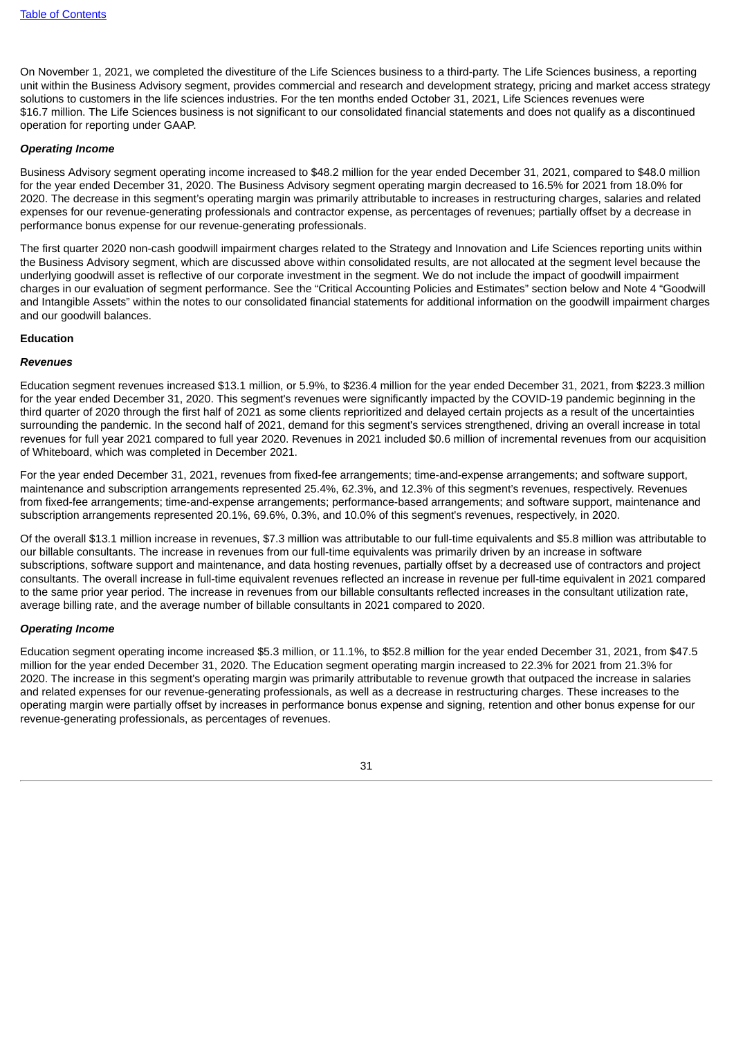On November 1, 2021, we completed the divestiture of the Life Sciences business to a third-party. The Life Sciences business, a reporting unit within the Business Advisory segment, provides commercial and research and development strategy, pricing and market access strategy solutions to customers in the life sciences industries. For the ten months ended October 31, 2021, Life Sciences revenues were $16.7 million. The Life Sciences business is not significant to our consolidated financial statements and does not qualify as a discontinued operation for reporting under GAAP.

***Operating Income***

Business Advisory segment operating income increased to $48.2 million for the year ended December 31, 2021, compared to $48.0 million for the year ended December 31, 2020. The Business Advisory segment operating margin decreased to 16.5% for 2021 from 18.0% for 2020. The decrease in this segment's operating margin was primarily attributable to increases in restructuring charges, salaries and related expenses for our revenue-generating professionals and contractor expense, as percentages of revenues; partially offset by a decrease in performance bonus expense for our revenue-generating professionals.

The first quarter 2020 non-cash goodwill impairment charges related to the Strategy and Innovation and Life Sciences reporting units within the Business Advisory segment, which are discussed above within consolidated results, are not allocated at the segment level because the underlying goodwill asset is reflective of our corporate investment in the segment. We do not include the impact of goodwill impairment charges in our evaluation of segment performance. See the "Critical Accounting Policies and Estimates" section below and Note 4 "Goodwill and Intangible Assets" within the notes to our consolidated financial statements for additional information on the goodwill impairment charges and our goodwill balances.

**Education**

***Revenues***

Education segment revenues increased $13.1 million, or 5.9%, to $236.4 million for the year ended December 31, 2021, from $223.3 million for the year ended December 31, 2020. This segment's revenues were significantly impacted by the COVID-19 pandemic beginning in the third quarter of 2020 through the first half of 2021 as some clients reprioritized and delayed certain projects as a result of the uncertainties surrounding the pandemic. In the second half of 2021, demand for this segment's services strengthened, driving an overall increase in total revenues for full year 2021 compared to full year 2020. Revenues in 2021 included $0.6 million of incremental revenues from our acquisition of Whiteboard, which was completed in December 2021.

For the year ended December 31, 2021, revenues from fixed-fee arrangements; time-and-expense arrangements; and software support, maintenance and subscription arrangements represented 25.4%, 62.3%, and 12.3% of this segment's revenues, respectively. Revenues from fixed-fee arrangements; time-and-expense arrangements; performance-based arrangements; and software support, maintenance and subscription arrangements represented 20.1%, 69.6%, 0.3%, and 10.0% of this segment's revenues, respectively, in 2020.

Of the overall $13.1 million increase in revenues, $7.3 million was attributable to our full-time equivalents and $5.8 million was attributable to our billable consultants. The increase in revenues from our full-time equivalents was primarily driven by an increase in software subscriptions, software support and maintenance, and data hosting revenues, partially offset by a decreased use of contractors and project consultants. The overall increase in full-time equivalent revenues reflected an increase in revenue per full-time equivalent in 2021 compared to the same prior year period. The increase in revenues from our billable consultants reflected increases in the consultant utilization rate, average billing rate, and the average number of billable consultants in 2021 compared to 2020.

***Operating Income***

Education segment operating income increased $5.3 million, or 11.1%, to $52.8 million for the year ended December 31, 2021, from $47.5 million for the year ended December 31, 2020. The Education segment operating margin increased to 22.3% for 2021 from 21.3% for 2020. The increase in this segment's operating margin was primarily attributable to revenue growth that outpaced the increase in salaries and related expenses for our revenue-generating professionals, as well as a decrease in restructuring charges. These increases to the operating margin were partially offset by increases in performance bonus expense and signing, retention and other bonus expense for our revenue-generating professionals, as percentages of revenues.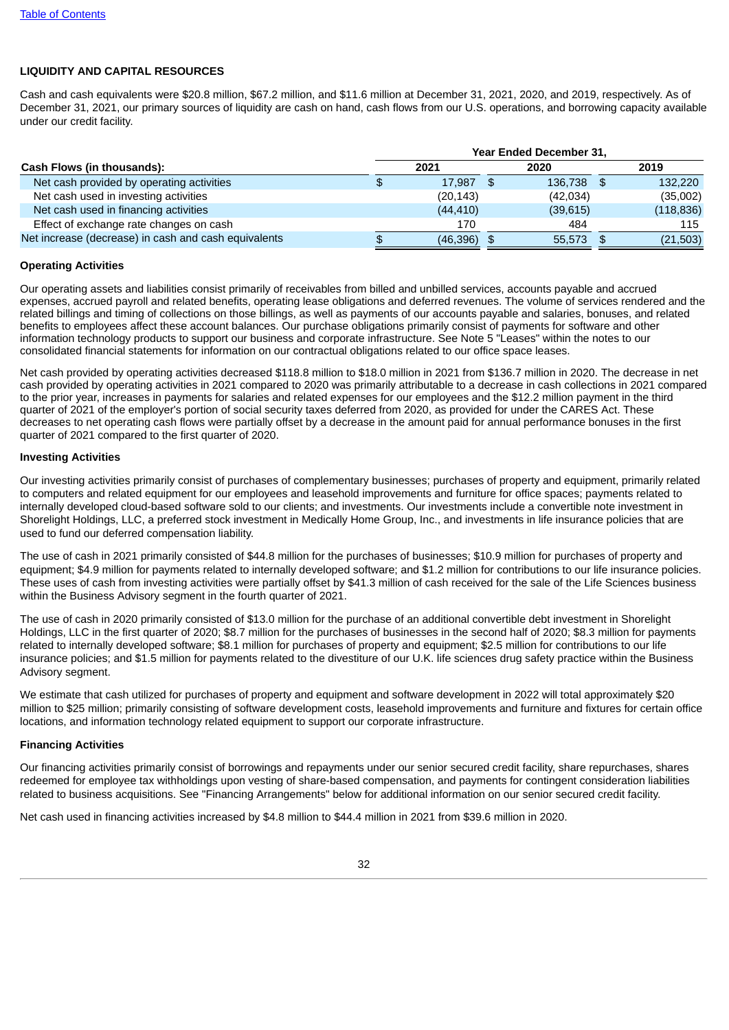## LIQUIDITY AND CAPITAL RESOURCES

Cash and cash equivalents were $20.8 million, $67.2 million, and $11.6 million at December 31, 2021, 2020, and 2019, respectively. As of December 31, 2021, our primary sources of liquidity are cash on hand, cash flows from our U.S. operations, and borrowing capacity available under our credit facility.

| Cash Flows (in thousands): | Year Ended December 31, | | |
|---|---|---|---|
| | 2021 | 2020 | 2019 |
| Net cash provided by operating activities | $ 17,987 | $ 136,738 | $ 132,220 |
| Net cash used in investing activities | (20,143) | (42,034) | (35,002) |
| Net cash used in financing activities | (44,410) | (39,615) | (118,836) |
| Effect of exchange rate changes on cash | 170 | 484 | 115 |
| Net increase (decrease) in cash and cash equivalents | $ (46,396) | $ 55,573 | $ (21,503) |

### Operating Activities

Our operating assets and liabilities consist primarily of receivables from billed and unbilled services, accounts payable and accrued expenses, accrued payroll and related benefits, operating lease obligations and deferred revenues. The volume of services rendered and the related billings and timing of collections on those billings, as well as payments of our accounts payable and salaries, bonuses, and related benefits to employees affect these account balances. Our purchase obligations primarily consist of payments for software and other information technology products to support our business and corporate infrastructure. See Note 5 "Leases" within the notes to our consolidated financial statements for information on our contractual obligations related to our office space leases.

Net cash provided by operating activities decreased $118.8 million to $18.0 million in 2021 from $136.7 million in 2020. The decrease in net cash provided by operating activities in 2021 compared to 2020 was primarily attributable to a decrease in cash collections in 2021 compared to the prior year, increases in payments for salaries and related expenses for our employees and the $12.2 million payment in the third quarter of 2021 of the employer's portion of social security taxes deferred from 2020, as provided for under the CARES Act. These decreases to net operating cash flows were partially offset by a decrease in the amount paid for annual performance bonuses in the first quarter of 2021 compared to the first quarter of 2020.

### Investing Activities

Our investing activities primarily consist of purchases of complementary businesses; purchases of property and equipment, primarily related to computers and related equipment for our employees and leasehold improvements and furniture for office spaces; payments related to internally developed cloud-based software sold to our clients; and investments. Our investments include a convertible note investment in Shorelight Holdings, LLC, a preferred stock investment in Medically Home Group, Inc., and investments in life insurance policies that are used to fund our deferred compensation liability.

The use of cash in 2021 primarily consisted of $44.8 million for the purchases of businesses; $10.9 million for purchases of property and equipment; $4.9 million for payments related to internally developed software; and $1.2 million for contributions to our life insurance policies. These uses of cash from investing activities were partially offset by $41.3 million of cash received for the sale of the Life Sciences business within the Business Advisory segment in the fourth quarter of 2021.

The use of cash in 2020 primarily consisted of $13.0 million for the purchase of an additional convertible debt investment in Shorelight Holdings, LLC in the first quarter of 2020; $8.7 million for the purchases of businesses in the second half of 2020; $8.3 million for payments related to internally developed software; $8.1 million for purchases of property and equipment; $2.5 million for contributions to our life insurance policies; and $1.5 million for payments related to the divestiture of our U.K. life sciences drug safety practice within the Business Advisory segment.

We estimate that cash utilized for purchases of property and equipment and software development in 2022 will total approximately $20 million to $25 million; primarily consisting of software development costs, leasehold improvements and furniture and fixtures for certain office locations, and information technology related equipment to support our corporate infrastructure.

### Financing Activities

Our financing activities primarily consist of borrowings and repayments under our senior secured credit facility, share repurchases, shares redeemed for employee tax withholdings upon vesting of share-based compensation, and payments for contingent consideration liabilities related to business acquisitions. See "Financing Arrangements" below for additional information on our senior secured credit facility.

Net cash used in financing activities increased by $4.8 million to $44.4 million in 2021 from $39.6 million in 2020.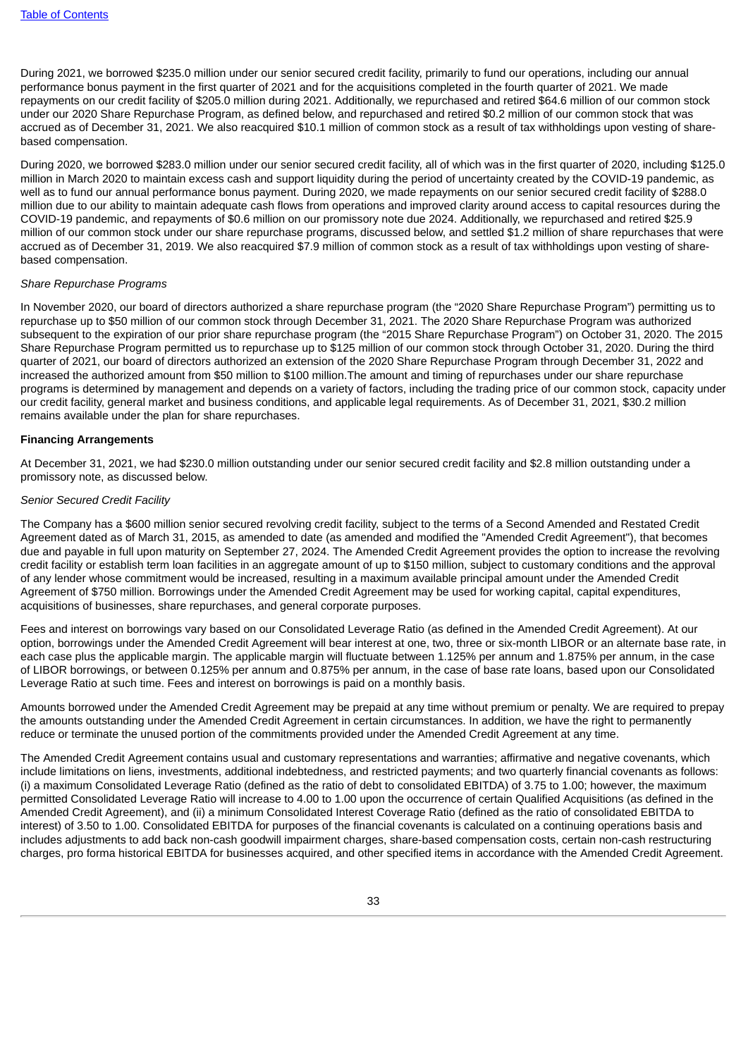During 2021, we borrowed $235.0 million under our senior secured credit facility, primarily to fund our operations, including our annual performance bonus payment in the first quarter of 2021 and for the acquisitions completed in the fourth quarter of 2021. We made repayments on our credit facility of $205.0 million during 2021. Additionally, we repurchased and retired $64.6 million of our common stock under our 2020 Share Repurchase Program, as defined below, and repurchased and retired $0.2 million of our common stock that was accrued as of December 31, 2021. We also reacquired $10.1 million of common stock as a result of tax withholdings upon vesting of share-based compensation.

During 2020, we borrowed $283.0 million under our senior secured credit facility, all of which was in the first quarter of 2020, including $125.0 million in March 2020 to maintain excess cash and support liquidity during the period of uncertainty created by the COVID-19 pandemic, as well as to fund our annual performance bonus payment. During 2020, we made repayments on our senior secured credit facility of $288.0 million due to our ability to maintain adequate cash flows from operations and improved clarity around access to capital resources during the COVID-19 pandemic, and repayments of $0.6 million on our promissory note due 2024. Additionally, we repurchased and retired $25.9 million of our common stock under our share repurchase programs, discussed below, and settled $1.2 million of share repurchases that were accrued as of December 31, 2019. We also reacquired $7.9 million of common stock as a result of tax withholdings upon vesting of share-based compensation.

*Share Repurchase Programs*

In November 2020, our board of directors authorized a share repurchase program (the “2020 Share Repurchase Program”) permitting us to repurchase up to $50 million of our common stock through December 31, 2021. The 2020 Share Repurchase Program was authorized subsequent to the expiration of our prior share repurchase program (the “2015 Share Repurchase Program”) on October 31, 2020. The 2015 Share Repurchase Program permitted us to repurchase up to $125 million of our common stock through October 31, 2020. During the third quarter of 2021, our board of directors authorized an extension of the 2020 Share Repurchase Program through December 31, 2022 and increased the authorized amount from $50 million to $100 million.The amount and timing of repurchases under our share repurchase programs is determined by management and depends on a variety of factors, including the trading price of our common stock, capacity under our credit facility, general market and business conditions, and applicable legal requirements. As of December 31, 2021, $30.2 million remains available under the plan for share repurchases.

**Financing Arrangements**

At December 31, 2021, we had $230.0 million outstanding under our senior secured credit facility and $2.8 million outstanding under a promissory note, as discussed below.

*Senior Secured Credit Facility*

The Company has a $600 million senior secured revolving credit facility, subject to the terms of a Second Amended and Restated Credit Agreement dated as of March 31, 2015, as amended to date (as amended and modified the "Amended Credit Agreement"), that becomes due and payable in full upon maturity on September 27, 2024. The Amended Credit Agreement provides the option to increase the revolving credit facility or establish term loan facilities in an aggregate amount of up to $150 million, subject to customary conditions and the approval of any lender whose commitment would be increased, resulting in a maximum available principal amount under the Amended Credit Agreement of $750 million. Borrowings under the Amended Credit Agreement may be used for working capital, capital expenditures, acquisitions of businesses, share repurchases, and general corporate purposes.

Fees and interest on borrowings vary based on our Consolidated Leverage Ratio (as defined in the Amended Credit Agreement). At our option, borrowings under the Amended Credit Agreement will bear interest at one, two, three or six-month LIBOR or an alternate base rate, in each case plus the applicable margin. The applicable margin will fluctuate between 1.125% per annum and 1.875% per annum, in the case of LIBOR borrowings, or between 0.125% per annum and 0.875% per annum, in the case of base rate loans, based upon our Consolidated Leverage Ratio at such time. Fees and interest on borrowings is paid on a monthly basis.

Amounts borrowed under the Amended Credit Agreement may be prepaid at any time without premium or penalty. We are required to prepay the amounts outstanding under the Amended Credit Agreement in certain circumstances. In addition, we have the right to permanently reduce or terminate the unused portion of the commitments provided under the Amended Credit Agreement at any time.

The Amended Credit Agreement contains usual and customary representations and warranties; affirmative and negative covenants, which include limitations on liens, investments, additional indebtedness, and restricted payments; and two quarterly financial covenants as follows: (i) a maximum Consolidated Leverage Ratio (defined as the ratio of debt to consolidated EBITDA) of 3.75 to 1.00; however, the maximum permitted Consolidated Leverage Ratio will increase to 4.00 to 1.00 upon the occurrence of certain Qualified Acquisitions (as defined in the Amended Credit Agreement), and (ii) a minimum Consolidated Interest Coverage Ratio (defined as the ratio of consolidated EBITDA to interest) of 3.50 to 1.00. Consolidated EBITDA for purposes of the financial covenants is calculated on a continuing operations basis and includes adjustments to add back non-cash goodwill impairment charges, share-based compensation costs, certain non-cash restructuring charges, pro forma historical EBITDA for businesses acquired, and other specified items in accordance with the Amended Credit Agreement.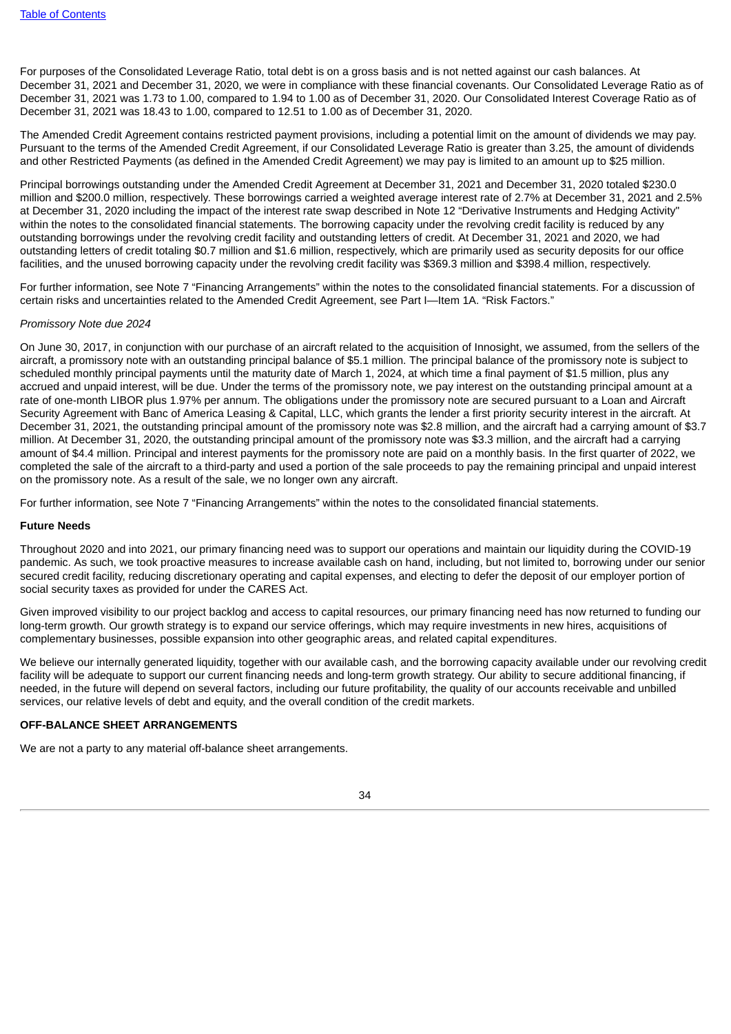For purposes of the Consolidated Leverage Ratio, total debt is on a gross basis and is not netted against our cash balances. At December 31, 2021 and December 31, 2020, we were in compliance with these financial covenants. Our Consolidated Leverage Ratio as of December 31, 2021 was 1.73 to 1.00, compared to 1.94 to 1.00 as of December 31, 2020. Our Consolidated Interest Coverage Ratio as of December 31, 2021 was 18.43 to 1.00, compared to 12.51 to 1.00 as of December 31, 2020.

The Amended Credit Agreement contains restricted payment provisions, including a potential limit on the amount of dividends we may pay. Pursuant to the terms of the Amended Credit Agreement, if our Consolidated Leverage Ratio is greater than 3.25, the amount of dividends and other Restricted Payments (as defined in the Amended Credit Agreement) we may pay is limited to an amount up to $25 million.

Principal borrowings outstanding under the Amended Credit Agreement at December 31, 2021 and December 31, 2020 totaled $230.0 million and $200.0 million, respectively. These borrowings carried a weighted average interest rate of 2.7% at December 31, 2021 and 2.5% at December 31, 2020 including the impact of the interest rate swap described in Note 12 "Derivative Instruments and Hedging Activity" within the notes to the consolidated financial statements. The borrowing capacity under the revolving credit facility is reduced by any outstanding borrowings under the revolving credit facility and outstanding letters of credit. At December 31, 2021 and 2020, we had outstanding letters of credit totaling $0.7 million and $1.6 million, respectively, which are primarily used as security deposits for our office facilities, and the unused borrowing capacity under the revolving credit facility was $369.3 million and $398.4 million, respectively.

For further information, see Note 7 "Financing Arrangements" within the notes to the consolidated financial statements. For a discussion of certain risks and uncertainties related to the Amended Credit Agreement, see Part I—Item 1A. "Risk Factors."

*Promissory Note due 2024*

On June 30, 2017, in conjunction with our purchase of an aircraft related to the acquisition of Innosight, we assumed, from the sellers of the aircraft, a promissory note with an outstanding principal balance of $5.1 million. The principal balance of the promissory note is subject to scheduled monthly principal payments until the maturity date of March 1, 2024, at which time a final payment of $1.5 million, plus any accrued and unpaid interest, will be due. Under the terms of the promissory note, we pay interest on the outstanding principal amount at a rate of one-month LIBOR plus 1.97% per annum. The obligations under the promissory note are secured pursuant to a Loan and Aircraft Security Agreement with Banc of America Leasing & Capital, LLC, which grants the lender a first priority security interest in the aircraft. At December 31, 2021, the outstanding principal amount of the promissory note was $2.8 million, and the aircraft had a carrying amount of $3.7 million. At December 31, 2020, the outstanding principal amount of the promissory note was $3.3 million, and the aircraft had a carrying amount of $4.4 million. Principal and interest payments for the promissory note are paid on a monthly basis. In the first quarter of 2022, we completed the sale of the aircraft to a third-party and used a portion of the sale proceeds to pay the remaining principal and unpaid interest on the promissory note. As a result of the sale, we no longer own any aircraft.

For further information, see Note 7 "Financing Arrangements" within the notes to the consolidated financial statements.

**Future Needs**

Throughout 2020 and into 2021, our primary financing need was to support our operations and maintain our liquidity during the COVID-19 pandemic. As such, we took proactive measures to increase available cash on hand, including, but not limited to, borrowing under our senior secured credit facility, reducing discretionary operating and capital expenses, and electing to defer the deposit of our employer portion of social security taxes as provided for under the CARES Act.

Given improved visibility to our project backlog and access to capital resources, our primary financing need has now returned to funding our long-term growth. Our growth strategy is to expand our service offerings, which may require investments in new hires, acquisitions of complementary businesses, possible expansion into other geographic areas, and related capital expenditures.

We believe our internally generated liquidity, together with our available cash, and the borrowing capacity available under our revolving credit facility will be adequate to support our current financing needs and long-term growth strategy. Our ability to secure additional financing, if needed, in the future will depend on several factors, including our future profitability, the quality of our accounts receivable and unbilled services, our relative levels of debt and equity, and the overall condition of the credit markets.

## OFF-BALANCE SHEET ARRANGEMENTS

We are not a party to any material off-balance sheet arrangements.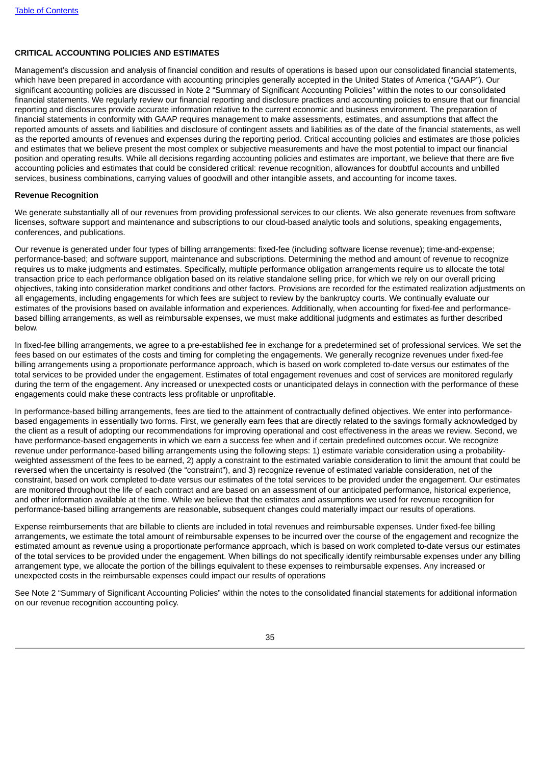## CRITICAL ACCOUNTING POLICIES AND ESTIMATES

Management's discussion and analysis of financial condition and results of operations is based upon our consolidated financial statements, which have been prepared in accordance with accounting principles generally accepted in the United States of America ("GAAP"). Our significant accounting policies are discussed in Note 2 "Summary of Significant Accounting Policies" within the notes to our consolidated financial statements. We regularly review our financial reporting and disclosure practices and accounting policies to ensure that our financial reporting and disclosures provide accurate information relative to the current economic and business environment. The preparation of financial statements in conformity with GAAP requires management to make assessments, estimates, and assumptions that affect the reported amounts of assets and liabilities and disclosure of contingent assets and liabilities as of the date of the financial statements, as well as the reported amounts of revenues and expenses during the reporting period. Critical accounting policies and estimates are those policies and estimates that we believe present the most complex or subjective measurements and have the most potential to impact our financial position and operating results. While all decisions regarding accounting policies and estimates are important, we believe that there are five accounting policies and estimates that could be considered critical: revenue recognition, allowances for doubtful accounts and unbilled services, business combinations, carrying values of goodwill and other intangible assets, and accounting for income taxes.

### Revenue Recognition

We generate substantially all of our revenues from providing professional services to our clients. We also generate revenues from software licenses, software support and maintenance and subscriptions to our cloud-based analytic tools and solutions, speaking engagements, conferences, and publications.

Our revenue is generated under four types of billing arrangements: fixed-fee (including software license revenue); time-and-expense; performance-based; and software support, maintenance and subscriptions. Determining the method and amount of revenue to recognize requires us to make judgments and estimates. Specifically, multiple performance obligation arrangements require us to allocate the total transaction price to each performance obligation based on its relative standalone selling price, for which we rely on our overall pricing objectives, taking into consideration market conditions and other factors. Provisions are recorded for the estimated realization adjustments on all engagements, including engagements for which fees are subject to review by the bankruptcy courts. We continually evaluate our estimates of the provisions based on available information and experiences. Additionally, when accounting for fixed-fee and performance-based billing arrangements, as well as reimbursable expenses, we must make additional judgments and estimates as further described below.

In fixed-fee billing arrangements, we agree to a pre-established fee in exchange for a predetermined set of professional services. We set the fees based on our estimates of the costs and timing for completing the engagements. We generally recognize revenues under fixed-fee billing arrangements using a proportionate performance approach, which is based on work completed to-date versus our estimates of the total services to be provided under the engagement. Estimates of total engagement revenues and cost of services are monitored regularly during the term of the engagement. Any increased or unexpected costs or unanticipated delays in connection with the performance of these engagements could make these contracts less profitable or unprofitable.

In performance-based billing arrangements, fees are tied to the attainment of contractually defined objectives. We enter into performance-based engagements in essentially two forms. First, we generally earn fees that are directly related to the savings formally acknowledged by the client as a result of adopting our recommendations for improving operational and cost effectiveness in the areas we review. Second, we have performance-based engagements in which we earn a success fee when and if certain predefined outcomes occur. We recognize revenue under performance-based billing arrangements using the following steps: 1) estimate variable consideration using a probability-weighted assessment of the fees to be earned, 2) apply a constraint to the estimated variable consideration to limit the amount that could be reversed when the uncertainty is resolved (the "constraint"), and 3) recognize revenue of estimated variable consideration, net of the constraint, based on work completed to-date versus our estimates of the total services to be provided under the engagement. Our estimates are monitored throughout the life of each contract and are based on an assessment of our anticipated performance, historical experience, and other information available at the time. While we believe that the estimates and assumptions we used for revenue recognition for performance-based billing arrangements are reasonable, subsequent changes could materially impact our results of operations.

Expense reimbursements that are billable to clients are included in total revenues and reimbursable expenses. Under fixed-fee billing arrangements, we estimate the total amount of reimbursable expenses to be incurred over the course of the engagement and recognize the estimated amount as revenue using a proportionate performance approach, which is based on work completed to-date versus our estimates of the total services to be provided under the engagement. When billings do not specifically identify reimbursable expenses under any billing arrangement type, we allocate the portion of the billings equivalent to these expenses to reimbursable expenses. Any increased or unexpected costs in the reimbursable expenses could impact our results of operations

See Note 2 "Summary of Significant Accounting Policies" within the notes to the consolidated financial statements for additional information on our revenue recognition accounting policy.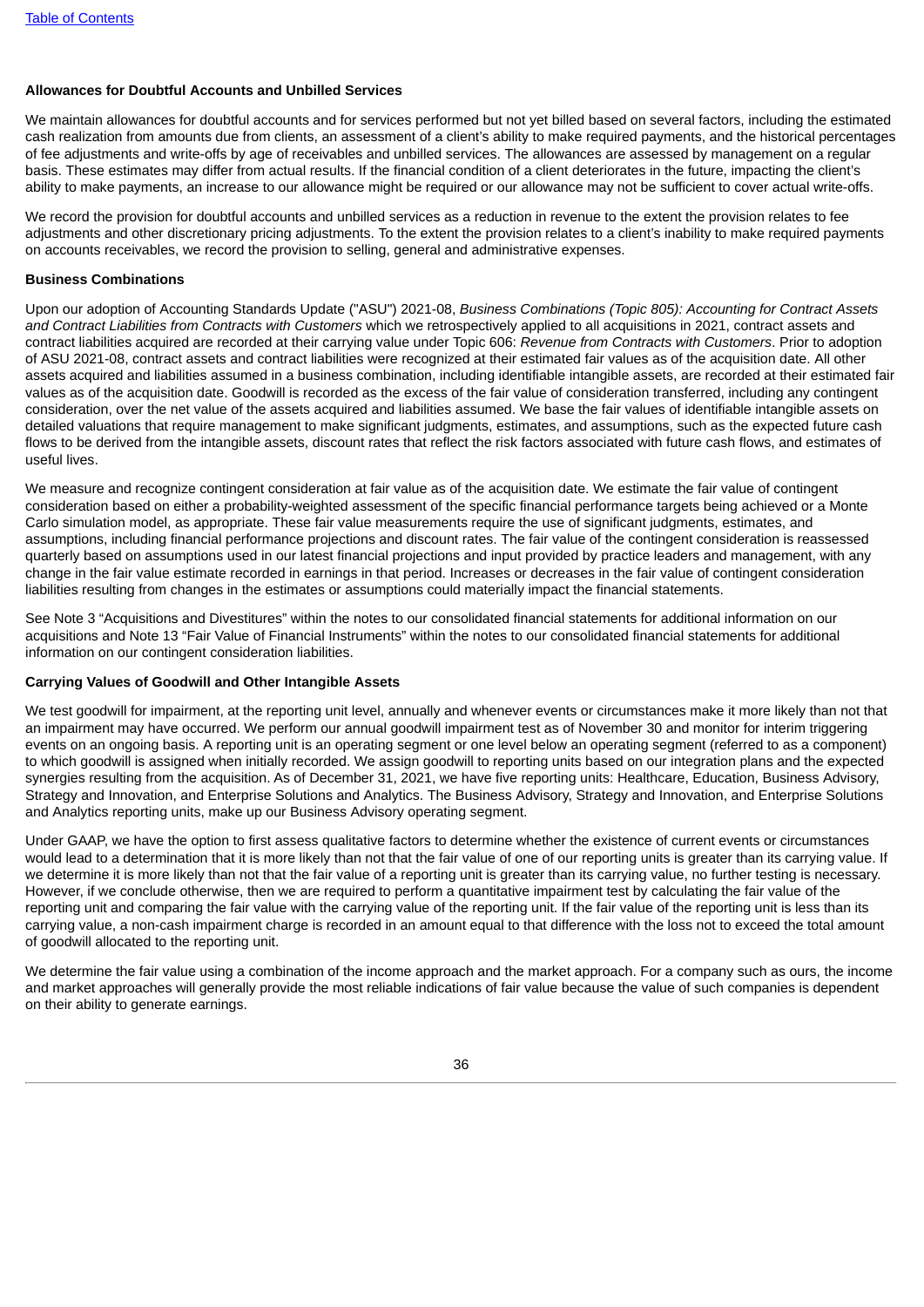**Allowances for Doubtful Accounts and Unbilled Services**

We maintain allowances for doubtful accounts and for services performed but not yet billed based on several factors, including the estimated cash realization from amounts due from clients, an assessment of a client's ability to make required payments, and the historical percentages of fee adjustments and write-offs by age of receivables and unbilled services. The allowances are assessed by management on a regular basis. These estimates may differ from actual results. If the financial condition of a client deteriorates in the future, impacting the client's ability to make payments, an increase to our allowance might be required or our allowance may not be sufficient to cover actual write-offs.

We record the provision for doubtful accounts and unbilled services as a reduction in revenue to the extent the provision relates to fee adjustments and other discretionary pricing adjustments. To the extent the provision relates to a client's inability to make required payments on accounts receivables, we record the provision to selling, general and administrative expenses.

**Business Combinations**

Upon our adoption of Accounting Standards Update ("ASU") 2021-08, *Business Combinations (Topic 805): Accounting for Contract Assets and Contract Liabilities from Contracts with Customers* which we retrospectively applied to all acquisitions in 2021, contract assets and contract liabilities acquired are recorded at their carrying value under Topic 606: *Revenue from Contracts with Customers*. Prior to adoption of ASU 2021-08, contract assets and contract liabilities were recognized at their estimated fair values as of the acquisition date. All other assets acquired and liabilities assumed in a business combination, including identifiable intangible assets, are recorded at their estimated fair values as of the acquisition date. Goodwill is recorded as the excess of the fair value of consideration transferred, including any contingent consideration, over the net value of the assets acquired and liabilities assumed. We base the fair values of identifiable intangible assets on detailed valuations that require management to make significant judgments, estimates, and assumptions, such as the expected future cash flows to be derived from the intangible assets, discount rates that reflect the risk factors associated with future cash flows, and estimates of useful lives.

We measure and recognize contingent consideration at fair value as of the acquisition date. We estimate the fair value of contingent consideration based on either a probability-weighted assessment of the specific financial performance targets being achieved or a Monte Carlo simulation model, as appropriate. These fair value measurements require the use of significant judgments, estimates, and assumptions, including financial performance projections and discount rates. The fair value of the contingent consideration is reassessed quarterly based on assumptions used in our latest financial projections and input provided by practice leaders and management, with any change in the fair value estimate recorded in earnings in that period. Increases or decreases in the fair value of contingent consideration liabilities resulting from changes in the estimates or assumptions could materially impact the financial statements.

See Note 3 "Acquisitions and Divestitures" within the notes to our consolidated financial statements for additional information on our acquisitions and Note 13 "Fair Value of Financial Instruments" within the notes to our consolidated financial statements for additional information on our contingent consideration liabilities.

**Carrying Values of Goodwill and Other Intangible Assets**

We test goodwill for impairment, at the reporting unit level, annually and whenever events or circumstances make it more likely than not that an impairment may have occurred. We perform our annual goodwill impairment test as of November 30 and monitor for interim triggering events on an ongoing basis. A reporting unit is an operating segment or one level below an operating segment (referred to as a component) to which goodwill is assigned when initially recorded. We assign goodwill to reporting units based on our integration plans and the expected synergies resulting from the acquisition. As of December 31, 2021, we have five reporting units: Healthcare, Education, Business Advisory, Strategy and Innovation, and Enterprise Solutions and Analytics. The Business Advisory, Strategy and Innovation, and Enterprise Solutions and Analytics reporting units, make up our Business Advisory operating segment.

Under GAAP, we have the option to first assess qualitative factors to determine whether the existence of current events or circumstances would lead to a determination that it is more likely than not that the fair value of one of our reporting units is greater than its carrying value. If we determine it is more likely than not that the fair value of a reporting unit is greater than its carrying value, no further testing is necessary. However, if we conclude otherwise, then we are required to perform a quantitative impairment test by calculating the fair value of the reporting unit and comparing the fair value with the carrying value of the reporting unit. If the fair value of the reporting unit is less than its carrying value, a non-cash impairment charge is recorded in an amount equal to that difference with the loss not to exceed the total amount of goodwill allocated to the reporting unit.

We determine the fair value using a combination of the income approach and the market approach. For a company such as ours, the income and market approaches will generally provide the most reliable indications of fair value because the value of such companies is dependent on their ability to generate earnings.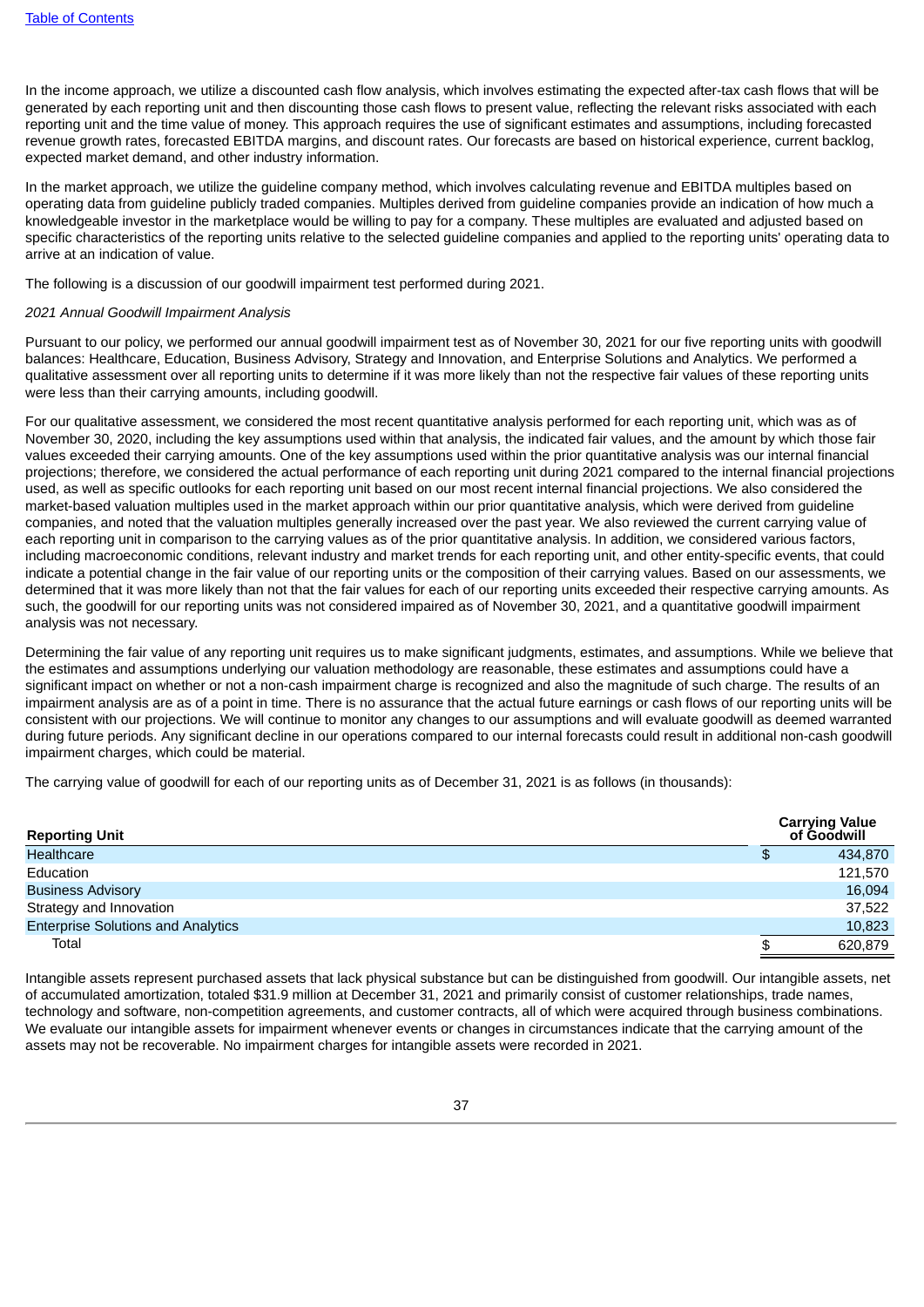In the income approach, we utilize a discounted cash flow analysis, which involves estimating the expected after-tax cash flows that will be generated by each reporting unit and then discounting those cash flows to present value, reflecting the relevant risks associated with each reporting unit and the time value of money. This approach requires the use of significant estimates and assumptions, including forecasted revenue growth rates, forecasted EBITDA margins, and discount rates. Our forecasts are based on historical experience, current backlog, expected market demand, and other industry information.

In the market approach, we utilize the guideline company method, which involves calculating revenue and EBITDA multiples based on operating data from guideline publicly traded companies. Multiples derived from guideline companies provide an indication of how much a knowledgeable investor in the marketplace would be willing to pay for a company. These multiples are evaluated and adjusted based on specific characteristics of the reporting units relative to the selected guideline companies and applied to the reporting units' operating data to arrive at an indication of value.

The following is a discussion of our goodwill impairment test performed during 2021.

*2021 Annual Goodwill Impairment Analysis*

Pursuant to our policy, we performed our annual goodwill impairment test as of November 30, 2021 for our five reporting units with goodwill balances: Healthcare, Education, Business Advisory, Strategy and Innovation, and Enterprise Solutions and Analytics. We performed a qualitative assessment over all reporting units to determine if it was more likely than not the respective fair values of these reporting units were less than their carrying amounts, including goodwill.

For our qualitative assessment, we considered the most recent quantitative analysis performed for each reporting unit, which was as of November 30, 2020, including the key assumptions used within that analysis, the indicated fair values, and the amount by which those fair values exceeded their carrying amounts. One of the key assumptions used within the prior quantitative analysis was our internal financial projections; therefore, we considered the actual performance of each reporting unit during 2021 compared to the internal financial projections used, as well as specific outlooks for each reporting unit based on our most recent internal financial projections. We also considered the market-based valuation multiples used in the market approach within our prior quantitative analysis, which were derived from guideline companies, and noted that the valuation multiples generally increased over the past year. We also reviewed the current carrying value of each reporting unit in comparison to the carrying values as of the prior quantitative analysis. In addition, we considered various factors, including macroeconomic conditions, relevant industry and market trends for each reporting unit, and other entity-specific events, that could indicate a potential change in the fair value of our reporting units or the composition of their carrying values. Based on our assessments, we determined that it was more likely than not that the fair values for each of our reporting units exceeded their respective carrying amounts. As such, the goodwill for our reporting units was not considered impaired as of November 30, 2021, and a quantitative goodwill impairment analysis was not necessary.

Determining the fair value of any reporting unit requires us to make significant judgments, estimates, and assumptions. While we believe that the estimates and assumptions underlying our valuation methodology are reasonable, these estimates and assumptions could have a significant impact on whether or not a non-cash impairment charge is recognized and also the magnitude of such charge. The results of an impairment analysis are as of a point in time. There is no assurance that the actual future earnings or cash flows of our reporting units will be consistent with our projections. We will continue to monitor any changes to our assumptions and will evaluate goodwill as deemed warranted during future periods. Any significant decline in our operations compared to our internal forecasts could result in additional non-cash goodwill impairment charges, which could be material.

The carrying value of goodwill for each of our reporting units as of December 31, 2021 is as follows (in thousands):

| Reporting Unit | Carrying Value of Goodwill |
|---|---|
| Healthcare | $ 434,870 |
| Education | 121,570 |
| Business Advisory | 16,094 |
| Strategy and Innovation | 37,522 |
| Enterprise Solutions and Analytics | 10,823 |
| Total | $ 620,879 |

Intangible assets represent purchased assets that lack physical substance but can be distinguished from goodwill. Our intangible assets, net of accumulated amortization, totaled $31.9 million at December 31, 2021 and primarily consist of customer relationships, trade names, technology and software, non-competition agreements, and customer contracts, all of which were acquired through business combinations. We evaluate our intangible assets for impairment whenever events or changes in circumstances indicate that the carrying amount of the assets may not be recoverable. No impairment charges for intangible assets were recorded in 2021.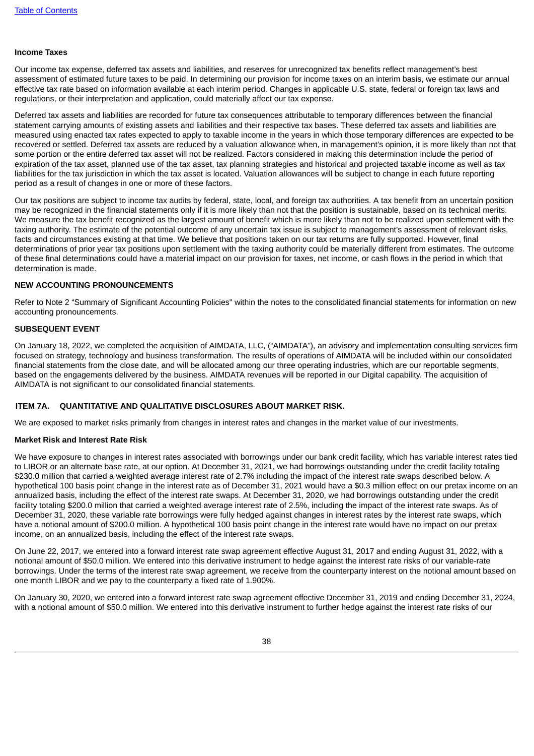#### Income Taxes

Our income tax expense, deferred tax assets and liabilities, and reserves for unrecognized tax benefits reflect management's best assessment of estimated future taxes to be paid. In determining our provision for income taxes on an interim basis, we estimate our annual effective tax rate based on information available at each interim period. Changes in applicable U.S. state, federal or foreign tax laws and regulations, or their interpretation and application, could materially affect our tax expense.

Deferred tax assets and liabilities are recorded for future tax consequences attributable to temporary differences between the financial statement carrying amounts of existing assets and liabilities and their respective tax bases. These deferred tax assets and liabilities are measured using enacted tax rates expected to apply to taxable income in the years in which those temporary differences are expected to be recovered or settled. Deferred tax assets are reduced by a valuation allowance when, in management's opinion, it is more likely than not that some portion or the entire deferred tax asset will not be realized. Factors considered in making this determination include the period of expiration of the tax asset, planned use of the tax asset, tax planning strategies and historical and projected taxable income as well as tax liabilities for the tax jurisdiction in which the tax asset is located. Valuation allowances will be subject to change in each future reporting period as a result of changes in one or more of these factors.

Our tax positions are subject to income tax audits by federal, state, local, and foreign tax authorities. A tax benefit from an uncertain position may be recognized in the financial statements only if it is more likely than not that the position is sustainable, based on its technical merits. We measure the tax benefit recognized as the largest amount of benefit which is more likely than not to be realized upon settlement with the taxing authority. The estimate of the potential outcome of any uncertain tax issue is subject to management's assessment of relevant risks, facts and circumstances existing at that time. We believe that positions taken on our tax returns are fully supported. However, final determinations of prior year tax positions upon settlement with the taxing authority could be materially different from estimates. The outcome of these final determinations could have a material impact on our provision for taxes, net income, or cash flows in the period in which that determination is made.

### NEW ACCOUNTING PRONOUNCEMENTS

Refer to Note 2 "Summary of Significant Accounting Policies" within the notes to the consolidated financial statements for information on new accounting pronouncements.

### SUBSEQUENT EVENT

On January 18, 2022, we completed the acquisition of AIMDATA, LLC, ("AIMDATA"), an advisory and implementation consulting services firm focused on strategy, technology and business transformation. The results of operations of AIMDATA will be included within our consolidated financial statements from the close date, and will be allocated among our three operating industries, which are our reportable segments, based on the engagements delivered by the business. AIMDATA revenues will be reported in our Digital capability. The acquisition of AIMDATA is not significant to our consolidated financial statements.

## ITEM 7A. QUANTITATIVE AND QUALITATIVE DISCLOSURES ABOUT MARKET RISK.

We are exposed to market risks primarily from changes in interest rates and changes in the market value of our investments.

#### Market Risk and Interest Rate Risk

We have exposure to changes in interest rates associated with borrowings under our bank credit facility, which has variable interest rates tied to LIBOR or an alternate base rate, at our option. At December 31, 2021, we had borrowings outstanding under the credit facility totaling $230.0 million that carried a weighted average interest rate of 2.7% including the impact of the interest rate swaps described below. A hypothetical 100 basis point change in the interest rate as of December 31, 2021 would have a $0.3 million effect on our pretax income on an annualized basis, including the effect of the interest rate swaps. At December 31, 2020, we had borrowings outstanding under the credit facility totaling $200.0 million that carried a weighted average interest rate of 2.5%, including the impact of the interest rate swaps. As of December 31, 2020, these variable rate borrowings were fully hedged against changes in interest rates by the interest rate swaps, which have a notional amount of $200.0 million. A hypothetical 100 basis point change in the interest rate would have no impact on our pretax income, on an annualized basis, including the effect of the interest rate swaps.

On June 22, 2017, we entered into a forward interest rate swap agreement effective August 31, 2017 and ending August 31, 2022, with a notional amount of $50.0 million. We entered into this derivative instrument to hedge against the interest rate risks of our variable-rate borrowings. Under the terms of the interest rate swap agreement, we receive from the counterparty interest on the notional amount based on one month LIBOR and we pay to the counterparty a fixed rate of 1.900%.

On January 30, 2020, we entered into a forward interest rate swap agreement effective December 31, 2019 and ending December 31, 2024, with a notional amount of $50.0 million. We entered into this derivative instrument to further hedge against the interest rate risks of our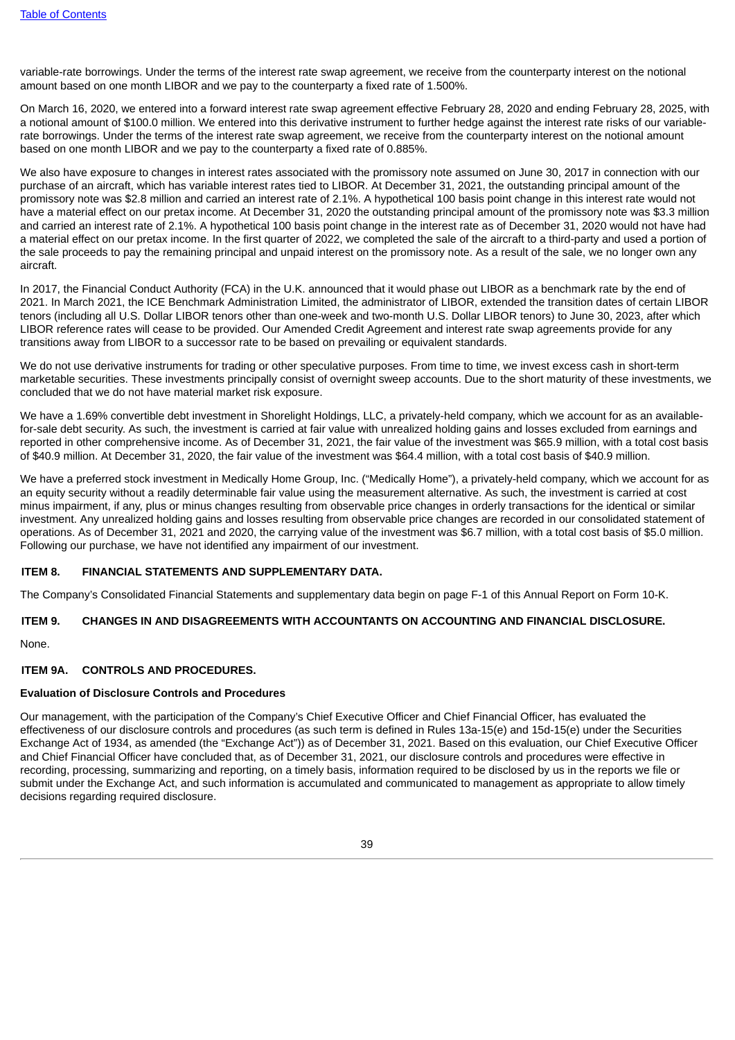variable-rate borrowings. Under the terms of the interest rate swap agreement, we receive from the counterparty interest on the notional amount based on one month LIBOR and we pay to the counterparty a fixed rate of 1.500%.

On March 16, 2020, we entered into a forward interest rate swap agreement effective February 28, 2020 and ending February 28, 2025, with a notional amount of $100.0 million. We entered into this derivative instrument to further hedge against the interest rate risks of our variable-rate borrowings. Under the terms of the interest rate swap agreement, we receive from the counterparty interest on the notional amount based on one month LIBOR and we pay to the counterparty a fixed rate of 0.885%.

We also have exposure to changes in interest rates associated with the promissory note assumed on June 30, 2017 in connection with our purchase of an aircraft, which has variable interest rates tied to LIBOR. At December 31, 2021, the outstanding principal amount of the promissory note was $2.8 million and carried an interest rate of 2.1%. A hypothetical 100 basis point change in this interest rate would not have a material effect on our pretax income. At December 31, 2020 the outstanding principal amount of the promissory note was $3.3 million and carried an interest rate of 2.1%. A hypothetical 100 basis point change in the interest rate as of December 31, 2020 would not have had a material effect on our pretax income. In the first quarter of 2022, we completed the sale of the aircraft to a third-party and used a portion of the sale proceeds to pay the remaining principal and unpaid interest on the promissory note. As a result of the sale, we no longer own any aircraft.

In 2017, the Financial Conduct Authority (FCA) in the U.K. announced that it would phase out LIBOR as a benchmark rate by the end of 2021. In March 2021, the ICE Benchmark Administration Limited, the administrator of LIBOR, extended the transition dates of certain LIBOR tenors (including all U.S. Dollar LIBOR tenors other than one-week and two-month U.S. Dollar LIBOR tenors) to June 30, 2023, after which LIBOR reference rates will cease to be provided. Our Amended Credit Agreement and interest rate swap agreements provide for any transitions away from LIBOR to a successor rate to be based on prevailing or equivalent standards.

We do not use derivative instruments for trading or other speculative purposes. From time to time, we invest excess cash in short-term marketable securities. These investments principally consist of overnight sweep accounts. Due to the short maturity of these investments, we concluded that we do not have material market risk exposure.

We have a 1.69% convertible debt investment in Shorelight Holdings, LLC, a privately-held company, which we account for as an available-for-sale debt security. As such, the investment is carried at fair value with unrealized holding gains and losses excluded from earnings and reported in other comprehensive income. As of December 31, 2021, the fair value of the investment was $65.9 million, with a total cost basis of $40.9 million. At December 31, 2020, the fair value of the investment was $64.4 million, with a total cost basis of $40.9 million.

We have a preferred stock investment in Medically Home Group, Inc. ("Medically Home"), a privately-held company, which we account for as an equity security without a readily determinable fair value using the measurement alternative. As such, the investment is carried at cost minus impairment, if any, plus or minus changes resulting from observable price changes in orderly transactions for the identical or similar investment. Any unrealized holding gains and losses resulting from observable price changes are recorded in our consolidated statement of operations. As of December 31, 2021 and 2020, the carrying value of the investment was $6.7 million, with a total cost basis of $5.0 million. Following our purchase, we have not identified any impairment of our investment.

## ITEM 8. FINANCIAL STATEMENTS AND SUPPLEMENTARY DATA.

The Company's Consolidated Financial Statements and supplementary data begin on page F-1 of this Annual Report on Form 10-K.

## ITEM 9. CHANGES IN AND DISAGREEMENTS WITH ACCOUNTANTS ON ACCOUNTING AND FINANCIAL DISCLOSURE.

None.

## ITEM 9A. CONTROLS AND PROCEDURES.

**Evaluation of Disclosure Controls and Procedures**

Our management, with the participation of the Company's Chief Executive Officer and Chief Financial Officer, has evaluated the effectiveness of our disclosure controls and procedures (as such term is defined in Rules 13a-15(e) and 15d-15(e) under the Securities Exchange Act of 1934, as amended (the "Exchange Act")) as of December 31, 2021. Based on this evaluation, our Chief Executive Officer and Chief Financial Officer have concluded that, as of December 31, 2021, our disclosure controls and procedures were effective in recording, processing, summarizing and reporting, on a timely basis, information required to be disclosed by us in the reports we file or submit under the Exchange Act, and such information is accumulated and communicated to management as appropriate to allow timely decisions regarding required disclosure.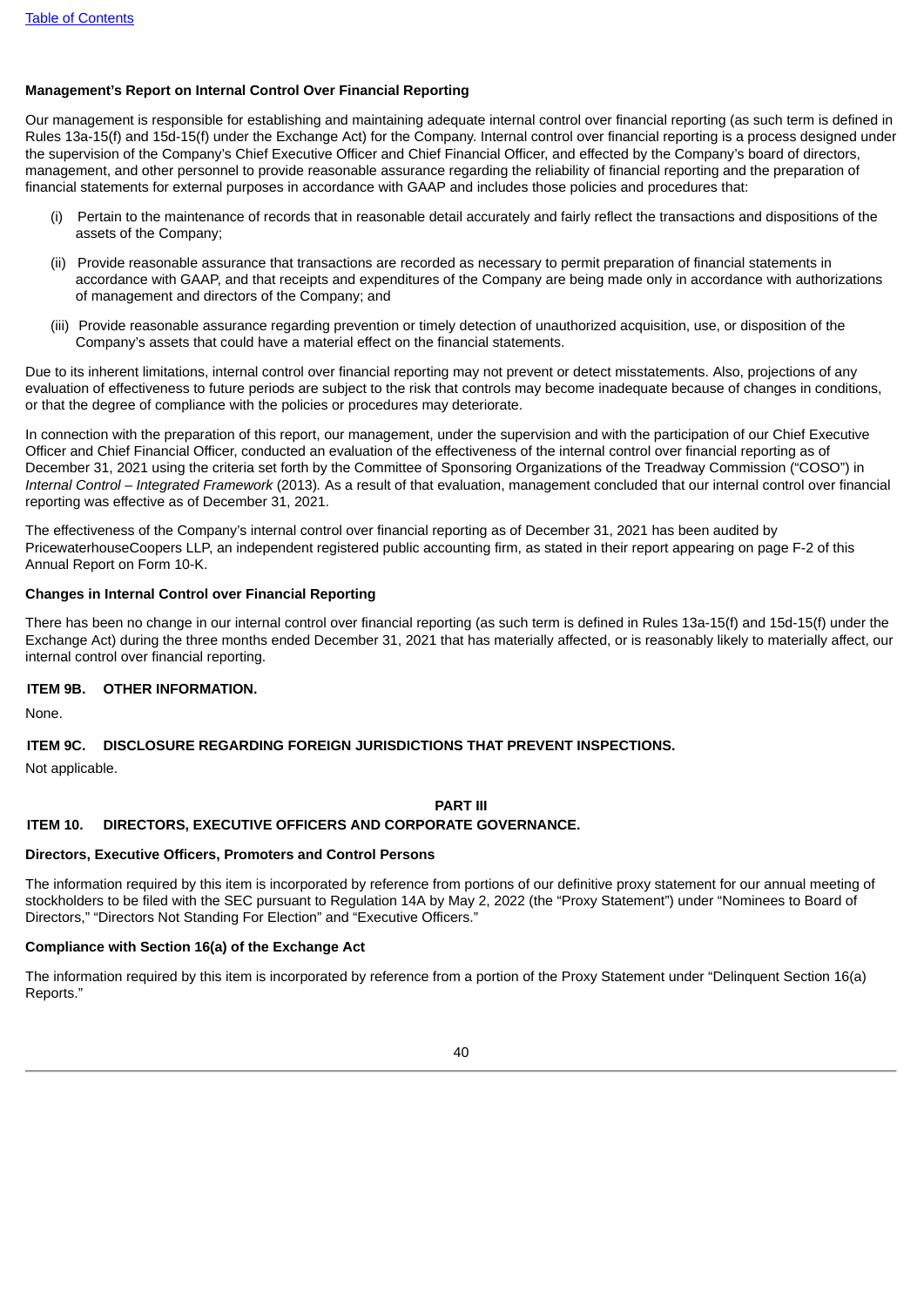**Management's Report on Internal Control Over Financial Reporting**

Our management is responsible for establishing and maintaining adequate internal control over financial reporting (as such term is defined in Rules 13a-15(f) and 15d-15(f) under the Exchange Act) for the Company. Internal control over financial reporting is a process designed under the supervision of the Company's Chief Executive Officer and Chief Financial Officer, and effected by the Company's board of directors, management, and other personnel to provide reasonable assurance regarding the reliability of financial reporting and the preparation of financial statements for external purposes in accordance with GAAP and includes those policies and procedures that:

(i) Pertain to the maintenance of records that in reasonable detail accurately and fairly reflect the transactions and dispositions of the assets of the Company;

(ii) Provide reasonable assurance that transactions are recorded as necessary to permit preparation of financial statements in accordance with GAAP, and that receipts and expenditures of the Company are being made only in accordance with authorizations of management and directors of the Company; and

(iii) Provide reasonable assurance regarding prevention or timely detection of unauthorized acquisition, use, or disposition of the Company's assets that could have a material effect on the financial statements.

Due to its inherent limitations, internal control over financial reporting may not prevent or detect misstatements. Also, projections of any evaluation of effectiveness to future periods are subject to the risk that controls may become inadequate because of changes in conditions, or that the degree of compliance with the policies or procedures may deteriorate.

In connection with the preparation of this report, our management, under the supervision and with the participation of our Chief Executive Officer and Chief Financial Officer, conducted an evaluation of the effectiveness of the internal control over financial reporting as of December 31, 2021 using the criteria set forth by the Committee of Sponsoring Organizations of the Treadway Commission ("COSO") in *Internal Control – Integrated Framework* (2013). As a result of that evaluation, management concluded that our internal control over financial reporting was effective as of December 31, 2021.

The effectiveness of the Company's internal control over financial reporting as of December 31, 2021 has been audited by PricewaterhouseCoopers LLP, an independent registered public accounting firm, as stated in their report appearing on page F-2 of this Annual Report on Form 10-K.

**Changes in Internal Control over Financial Reporting**

There has been no change in our internal control over financial reporting (as such term is defined in Rules 13a-15(f) and 15d-15(f) under the Exchange Act) during the three months ended December 31, 2021 that has materially affected, or is reasonably likely to materially affect, our internal control over financial reporting.

## ITEM 9B. OTHER INFORMATION.

None.

## ITEM 9C. DISCLOSURE REGARDING FOREIGN JURISDICTIONS THAT PREVENT INSPECTIONS.

Not applicable.

# PART III

## ITEM 10. DIRECTORS, EXECUTIVE OFFICERS AND CORPORATE GOVERNANCE.

**Directors, Executive Officers, Promoters and Control Persons**

The information required by this item is incorporated by reference from portions of our definitive proxy statement for our annual meeting of stockholders to be filed with the SEC pursuant to Regulation 14A by May 2, 2022 (the "Proxy Statement") under "Nominees to Board of Directors," "Directors Not Standing For Election" and "Executive Officers."

**Compliance with Section 16(a) of the Exchange Act**

The information required by this item is incorporated by reference from a portion of the Proxy Statement under "Delinquent Section 16(a) Reports."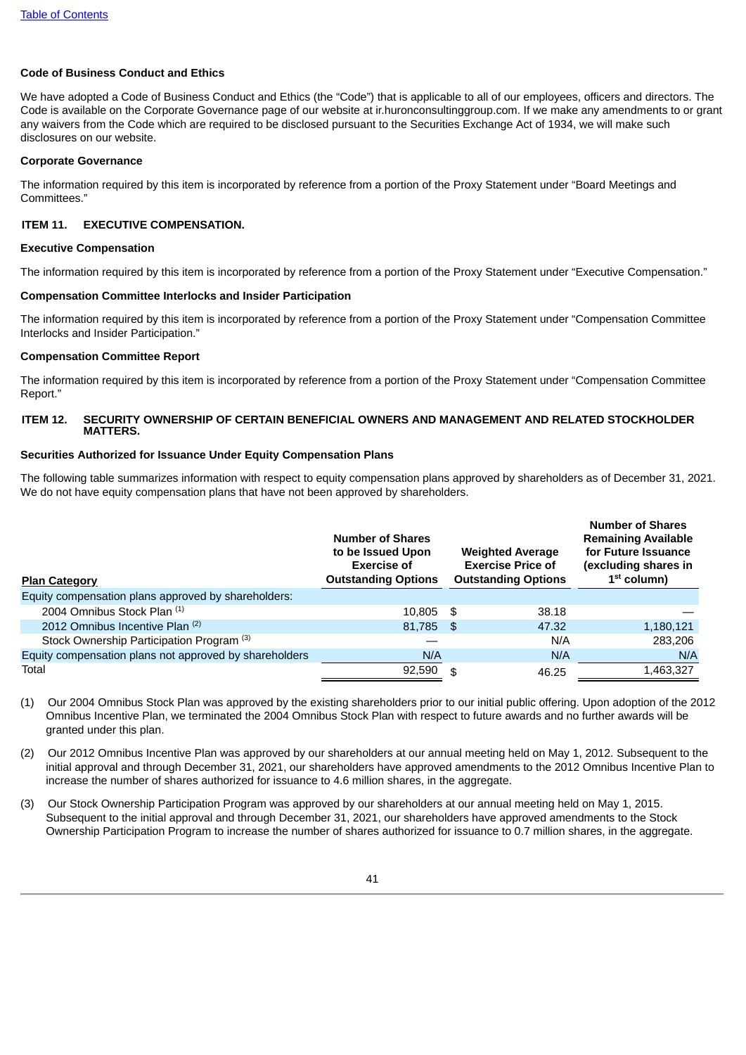**Code of Business Conduct and Ethics**

We have adopted a Code of Business Conduct and Ethics (the "Code") that is applicable to all of our employees, officers and directors. The Code is available on the Corporate Governance page of our website at ir.huronconsultinggroup.com. If we make any amendments to or grant any waivers from the Code which are required to be disclosed pursuant to the Securities Exchange Act of 1934, we will make such disclosures on our website.

**Corporate Governance**

The information required by this item is incorporated by reference from a portion of the Proxy Statement under "Board Meetings and Committees."

## ITEM 11. EXECUTIVE COMPENSATION.

**Executive Compensation**

The information required by this item is incorporated by reference from a portion of the Proxy Statement under "Executive Compensation."

**Compensation Committee Interlocks and Insider Participation**

The information required by this item is incorporated by reference from a portion of the Proxy Statement under "Compensation Committee Interlocks and Insider Participation."

**Compensation Committee Report**

The information required by this item is incorporated by reference from a portion of the Proxy Statement under "Compensation Committee Report."

## ITEM 12. SECURITY OWNERSHIP OF CERTAIN BENEFICIAL OWNERS AND MANAGEMENT AND RELATED STOCKHOLDER MATTERS.

**Securities Authorized for Issuance Under Equity Compensation Plans**

The following table summarizes information with respect to equity compensation plans approved by shareholders as of December 31, 2021. We do not have equity compensation plans that have not been approved by shareholders.

| Plan Category | Number of Shares to be Issued Upon Exercise of Outstanding Options | Weighted Average Exercise Price of Outstanding Options | Number of Shares Remaining Available for Future Issuance (excluding shares in 1st column) |
|---|---|---|---|
| Equity compensation plans approved by shareholders: | | | |
| 2004 Omnibus Stock Plan (1) | 10,805 | $ 38.18 | — |
| 2012 Omnibus Incentive Plan (2) | 81,785 | $ 47.32 | 1,180,121 |
| Stock Ownership Participation Program (3) | — | N/A | 283,206 |
| Equity compensation plans not approved by shareholders | N/A | N/A | N/A |
| Total | 92,590 | $ 46.25 | 1,463,327 |

(1) Our 2004 Omnibus Stock Plan was approved by the existing shareholders prior to our initial public offering. Upon adoption of the 2012 Omnibus Incentive Plan, we terminated the 2004 Omnibus Stock Plan with respect to future awards and no further awards will be granted under this plan.

(2) Our 2012 Omnibus Incentive Plan was approved by our shareholders at our annual meeting held on May 1, 2012. Subsequent to the initial approval and through December 31, 2021, our shareholders have approved amendments to the 2012 Omnibus Incentive Plan to increase the number of shares authorized for issuance to 4.6 million shares, in the aggregate.

(3) Our Stock Ownership Participation Program was approved by our shareholders at our annual meeting held on May 1, 2015. Subsequent to the initial approval and through December 31, 2021, our shareholders have approved amendments to the Stock Ownership Participation Program to increase the number of shares authorized for issuance to 0.7 million shares, in the aggregate.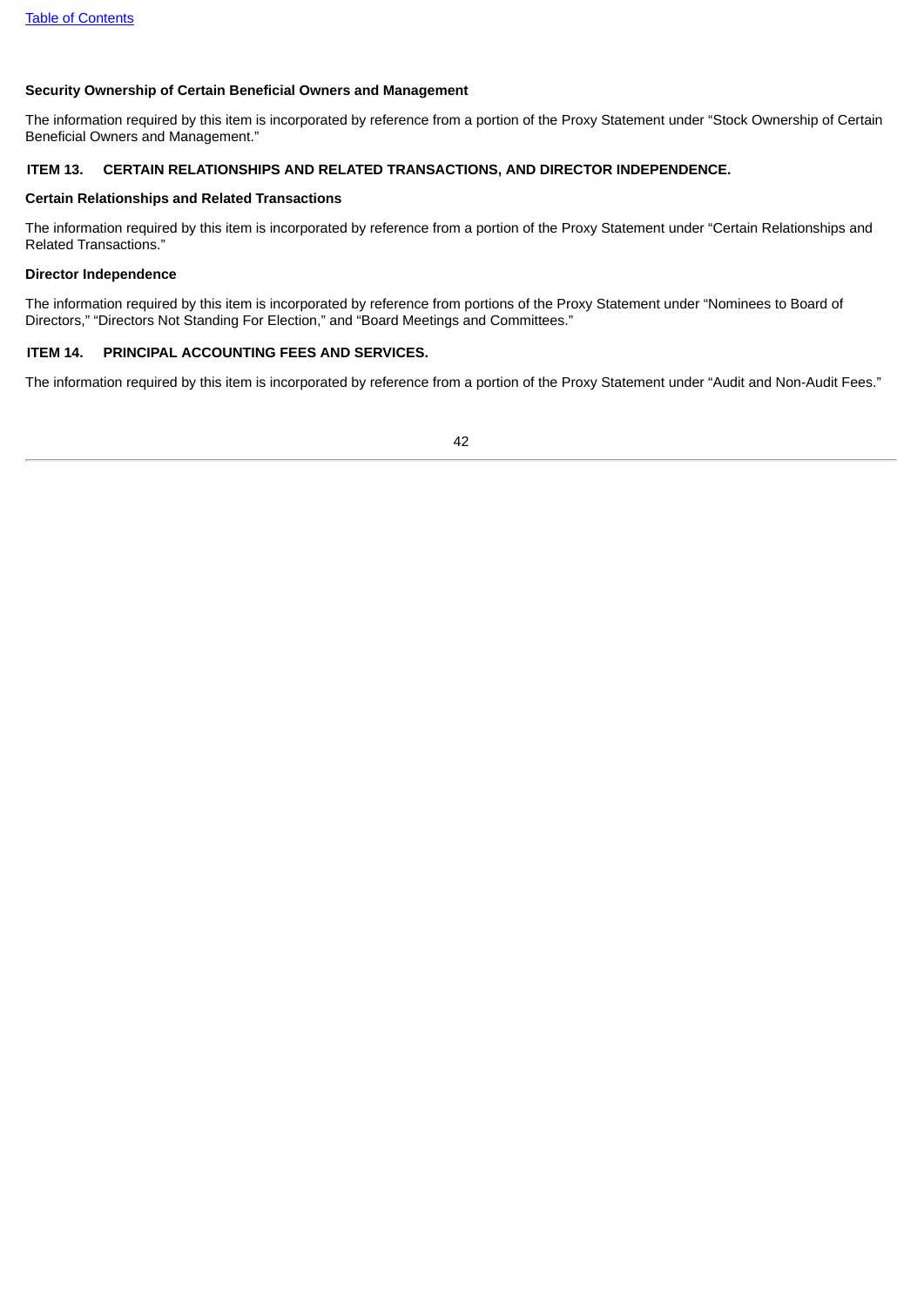### Security Ownership of Certain Beneficial Owners and Management

The information required by this item is incorporated by reference from a portion of the Proxy Statement under “Stock Ownership of Certain Beneficial Owners and Management.”

## ITEM 13. CERTAIN RELATIONSHIPS AND RELATED TRANSACTIONS, AND DIRECTOR INDEPENDENCE.

### Certain Relationships and Related Transactions

The information required by this item is incorporated by reference from a portion of the Proxy Statement under “Certain Relationships and Related Transactions.”

### Director Independence

The information required by this item is incorporated by reference from portions of the Proxy Statement under “Nominees to Board of Directors,” “Directors Not Standing For Election,” and “Board Meetings and Committees.”

## ITEM 14. PRINCIPAL ACCOUNTING FEES AND SERVICES.

The information required by this item is incorporated by reference from a portion of the Proxy Statement under “Audit and Non-Audit Fees.”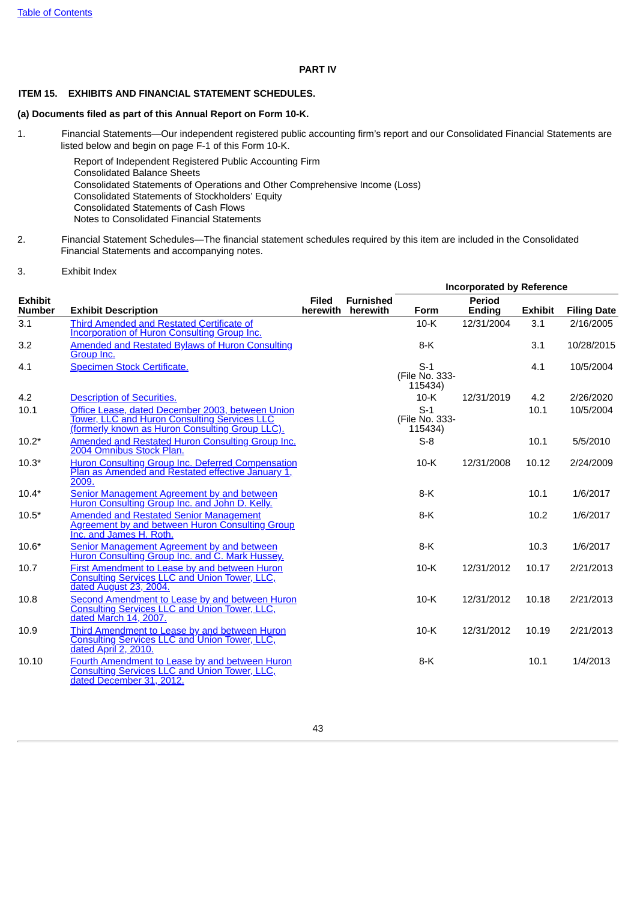# PART IV

## ITEM 15. EXHIBITS AND FINANCIAL STATEMENT SCHEDULES.

**(a) Documents filed as part of this Annual Report on Form 10-K.**

1. Financial Statements—Our independent registered public accounting firm's report and our Consolidated Financial Statements are listed below and begin on page F-1 of this Form 10-K.

   Report of Independent Registered Public Accounting Firm
   Consolidated Balance Sheets
   Consolidated Statements of Operations and Other Comprehensive Income (Loss)
   Consolidated Statements of Stockholders' Equity
   Consolidated Statements of Cash Flows
   Notes to Consolidated Financial Statements

2. Financial Statement Schedules—The financial statement schedules required by this item are included in the Consolidated Financial Statements and accompanying notes.

3. Exhibit Index

| | | | | Incorporated by Reference | | | |
|---|---|---|---|---|---|---|---|
| **Exhibit Number** | **Exhibit Description** | **Filed herewith** | **Furnished herewith** | **Form** | **Period Ending** | **Exhibit** | **Filing Date** |
| 3.1 | Third Amended and Restated Certificate of Incorporation of Huron Consulting Group Inc. | | | 10-K | 12/31/2004 | 3.1 | 2/16/2005 |
| 3.2 | Amended and Restated Bylaws of Huron Consulting Group Inc. | | | 8-K | | 3.1 | 10/28/2015 |
| 4.1 | Specimen Stock Certificate. | | | S-1 (File No. 333-115434) | | 4.1 | 10/5/2004 |
| 4.2 | Description of Securities. | | | 10-K | 12/31/2019 | 4.2 | 2/26/2020 |
| 10.1 | Office Lease, dated December 2003, between Union Tower, LLC and Huron Consulting Services LLC (formerly known as Huron Consulting Group LLC). | | | S-1 (File No. 333-115434) | | 10.1 | 10/5/2004 |
| 10.2* | Amended and Restated Huron Consulting Group Inc. 2004 Omnibus Stock Plan. | | | S-8 | | 10.1 | 5/5/2010 |
| 10.3* | Huron Consulting Group Inc. Deferred Compensation Plan as Amended and Restated effective January 1, 2009. | | | 10-K | 12/31/2008 | 10.12 | 2/24/2009 |
| 10.4* | Senior Management Agreement by and between Huron Consulting Group Inc. and John D. Kelly. | | | 8-K | | 10.1 | 1/6/2017 |
| 10.5* | Amended and Restated Senior Management Agreement by and between Huron Consulting Group Inc. and James H. Roth. | | | 8-K | | 10.2 | 1/6/2017 |
| 10.6* | Senior Management Agreement by and between Huron Consulting Group Inc. and C. Mark Hussey. | | | 8-K | | 10.3 | 1/6/2017 |
| 10.7 | First Amendment to Lease by and between Huron Consulting Services LLC and Union Tower, LLC, dated August 23, 2004. | | | 10-K | 12/31/2012 | 10.17 | 2/21/2013 |
| 10.8 | Second Amendment to Lease by and between Huron Consulting Services LLC and Union Tower, LLC, dated March 14, 2007. | | | 10-K | 12/31/2012 | 10.18 | 2/21/2013 |
| 10.9 | Third Amendment to Lease by and between Huron Consulting Services LLC and Union Tower, LLC, dated April 2, 2010. | | | 10-K | 12/31/2012 | 10.19 | 2/21/2013 |
| 10.10 | Fourth Amendment to Lease by and between Huron Consulting Services LLC and Union Tower, LLC, dated December 31, 2012. | | | 8-K | | 10.1 | 1/4/2013 |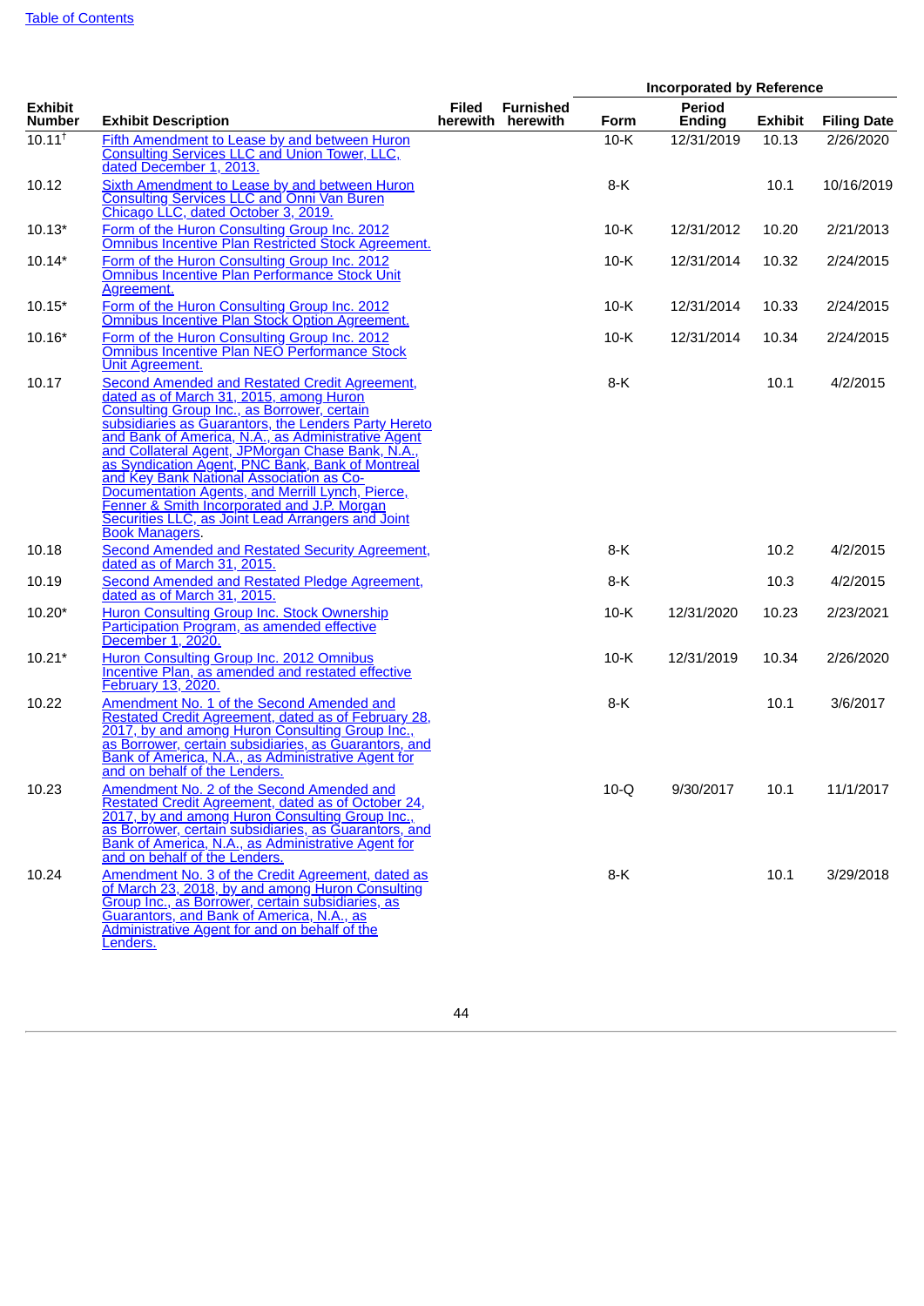| Exhibit Number | Exhibit Description | Filed herewith | Furnished herewith | Incorporated by Reference | | | |
|---|---|---|---|---|---|---|---|
| | | | | Form | Period Ending | Exhibit | Filing Date |
| 10.11[†] | Fifth Amendment to Lease by and between Huron Consulting Services LLC and Union Tower, LLC, dated December 1, 2013. | | | 10-K | 12/31/2019 | 10.13 | 2/26/2020 |
| 10.12 | Sixth Amendment to Lease by and between Huron Consulting Services LLC and Onni Van Buren Chicago LLC, dated October 3, 2019. | | | 8-K | | 10.1 | 10/16/2019 |
| 10.13* | Form of the Huron Consulting Group Inc. 2012 Omnibus Incentive Plan Restricted Stock Agreement. | | | 10-K | 12/31/2012 | 10.20 | 2/21/2013 |
| 10.14* | Form of the Huron Consulting Group Inc. 2012 Omnibus Incentive Plan Performance Stock Unit Agreement. | | | 10-K | 12/31/2014 | 10.32 | 2/24/2015 |
| 10.15* | Form of the Huron Consulting Group Inc. 2012 Omnibus Incentive Plan Stock Option Agreement. | | | 10-K | 12/31/2014 | 10.33 | 2/24/2015 |
| 10.16* | Form of the Huron Consulting Group Inc. 2012 Omnibus Incentive Plan NEO Performance Stock Unit Agreement. | | | 10-K | 12/31/2014 | 10.34 | 2/24/2015 |
| 10.17 | Second Amended and Restated Credit Agreement, dated as of March 31, 2015, among Huron Consulting Group Inc., as Borrower, certain subsidiaries as Guarantors, the Lenders Party Hereto and Bank of America, N.A., as Administrative Agent and Collateral Agent, JPMorgan Chase Bank, N.A., as Syndication Agent, PNC Bank, Bank of Montreal and Key Bank National Association as Co-Documentation Agents, and Merrill Lynch, Pierce, Fenner & Smith Incorporated and J.P. Morgan Securities LLC, as Joint Lead Arrangers and Joint Book Managers. | | | 8-K | | 10.1 | 4/2/2015 |
| 10.18 | Second Amended and Restated Security Agreement, dated as of March 31, 2015. | | | 8-K | | 10.2 | 4/2/2015 |
| 10.19 | Second Amended and Restated Pledge Agreement, dated as of March 31, 2015. | | | 8-K | | 10.3 | 4/2/2015 |
| 10.20* | Huron Consulting Group Inc. Stock Ownership Participation Program, as amended effective December 1, 2020. | | | 10-K | 12/31/2020 | 10.23 | 2/23/2021 |
| 10.21* | Huron Consulting Group Inc. 2012 Omnibus Incentive Plan, as amended and restated effective February 13, 2020. | | | 10-K | 12/31/2019 | 10.34 | 2/26/2020 |
| 10.22 | Amendment No. 1 of the Second Amended and Restated Credit Agreement, dated as of February 28, 2017, by and among Huron Consulting Group Inc., as Borrower, certain subsidiaries, as Guarantors, and Bank of America, N.A., as Administrative Agent for and on behalf of the Lenders. | | | 8-K | | 10.1 | 3/6/2017 |
| 10.23 | Amendment No. 2 of the Second Amended and Restated Credit Agreement, dated as of October 24, 2017, by and among Huron Consulting Group Inc., as Borrower, certain subsidiaries, as Guarantors, and Bank of America, N.A., as Administrative Agent for and on behalf of the Lenders. | | | 10-Q | 9/30/2017 | 10.1 | 11/1/2017 |
| 10.24 | Amendment No. 3 of the Credit Agreement, dated as of March 23, 2018, by and among Huron Consulting Group Inc., as Borrower, certain subsidiaries, as Guarantors, and Bank of America, N.A., as Administrative Agent for and on behalf of the Lenders. | | | 8-K | | 10.1 | 3/29/2018 |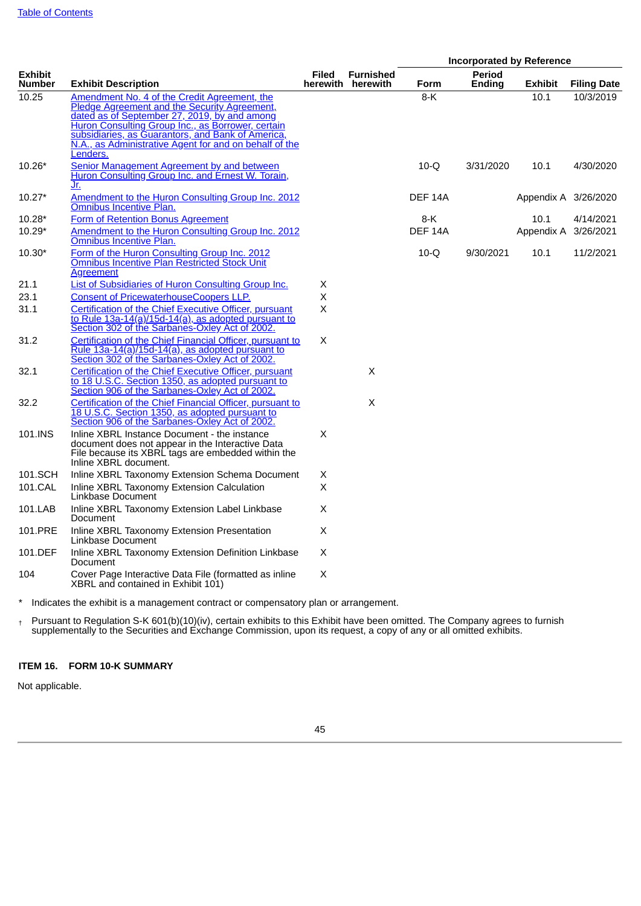| Exhibit Number | Exhibit Description | Filed herewith | Furnished herewith | Incorporated by Reference | | | |
|---|---|---|---|---|---|---|---|
| | | | | Form | Period Ending | Exhibit | Filing Date |
| 10.25 | Amendment No. 4 of the Credit Agreement, the Pledge Agreement and the Security Agreement, dated as of September 27, 2019, by and among Huron Consulting Group Inc., as Borrower, certain subsidiaries, as Guarantors, and Bank of America, N.A., as Administrative Agent for and on behalf of the Lenders. | | | 8-K | | 10.1 | 10/3/2019 |
| 10.26* | Senior Management Agreement by and between Huron Consulting Group Inc. and Ernest W. Torain, Jr. | | | 10-Q | 3/31/2020 | 10.1 | 4/30/2020 |
| 10.27* | Amendment to the Huron Consulting Group Inc. 2012 Omnibus Incentive Plan. | | | DEF 14A | | Appendix A | 3/26/2020 |
| 10.28* | Form of Retention Bonus Agreement | | | 8-K | | 10.1 | 4/14/2021 |
| 10.29* | Amendment to the Huron Consulting Group Inc. 2012 Omnibus Incentive Plan. | | | DEF 14A | | Appendix A | 3/26/2021 |
| 10.30* | Form of the Huron Consulting Group Inc. 2012 Omnibus Incentive Plan Restricted Stock Unit Agreement | | | 10-Q | 9/30/2021 | 10.1 | 11/2/2021 |
| 21.1 | List of Subsidiaries of Huron Consulting Group Inc. | X | | | | | |
| 23.1 | Consent of PricewaterhouseCoopers LLP. | X | | | | | |
| 31.1 | Certification of the Chief Executive Officer, pursuant to Rule 13a-14(a)/15d-14(a), as adopted pursuant to Section 302 of the Sarbanes-Oxley Act of 2002. | X | | | | | |
| 31.2 | Certification of the Chief Financial Officer, pursuant to Rule 13a-14(a)/15d-14(a), as adopted pursuant to Section 302 of the Sarbanes-Oxley Act of 2002. | X | | | | | |
| 32.1 | Certification of the Chief Executive Officer, pursuant to 18 U.S.C. Section 1350, as adopted pursuant to Section 906 of the Sarbanes-Oxley Act of 2002. | | X | | | | |
| 32.2 | Certification of the Chief Financial Officer, pursuant to 18 U.S.C. Section 1350, as adopted pursuant to Section 906 of the Sarbanes-Oxley Act of 2002. | | X | | | | |
| 101.INS | Inline XBRL Instance Document - the instance document does not appear in the Interactive Data File because its XBRL tags are embedded within the Inline XBRL document. | X | | | | | |
| 101.SCH | Inline XBRL Taxonomy Extension Schema Document | X | | | | | |
| 101.CAL | Inline XBRL Taxonomy Extension Calculation Linkbase Document | X | | | | | |
| 101.LAB | Inline XBRL Taxonomy Extension Label Linkbase Document | X | | | | | |
| 101.PRE | Inline XBRL Taxonomy Extension Presentation Linkbase Document | X | | | | | |
| 101.DEF | Inline XBRL Taxonomy Extension Definition Linkbase Document | X | | | | | |
| 104 | Cover Page Interactive Data File (formatted as inline XBRL and contained in Exhibit 101) | X | | | | | |

\* Indicates the exhibit is a management contract or compensatory plan or arrangement.

† Pursuant to Regulation S-K 601(b)(10)(iv), certain exhibits to this Exhibit have been omitted. The Company agrees to furnish supplementally to the Securities and Exchange Commission, upon its request, a copy of any or all omitted exhibits.

## ITEM 16. FORM 10-K SUMMARY

Not applicable.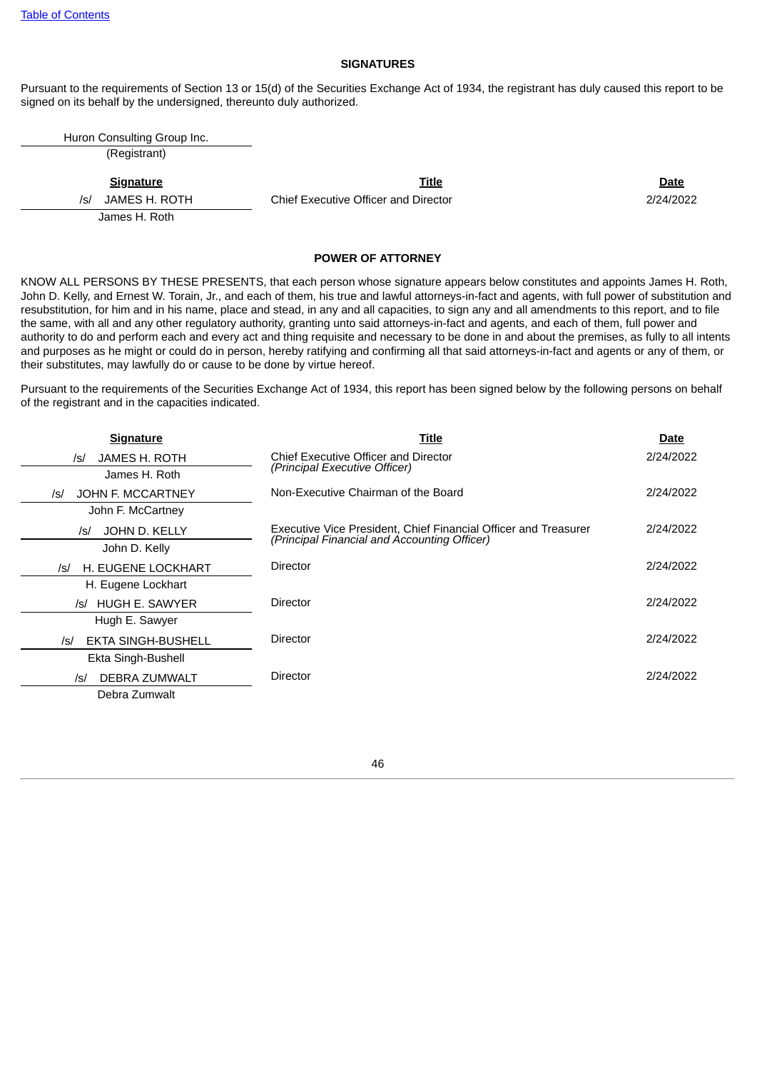## SIGNATURES

Pursuant to the requirements of Section 13 or 15(d) of the Securities Exchange Act of 1934, the registrant has duly caused this report to be signed on its behalf by the undersigned, thereunto duly authorized.

Huron Consulting Group Inc.
(Registrant)

| Signature | Title | Date |
|---|---|---|
| /s/ JAMES H. ROTH<br>James H. Roth | Chief Executive Officer and Director | 2/24/2022 |

## POWER OF ATTORNEY

KNOW ALL PERSONS BY THESE PRESENTS, that each person whose signature appears below constitutes and appoints James H. Roth, John D. Kelly, and Ernest W. Torain, Jr., and each of them, his true and lawful attorneys-in-fact and agents, with full power of substitution and resubstitution, for him and in his name, place and stead, in any and all capacities, to sign any and all amendments to this report, and to file the same, with all and any other regulatory authority, granting unto said attorneys-in-fact and agents, and each of them, full power and authority to do and perform each and every act and thing requisite and necessary to be done in and about the premises, as fully to all intents and purposes as he might or could do in person, hereby ratifying and confirming all that said attorneys-in-fact and agents or any of them, or their substitutes, may lawfully do or cause to be done by virtue hereof.

Pursuant to the requirements of the Securities Exchange Act of 1934, this report has been signed below by the following persons on behalf of the registrant and in the capacities indicated.

| Signature | Title | Date |
|---|---|---|
| /s/ JAMES H. ROTH<br>James H. Roth | Chief Executive Officer and Director<br>*(Principal Executive Officer)* | 2/24/2022 |
| /s/ JOHN F. MCCARTNEY<br>John F. McCartney | Non-Executive Chairman of the Board | 2/24/2022 |
| /s/ JOHN D. KELLY<br>John D. Kelly | Executive Vice President, Chief Financial Officer and Treasurer<br>*(Principal Financial and Accounting Officer)* | 2/24/2022 |
| /s/ H. EUGENE LOCKHART<br>H. Eugene Lockhart | Director | 2/24/2022 |
| /s/ HUGH E. SAWYER<br>Hugh E. Sawyer | Director | 2/24/2022 |
| /s/ EKTA SINGH-BUSHELL<br>Ekta Singh-Bushell | Director | 2/24/2022 |
| /s/ DEBRA ZUMWALT<br>Debra Zumwalt | Director | 2/24/2022 |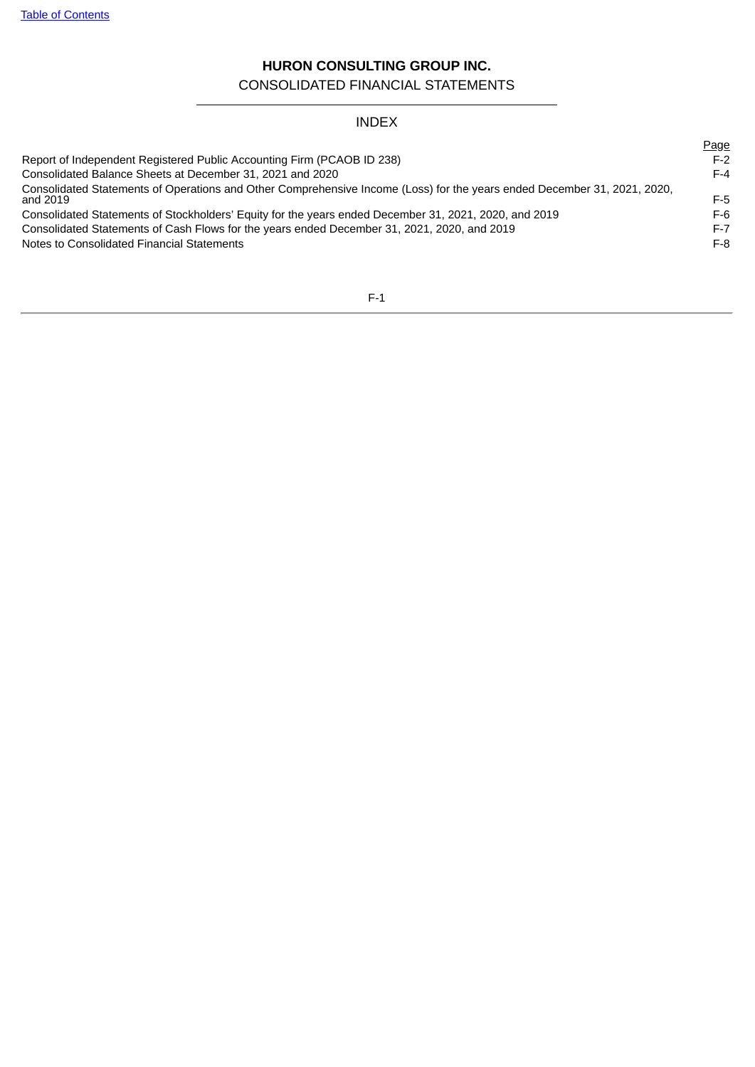# HURON CONSULTING GROUP INC.

## CONSOLIDATED FINANCIAL STATEMENTS

### INDEX

| | Page |
|---|---|
| Report of Independent Registered Public Accounting Firm (PCAOB ID 238) | F-2 |
| Consolidated Balance Sheets at December 31, 2021 and 2020 | F-4 |
| Consolidated Statements of Operations and Other Comprehensive Income (Loss) for the years ended December 31, 2021, 2020, and 2019 | F-5 |
| Consolidated Statements of Stockholders' Equity for the years ended December 31, 2021, 2020, and 2019 | F-6 |
| Consolidated Statements of Cash Flows for the years ended December 31, 2021, 2020, and 2019 | F-7 |
| Notes to Consolidated Financial Statements | F-8 |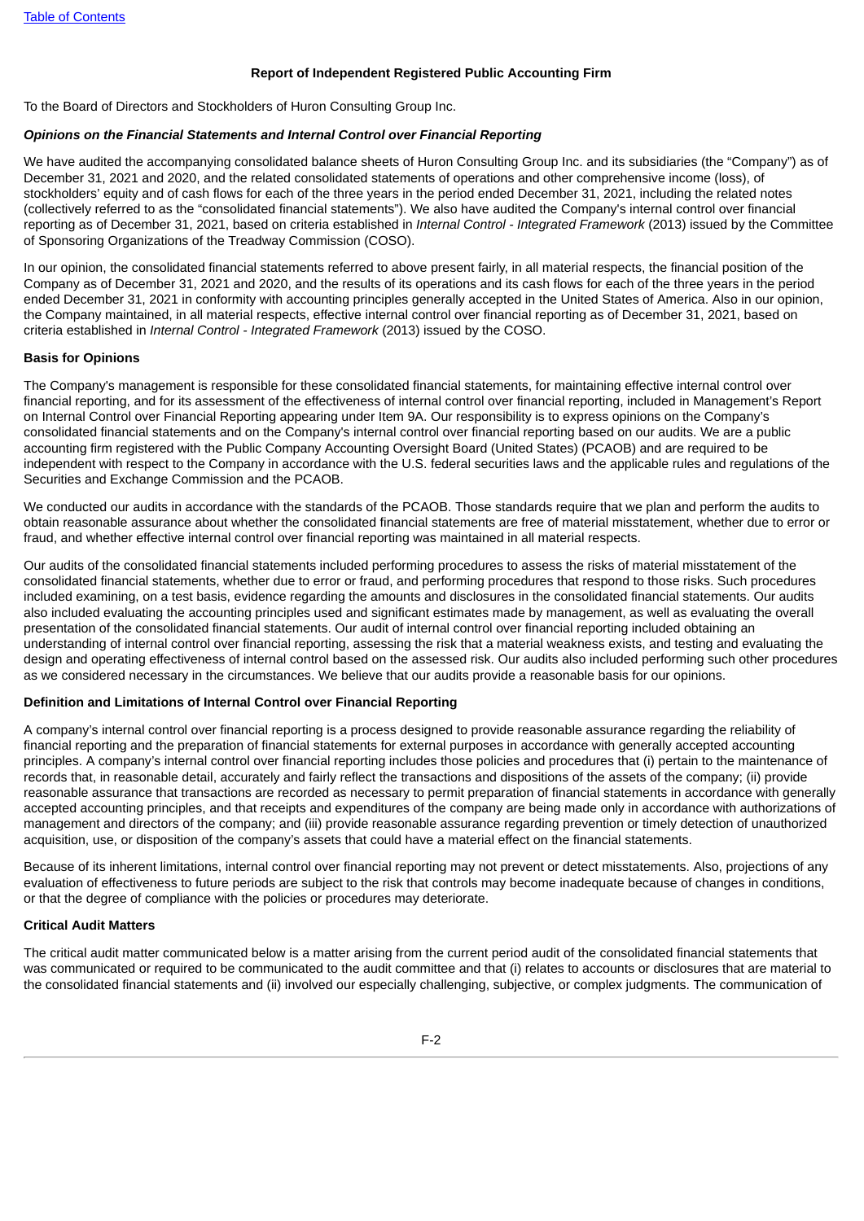## Report of Independent Registered Public Accounting Firm

To the Board of Directors and Stockholders of Huron Consulting Group Inc.

### *Opinions on the Financial Statements and Internal Control over Financial Reporting*

We have audited the accompanying consolidated balance sheets of Huron Consulting Group Inc. and its subsidiaries (the "Company") as of December 31, 2021 and 2020, and the related consolidated statements of operations and other comprehensive income (loss), of stockholders' equity and of cash flows for each of the three years in the period ended December 31, 2021, including the related notes (collectively referred to as the "consolidated financial statements"). We also have audited the Company's internal control over financial reporting as of December 31, 2021, based on criteria established in *Internal Control - Integrated Framework* (2013) issued by the Committee of Sponsoring Organizations of the Treadway Commission (COSO).

In our opinion, the consolidated financial statements referred to above present fairly, in all material respects, the financial position of the Company as of December 31, 2021 and 2020, and the results of its operations and its cash flows for each of the three years in the period ended December 31, 2021 in conformity with accounting principles generally accepted in the United States of America. Also in our opinion, the Company maintained, in all material respects, effective internal control over financial reporting as of December 31, 2021, based on criteria established in *Internal Control - Integrated Framework* (2013) issued by the COSO.

### Basis for Opinions

The Company's management is responsible for these consolidated financial statements, for maintaining effective internal control over financial reporting, and for its assessment of the effectiveness of internal control over financial reporting, included in Management's Report on Internal Control over Financial Reporting appearing under Item 9A. Our responsibility is to express opinions on the Company's consolidated financial statements and on the Company's internal control over financial reporting based on our audits. We are a public accounting firm registered with the Public Company Accounting Oversight Board (United States) (PCAOB) and are required to be independent with respect to the Company in accordance with the U.S. federal securities laws and the applicable rules and regulations of the Securities and Exchange Commission and the PCAOB.

We conducted our audits in accordance with the standards of the PCAOB. Those standards require that we plan and perform the audits to obtain reasonable assurance about whether the consolidated financial statements are free of material misstatement, whether due to error or fraud, and whether effective internal control over financial reporting was maintained in all material respects.

Our audits of the consolidated financial statements included performing procedures to assess the risks of material misstatement of the consolidated financial statements, whether due to error or fraud, and performing procedures that respond to those risks. Such procedures included examining, on a test basis, evidence regarding the amounts and disclosures in the consolidated financial statements. Our audits also included evaluating the accounting principles used and significant estimates made by management, as well as evaluating the overall presentation of the consolidated financial statements. Our audit of internal control over financial reporting included obtaining an understanding of internal control over financial reporting, assessing the risk that a material weakness exists, and testing and evaluating the design and operating effectiveness of internal control based on the assessed risk. Our audits also included performing such other procedures as we considered necessary in the circumstances. We believe that our audits provide a reasonable basis for our opinions.

### Definition and Limitations of Internal Control over Financial Reporting

A company's internal control over financial reporting is a process designed to provide reasonable assurance regarding the reliability of financial reporting and the preparation of financial statements for external purposes in accordance with generally accepted accounting principles. A company's internal control over financial reporting includes those policies and procedures that (i) pertain to the maintenance of records that, in reasonable detail, accurately and fairly reflect the transactions and dispositions of the assets of the company; (ii) provide reasonable assurance that transactions are recorded as necessary to permit preparation of financial statements in accordance with generally accepted accounting principles, and that receipts and expenditures of the company are being made only in accordance with authorizations of management and directors of the company; and (iii) provide reasonable assurance regarding prevention or timely detection of unauthorized acquisition, use, or disposition of the company's assets that could have a material effect on the financial statements.

Because of its inherent limitations, internal control over financial reporting may not prevent or detect misstatements. Also, projections of any evaluation of effectiveness to future periods are subject to the risk that controls may become inadequate because of changes in conditions, or that the degree of compliance with the policies or procedures may deteriorate.

### Critical Audit Matters

The critical audit matter communicated below is a matter arising from the current period audit of the consolidated financial statements that was communicated or required to be communicated to the audit committee and that (i) relates to accounts or disclosures that are material to the consolidated financial statements and (ii) involved our especially challenging, subjective, or complex judgments. The communication of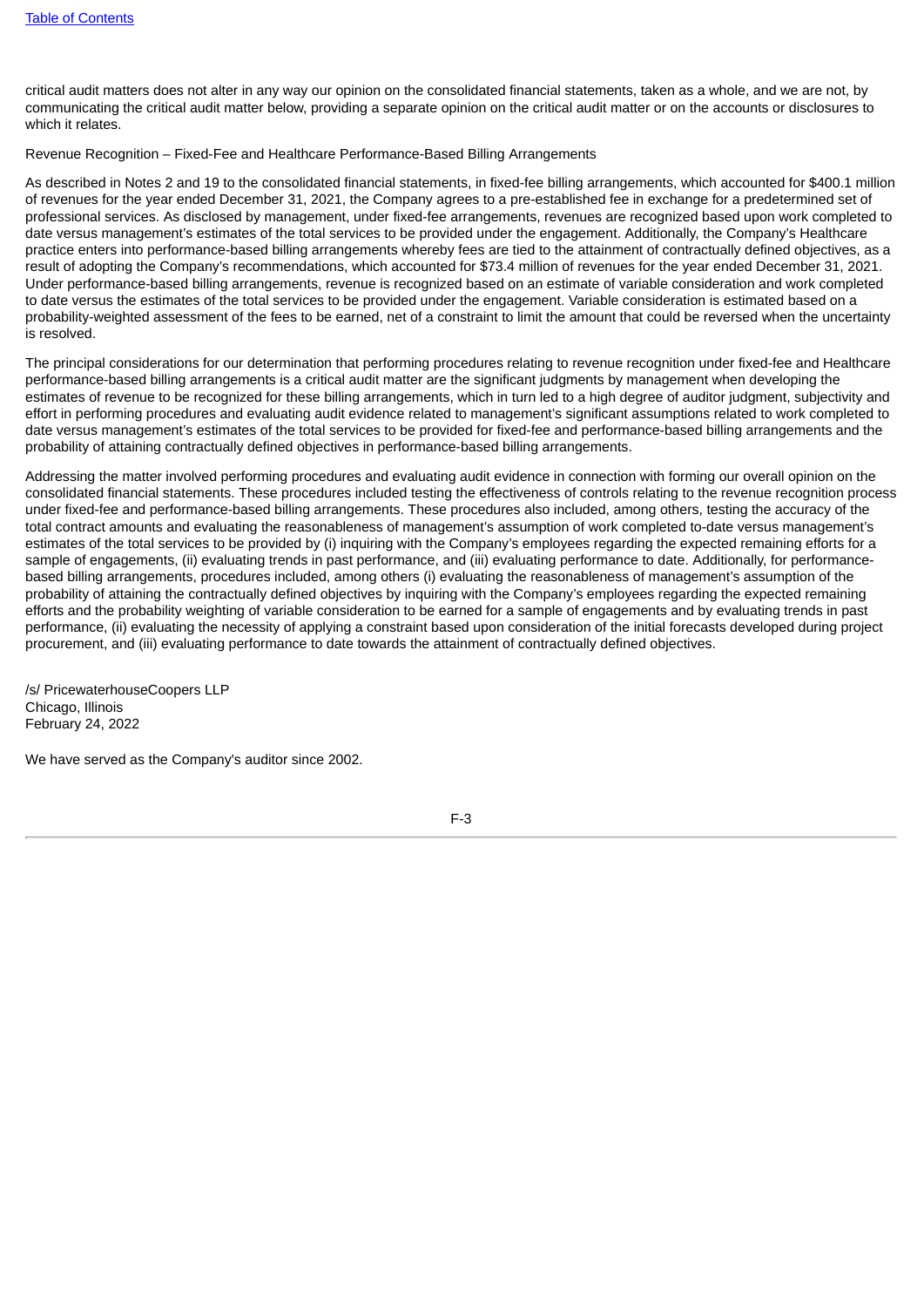critical audit matters does not alter in any way our opinion on the consolidated financial statements, taken as a whole, and we are not, by communicating the critical audit matter below, providing a separate opinion on the critical audit matter or on the accounts or disclosures to which it relates.

Revenue Recognition – Fixed-Fee and Healthcare Performance-Based Billing Arrangements

As described in Notes 2 and 19 to the consolidated financial statements, in fixed-fee billing arrangements, which accounted for $400.1 million of revenues for the year ended December 31, 2021, the Company agrees to a pre-established fee in exchange for a predetermined set of professional services. As disclosed by management, under fixed-fee arrangements, revenues are recognized based upon work completed to date versus management's estimates of the total services to be provided under the engagement. Additionally, the Company's Healthcare practice enters into performance-based billing arrangements whereby fees are tied to the attainment of contractually defined objectives, as a result of adopting the Company's recommendations, which accounted for $73.4 million of revenues for the year ended December 31, 2021. Under performance-based billing arrangements, revenue is recognized based on an estimate of variable consideration and work completed to date versus the estimates of the total services to be provided under the engagement. Variable consideration is estimated based on a probability-weighted assessment of the fees to be earned, net of a constraint to limit the amount that could be reversed when the uncertainty is resolved.

The principal considerations for our determination that performing procedures relating to revenue recognition under fixed-fee and Healthcare performance-based billing arrangements is a critical audit matter are the significant judgments by management when developing the estimates of revenue to be recognized for these billing arrangements, which in turn led to a high degree of auditor judgment, subjectivity and effort in performing procedures and evaluating audit evidence related to management's significant assumptions related to work completed to date versus management's estimates of the total services to be provided for fixed-fee and performance-based billing arrangements and the probability of attaining contractually defined objectives in performance-based billing arrangements.

Addressing the matter involved performing procedures and evaluating audit evidence in connection with forming our overall opinion on the consolidated financial statements. These procedures included testing the effectiveness of controls relating to the revenue recognition process under fixed-fee and performance-based billing arrangements. These procedures also included, among others, testing the accuracy of the total contract amounts and evaluating the reasonableness of management's assumption of work completed to-date versus management's estimates of the total services to be provided by (i) inquiring with the Company's employees regarding the expected remaining efforts for a sample of engagements, (ii) evaluating trends in past performance, and (iii) evaluating performance to date. Additionally, for performance-based billing arrangements, procedures included, among others (i) evaluating the reasonableness of management's assumption of the probability of attaining the contractually defined objectives by inquiring with the Company's employees regarding the expected remaining efforts and the probability weighting of variable consideration to be earned for a sample of engagements and by evaluating trends in past performance, (ii) evaluating the necessity of applying a constraint based upon consideration of the initial forecasts developed during project procurement, and (iii) evaluating performance to date towards the attainment of contractually defined objectives.

/s/ PricewaterhouseCoopers LLP
Chicago, Illinois
February 24, 2022

We have served as the Company's auditor since 2002.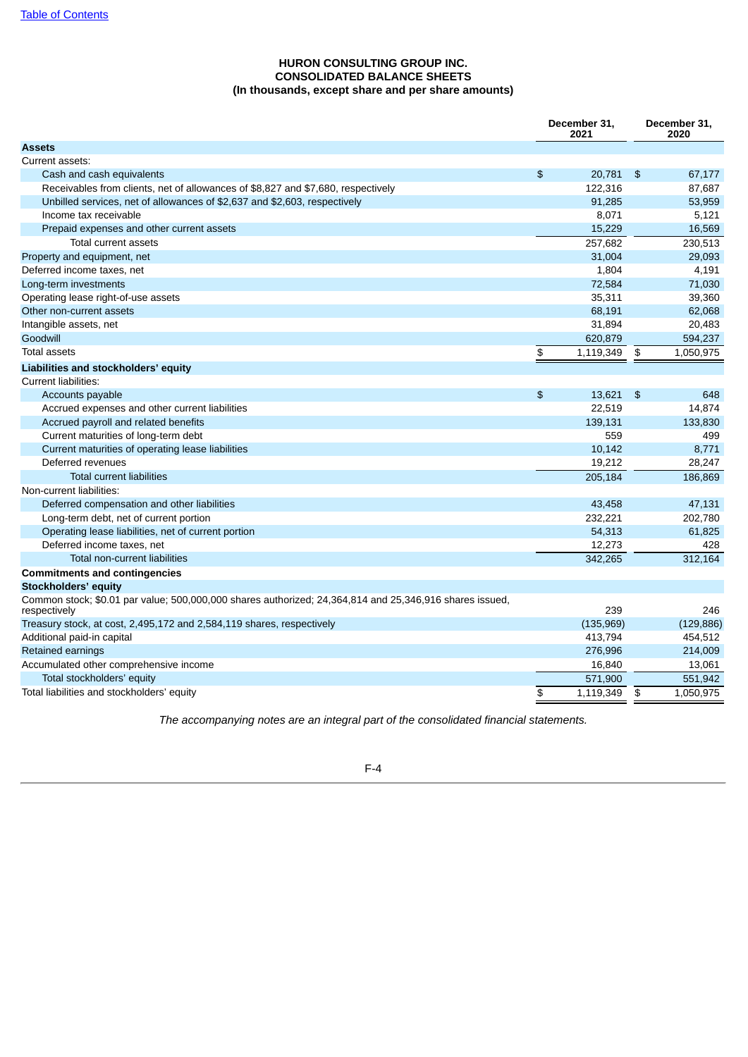Table of Contents

**HURON CONSULTING GROUP INC.**
**CONSOLIDATED BALANCE SHEETS**
**(In thousands, except share and per share amounts)**

| | December 31, 2021 | December 31, 2020 |
|---|---|---|
| **Assets** | | |
| Current assets: | | |
| Cash and cash equivalents | $ 20,781 | $ 67,177 |
| Receivables from clients, net of allowances of $8,827 and $7,680, respectively | 122,316 | 87,687 |
| Unbilled services, net of allowances of $2,637 and $2,603, respectively | 91,285 | 53,959 |
| Income tax receivable | 8,071 | 5,121 |
| Prepaid expenses and other current assets | 15,229 | 16,569 |
| Total current assets | 257,682 | 230,513 |
| Property and equipment, net | 31,004 | 29,093 |
| Deferred income taxes, net | 1,804 | 4,191 |
| Long-term investments | 72,584 | 71,030 |
| Operating lease right-of-use assets | 35,311 | 39,360 |
| Other non-current assets | 68,191 | 62,068 |
| Intangible assets, net | 31,894 | 20,483 |
| Goodwill | 620,879 | 594,237 |
| Total assets | $ 1,119,349 | $ 1,050,975 |
| **Liabilities and stockholders' equity** | | |
| Current liabilities: | | |
| Accounts payable | $ 13,621 | $ 648 |
| Accrued expenses and other current liabilities | 22,519 | 14,874 |
| Accrued payroll and related benefits | 139,131 | 133,830 |
| Current maturities of long-term debt | 559 | 499 |
| Current maturities of operating lease liabilities | 10,142 | 8,771 |
| Deferred revenues | 19,212 | 28,247 |
| Total current liabilities | 205,184 | 186,869 |
| Non-current liabilities: | | |
| Deferred compensation and other liabilities | 43,458 | 47,131 |
| Long-term debt, net of current portion | 232,221 | 202,780 |
| Operating lease liabilities, net of current portion | 54,313 | 61,825 |
| Deferred income taxes, net | 12,273 | 428 |
| Total non-current liabilities | 342,265 | 312,164 |
| **Commitments and contingencies** | | |
| **Stockholders' equity** | | |
| Common stock; $0.01 par value; 500,000,000 shares authorized; 24,364,814 and 25,346,916 shares issued, respectively | 239 | 246 |
| Treasury stock, at cost, 2,495,172 and 2,584,119 shares, respectively | (135,969) | (129,886) |
| Additional paid-in capital | 413,794 | 454,512 |
| Retained earnings | 276,996 | 214,009 |
| Accumulated other comprehensive income | 16,840 | 13,061 |
| Total stockholders' equity | 571,900 | 551,942 |
| Total liabilities and stockholders' equity | $ 1,119,349 | $ 1,050,975 |

*The accompanying notes are an integral part of the consolidated financial statements.*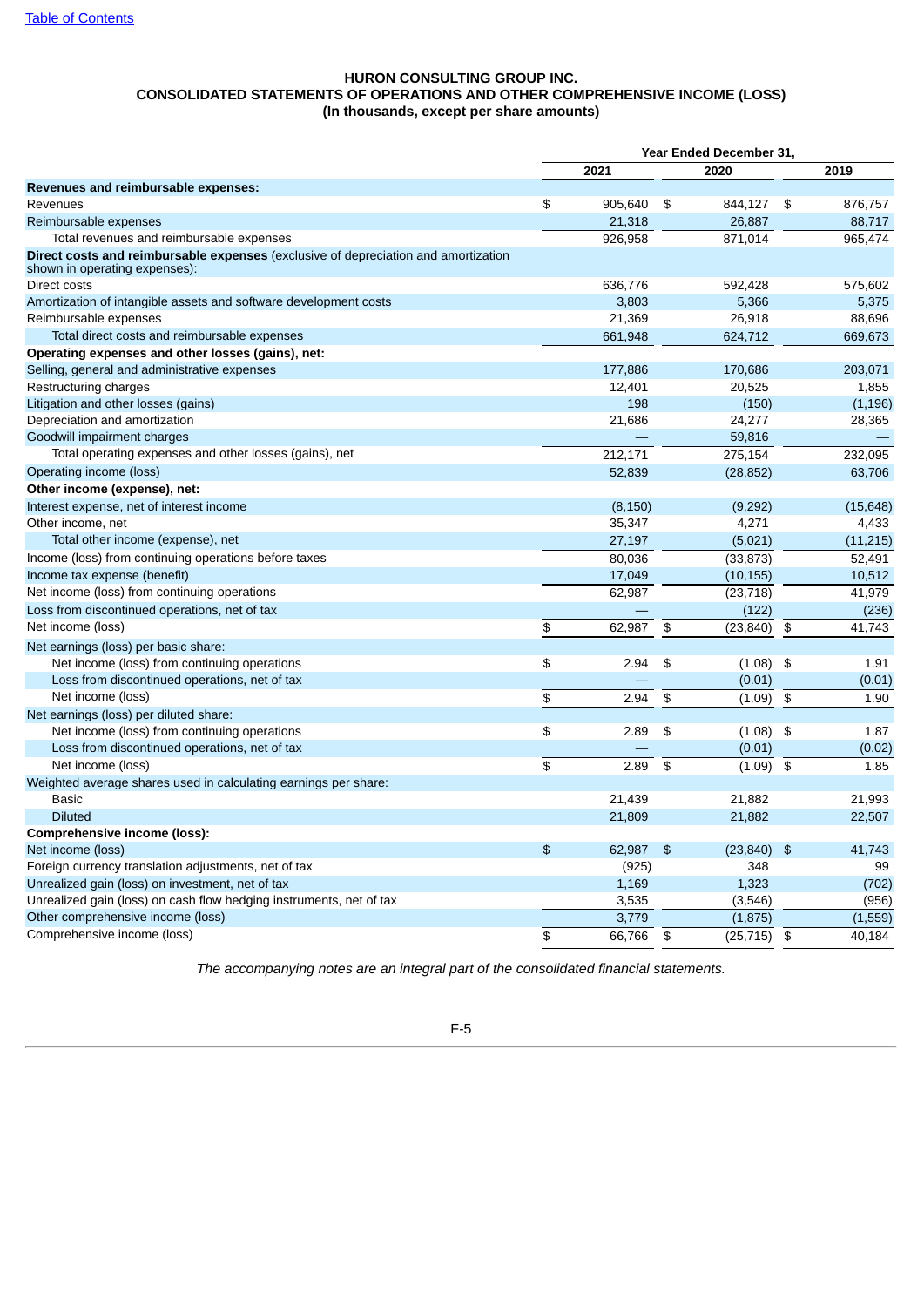**HURON CONSULTING GROUP INC.**
**CONSOLIDATED STATEMENTS OF OPERATIONS AND OTHER COMPREHENSIVE INCOME (LOSS)**
**(In thousands, except per share amounts)**

| | Year Ended December 31, | | |
|---|---|---|---|
| | 2021 | 2020 | 2019 |
| **Revenues and reimbursable expenses:** | | | |
| Revenues | $ 905,640 | $ 844,127 | $ 876,757 |
| Reimbursable expenses | 21,318 | 26,887 | 88,717 |
| Total revenues and reimbursable expenses | 926,958 | 871,014 | 965,474 |
| **Direct costs and reimbursable expenses** (exclusive of depreciation and amortization shown in operating expenses): | | | |
| Direct costs | 636,776 | 592,428 | 575,602 |
| Amortization of intangible assets and software development costs | 3,803 | 5,366 | 5,375 |
| Reimbursable expenses | 21,369 | 26,918 | 88,696 |
| Total direct costs and reimbursable expenses | 661,948 | 624,712 | 669,673 |
| **Operating expenses and other losses (gains), net:** | | | |
| Selling, general and administrative expenses | 177,886 | 170,686 | 203,071 |
| Restructuring charges | 12,401 | 20,525 | 1,855 |
| Litigation and other losses (gains) | 198 | (150) | (1,196) |
| Depreciation and amortization | 21,686 | 24,277 | 28,365 |
| Goodwill impairment charges | — | 59,816 | — |
| Total operating expenses and other losses (gains), net | 212,171 | 275,154 | 232,095 |
| Operating income (loss) | 52,839 | (28,852) | 63,706 |
| **Other income (expense), net:** | | | |
| Interest expense, net of interest income | (8,150) | (9,292) | (15,648) |
| Other income, net | 35,347 | 4,271 | 4,433 |
| Total other income (expense), net | 27,197 | (5,021) | (11,215) |
| Income (loss) from continuing operations before taxes | 80,036 | (33,873) | 52,491 |
| Income tax expense (benefit) | 17,049 | (10,155) | 10,512 |
| Net income (loss) from continuing operations | 62,987 | (23,718) | 41,979 |
| Loss from discontinued operations, net of tax | — | (122) | (236) |
| Net income (loss) | $ 62,987 | $ (23,840) | $ 41,743 |
| Net earnings (loss) per basic share: | | | |
| Net income (loss) from continuing operations | $ 2.94 | $ (1.08) | $ 1.91 |
| Loss from discontinued operations, net of tax | — | (0.01) | (0.01) |
| Net income (loss) | $ 2.94 | $ (1.09) | $ 1.90 |
| Net earnings (loss) per diluted share: | | | |
| Net income (loss) from continuing operations | $ 2.89 | $ (1.08) | $ 1.87 |
| Loss from discontinued operations, net of tax | — | (0.01) | (0.02) |
| Net income (loss) | $ 2.89 | $ (1.09) | $ 1.85 |
| Weighted average shares used in calculating earnings per share: | | | |
| Basic | 21,439 | 21,882 | 21,993 |
| Diluted | 21,809 | 21,882 | 22,507 |
| **Comprehensive income (loss):** | | | |
| Net income (loss) | $ 62,987 | $ (23,840) | $ 41,743 |
| Foreign currency translation adjustments, net of tax | (925) | 348 | 99 |
| Unrealized gain (loss) on investment, net of tax | 1,169 | 1,323 | (702) |
| Unrealized gain (loss) on cash flow hedging instruments, net of tax | 3,535 | (3,546) | (956) |
| Other comprehensive income (loss) | 3,779 | (1,875) | (1,559) |
| Comprehensive income (loss) | $ 66,766 | $ (25,715) | $ 40,184 |

*The accompanying notes are an integral part of the consolidated financial statements.*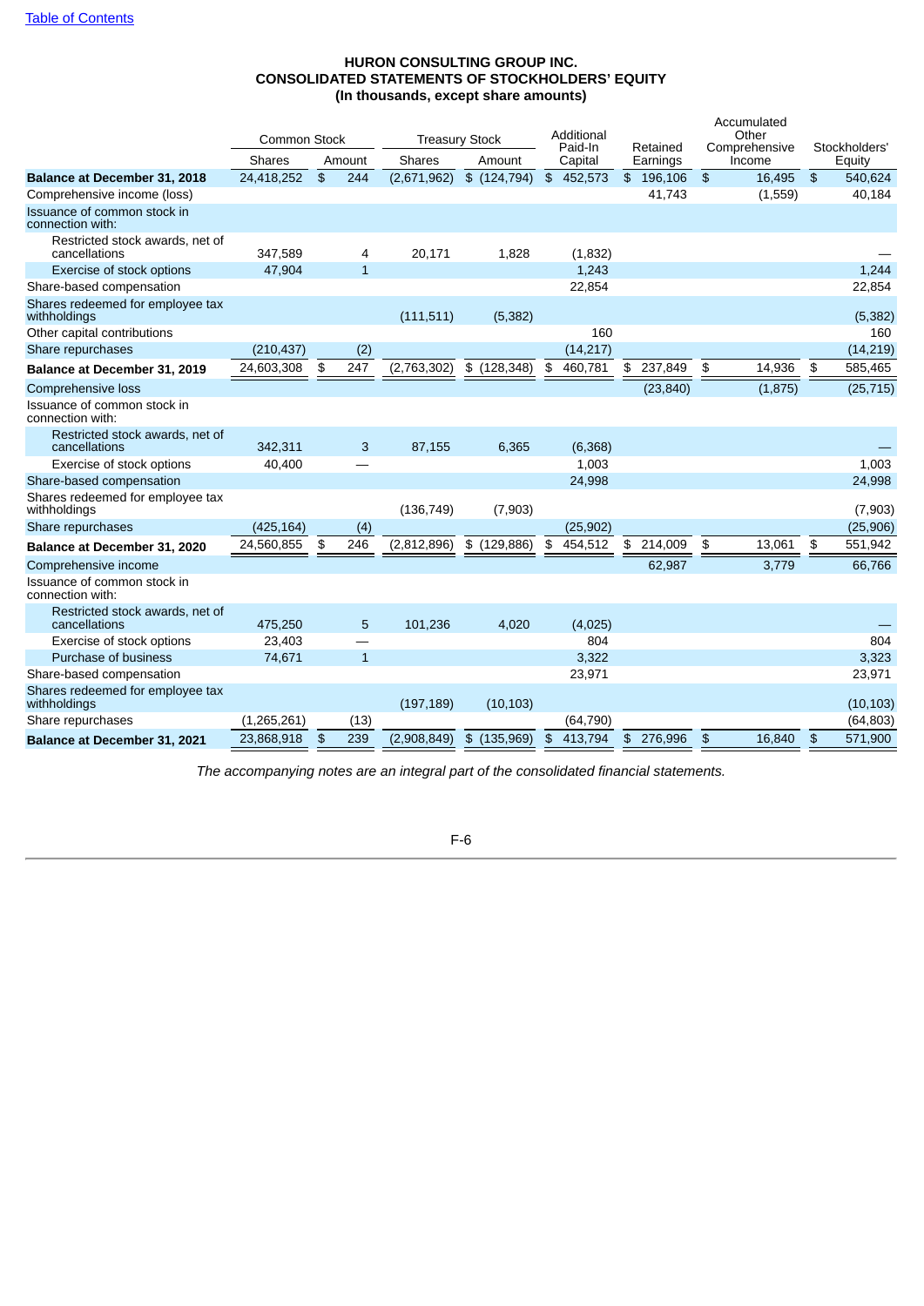**HURON CONSULTING GROUP INC.**
**CONSOLIDATED STATEMENTS OF STOCKHOLDERS' EQUITY**
**(In thousands, except share amounts)**

| | Common Stock | | Treasury Stock | | Additional Paid-In Capital | Retained Earnings | Accumulated Other Comprehensive Income | Stockholders' Equity |
|---|---|---|---|---|---|---|---|---|
| | Shares | Amount | Shares | Amount | | | | |
| **Balance at December 31, 2018** | 24,418,252 | $ 244 | (2,671,962) | $ (124,794) | $ 452,573 | $ 196,106 | $ 16,495 | $ 540,624 |
| Comprehensive income (loss) | | | | | | 41,743 | (1,559) | 40,184 |
| Issuance of common stock in connection with: | | | | | | | | |
| Restricted stock awards, net of cancellations | 347,589 | 4 | 20,171 | 1,828 | (1,832) | | | — |
| Exercise of stock options | 47,904 | 1 | | | 1,243 | | | 1,244 |
| Share-based compensation | | | | | 22,854 | | | 22,854 |
| Shares redeemed for employee tax withholdings | | | (111,511) | (5,382) | | | | (5,382) |
| Other capital contributions | | | | | 160 | | | 160 |
| Share repurchases | (210,437) | (2) | | | (14,217) | | | (14,219) |
| **Balance at December 31, 2019** | 24,603,308 | $ 247 | (2,763,302) | $ (128,348) | $ 460,781 | $ 237,849 | $ 14,936 | $ 585,465 |
| Comprehensive loss | | | | | | (23,840) | (1,875) | (25,715) |
| Issuance of common stock in connection with: | | | | | | | | |
| Restricted stock awards, net of cancellations | 342,311 | 3 | 87,155 | 6,365 | (6,368) | | | — |
| Exercise of stock options | 40,400 | — | | | 1,003 | | | 1,003 |
| Share-based compensation | | | | | 24,998 | | | 24,998 |
| Shares redeemed for employee tax withholdings | | | (136,749) | (7,903) | | | | (7,903) |
| Share repurchases | (425,164) | (4) | | | (25,902) | | | (25,906) |
| **Balance at December 31, 2020** | 24,560,855 | $ 246 | (2,812,896) | $ (129,886) | $ 454,512 | $ 214,009 | $ 13,061 | $ 551,942 |
| Comprehensive income | | | | | | 62,987 | 3,779 | 66,766 |
| Issuance of common stock in connection with: | | | | | | | | |
| Restricted stock awards, net of cancellations | 475,250 | 5 | 101,236 | 4,020 | (4,025) | | | — |
| Exercise of stock options | 23,403 | — | | | 804 | | | 804 |
| Purchase of business | 74,671 | 1 | | | 3,322 | | | 3,323 |
| Share-based compensation | | | | | 23,971 | | | 23,971 |
| Shares redeemed for employee tax withholdings | | | (197,189) | (10,103) | | | | (10,103) |
| Share repurchases | (1,265,261) | (13) | | | (64,790) | | | (64,803) |
| **Balance at December 31, 2021** | 23,868,918 | $ 239 | (2,908,849) | $ (135,969) | $ 413,794 | $ 276,996 | $ 16,840 | $ 571,900 |

*The accompanying notes are an integral part of the consolidated financial statements.*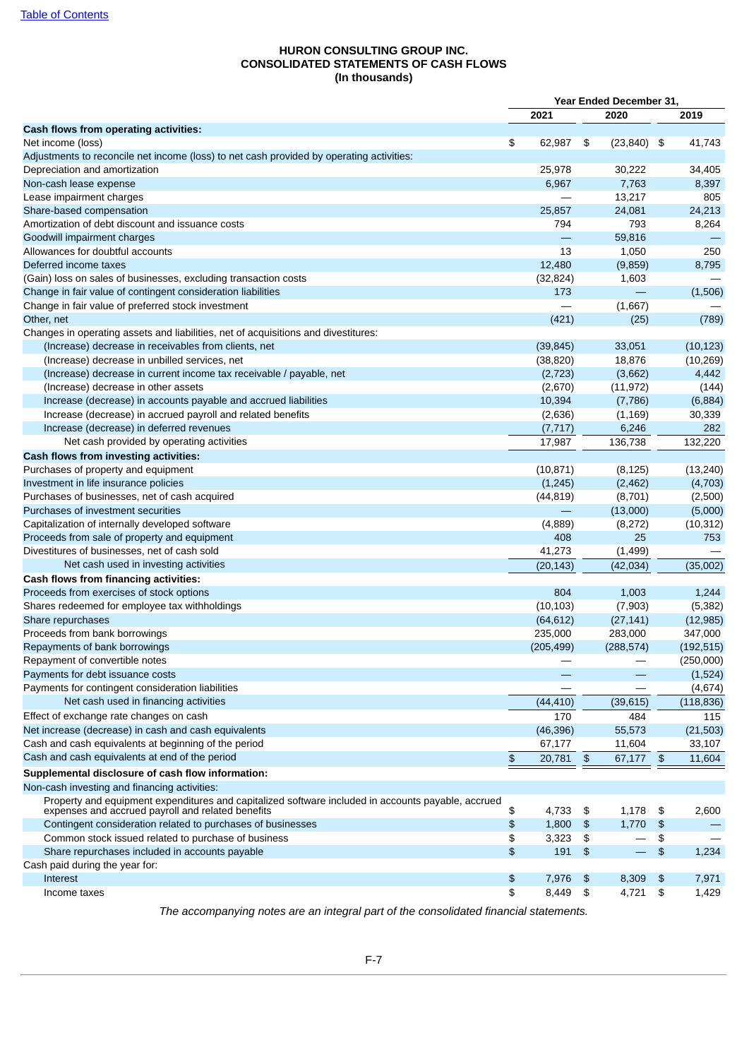[Table of Contents](#)

# HURON CONSULTING GROUP INC.
# CONSOLIDATED STATEMENTS OF CASH FLOWS
# (In thousands)

| | Year Ended December 31, | | |
|---|---|---|---|
| | 2021 | 2020 | 2019 |
| **Cash flows from operating activities:** | | | |
| Net income (loss) | $ 62,987 | $ (23,840) | $ 41,743 |
| Adjustments to reconcile net income (loss) to net cash provided by operating activities: | | | |
| Depreciation and amortization | 25,978 | 30,222 | 34,405 |
| Non-cash lease expense | 6,967 | 7,763 | 8,397 |
| Lease impairment charges | — | 13,217 | 805 |
| Share-based compensation | 25,857 | 24,081 | 24,213 |
| Amortization of debt discount and issuance costs | 794 | 793 | 8,264 |
| Goodwill impairment charges | — | 59,816 | — |
| Allowances for doubtful accounts | 13 | 1,050 | 250 |
| Deferred income taxes | 12,480 | (9,859) | 8,795 |
| (Gain) loss on sales of businesses, excluding transaction costs | (32,824) | 1,603 | — |
| Change in fair value of contingent consideration liabilities | 173 | — | (1,506) |
| Change in fair value of preferred stock investment | — | (1,667) | — |
| Other, net | (421) | (25) | (789) |
| Changes in operating assets and liabilities, net of acquisitions and divestitures: | | | |
| (Increase) decrease in receivables from clients, net | (39,845) | 33,051 | (10,123) |
| (Increase) decrease in unbilled services, net | (38,820) | 18,876 | (10,269) |
| (Increase) decrease in current income tax receivable / payable, net | (2,723) | (3,662) | 4,442 |
| (Increase) decrease in other assets | (2,670) | (11,972) | (144) |
| Increase (decrease) in accounts payable and accrued liabilities | 10,394 | (7,786) | (6,884) |
| Increase (decrease) in accrued payroll and related benefits | (2,636) | (1,169) | 30,339 |
| Increase (decrease) in deferred revenues | (7,717) | 6,246 | 282 |
| Net cash provided by operating activities | 17,987 | 136,738 | 132,220 |
| **Cash flows from investing activities:** | | | |
| Purchases of property and equipment | (10,871) | (8,125) | (13,240) |
| Investment in life insurance policies | (1,245) | (2,462) | (4,703) |
| Purchases of businesses, net of cash acquired | (44,819) | (8,701) | (2,500) |
| Purchases of investment securities | — | (13,000) | (5,000) |
| Capitalization of internally developed software | (4,889) | (8,272) | (10,312) |
| Proceeds from sale of property and equipment | 408 | 25 | 753 |
| Divestitures of businesses, net of cash sold | 41,273 | (1,499) | — |
| Net cash used in investing activities | (20,143) | (42,034) | (35,002) |
| **Cash flows from financing activities:** | | | |
| Proceeds from exercises of stock options | 804 | 1,003 | 1,244 |
| Shares redeemed for employee tax withholdings | (10,103) | (7,903) | (5,382) |
| Share repurchases | (64,612) | (27,141) | (12,985) |
| Proceeds from bank borrowings | 235,000 | 283,000 | 347,000 |
| Repayments of bank borrowings | (205,499) | (288,574) | (192,515) |
| Repayment of convertible notes | — | — | (250,000) |
| Payments for debt issuance costs | — | — | (1,524) |
| Payments for contingent consideration liabilities | — | — | (4,674) |
| Net cash used in financing activities | (44,410) | (39,615) | (118,836) |
| Effect of exchange rate changes on cash | 170 | 484 | 115 |
| Net increase (decrease) in cash and cash equivalents | (46,396) | 55,573 | (21,503) |
| Cash and cash equivalents at beginning of the period | 67,177 | 11,604 | 33,107 |
| Cash and cash equivalents at end of the period | $ 20,781 | $ 67,177 | $ 11,604 |
| **Supplemental disclosure of cash flow information:** | | | |
| Non-cash investing and financing activities: | | | |
| Property and equipment expenditures and capitalized software included in accounts payable, accrued expenses and accrued payroll and related benefits | $ 4,733 | $ 1,178 | $ 2,600 |
| Contingent consideration related to purchases of businesses | $ 1,800 | $ 1,770 | $ — |
| Common stock issued related to purchase of business | $ 3,323 | $ — | $ — |
| Share repurchases included in accounts payable | $ 191 | $ — | $ 1,234 |
| Cash paid during the year for: | | | |
| Interest | $ 7,976 | $ 8,309 | $ 7,971 |
| Income taxes | $ 8,449 | $ 4,721 | $ 1,429 |

*The accompanying notes are an integral part of the consolidated financial statements.*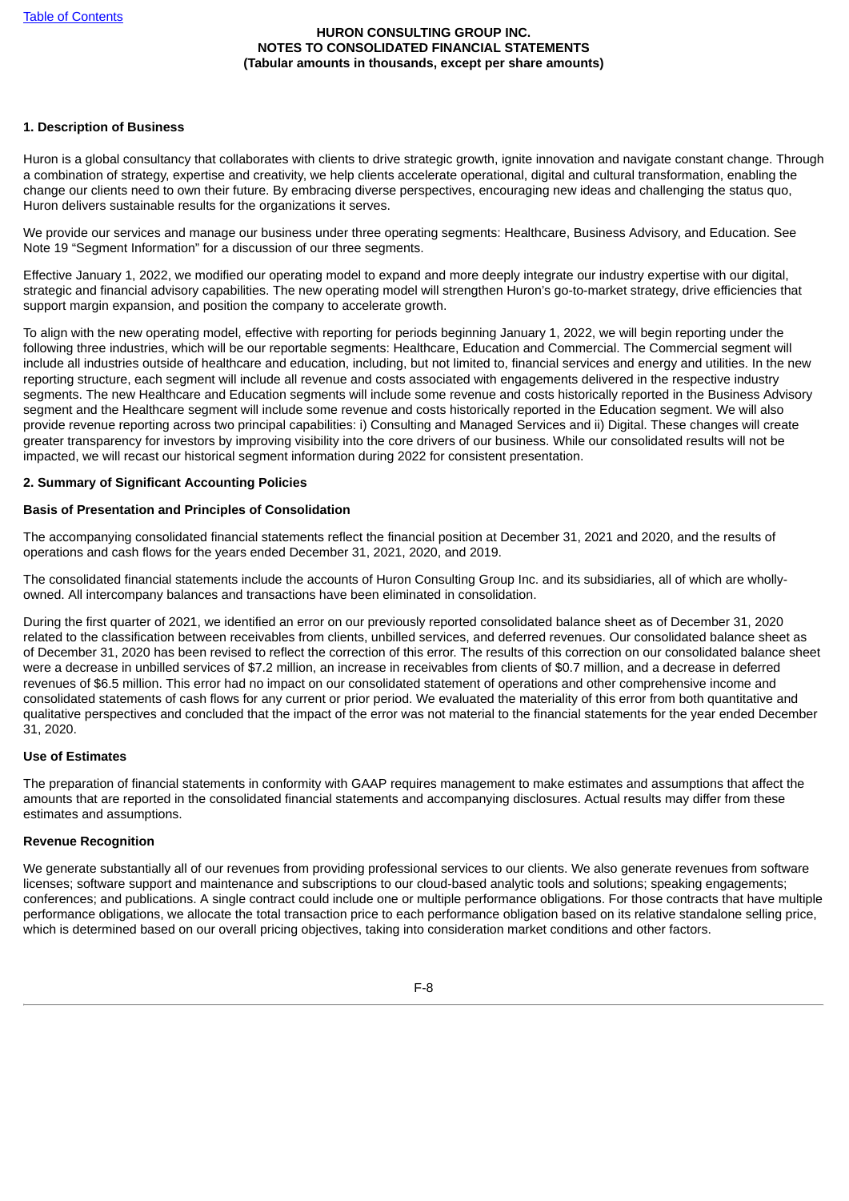## 1. Description of Business

Huron is a global consultancy that collaborates with clients to drive strategic growth, ignite innovation and navigate constant change. Through a combination of strategy, expertise and creativity, we help clients accelerate operational, digital and cultural transformation, enabling the change our clients need to own their future. By embracing diverse perspectives, encouraging new ideas and challenging the status quo, Huron delivers sustainable results for the organizations it serves.

We provide our services and manage our business under three operating segments: Healthcare, Business Advisory, and Education. See Note 19 "Segment Information" for a discussion of our three segments.

Effective January 1, 2022, we modified our operating model to expand and more deeply integrate our industry expertise with our digital, strategic and financial advisory capabilities. The new operating model will strengthen Huron's go-to-market strategy, drive efficiencies that support margin expansion, and position the company to accelerate growth.

To align with the new operating model, effective with reporting for periods beginning January 1, 2022, we will begin reporting under the following three industries, which will be our reportable segments: Healthcare, Education and Commercial. The Commercial segment will include all industries outside of healthcare and education, including, but not limited to, financial services and energy and utilities. In the new reporting structure, each segment will include all revenue and costs associated with engagements delivered in the respective industry segments. The new Healthcare and Education segments will include some revenue and costs historically reported in the Business Advisory segment and the Healthcare segment will include some revenue and costs historically reported in the Education segment. We will also provide revenue reporting across two principal capabilities: i) Consulting and Managed Services and ii) Digital. These changes will create greater transparency for investors by improving visibility into the core drivers of our business. While our consolidated results will not be impacted, we will recast our historical segment information during 2022 for consistent presentation.

## 2. Summary of Significant Accounting Policies

### Basis of Presentation and Principles of Consolidation

The accompanying consolidated financial statements reflect the financial position at December 31, 2021 and 2020, and the results of operations and cash flows for the years ended December 31, 2021, 2020, and 2019.

The consolidated financial statements include the accounts of Huron Consulting Group Inc. and its subsidiaries, all of which are wholly-owned. All intercompany balances and transactions have been eliminated in consolidation.

During the first quarter of 2021, we identified an error on our previously reported consolidated balance sheet as of December 31, 2020 related to the classification between receivables from clients, unbilled services, and deferred revenues. Our consolidated balance sheet as of December 31, 2020 has been revised to reflect the correction of this error. The results of this correction on our consolidated balance sheet were a decrease in unbilled services of $7.2 million, an increase in receivables from clients of $0.7 million, and a decrease in deferred revenues of $6.5 million. This error had no impact on our consolidated statement of operations and other comprehensive income and consolidated statements of cash flows for any current or prior period. We evaluated the materiality of this error from both quantitative and qualitative perspectives and concluded that the impact of the error was not material to the financial statements for the year ended December 31, 2020.

### Use of Estimates

The preparation of financial statements in conformity with GAAP requires management to make estimates and assumptions that affect the amounts that are reported in the consolidated financial statements and accompanying disclosures. Actual results may differ from these estimates and assumptions.

### Revenue Recognition

We generate substantially all of our revenues from providing professional services to our clients. We also generate revenues from software licenses; software support and maintenance and subscriptions to our cloud-based analytic tools and solutions; speaking engagements; conferences; and publications. A single contract could include one or multiple performance obligations. For those contracts that have multiple performance obligations, we allocate the total transaction price to each performance obligation based on its relative standalone selling price, which is determined based on our overall pricing objectives, taking into consideration market conditions and other factors.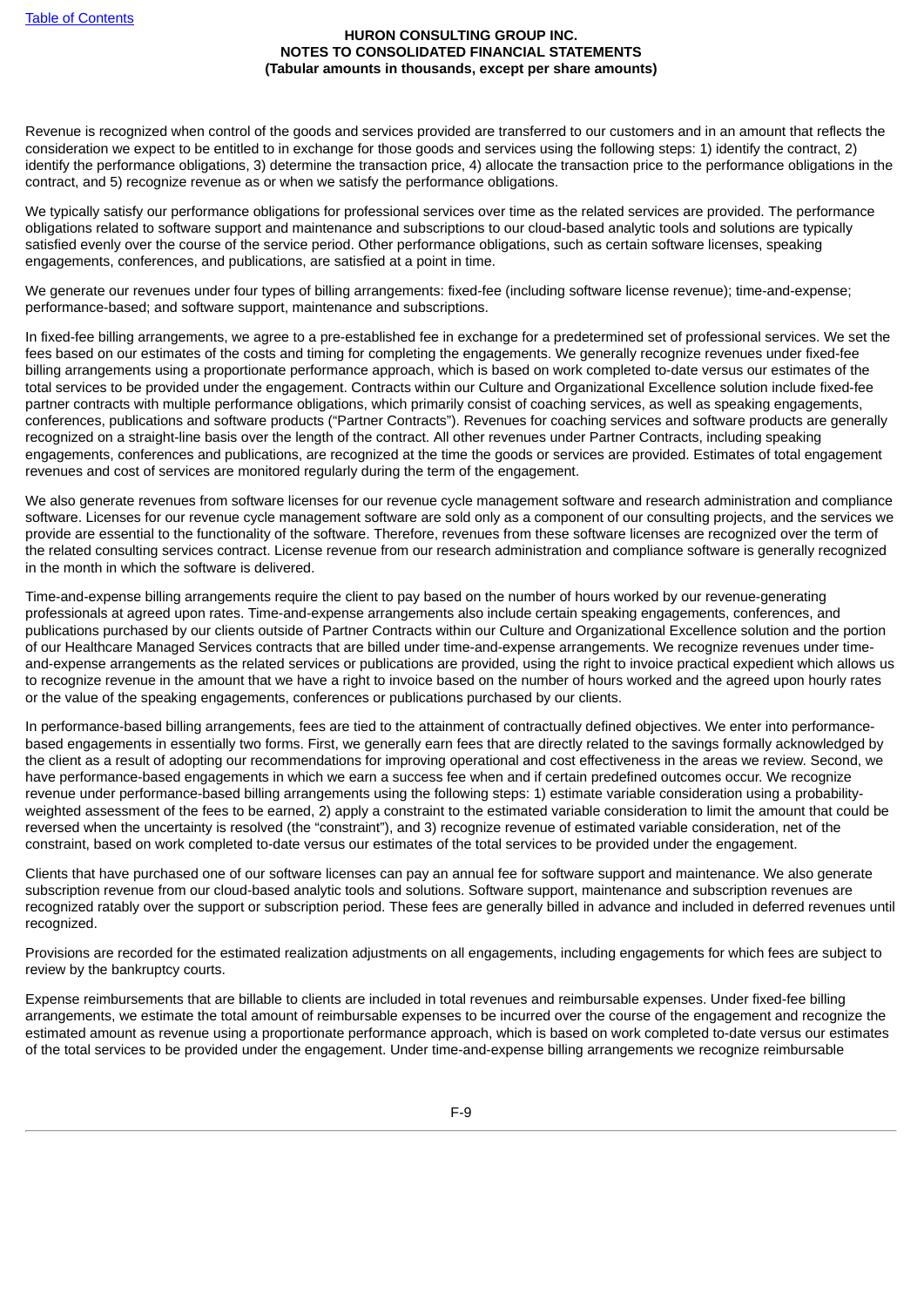Revenue is recognized when control of the goods and services provided are transferred to our customers and in an amount that reflects the consideration we expect to be entitled to in exchange for those goods and services using the following steps: 1) identify the contract, 2) identify the performance obligations, 3) determine the transaction price, 4) allocate the transaction price to the performance obligations in the contract, and 5) recognize revenue as or when we satisfy the performance obligations.

We typically satisfy our performance obligations for professional services over time as the related services are provided. The performance obligations related to software support and maintenance and subscriptions to our cloud-based analytic tools and solutions are typically satisfied evenly over the course of the service period. Other performance obligations, such as certain software licenses, speaking engagements, conferences, and publications, are satisfied at a point in time.

We generate our revenues under four types of billing arrangements: fixed-fee (including software license revenue); time-and-expense; performance-based; and software support, maintenance and subscriptions.

In fixed-fee billing arrangements, we agree to a pre-established fee in exchange for a predetermined set of professional services. We set the fees based on our estimates of the costs and timing for completing the engagements. We generally recognize revenues under fixed-fee billing arrangements using a proportionate performance approach, which is based on work completed to-date versus our estimates of the total services to be provided under the engagement. Contracts within our Culture and Organizational Excellence solution include fixed-fee partner contracts with multiple performance obligations, which primarily consist of coaching services, as well as speaking engagements, conferences, publications and software products ("Partner Contracts"). Revenues for coaching services and software products are generally recognized on a straight-line basis over the length of the contract. All other revenues under Partner Contracts, including speaking engagements, conferences and publications, are recognized at the time the goods or services are provided. Estimates of total engagement revenues and cost of services are monitored regularly during the term of the engagement.

We also generate revenues from software licenses for our revenue cycle management software and research administration and compliance software. Licenses for our revenue cycle management software are sold only as a component of our consulting projects, and the services we provide are essential to the functionality of the software. Therefore, revenues from these software licenses are recognized over the term of the related consulting services contract. License revenue from our research administration and compliance software is generally recognized in the month in which the software is delivered.

Time-and-expense billing arrangements require the client to pay based on the number of hours worked by our revenue-generating professionals at agreed upon rates. Time-and-expense arrangements also include certain speaking engagements, conferences, and publications purchased by our clients outside of Partner Contracts within our Culture and Organizational Excellence solution and the portion of our Healthcare Managed Services contracts that are billed under time-and-expense arrangements. We recognize revenues under time-and-expense arrangements as the related services or publications are provided, using the right to invoice practical expedient which allows us to recognize revenue in the amount that we have a right to invoice based on the number of hours worked and the agreed upon hourly rates or the value of the speaking engagements, conferences or publications purchased by our clients.

In performance-based billing arrangements, fees are tied to the attainment of contractually defined objectives. We enter into performance-based engagements in essentially two forms. First, we generally earn fees that are directly related to the savings formally acknowledged by the client as a result of adopting our recommendations for improving operational and cost effectiveness in the areas we review. Second, we have performance-based engagements in which we earn a success fee when and if certain predefined outcomes occur. We recognize revenue under performance-based billing arrangements using the following steps: 1) estimate variable consideration using a probability-weighted assessment of the fees to be earned, 2) apply a constraint to the estimated variable consideration to limit the amount that could be reversed when the uncertainty is resolved (the "constraint"), and 3) recognize revenue of estimated variable consideration, net of the constraint, based on work completed to-date versus our estimates of the total services to be provided under the engagement.

Clients that have purchased one of our software licenses can pay an annual fee for software support and maintenance. We also generate subscription revenue from our cloud-based analytic tools and solutions. Software support, maintenance and subscription revenues are recognized ratably over the support or subscription period. These fees are generally billed in advance and included in deferred revenues until recognized.

Provisions are recorded for the estimated realization adjustments on all engagements, including engagements for which fees are subject to review by the bankruptcy courts.

Expense reimbursements that are billable to clients are included in total revenues and reimbursable expenses. Under fixed-fee billing arrangements, we estimate the total amount of reimbursable expenses to be incurred over the course of the engagement and recognize the estimated amount as revenue using a proportionate performance approach, which is based on work completed to-date versus our estimates of the total services to be provided under the engagement. Under time-and-expense billing arrangements we recognize reimbursable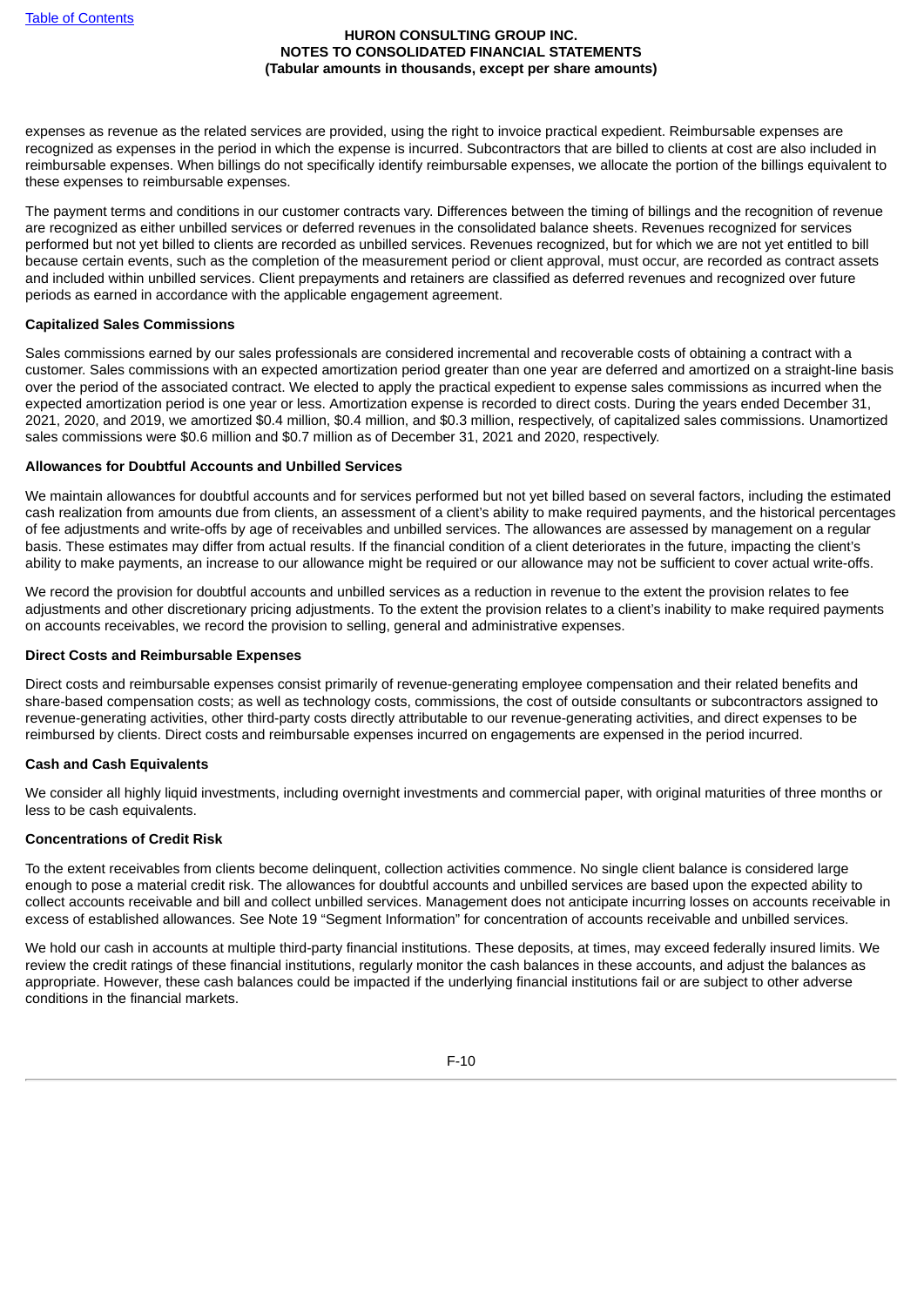expenses as revenue as the related services are provided, using the right to invoice practical expedient. Reimbursable expenses are recognized as expenses in the period in which the expense is incurred. Subcontractors that are billed to clients at cost are also included in reimbursable expenses. When billings do not specifically identify reimbursable expenses, we allocate the portion of the billings equivalent to these expenses to reimbursable expenses.

The payment terms and conditions in our customer contracts vary. Differences between the timing of billings and the recognition of revenue are recognized as either unbilled services or deferred revenues in the consolidated balance sheets. Revenues recognized for services performed but not yet billed to clients are recorded as unbilled services. Revenues recognized, but for which we are not yet entitled to bill because certain events, such as the completion of the measurement period or client approval, must occur, are recorded as contract assets and included within unbilled services. Client prepayments and retainers are classified as deferred revenues and recognized over future periods as earned in accordance with the applicable engagement agreement.

**Capitalized Sales Commissions**

Sales commissions earned by our sales professionals are considered incremental and recoverable costs of obtaining a contract with a customer. Sales commissions with an expected amortization period greater than one year are deferred and amortized on a straight-line basis over the period of the associated contract. We elected to apply the practical expedient to expense sales commissions as incurred when the expected amortization period is one year or less. Amortization expense is recorded to direct costs. During the years ended December 31, 2021, 2020, and 2019, we amortized $0.4 million, $0.4 million, and $0.3 million, respectively, of capitalized sales commissions. Unamortized sales commissions were $0.6 million and $0.7 million as of December 31, 2021 and 2020, respectively.

**Allowances for Doubtful Accounts and Unbilled Services**

We maintain allowances for doubtful accounts and for services performed but not yet billed based on several factors, including the estimated cash realization from amounts due from clients, an assessment of a client's ability to make required payments, and the historical percentages of fee adjustments and write-offs by age of receivables and unbilled services. The allowances are assessed by management on a regular basis. These estimates may differ from actual results. If the financial condition of a client deteriorates in the future, impacting the client's ability to make payments, an increase to our allowance might be required or our allowance may not be sufficient to cover actual write-offs.

We record the provision for doubtful accounts and unbilled services as a reduction in revenue to the extent the provision relates to fee adjustments and other discretionary pricing adjustments. To the extent the provision relates to a client's inability to make required payments on accounts receivables, we record the provision to selling, general and administrative expenses.

**Direct Costs and Reimbursable Expenses**

Direct costs and reimbursable expenses consist primarily of revenue-generating employee compensation and their related benefits and share-based compensation costs; as well as technology costs, commissions, the cost of outside consultants or subcontractors assigned to revenue-generating activities, other third-party costs directly attributable to our revenue-generating activities, and direct expenses to be reimbursed by clients. Direct costs and reimbursable expenses incurred on engagements are expensed in the period incurred.

**Cash and Cash Equivalents**

We consider all highly liquid investments, including overnight investments and commercial paper, with original maturities of three months or less to be cash equivalents.

**Concentrations of Credit Risk**

To the extent receivables from clients become delinquent, collection activities commence. No single client balance is considered large enough to pose a material credit risk. The allowances for doubtful accounts and unbilled services are based upon the expected ability to collect accounts receivable and bill and collect unbilled services. Management does not anticipate incurring losses on accounts receivable in excess of established allowances. See Note 19 "Segment Information" for concentration of accounts receivable and unbilled services.

We hold our cash in accounts at multiple third-party financial institutions. These deposits, at times, may exceed federally insured limits. We review the credit ratings of these financial institutions, regularly monitor the cash balances in these accounts, and adjust the balances as appropriate. However, these cash balances could be impacted if the underlying financial institutions fail or are subject to other adverse conditions in the financial markets.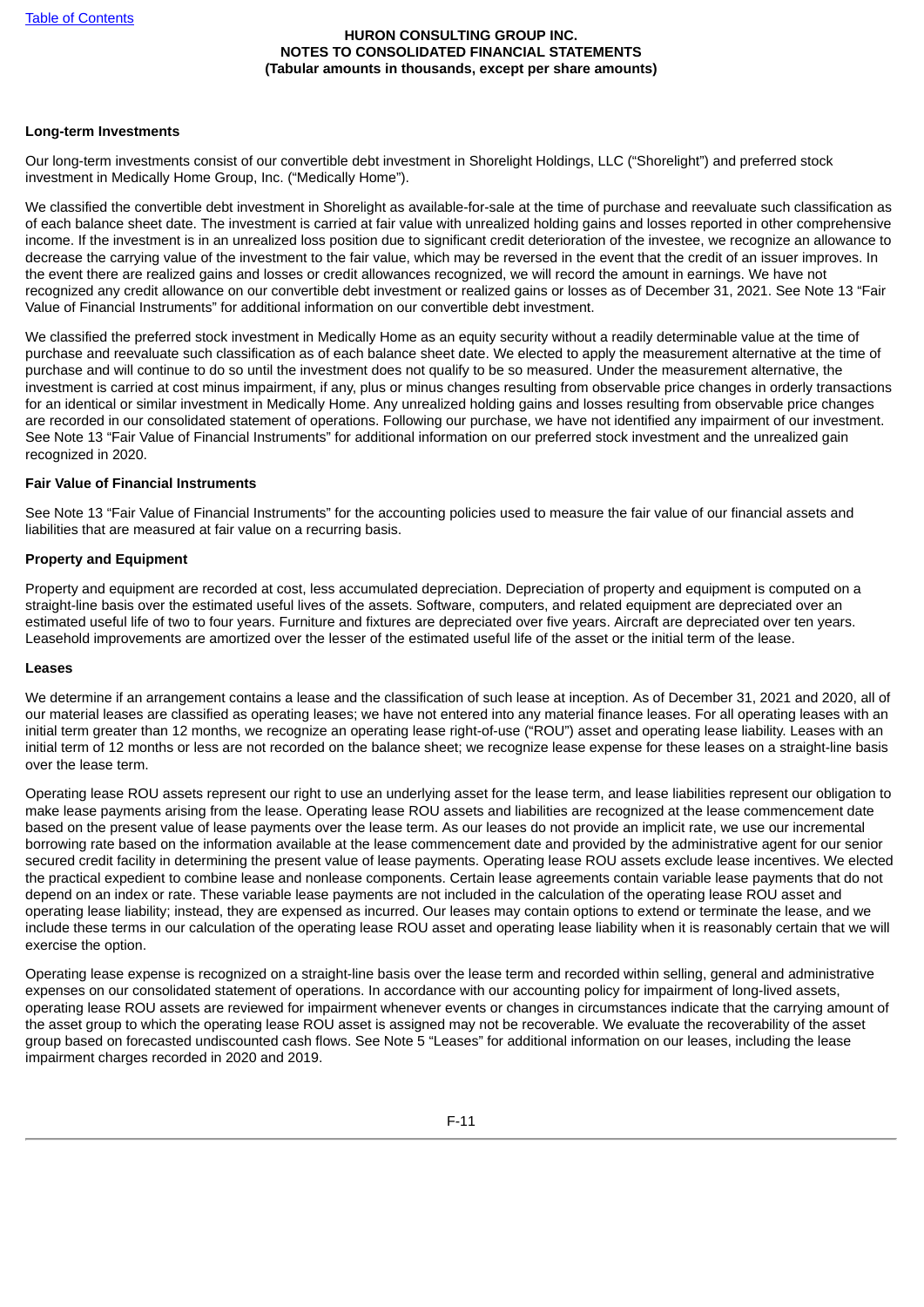**Long-term Investments**

Our long-term investments consist of our convertible debt investment in Shorelight Holdings, LLC ("Shorelight") and preferred stock investment in Medically Home Group, Inc. ("Medically Home").

We classified the convertible debt investment in Shorelight as available-for-sale at the time of purchase and reevaluate such classification as of each balance sheet date. The investment is carried at fair value with unrealized holding gains and losses reported in other comprehensive income. If the investment is in an unrealized loss position due to significant credit deterioration of the investee, we recognize an allowance to decrease the carrying value of the investment to the fair value, which may be reversed in the event that the credit of an issuer improves. In the event there are realized gains and losses or credit allowances recognized, we will record the amount in earnings. We have not recognized any credit allowance on our convertible debt investment or realized gains or losses as of December 31, 2021. See Note 13 "Fair Value of Financial Instruments" for additional information on our convertible debt investment.

We classified the preferred stock investment in Medically Home as an equity security without a readily determinable value at the time of purchase and reevaluate such classification as of each balance sheet date. We elected to apply the measurement alternative at the time of purchase and will continue to do so until the investment does not qualify to be so measured. Under the measurement alternative, the investment is carried at cost minus impairment, if any, plus or minus changes resulting from observable price changes in orderly transactions for an identical or similar investment in Medically Home. Any unrealized holding gains and losses resulting from observable price changes are recorded in our consolidated statement of operations. Following our purchase, we have not identified any impairment of our investment. See Note 13 "Fair Value of Financial Instruments" for additional information on our preferred stock investment and the unrealized gain recognized in 2020.

**Fair Value of Financial Instruments**

See Note 13 "Fair Value of Financial Instruments" for the accounting policies used to measure the fair value of our financial assets and liabilities that are measured at fair value on a recurring basis.

**Property and Equipment**

Property and equipment are recorded at cost, less accumulated depreciation. Depreciation of property and equipment is computed on a straight-line basis over the estimated useful lives of the assets. Software, computers, and related equipment are depreciated over an estimated useful life of two to four years. Furniture and fixtures are depreciated over five years. Aircraft are depreciated over ten years. Leasehold improvements are amortized over the lesser of the estimated useful life of the asset or the initial term of the lease.

**Leases**

We determine if an arrangement contains a lease and the classification of such lease at inception. As of December 31, 2021 and 2020, all of our material leases are classified as operating leases; we have not entered into any material finance leases. For all operating leases with an initial term greater than 12 months, we recognize an operating lease right-of-use ("ROU") asset and operating lease liability. Leases with an initial term of 12 months or less are not recorded on the balance sheet; we recognize lease expense for these leases on a straight-line basis over the lease term.

Operating lease ROU assets represent our right to use an underlying asset for the lease term, and lease liabilities represent our obligation to make lease payments arising from the lease. Operating lease ROU assets and liabilities are recognized at the lease commencement date based on the present value of lease payments over the lease term. As our leases do not provide an implicit rate, we use our incremental borrowing rate based on the information available at the lease commencement date and provided by the administrative agent for our senior secured credit facility in determining the present value of lease payments. Operating lease ROU assets exclude lease incentives. We elected the practical expedient to combine lease and nonlease components. Certain lease agreements contain variable lease payments that do not depend on an index or rate. These variable lease payments are not included in the calculation of the operating lease ROU asset and operating lease liability; instead, they are expensed as incurred. Our leases may contain options to extend or terminate the lease, and we include these terms in our calculation of the operating lease ROU asset and operating lease liability when it is reasonably certain that we will exercise the option.

Operating lease expense is recognized on a straight-line basis over the lease term and recorded within selling, general and administrative expenses on our consolidated statement of operations. In accordance with our accounting policy for impairment of long-lived assets, operating lease ROU assets are reviewed for impairment whenever events or changes in circumstances indicate that the carrying amount of the asset group to which the operating lease ROU asset is assigned may not be recoverable. We evaluate the recoverability of the asset group based on forecasted undiscounted cash flows. See Note 5 "Leases" for additional information on our leases, including the lease impairment charges recorded in 2020 and 2019.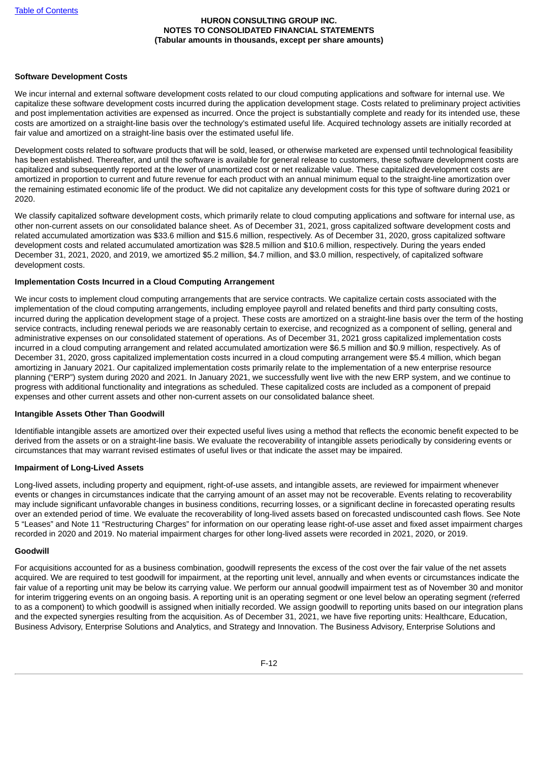**Software Development Costs**

We incur internal and external software development costs related to our cloud computing applications and software for internal use. We capitalize these software development costs incurred during the application development stage. Costs related to preliminary project activities and post implementation activities are expensed as incurred. Once the project is substantially complete and ready for its intended use, these costs are amortized on a straight-line basis over the technology's estimated useful life. Acquired technology assets are initially recorded at fair value and amortized on a straight-line basis over the estimated useful life.

Development costs related to software products that will be sold, leased, or otherwise marketed are expensed until technological feasibility has been established. Thereafter, and until the software is available for general release to customers, these software development costs are capitalized and subsequently reported at the lower of unamortized cost or net realizable value. These capitalized development costs are amortized in proportion to current and future revenue for each product with an annual minimum equal to the straight-line amortization over the remaining estimated economic life of the product. We did not capitalize any development costs for this type of software during 2021 or 2020.

We classify capitalized software development costs, which primarily relate to cloud computing applications and software for internal use, as other non-current assets on our consolidated balance sheet. As of December 31, 2021, gross capitalized software development costs and related accumulated amortization was $33.6 million and $15.6 million, respectively. As of December 31, 2020, gross capitalized software development costs and related accumulated amortization was $28.5 million and $10.6 million, respectively. During the years ended December 31, 2021, 2020, and 2019, we amortized $5.2 million, $4.7 million, and $3.0 million, respectively, of capitalized software development costs.

**Implementation Costs Incurred in a Cloud Computing Arrangement**

We incur costs to implement cloud computing arrangements that are service contracts. We capitalize certain costs associated with the implementation of the cloud computing arrangements, including employee payroll and related benefits and third party consulting costs, incurred during the application development stage of a project. These costs are amortized on a straight-line basis over the term of the hosting service contracts, including renewal periods we are reasonably certain to exercise, and recognized as a component of selling, general and administrative expenses on our consolidated statement of operations. As of December 31, 2021 gross capitalized implementation costs incurred in a cloud computing arrangement and related accumulated amortization were $6.5 million and $0.9 million, respectively. As of December 31, 2020, gross capitalized implementation costs incurred in a cloud computing arrangement were $5.4 million, which began amortizing in January 2021. Our capitalized implementation costs primarily relate to the implementation of a new enterprise resource planning ("ERP") system during 2020 and 2021. In January 2021, we successfully went live with the new ERP system, and we continue to progress with additional functionality and integrations as scheduled. These capitalized costs are included as a component of prepaid expenses and other current assets and other non-current assets on our consolidated balance sheet.

**Intangible Assets Other Than Goodwill**

Identifiable intangible assets are amortized over their expected useful lives using a method that reflects the economic benefit expected to be derived from the assets or on a straight-line basis. We evaluate the recoverability of intangible assets periodically by considering events or circumstances that may warrant revised estimates of useful lives or that indicate the asset may be impaired.

**Impairment of Long-Lived Assets**

Long-lived assets, including property and equipment, right-of-use assets, and intangible assets, are reviewed for impairment whenever events or changes in circumstances indicate that the carrying amount of an asset may not be recoverable. Events relating to recoverability may include significant unfavorable changes in business conditions, recurring losses, or a significant decline in forecasted operating results over an extended period of time. We evaluate the recoverability of long-lived assets based on forecasted undiscounted cash flows. See Note 5 "Leases" and Note 11 "Restructuring Charges" for information on our operating lease right-of-use asset and fixed asset impairment charges recorded in 2020 and 2019. No material impairment charges for other long-lived assets were recorded in 2021, 2020, or 2019.

**Goodwill**

For acquisitions accounted for as a business combination, goodwill represents the excess of the cost over the fair value of the net assets acquired. We are required to test goodwill for impairment, at the reporting unit level, annually and when events or circumstances indicate the fair value of a reporting unit may be below its carrying value. We perform our annual goodwill impairment test as of November 30 and monitor for interim triggering events on an ongoing basis. A reporting unit is an operating segment or one level below an operating segment (referred to as a component) to which goodwill is assigned when initially recorded. We assign goodwill to reporting units based on our integration plans and the expected synergies resulting from the acquisition. As of December 31, 2021, we have five reporting units: Healthcare, Education, Business Advisory, Enterprise Solutions and Analytics, and Strategy and Innovation. The Business Advisory, Enterprise Solutions and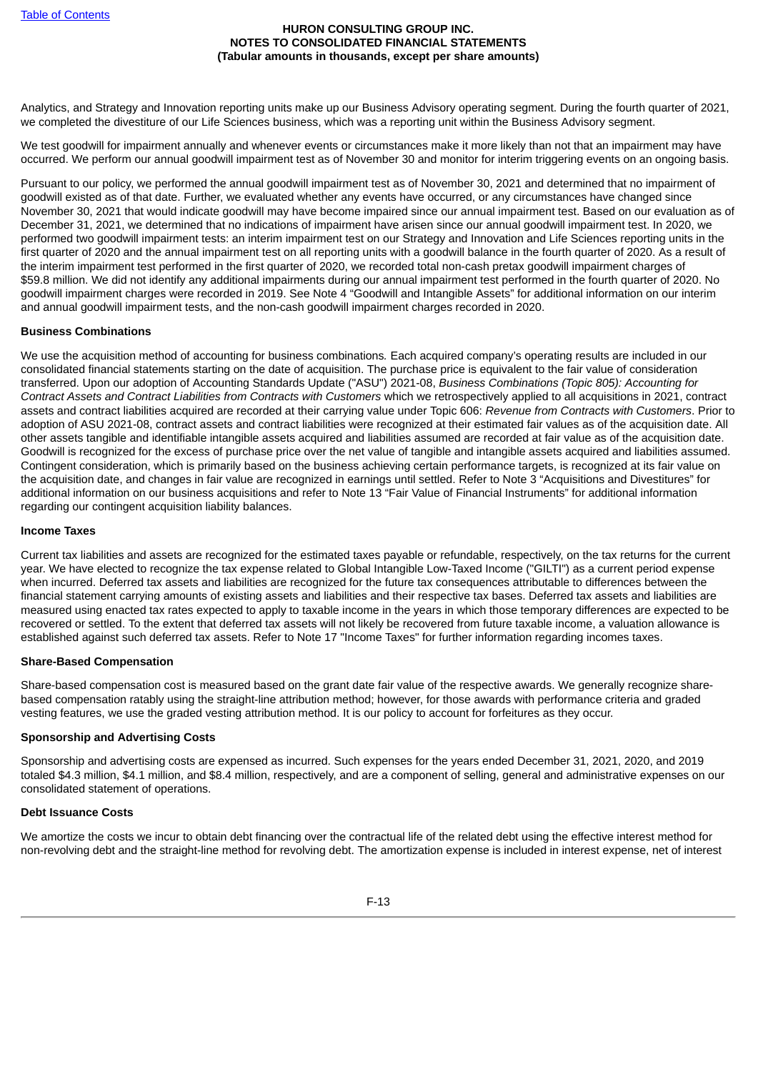Analytics, and Strategy and Innovation reporting units make up our Business Advisory operating segment. During the fourth quarter of 2021, we completed the divestiture of our Life Sciences business, which was a reporting unit within the Business Advisory segment.

We test goodwill for impairment annually and whenever events or circumstances make it more likely than not that an impairment may have occurred. We perform our annual goodwill impairment test as of November 30 and monitor for interim triggering events on an ongoing basis.

Pursuant to our policy, we performed the annual goodwill impairment test as of November 30, 2021 and determined that no impairment of goodwill existed as of that date. Further, we evaluated whether any events have occurred, or any circumstances have changed since November 30, 2021 that would indicate goodwill may have become impaired since our annual impairment test. Based on our evaluation as of December 31, 2021, we determined that no indications of impairment have arisen since our annual goodwill impairment test. In 2020, we performed two goodwill impairment tests: an interim impairment test on our Strategy and Innovation and Life Sciences reporting units in the first quarter of 2020 and the annual impairment test on all reporting units with a goodwill balance in the fourth quarter of 2020. As a result of the interim impairment test performed in the first quarter of 2020, we recorded total non-cash pretax goodwill impairment charges of $59.8 million. We did not identify any additional impairments during our annual impairment test performed in the fourth quarter of 2020. No goodwill impairment charges were recorded in 2019. See Note 4 "Goodwill and Intangible Assets" for additional information on our interim and annual goodwill impairment tests, and the non-cash goodwill impairment charges recorded in 2020.

**Business Combinations**

We use the acquisition method of accounting for business combinations. Each acquired company's operating results are included in our consolidated financial statements starting on the date of acquisition. The purchase price is equivalent to the fair value of consideration transferred. Upon our adoption of Accounting Standards Update ("ASU") 2021-08, *Business Combinations (Topic 805): Accounting for Contract Assets and Contract Liabilities from Contracts with Customers* which we retrospectively applied to all acquisitions in 2021, contract assets and contract liabilities acquired are recorded at their carrying value under Topic 606: *Revenue from Contracts with Customers*. Prior to adoption of ASU 2021-08, contract assets and contract liabilities were recognized at their estimated fair values as of the acquisition date. All other assets tangible and identifiable intangible assets acquired and liabilities assumed are recorded at fair value as of the acquisition date. Goodwill is recognized for the excess of purchase price over the net value of tangible and intangible assets acquired and liabilities assumed. Contingent consideration, which is primarily based on the business achieving certain performance targets, is recognized at its fair value on the acquisition date, and changes in fair value are recognized in earnings until settled. Refer to Note 3 "Acquisitions and Divestitures" for additional information on our business acquisitions and refer to Note 13 "Fair Value of Financial Instruments" for additional information regarding our contingent acquisition liability balances.

**Income Taxes**

Current tax liabilities and assets are recognized for the estimated taxes payable or refundable, respectively, on the tax returns for the current year. We have elected to recognize the tax expense related to Global Intangible Low-Taxed Income ("GILTI") as a current period expense when incurred. Deferred tax assets and liabilities are recognized for the future tax consequences attributable to differences between the financial statement carrying amounts of existing assets and liabilities and their respective tax bases. Deferred tax assets and liabilities are measured using enacted tax rates expected to apply to taxable income in the years in which those temporary differences are expected to be recovered or settled. To the extent that deferred tax assets will not likely be recovered from future taxable income, a valuation allowance is established against such deferred tax assets. Refer to Note 17 "Income Taxes" for further information regarding incomes taxes.

**Share-Based Compensation**

Share-based compensation cost is measured based on the grant date fair value of the respective awards. We generally recognize share-based compensation ratably using the straight-line attribution method; however, for those awards with performance criteria and graded vesting features, we use the graded vesting attribution method. It is our policy to account for forfeitures as they occur.

**Sponsorship and Advertising Costs**

Sponsorship and advertising costs are expensed as incurred. Such expenses for the years ended December 31, 2021, 2020, and 2019 totaled $4.3 million, $4.1 million, and $8.4 million, respectively, and are a component of selling, general and administrative expenses on our consolidated statement of operations.

**Debt Issuance Costs**

We amortize the costs we incur to obtain debt financing over the contractual life of the related debt using the effective interest method for non-revolving debt and the straight-line method for revolving debt. The amortization expense is included in interest expense, net of interest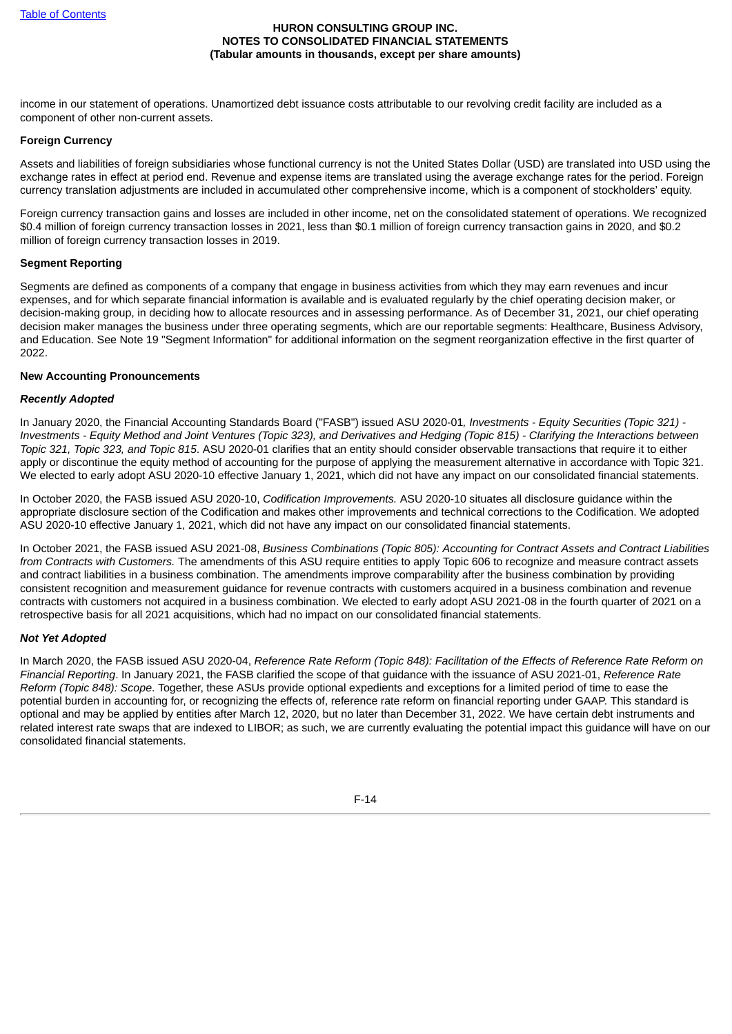income in our statement of operations. Unamortized debt issuance costs attributable to our revolving credit facility are included as a component of other non-current assets.

**Foreign Currency**

Assets and liabilities of foreign subsidiaries whose functional currency is not the United States Dollar (USD) are translated into USD using the exchange rates in effect at period end. Revenue and expense items are translated using the average exchange rates for the period. Foreign currency translation adjustments are included in accumulated other comprehensive income, which is a component of stockholders' equity.

Foreign currency transaction gains and losses are included in other income, net on the consolidated statement of operations. We recognized $0.4 million of foreign currency transaction losses in 2021, less than $0.1 million of foreign currency transaction gains in 2020, and $0.2 million of foreign currency transaction losses in 2019.

**Segment Reporting**

Segments are defined as components of a company that engage in business activities from which they may earn revenues and incur expenses, and for which separate financial information is available and is evaluated regularly by the chief operating decision maker, or decision-making group, in deciding how to allocate resources and in assessing performance. As of December 31, 2021, our chief operating decision maker manages the business under three operating segments, which are our reportable segments: Healthcare, Business Advisory, and Education. See Note 19 "Segment Information" for additional information on the segment reorganization effective in the first quarter of 2022.

**New Accounting Pronouncements**

***Recently Adopted***

In January 2020, the Financial Accounting Standards Board ("FASB") issued ASU 2020-01, *Investments - Equity Securities (Topic 321) - Investments - Equity Method and Joint Ventures (Topic 323), and Derivatives and Hedging (Topic 815) - Clarifying the Interactions between Topic 321, Topic 323, and Topic 815*. ASU 2020-01 clarifies that an entity should consider observable transactions that require it to either apply or discontinue the equity method of accounting for the purpose of applying the measurement alternative in accordance with Topic 321. We elected to early adopt ASU 2020-10 effective January 1, 2021, which did not have any impact on our consolidated financial statements.

In October 2020, the FASB issued ASU 2020-10, *Codification Improvements.* ASU 2020-10 situates all disclosure guidance within the appropriate disclosure section of the Codification and makes other improvements and technical corrections to the Codification. We adopted ASU 2020-10 effective January 1, 2021, which did not have any impact on our consolidated financial statements.

In October 2021, the FASB issued ASU 2021-08, *Business Combinations (Topic 805): Accounting for Contract Assets and Contract Liabilities from Contracts with Customers.* The amendments of this ASU require entities to apply Topic 606 to recognize and measure contract assets and contract liabilities in a business combination. The amendments improve comparability after the business combination by providing consistent recognition and measurement guidance for revenue contracts with customers acquired in a business combination and revenue contracts with customers not acquired in a business combination. We elected to early adopt ASU 2021-08 in the fourth quarter of 2021 on a retrospective basis for all 2021 acquisitions, which had no impact on our consolidated financial statements.

***Not Yet Adopted***

In March 2020, the FASB issued ASU 2020-04, *Reference Rate Reform (Topic 848): Facilitation of the Effects of Reference Rate Reform on Financial Reporting*. In January 2021, the FASB clarified the scope of that guidance with the issuance of ASU 2021-01, *Reference Rate Reform (Topic 848): Scope*. Together, these ASUs provide optional expedients and exceptions for a limited period of time to ease the potential burden in accounting for, or recognizing the effects of, reference rate reform on financial reporting under GAAP. This standard is optional and may be applied by entities after March 12, 2020, but no later than December 31, 2022. We have certain debt instruments and related interest rate swaps that are indexed to LIBOR; as such, we are currently evaluating the potential impact this guidance will have on our consolidated financial statements.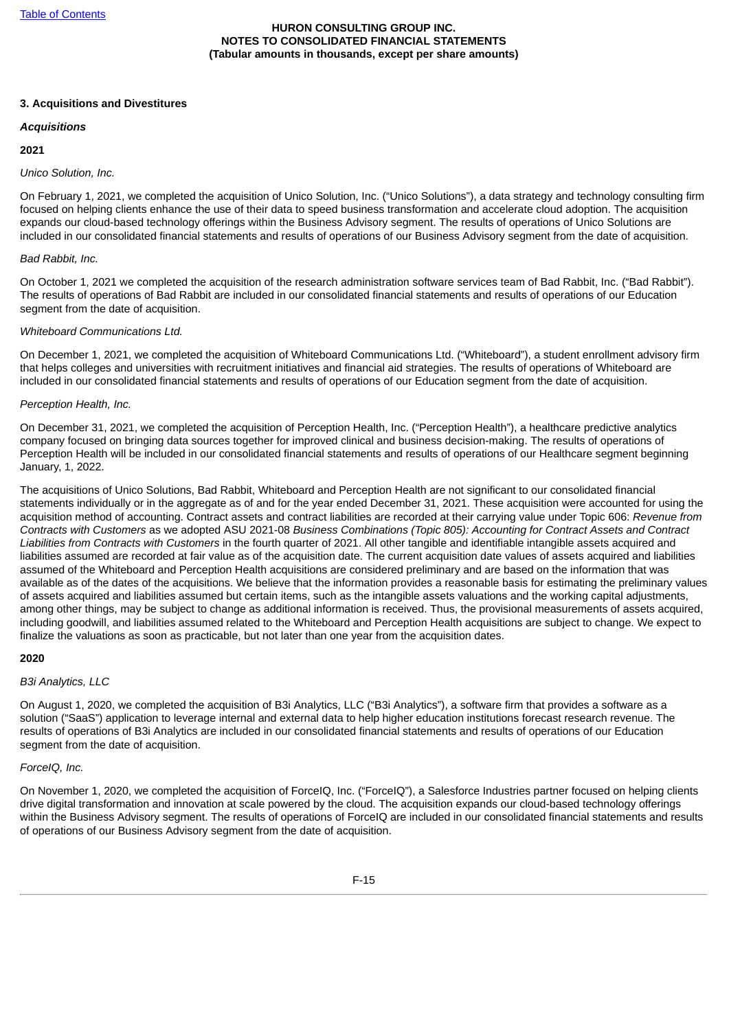### 3. Acquisitions and Divestitures

***Acquisitions***

**2021**

*Unico Solution, Inc.*

On February 1, 2021, we completed the acquisition of Unico Solution, Inc. ("Unico Solutions"), a data strategy and technology consulting firm focused on helping clients enhance the use of their data to speed business transformation and accelerate cloud adoption. The acquisition expands our cloud-based technology offerings within the Business Advisory segment. The results of operations of Unico Solutions are included in our consolidated financial statements and results of operations of our Business Advisory segment from the date of acquisition.

*Bad Rabbit, Inc.*

On October 1, 2021 we completed the acquisition of the research administration software services team of Bad Rabbit, Inc. ("Bad Rabbit"). The results of operations of Bad Rabbit are included in our consolidated financial statements and results of operations of our Education segment from the date of acquisition.

*Whiteboard Communications Ltd.*

On December 1, 2021, we completed the acquisition of Whiteboard Communications Ltd. ("Whiteboard"), a student enrollment advisory firm that helps colleges and universities with recruitment initiatives and financial aid strategies. The results of operations of Whiteboard are included in our consolidated financial statements and results of operations of our Education segment from the date of acquisition.

*Perception Health, Inc.*

On December 31, 2021, we completed the acquisition of Perception Health, Inc. ("Perception Health"), a healthcare predictive analytics company focused on bringing data sources together for improved clinical and business decision-making. The results of operations of Perception Health will be included in our consolidated financial statements and results of operations of our Healthcare segment beginning January, 1, 2022.

The acquisitions of Unico Solutions, Bad Rabbit, Whiteboard and Perception Health are not significant to our consolidated financial statements individually or in the aggregate as of and for the year ended December 31, 2021. These acquisition were accounted for using the acquisition method of accounting. Contract assets and contract liabilities are recorded at their carrying value under Topic 606: *Revenue from Contracts with Customers* as we adopted ASU 2021-08 *Business Combinations (Topic 805): Accounting for Contract Assets and Contract Liabilities from Contracts with Customers* in the fourth quarter of 2021. All other tangible and identifiable intangible assets acquired and liabilities assumed are recorded at fair value as of the acquisition date. The current acquisition date values of assets acquired and liabilities assumed of the Whiteboard and Perception Health acquisitions are considered preliminary and are based on the information that was available as of the dates of the acquisitions. We believe that the information provides a reasonable basis for estimating the preliminary values of assets acquired and liabilities assumed but certain items, such as the intangible assets valuations and the working capital adjustments, among other things, may be subject to change as additional information is received. Thus, the provisional measurements of assets acquired, including goodwill, and liabilities assumed related to the Whiteboard and Perception Health acquisitions are subject to change. We expect to finalize the valuations as soon as practicable, but not later than one year from the acquisition dates.

**2020**

*B3i Analytics, LLC*

On August 1, 2020, we completed the acquisition of B3i Analytics, LLC ("B3i Analytics"), a software firm that provides a software as a solution ("SaaS") application to leverage internal and external data to help higher education institutions forecast research revenue. The results of operations of B3i Analytics are included in our consolidated financial statements and results of operations of our Education segment from the date of acquisition.

*ForceIQ, Inc.*

On November 1, 2020, we completed the acquisition of ForceIQ, Inc. ("ForceIQ"), a Salesforce Industries partner focused on helping clients drive digital transformation and innovation at scale powered by the cloud. The acquisition expands our cloud-based technology offerings within the Business Advisory segment. The results of operations of ForceIQ are included in our consolidated financial statements and results of operations of our Business Advisory segment from the date of acquisition.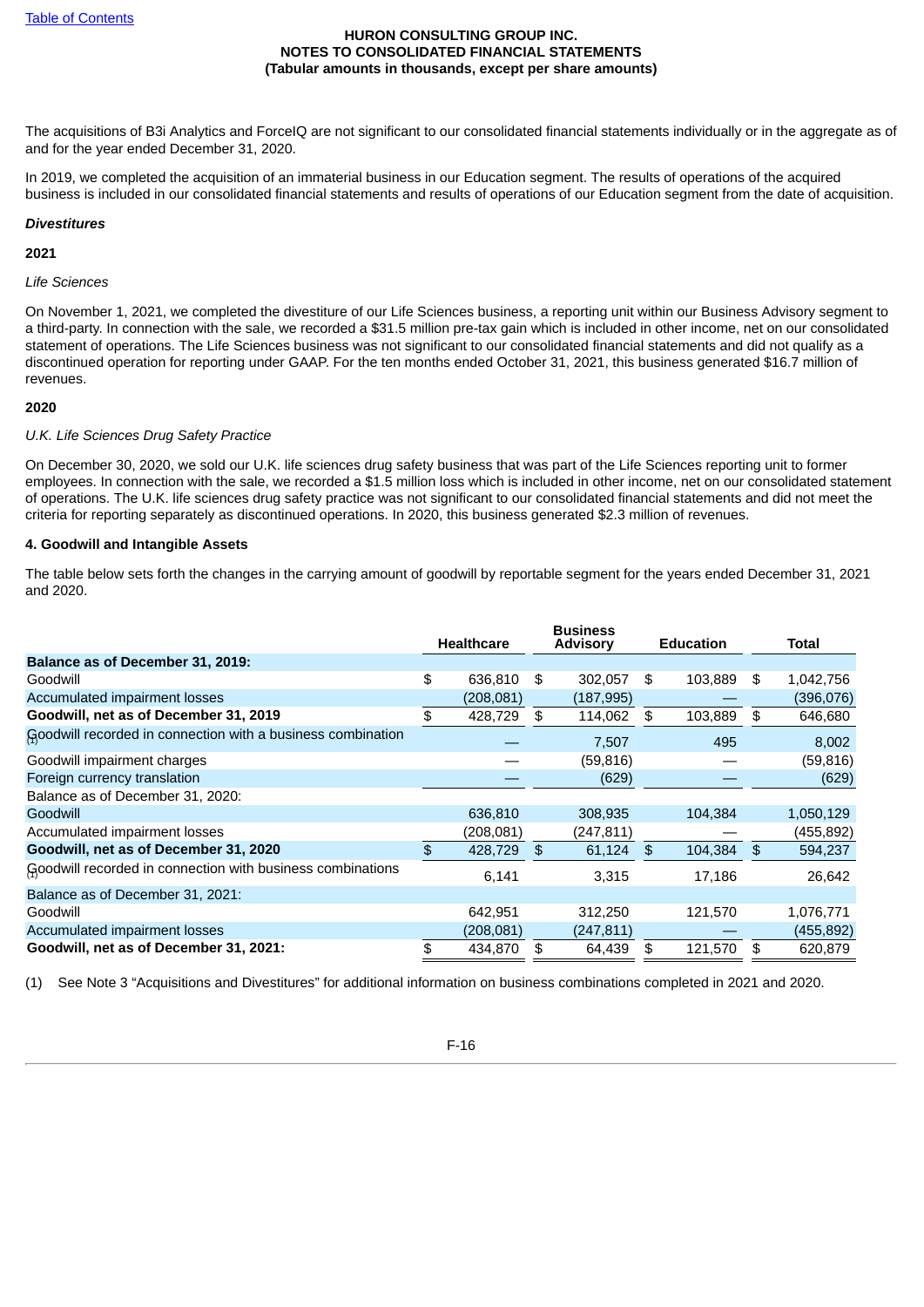The acquisitions of B3i Analytics and ForceIQ are not significant to our consolidated financial statements individually or in the aggregate as of and for the year ended December 31, 2020.

In 2019, we completed the acquisition of an immaterial business in our Education segment. The results of operations of the acquired business is included in our consolidated financial statements and results of operations of our Education segment from the date of acquisition.

***Divestitures***

**2021**

*Life Sciences*

On November 1, 2021, we completed the divestiture of our Life Sciences business, a reporting unit within our Business Advisory segment to a third-party. In connection with the sale, we recorded a $31.5 million pre-tax gain which is included in other income, net on our consolidated statement of operations. The Life Sciences business was not significant to our consolidated financial statements and did not qualify as a discontinued operation for reporting under GAAP. For the ten months ended October 31, 2021, this business generated $16.7 million of revenues.

**2020**

*U.K. Life Sciences Drug Safety Practice*

On December 30, 2020, we sold our U.K. life sciences drug safety business that was part of the Life Sciences reporting unit to former employees. In connection with the sale, we recorded a $1.5 million loss which is included in other income, net on our consolidated statement of operations. The U.K. life sciences drug safety practice was not significant to our consolidated financial statements and did not meet the criteria for reporting separately as discontinued operations. In 2020, this business generated $2.3 million of revenues.

**4. Goodwill and Intangible Assets**

The table below sets forth the changes in the carrying amount of goodwill by reportable segment for the years ended December 31, 2021 and 2020.

| | Healthcare | Business Advisory | Education | Total |
|---|---|---|---|---|
| **Balance as of December 31, 2019:** | | | | |
| Goodwill | $ 636,810 | $ 302,057 | $ 103,889 | $ 1,042,756 |
| Accumulated impairment losses | (208,081) | (187,995) | — | (396,076) |
| **Goodwill, net as of December 31, 2019** | $ 428,729 | $ 114,062 | $ 103,889 | $ 646,680 |
| Goodwill recorded in connection with a business combination (1) | — | 7,507 | 495 | 8,002 |
| Goodwill impairment charges | — | (59,816) | — | (59,816) |
| Foreign currency translation | — | (629) | — | (629) |
| Balance as of December 31, 2020: | | | | |
| Goodwill | 636,810 | 308,935 | 104,384 | 1,050,129 |
| Accumulated impairment losses | (208,081) | (247,811) | — | (455,892) |
| **Goodwill, net as of December 31, 2020** | $ 428,729 | $ 61,124 | $ 104,384 | $ 594,237 |
| Goodwill recorded in connection with business combinations (1) | 6,141 | 3,315 | 17,186 | 26,642 |
| Balance as of December 31, 2021: | | | | |
| Goodwill | 642,951 | 312,250 | 121,570 | 1,076,771 |
| Accumulated impairment losses | (208,081) | (247,811) | — | (455,892) |
| **Goodwill, net as of December 31, 2021:** | $ 434,870 | $ 64,439 | $ 121,570 | $ 620,879 |

(1) See Note 3 "Acquisitions and Divestitures" for additional information on business combinations completed in 2021 and 2020.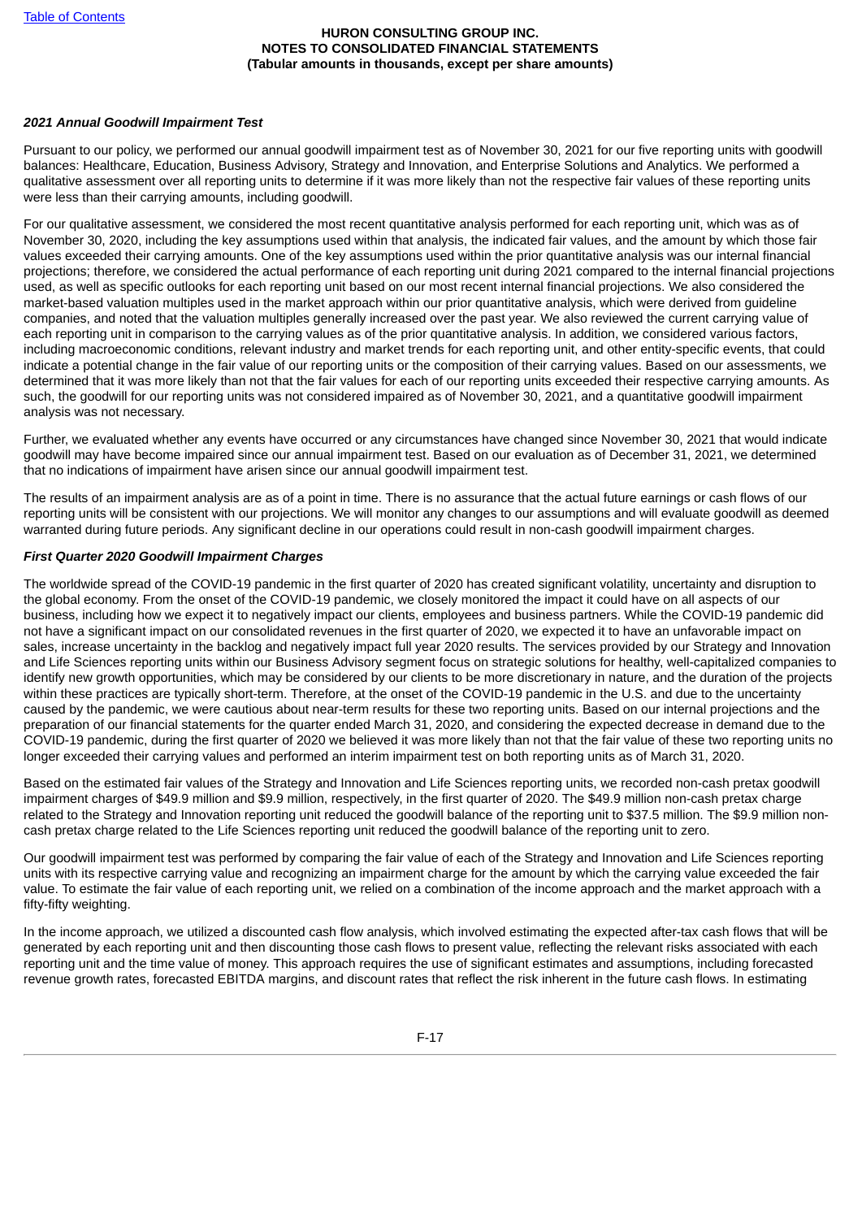***2021 Annual Goodwill Impairment Test***

Pursuant to our policy, we performed our annual goodwill impairment test as of November 30, 2021 for our five reporting units with goodwill balances: Healthcare, Education, Business Advisory, Strategy and Innovation, and Enterprise Solutions and Analytics. We performed a qualitative assessment over all reporting units to determine if it was more likely than not the respective fair values of these reporting units were less than their carrying amounts, including goodwill.

For our qualitative assessment, we considered the most recent quantitative analysis performed for each reporting unit, which was as of November 30, 2020, including the key assumptions used within that analysis, the indicated fair values, and the amount by which those fair values exceeded their carrying amounts. One of the key assumptions used within the prior quantitative analysis was our internal financial projections; therefore, we considered the actual performance of each reporting unit during 2021 compared to the internal financial projections used, as well as specific outlooks for each reporting unit based on our most recent internal financial projections. We also considered the market-based valuation multiples used in the market approach within our prior quantitative analysis, which were derived from guideline companies, and noted that the valuation multiples generally increased over the past year. We also reviewed the current carrying value of each reporting unit in comparison to the carrying values as of the prior quantitative analysis. In addition, we considered various factors, including macroeconomic conditions, relevant industry and market trends for each reporting unit, and other entity-specific events, that could indicate a potential change in the fair value of our reporting units or the composition of their carrying values. Based on our assessments, we determined that it was more likely than not that the fair values for each of our reporting units exceeded their respective carrying amounts. As such, the goodwill for our reporting units was not considered impaired as of November 30, 2021, and a quantitative goodwill impairment analysis was not necessary.

Further, we evaluated whether any events have occurred or any circumstances have changed since November 30, 2021 that would indicate goodwill may have become impaired since our annual impairment test. Based on our evaluation as of December 31, 2021, we determined that no indications of impairment have arisen since our annual goodwill impairment test.

The results of an impairment analysis are as of a point in time. There is no assurance that the actual future earnings or cash flows of our reporting units will be consistent with our projections. We will monitor any changes to our assumptions and will evaluate goodwill as deemed warranted during future periods. Any significant decline in our operations could result in non-cash goodwill impairment charges.

***First Quarter 2020 Goodwill Impairment Charges***

The worldwide spread of the COVID-19 pandemic in the first quarter of 2020 has created significant volatility, uncertainty and disruption to the global economy. From the onset of the COVID-19 pandemic, we closely monitored the impact it could have on all aspects of our business, including how we expect it to negatively impact our clients, employees and business partners. While the COVID-19 pandemic did not have a significant impact on our consolidated revenues in the first quarter of 2020, we expected it to have an unfavorable impact on sales, increase uncertainty in the backlog and negatively impact full year 2020 results. The services provided by our Strategy and Innovation and Life Sciences reporting units within our Business Advisory segment focus on strategic solutions for healthy, well-capitalized companies to identify new growth opportunities, which may be considered by our clients to be more discretionary in nature, and the duration of the projects within these practices are typically short-term. Therefore, at the onset of the COVID-19 pandemic in the U.S. and due to the uncertainty caused by the pandemic, we were cautious about near-term results for these two reporting units. Based on our internal projections and the preparation of our financial statements for the quarter ended March 31, 2020, and considering the expected decrease in demand due to the COVID-19 pandemic, during the first quarter of 2020 we believed it was more likely than not that the fair value of these two reporting units no longer exceeded their carrying values and performed an interim impairment test on both reporting units as of March 31, 2020.

Based on the estimated fair values of the Strategy and Innovation and Life Sciences reporting units, we recorded non-cash pretax goodwill impairment charges of $49.9 million and $9.9 million, respectively, in the first quarter of 2020. The $49.9 million non-cash pretax charge related to the Strategy and Innovation reporting unit reduced the goodwill balance of the reporting unit to $37.5 million. The $9.9 million non-cash pretax charge related to the Life Sciences reporting unit reduced the goodwill balance of the reporting unit to zero.

Our goodwill impairment test was performed by comparing the fair value of each of the Strategy and Innovation and Life Sciences reporting units with its respective carrying value and recognizing an impairment charge for the amount by which the carrying value exceeded the fair value. To estimate the fair value of each reporting unit, we relied on a combination of the income approach and the market approach with a fifty-fifty weighting.

In the income approach, we utilized a discounted cash flow analysis, which involved estimating the expected after-tax cash flows that will be generated by each reporting unit and then discounting those cash flows to present value, reflecting the relevant risks associated with each reporting unit and the time value of money. This approach requires the use of significant estimates and assumptions, including forecasted revenue growth rates, forecasted EBITDA margins, and discount rates that reflect the risk inherent in the future cash flows. In estimating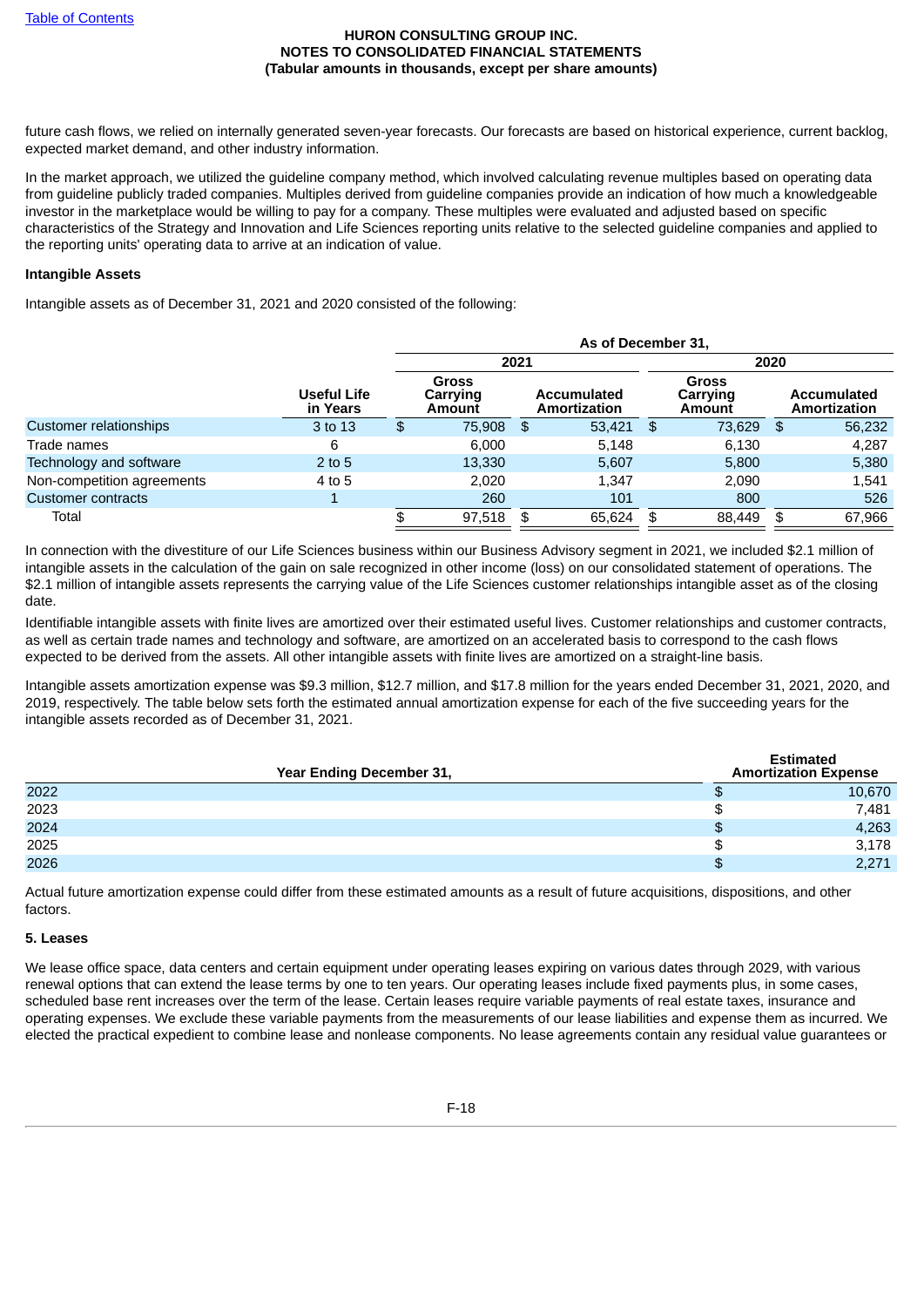future cash flows, we relied on internally generated seven-year forecasts. Our forecasts are based on historical experience, current backlog, expected market demand, and other industry information.

In the market approach, we utilized the guideline company method, which involved calculating revenue multiples based on operating data from guideline publicly traded companies. Multiples derived from guideline companies provide an indication of how much a knowledgeable investor in the marketplace would be willing to pay for a company. These multiples were evaluated and adjusted based on specific characteristics of the Strategy and Innovation and Life Sciences reporting units relative to the selected guideline companies and applied to the reporting units' operating data to arrive at an indication of value.

**Intangible Assets**

Intangible assets as of December 31, 2021 and 2020 consisted of the following:

| | | As of December 31, | | | |
|---|---|---|---|---|---|
| | | 2021 | | 2020 | |
| | Useful Life in Years | Gross Carrying Amount | Accumulated Amortization | Gross Carrying Amount | Accumulated Amortization |
| Customer relationships | 3 to 13 | $ 75,908 | $ 53,421 | $ 73,629 | $ 56,232 |
| Trade names | 6 | 6,000 | 5,148 | 6,130 | 4,287 |
| Technology and software | 2 to 5 | 13,330 | 5,607 | 5,800 | 5,380 |
| Non-competition agreements | 4 to 5 | 2,020 | 1,347 | 2,090 | 1,541 |
| Customer contracts | 1 | 260 | 101 | 800 | 526 |
| Total | | $ 97,518 | $ 65,624 | $ 88,449 | $ 67,966 |

In connection with the divestiture of our Life Sciences business within our Business Advisory segment in 2021, we included $2.1 million of intangible assets in the calculation of the gain on sale recognized in other income (loss) on our consolidated statement of operations. The $2.1 million of intangible assets represents the carrying value of the Life Sciences customer relationships intangible asset as of the closing date.

Identifiable intangible assets with finite lives are amortized over their estimated useful lives. Customer relationships and customer contracts, as well as certain trade names and technology and software, are amortized on an accelerated basis to correspond to the cash flows expected to be derived from the assets. All other intangible assets with finite lives are amortized on a straight-line basis.

Intangible assets amortization expense was $9.3 million, $12.7 million, and $17.8 million for the years ended December 31, 2021, 2020, and 2019, respectively. The table below sets forth the estimated annual amortization expense for each of the five succeeding years for the intangible assets recorded as of December 31, 2021.

| Year Ending December 31, | Estimated Amortization Expense |
|---|---|
| 2022 | $ 10,670 |
| 2023 | $ 7,481 |
| 2024 | $ 4,263 |
| 2025 | $ 3,178 |
| 2026 | $ 2,271 |

Actual future amortization expense could differ from these estimated amounts as a result of future acquisitions, dispositions, and other factors.

**5. Leases**

We lease office space, data centers and certain equipment under operating leases expiring on various dates through 2029, with various renewal options that can extend the lease terms by one to ten years. Our operating leases include fixed payments plus, in some cases, scheduled base rent increases over the term of the lease. Certain leases require variable payments of real estate taxes, insurance and operating expenses. We exclude these variable payments from the measurements of our lease liabilities and expense them as incurred. We elected the practical expedient to combine lease and nonlease components. No lease agreements contain any residual value guarantees or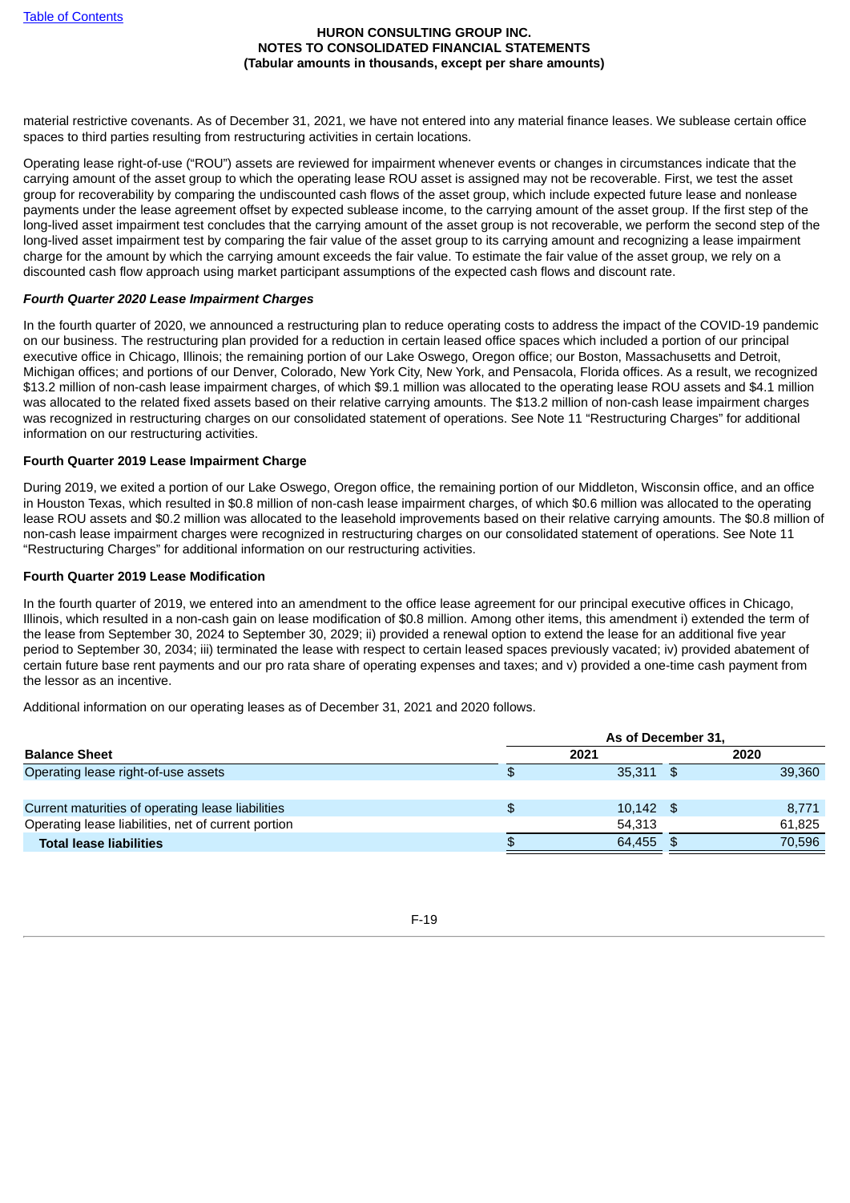material restrictive covenants. As of December 31, 2021, we have not entered into any material finance leases. We sublease certain office spaces to third parties resulting from restructuring activities in certain locations.

Operating lease right-of-use ("ROU") assets are reviewed for impairment whenever events or changes in circumstances indicate that the carrying amount of the asset group to which the operating lease ROU asset is assigned may not be recoverable. First, we test the asset group for recoverability by comparing the undiscounted cash flows of the asset group, which include expected future lease and nonlease payments under the lease agreement offset by expected sublease income, to the carrying amount of the asset group. If the first step of the long-lived asset impairment test concludes that the carrying amount of the asset group is not recoverable, we perform the second step of the long-lived asset impairment test by comparing the fair value of the asset group to its carrying amount and recognizing a lease impairment charge for the amount by which the carrying amount exceeds the fair value. To estimate the fair value of the asset group, we rely on a discounted cash flow approach using market participant assumptions of the expected cash flows and discount rate.

***Fourth Quarter 2020 Lease Impairment Charges***

In the fourth quarter of 2020, we announced a restructuring plan to reduce operating costs to address the impact of the COVID-19 pandemic on our business. The restructuring plan provided for a reduction in certain leased office spaces which included a portion of our principal executive office in Chicago, Illinois; the remaining portion of our Lake Oswego, Oregon office; our Boston, Massachusetts and Detroit, Michigan offices; and portions of our Denver, Colorado, New York City, New York, and Pensacola, Florida offices. As a result, we recognized $13.2 million of non-cash lease impairment charges, of which $9.1 million was allocated to the operating lease ROU assets and $4.1 million was allocated to the related fixed assets based on their relative carrying amounts. The $13.2 million of non-cash lease impairment charges was recognized in restructuring charges on our consolidated statement of operations. See Note 11 "Restructuring Charges" for additional information on our restructuring activities.

**Fourth Quarter 2019 Lease Impairment Charge**

During 2019, we exited a portion of our Lake Oswego, Oregon office, the remaining portion of our Middleton, Wisconsin office, and an office in Houston Texas, which resulted in $0.8 million of non-cash lease impairment charges, of which $0.6 million was allocated to the operating lease ROU assets and $0.2 million was allocated to the leasehold improvements based on their relative carrying amounts. The $0.8 million of non-cash lease impairment charges were recognized in restructuring charges on our consolidated statement of operations. See Note 11 "Restructuring Charges" for additional information on our restructuring activities.

**Fourth Quarter 2019 Lease Modification**

In the fourth quarter of 2019, we entered into an amendment to the office lease agreement for our principal executive offices in Chicago, Illinois, which resulted in a non-cash gain on lease modification of $0.8 million. Among other items, this amendment i) extended the term of the lease from September 30, 2024 to September 30, 2029; ii) provided a renewal option to extend the lease for an additional five year period to September 30, 2034; iii) terminated the lease with respect to certain leased spaces previously vacated; iv) provided abatement of certain future base rent payments and our pro rata share of operating expenses and taxes; and v) provided a one-time cash payment from the lessor as an incentive.

Additional information on our operating leases as of December 31, 2021 and 2020 follows.

| | As of December 31, | |
|---|---|---|
| **Balance Sheet** | **2021** | **2020** |
| Operating lease right-of-use assets | $ 35,311 | $ 39,360 |
| | | |
| Current maturities of operating lease liabilities | $ 10,142 | $ 8,771 |
| Operating lease liabilities, net of current portion | 54,313 | 61,825 |
| **Total lease liabilities** | $ 64,455 | $ 70,596 |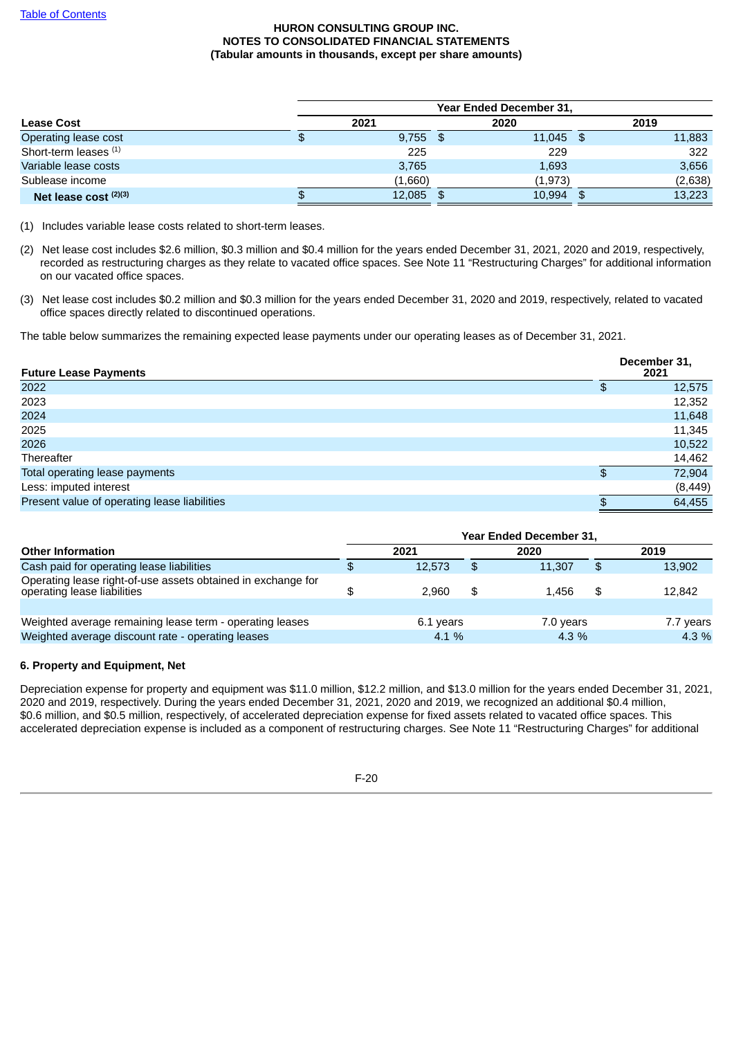| Lease Cost | Year Ended December 31, 2021 | 2020 | 2019 |
|---|---|---|---|
| Operating lease cost | $ 9,755 | $ 11,045 | $ 11,883 |
| Short-term leases [(1)] | 225 | 229 | 322 |
| Variable lease costs | 3,765 | 1,693 | 3,656 |
| Sublease income | (1,660) | (1,973) | (2,638) |
| **Net lease cost [(2)(3)]** | $ 12,085 | $ 10,994 | $ 13,223 |

(1) Includes variable lease costs related to short-term leases.

(2) Net lease cost includes $2.6 million, $0.3 million and $0.4 million for the years ended December 31, 2021, 2020 and 2019, respectively, recorded as restructuring charges as they relate to vacated office spaces. See Note 11 "Restructuring Charges" for additional information on our vacated office spaces.

(3) Net lease cost includes $0.2 million and $0.3 million for the years ended December 31, 2020 and 2019, respectively, related to vacated office spaces directly related to discontinued operations.

The table below summarizes the remaining expected lease payments under our operating leases as of December 31, 2021.

| Future Lease Payments | December 31, 2021 |
|---|---|
| 2022 | $ 12,575 |
| 2023 | 12,352 |
| 2024 | 11,648 |
| 2025 | 11,345 |
| 2026 | 10,522 |
| Thereafter | 14,462 |
| Total operating lease payments | $ 72,904 |
| Less: imputed interest | (8,449) |
| Present value of operating lease liabilities | $ 64,455 |

| Other Information | Year Ended December 31, 2021 | 2020 | 2019 |
|---|---|---|---|
| Cash paid for operating lease liabilities | $ 12,573 | $ 11,307 | $ 13,902 |
| Operating lease right-of-use assets obtained in exchange for operating lease liabilities | $ 2,960 | $ 1,456 | $ 12,842 |
| | | | |
| Weighted average remaining lease term - operating leases | 6.1 years | 7.0 years | 7.7 years |
| Weighted average discount rate - operating leases | 4.1 % | 4.3 % | 4.3 % |

**6. Property and Equipment, Net**

Depreciation expense for property and equipment was $11.0 million, $12.2 million, and $13.0 million for the years ended December 31, 2021, 2020 and 2019, respectively. During the years ended December 31, 2021, 2020 and 2019, we recognized an additional $0.4 million, $0.6 million, and $0.5 million, respectively, of accelerated depreciation expense for fixed assets related to vacated office spaces. This accelerated depreciation expense is included as a component of restructuring charges. See Note 11 "Restructuring Charges" for additional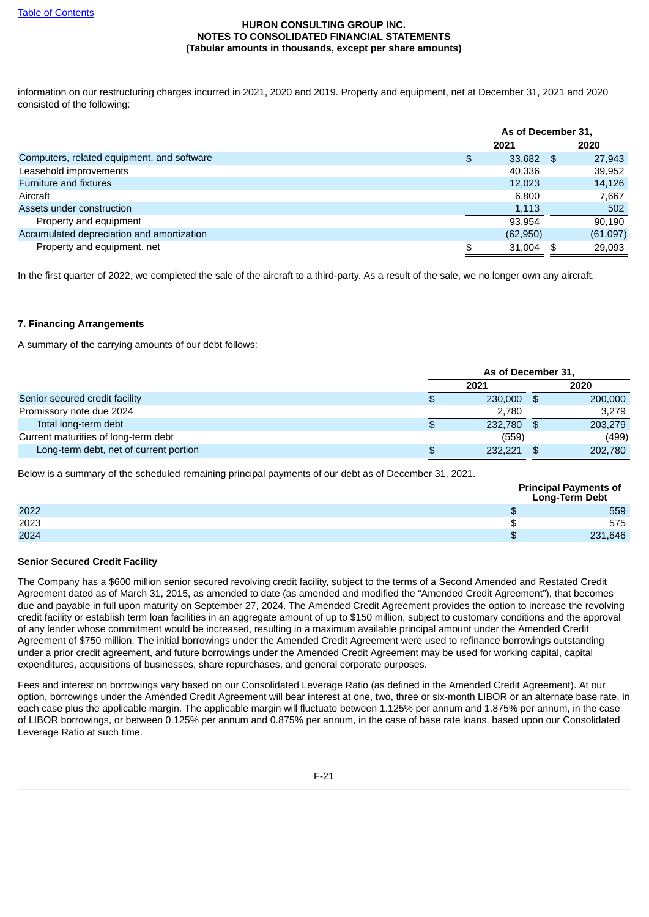information on our restructuring charges incurred in 2021, 2020 and 2019. Property and equipment, net at December 31, 2021 and 2020 consisted of the following:

| | As of December 31, | |
|---|---|---|
| | 2021 | 2020 |
| Computers, related equipment, and software | $ 33,682 | $ 27,943 |
| Leasehold improvements | 40,336 | 39,952 |
| Furniture and fixtures | 12,023 | 14,126 |
| Aircraft | 6,800 | 7,667 |
| Assets under construction | 1,113 | 502 |
| Property and equipment | 93,954 | 90,190 |
| Accumulated depreciation and amortization | (62,950) | (61,097) |
| Property and equipment, net | $ 31,004 | $ 29,093 |

In the first quarter of 2022, we completed the sale of the aircraft to a third-party. As a result of the sale, we no longer own any aircraft.

### 7. Financing Arrangements

A summary of the carrying amounts of our debt follows:

| | As of December 31, | |
|---|---|---|
| | 2021 | 2020 |
| Senior secured credit facility | $ 230,000 | $ 200,000 |
| Promissory note due 2024 | 2,780 | 3,279 |
| Total long-term debt | $ 232,780 | $ 203,279 |
| Current maturities of long-term debt | (559) | (499) |
| Long-term debt, net of current portion | $ 232,221 | $ 202,780 |

Below is a summary of the scheduled remaining principal payments of our debt as of December 31, 2021.

| | Principal Payments of Long-Term Debt |
|---|---|
| 2022 | $ 559 |
| 2023 | $ 575 |
| 2024 | $ 231,646 |

**Senior Secured Credit Facility**

The Company has a $600 million senior secured revolving credit facility, subject to the terms of a Second Amended and Restated Credit Agreement dated as of March 31, 2015, as amended to date (as amended and modified the "Amended Credit Agreement"), that becomes due and payable in full upon maturity on September 27, 2024. The Amended Credit Agreement provides the option to increase the revolving credit facility or establish term loan facilities in an aggregate amount of up to $150 million, subject to customary conditions and the approval of any lender whose commitment would be increased, resulting in a maximum available principal amount under the Amended Credit Agreement of $750 million. The initial borrowings under the Amended Credit Agreement were used to refinance borrowings outstanding under a prior credit agreement, and future borrowings under the Amended Credit Agreement may be used for working capital, capital expenditures, acquisitions of businesses, share repurchases, and general corporate purposes.

Fees and interest on borrowings vary based on our Consolidated Leverage Ratio (as defined in the Amended Credit Agreement). At our option, borrowings under the Amended Credit Agreement will bear interest at one, two, three or six-month LIBOR or an alternate base rate, in each case plus the applicable margin. The applicable margin will fluctuate between 1.125% per annum and 1.875% per annum, in the case of LIBOR borrowings, or between 0.125% per annum and 0.875% per annum, in the case of base rate loans, based upon our Consolidated Leverage Ratio at such time.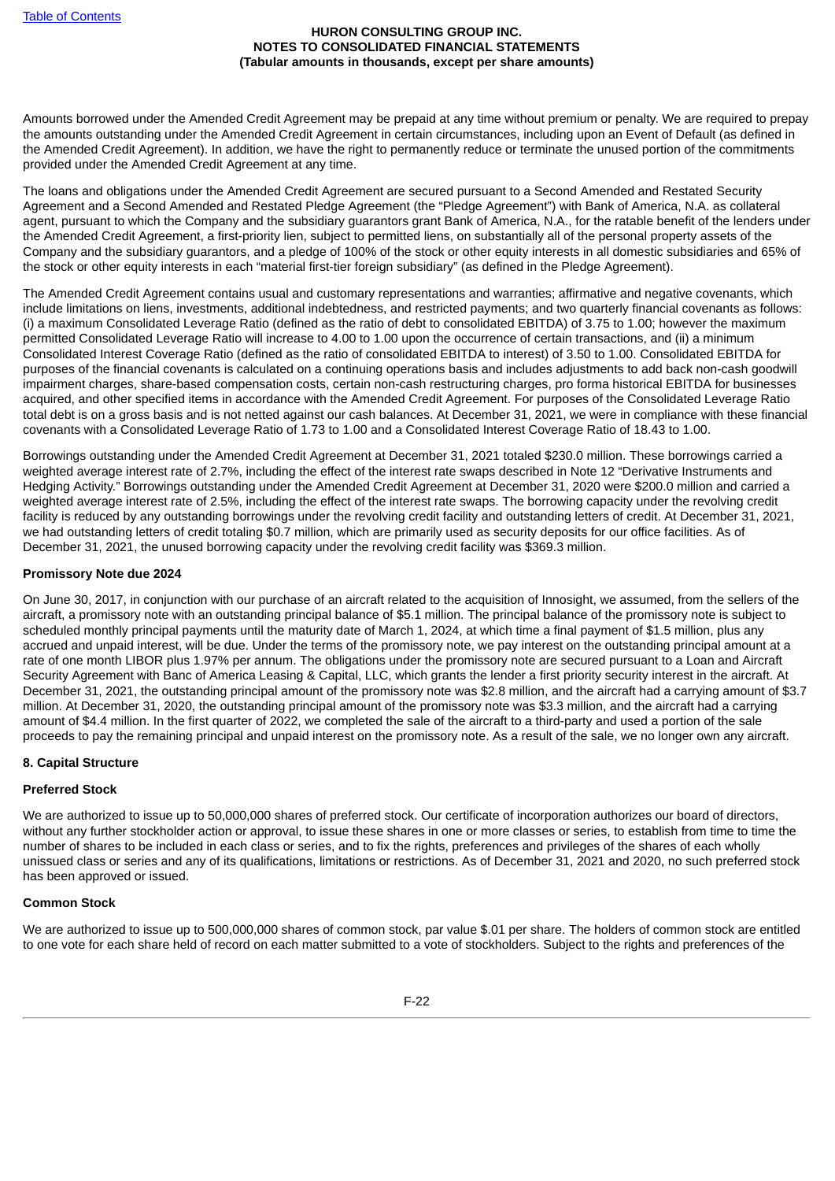Amounts borrowed under the Amended Credit Agreement may be prepaid at any time without premium or penalty. We are required to prepay the amounts outstanding under the Amended Credit Agreement in certain circumstances, including upon an Event of Default (as defined in the Amended Credit Agreement). In addition, we have the right to permanently reduce or terminate the unused portion of the commitments provided under the Amended Credit Agreement at any time.

The loans and obligations under the Amended Credit Agreement are secured pursuant to a Second Amended and Restated Security Agreement and a Second Amended and Restated Pledge Agreement (the "Pledge Agreement") with Bank of America, N.A. as collateral agent, pursuant to which the Company and the subsidiary guarantors grant Bank of America, N.A., for the ratable benefit of the lenders under the Amended Credit Agreement, a first-priority lien, subject to permitted liens, on substantially all of the personal property assets of the Company and the subsidiary guarantors, and a pledge of 100% of the stock or other equity interests in all domestic subsidiaries and 65% of the stock or other equity interests in each "material first-tier foreign subsidiary" (as defined in the Pledge Agreement).

The Amended Credit Agreement contains usual and customary representations and warranties; affirmative and negative covenants, which include limitations on liens, investments, additional indebtedness, and restricted payments; and two quarterly financial covenants as follows: (i) a maximum Consolidated Leverage Ratio (defined as the ratio of debt to consolidated EBITDA) of 3.75 to 1.00; however the maximum permitted Consolidated Leverage Ratio will increase to 4.00 to 1.00 upon the occurrence of certain transactions, and (ii) a minimum Consolidated Interest Coverage Ratio (defined as the ratio of consolidated EBITDA to interest) of 3.50 to 1.00. Consolidated EBITDA for purposes of the financial covenants is calculated on a continuing operations basis and includes adjustments to add back non-cash goodwill impairment charges, share-based compensation costs, certain non-cash restructuring charges, pro forma historical EBITDA for businesses acquired, and other specified items in accordance with the Amended Credit Agreement. For purposes of the Consolidated Leverage Ratio total debt is on a gross basis and is not netted against our cash balances. At December 31, 2021, we were in compliance with these financial covenants with a Consolidated Leverage Ratio of 1.73 to 1.00 and a Consolidated Interest Coverage Ratio of 18.43 to 1.00.

Borrowings outstanding under the Amended Credit Agreement at December 31, 2021 totaled $230.0 million. These borrowings carried a weighted average interest rate of 2.7%, including the effect of the interest rate swaps described in Note 12 "Derivative Instruments and Hedging Activity." Borrowings outstanding under the Amended Credit Agreement at December 31, 2020 were $200.0 million and carried a weighted average interest rate of 2.5%, including the effect of the interest rate swaps. The borrowing capacity under the revolving credit facility is reduced by any outstanding borrowings under the revolving credit facility and outstanding letters of credit. At December 31, 2021, we had outstanding letters of credit totaling $0.7 million, which are primarily used as security deposits for our office facilities. As of December 31, 2021, the unused borrowing capacity under the revolving credit facility was $369.3 million.

**Promissory Note due 2024**

On June 30, 2017, in conjunction with our purchase of an aircraft related to the acquisition of Innosight, we assumed, from the sellers of the aircraft, a promissory note with an outstanding principal balance of $5.1 million. The principal balance of the promissory note is subject to scheduled monthly principal payments until the maturity date of March 1, 2024, at which time a final payment of $1.5 million, plus any accrued and unpaid interest, will be due. Under the terms of the promissory note, we pay interest on the outstanding principal amount at a rate of one month LIBOR plus 1.97% per annum. The obligations under the promissory note are secured pursuant to a Loan and Aircraft Security Agreement with Banc of America Leasing & Capital, LLC, which grants the lender a first priority security interest in the aircraft. At December 31, 2021, the outstanding principal amount of the promissory note was $2.8 million, and the aircraft had a carrying amount of $3.7 million. At December 31, 2020, the outstanding principal amount of the promissory note was $3.3 million, and the aircraft had a carrying amount of $4.4 million. In the first quarter of 2022, we completed the sale of the aircraft to a third-party and used a portion of the sale proceeds to pay the remaining principal and unpaid interest on the promissory note. As a result of the sale, we no longer own any aircraft.

## 8. Capital Structure

**Preferred Stock**

We are authorized to issue up to 50,000,000 shares of preferred stock. Our certificate of incorporation authorizes our board of directors, without any further stockholder action or approval, to issue these shares in one or more classes or series, to establish from time to time the number of shares to be included in each class or series, and to fix the rights, preferences and privileges of the shares of each wholly unissued class or series and any of its qualifications, limitations or restrictions. As of December 31, 2021 and 2020, no such preferred stock has been approved or issued.

**Common Stock**

We are authorized to issue up to 500,000,000 shares of common stock, par value $.01 per share. The holders of common stock are entitled to one vote for each share held of record on each matter submitted to a vote of stockholders. Subject to the rights and preferences of the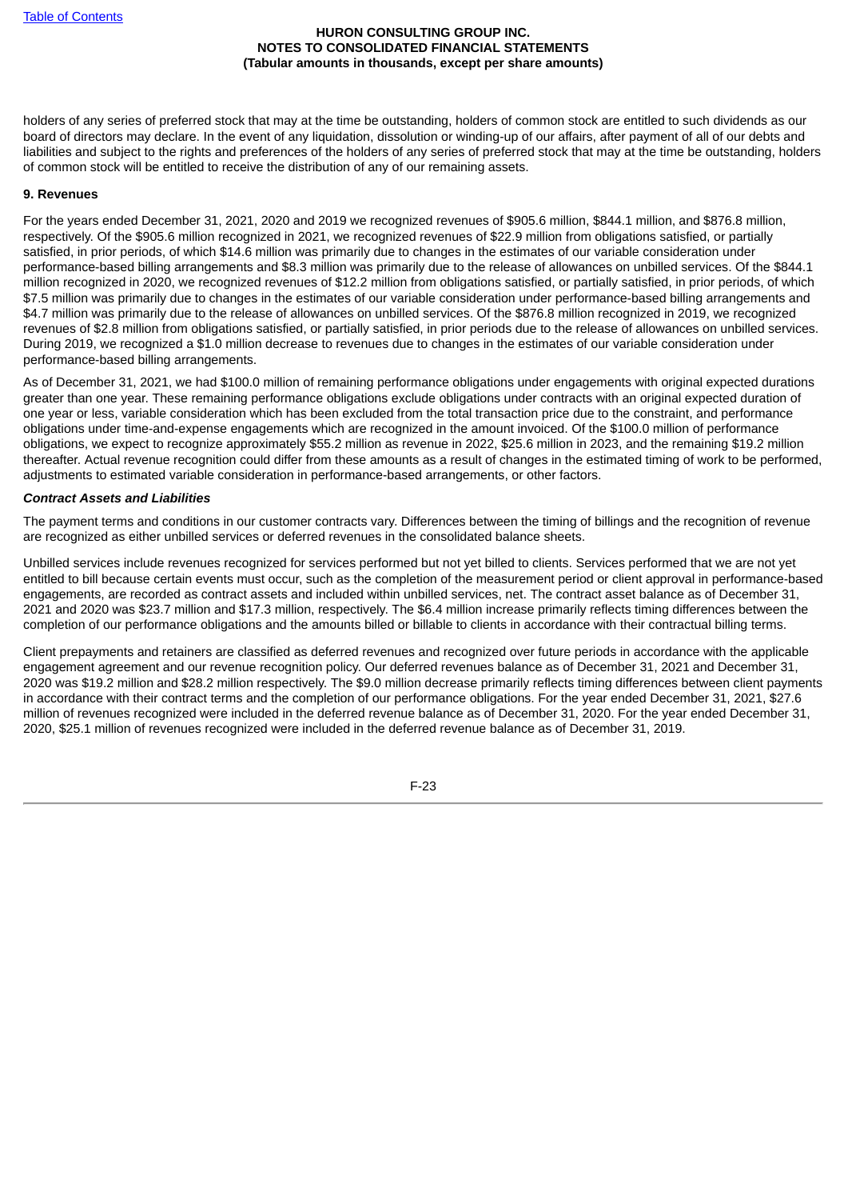holders of any series of preferred stock that may at the time be outstanding, holders of common stock are entitled to such dividends as our board of directors may declare. In the event of any liquidation, dissolution or winding-up of our affairs, after payment of all of our debts and liabilities and subject to the rights and preferences of the holders of any series of preferred stock that may at the time be outstanding, holders of common stock will be entitled to receive the distribution of any of our remaining assets.

**9. Revenues**

For the years ended December 31, 2021, 2020 and 2019 we recognized revenues of $905.6 million, $844.1 million, and $876.8 million, respectively. Of the $905.6 million recognized in 2021, we recognized revenues of $22.9 million from obligations satisfied, or partially satisfied, in prior periods, of which $14.6 million was primarily due to changes in the estimates of our variable consideration under performance-based billing arrangements and $8.3 million was primarily due to the release of allowances on unbilled services. Of the $844.1 million recognized in 2020, we recognized revenues of $12.2 million from obligations satisfied, or partially satisfied, in prior periods, of which $7.5 million was primarily due to changes in the estimates of our variable consideration under performance-based billing arrangements and $4.7 million was primarily due to the release of allowances on unbilled services. Of the $876.8 million recognized in 2019, we recognized revenues of $2.8 million from obligations satisfied, or partially satisfied, in prior periods due to the release of allowances on unbilled services. During 2019, we recognized a $1.0 million decrease to revenues due to changes in the estimates of our variable consideration under performance-based billing arrangements.

As of December 31, 2021, we had $100.0 million of remaining performance obligations under engagements with original expected durations greater than one year. These remaining performance obligations exclude obligations under contracts with an original expected duration of one year or less, variable consideration which has been excluded from the total transaction price due to the constraint, and performance obligations under time-and-expense engagements which are recognized in the amount invoiced. Of the $100.0 million of performance obligations, we expect to recognize approximately $55.2 million as revenue in 2022, $25.6 million in 2023, and the remaining $19.2 million thereafter. Actual revenue recognition could differ from these amounts as a result of changes in the estimated timing of work to be performed, adjustments to estimated variable consideration in performance-based arrangements, or other factors.

***Contract Assets and Liabilities***

The payment terms and conditions in our customer contracts vary. Differences between the timing of billings and the recognition of revenue are recognized as either unbilled services or deferred revenues in the consolidated balance sheets.

Unbilled services include revenues recognized for services performed but not yet billed to clients. Services performed that we are not yet entitled to bill because certain events must occur, such as the completion of the measurement period or client approval in performance-based engagements, are recorded as contract assets and included within unbilled services, net. The contract asset balance as of December 31, 2021 and 2020 was $23.7 million and $17.3 million, respectively. The $6.4 million increase primarily reflects timing differences between the completion of our performance obligations and the amounts billed or billable to clients in accordance with their contractual billing terms.

Client prepayments and retainers are classified as deferred revenues and recognized over future periods in accordance with the applicable engagement agreement and our revenue recognition policy. Our deferred revenues balance as of December 31, 2021 and December 31, 2020 was $19.2 million and $28.2 million respectively. The $9.0 million decrease primarily reflects timing differences between client payments in accordance with their contract terms and the completion of our performance obligations. For the year ended December 31, 2021, $27.6 million of revenues recognized were included in the deferred revenue balance as of December 31, 2020. For the year ended December 31, 2020, $25.1 million of revenues recognized were included in the deferred revenue balance as of December 31, 2019.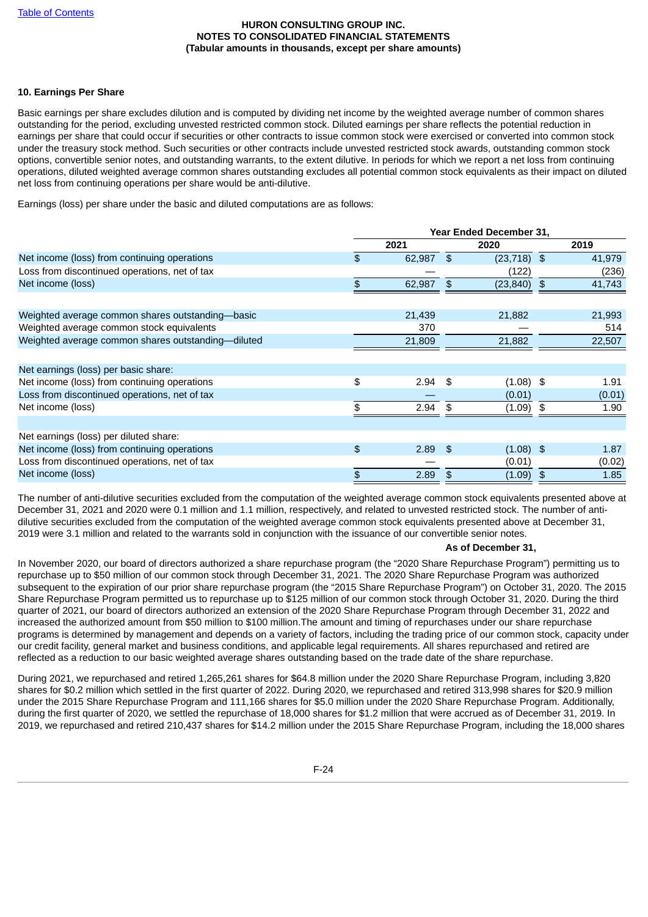**10. Earnings Per Share**

Basic earnings per share excludes dilution and is computed by dividing net income by the weighted average number of common shares outstanding for the period, excluding unvested restricted common stock. Diluted earnings per share reflects the potential reduction in earnings per share that could occur if securities or other contracts to issue common stock were exercised or converted into common stock under the treasury stock method. Such securities or other contracts include unvested restricted stock awards, outstanding common stock options, convertible senior notes, and outstanding warrants, to the extent dilutive. In periods for which we report a net loss from continuing operations, diluted weighted average common shares outstanding excludes all potential common stock equivalents as their impact on diluted net loss from continuing operations per share would be anti-dilutive.

Earnings (loss) per share under the basic and diluted computations are as follows:

| | Year Ended December 31, | | |
|---|---|---|---|
| | 2021 | 2020 | 2019 |
| Net income (loss) from continuing operations | $ 62,987 | $ (23,718) | $ 41,979 |
| Loss from discontinued operations, net of tax | — | (122) | (236) |
| Net income (loss) | $ 62,987 | $ (23,840) | $ 41,743 |
| | | | |
| Weighted average common shares outstanding—basic | 21,439 | 21,882 | 21,993 |
| Weighted average common stock equivalents | 370 | — | 514 |
| Weighted average common shares outstanding—diluted | 21,809 | 21,882 | 22,507 |
| | | | |
| Net earnings (loss) per basic share: | | | |
| Net income (loss) from continuing operations | $ 2.94 | $ (1.08) | $ 1.91 |
| Loss from discontinued operations, net of tax | — | (0.01) | (0.01) |
| Net income (loss) | $ 2.94 | $ (1.09) | $ 1.90 |
| | | | |
| Net earnings (loss) per diluted share: | | | |
| Net income (loss) from continuing operations | $ 2.89 | $ (1.08) | $ 1.87 |
| Loss from discontinued operations, net of tax | — | (0.01) | (0.02) |
| Net income (loss) | $ 2.89 | $ (1.09) | $ 1.85 |

The number of anti-dilutive securities excluded from the computation of the weighted average common stock equivalents presented above at December 31, 2021 and 2020 were 0.1 million and 1.1 million, respectively, and related to unvested restricted stock. The number of anti-dilutive securities excluded from the computation of the weighted average common stock equivalents presented above at December 31, 2019 were 3.1 million and related to the warrants sold in conjunction with the issuance of our convertible senior notes.

**As of December 31,**

In November 2020, our board of directors authorized a share repurchase program (the "2020 Share Repurchase Program") permitting us to repurchase up to $50 million of our common stock through December 31, 2021. The 2020 Share Repurchase Program was authorized subsequent to the expiration of our prior share repurchase program (the "2015 Share Repurchase Program") on October 31, 2020. The 2015 Share Repurchase Program permitted us to repurchase up to $125 million of our common stock through October 31, 2020. During the third quarter of 2021, our board of directors authorized an extension of the 2020 Share Repurchase Program through December 31, 2022 and increased the authorized amount from $50 million to $100 million.The amount and timing of repurchases under our share repurchase programs is determined by management and depends on a variety of factors, including the trading price of our common stock, capacity under our credit facility, general market and business conditions, and applicable legal requirements. All shares repurchased and retired are reflected as a reduction to our basic weighted average shares outstanding based on the trade date of the share repurchase.

During 2021, we repurchased and retired 1,265,261 shares for $64.8 million under the 2020 Share Repurchase Program, including 3,820 shares for $0.2 million which settled in the first quarter of 2022. During 2020, we repurchased and retired 313,998 shares for $20.9 million under the 2015 Share Repurchase Program and 111,166 shares for $5.0 million under the 2020 Share Repurchase Program. Additionally, during the first quarter of 2020, we settled the repurchase of 18,000 shares for $1.2 million that were accrued as of December 31, 2019. In 2019, we repurchased and retired 210,437 shares for $14.2 million under the 2015 Share Repurchase Program, including the 18,000 shares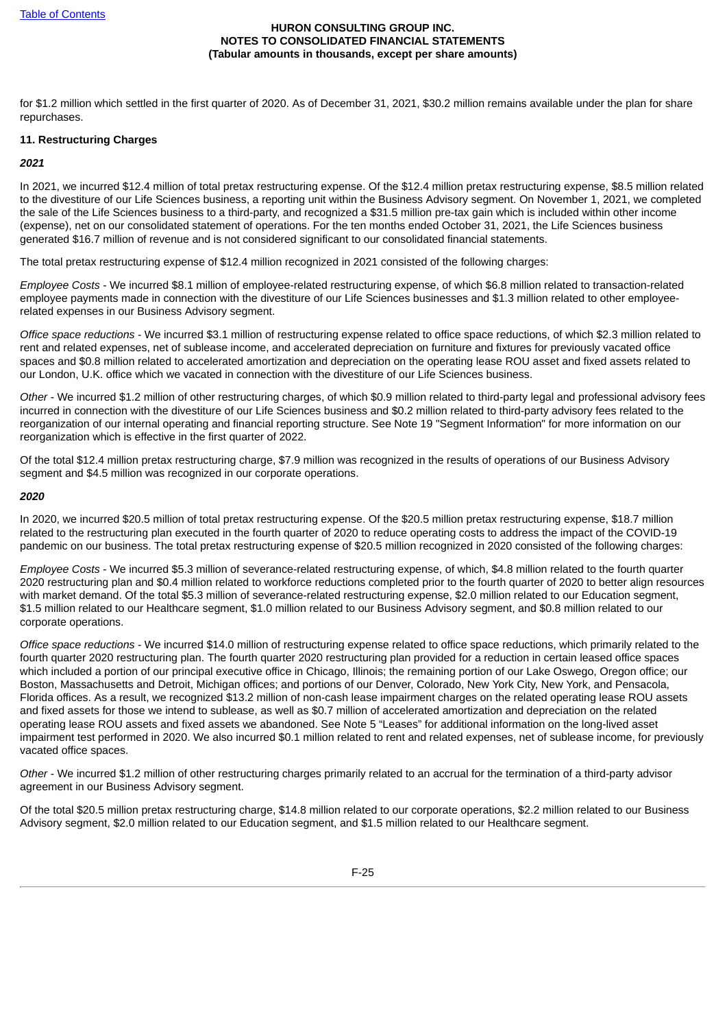for $1.2 million which settled in the first quarter of 2020. As of December 31, 2021, $30.2 million remains available under the plan for share repurchases.

**11. Restructuring Charges**

***2021***

In 2021, we incurred $12.4 million of total pretax restructuring expense. Of the $12.4 million pretax restructuring expense, $8.5 million related to the divestiture of our Life Sciences business, a reporting unit within the Business Advisory segment. On November 1, 2021, we completed the sale of the Life Sciences business to a third-party, and recognized a $31.5 million pre-tax gain which is included within other income (expense), net on our consolidated statement of operations. For the ten months ended October 31, 2021, the Life Sciences business generated $16.7 million of revenue and is not considered significant to our consolidated financial statements.

The total pretax restructuring expense of $12.4 million recognized in 2021 consisted of the following charges:

*Employee Costs* - We incurred $8.1 million of employee-related restructuring expense, of which $6.8 million related to transaction-related employee payments made in connection with the divestiture of our Life Sciences businesses and $1.3 million related to other employee-related expenses in our Business Advisory segment.

*Office space reductions* - We incurred $3.1 million of restructuring expense related to office space reductions, of which $2.3 million related to rent and related expenses, net of sublease income, and accelerated depreciation on furniture and fixtures for previously vacated office spaces and $0.8 million related to accelerated amortization and depreciation on the operating lease ROU asset and fixed assets related to our London, U.K. office which we vacated in connection with the divestiture of our Life Sciences business.

*Other* - We incurred $1.2 million of other restructuring charges, of which $0.9 million related to third-party legal and professional advisory fees incurred in connection with the divestiture of our Life Sciences business and $0.2 million related to third-party advisory fees related to the reorganization of our internal operating and financial reporting structure. See Note 19 "Segment Information" for more information on our reorganization which is effective in the first quarter of 2022.

Of the total $12.4 million pretax restructuring charge, $7.9 million was recognized in the results of operations of our Business Advisory segment and $4.5 million was recognized in our corporate operations.

***2020***

In 2020, we incurred $20.5 million of total pretax restructuring expense. Of the $20.5 million pretax restructuring expense, $18.7 million related to the restructuring plan executed in the fourth quarter of 2020 to reduce operating costs to address the impact of the COVID-19 pandemic on our business. The total pretax restructuring expense of $20.5 million recognized in 2020 consisted of the following charges:

*Employee Costs* - We incurred $5.3 million of severance-related restructuring expense, of which, $4.8 million related to the fourth quarter 2020 restructuring plan and $0.4 million related to workforce reductions completed prior to the fourth quarter of 2020 to better align resources with market demand. Of the total $5.3 million of severance-related restructuring expense, $2.0 million related to our Education segment, $1.5 million related to our Healthcare segment, $1.0 million related to our Business Advisory segment, and $0.8 million related to our corporate operations.

*Office space reductions* - We incurred $14.0 million of restructuring expense related to office space reductions, which primarily related to the fourth quarter 2020 restructuring plan. The fourth quarter 2020 restructuring plan provided for a reduction in certain leased office spaces which included a portion of our principal executive office in Chicago, Illinois; the remaining portion of our Lake Oswego, Oregon office; our Boston, Massachusetts and Detroit, Michigan offices; and portions of our Denver, Colorado, New York City, New York, and Pensacola, Florida offices. As a result, we recognized $13.2 million of non-cash lease impairment charges on the related operating lease ROU assets and fixed assets for those we intend to sublease, as well as $0.7 million of accelerated amortization and depreciation on the related operating lease ROU assets and fixed assets we abandoned. See Note 5 “Leases” for additional information on the long-lived asset impairment test performed in 2020. We also incurred $0.1 million related to rent and related expenses, net of sublease income, for previously vacated office spaces.

*Other* - We incurred $1.2 million of other restructuring charges primarily related to an accrual for the termination of a third-party advisor agreement in our Business Advisory segment.

Of the total $20.5 million pretax restructuring charge, $14.8 million related to our corporate operations, $2.2 million related to our Business Advisory segment, $2.0 million related to our Education segment, and $1.5 million related to our Healthcare segment.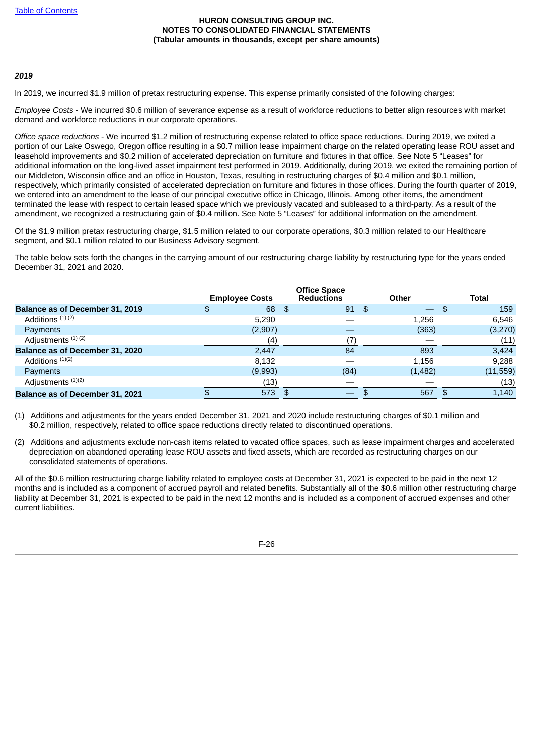*2019*

In 2019, we incurred $1.9 million of pretax restructuring expense. This expense primarily consisted of the following charges:

*Employee Costs* - We incurred $0.6 million of severance expense as a result of workforce reductions to better align resources with market demand and workforce reductions in our corporate operations.

*Office space reductions* - We incurred $1.2 million of restructuring expense related to office space reductions. During 2019, we exited a portion of our Lake Oswego, Oregon office resulting in a $0.7 million lease impairment charge on the related operating lease ROU asset and leasehold improvements and $0.2 million of accelerated depreciation on furniture and fixtures in that office. See Note 5 "Leases" for additional information on the long-lived asset impairment test performed in 2019. Additionally, during 2019, we exited the remaining portion of our Middleton, Wisconsin office and an office in Houston, Texas, resulting in restructuring charges of $0.4 million and $0.1 million, respectively, which primarily consisted of accelerated depreciation on furniture and fixtures in those offices. During the fourth quarter of 2019, we entered into an amendment to the lease of our principal executive office in Chicago, Illinois. Among other items, the amendment terminated the lease with respect to certain leased space which we previously vacated and subleased to a third-party. As a result of the amendment, we recognized a restructuring gain of $0.4 million. See Note 5 "Leases" for additional information on the amendment.

Of the $1.9 million pretax restructuring charge, $1.5 million related to our corporate operations, $0.3 million related to our Healthcare segment, and $0.1 million related to our Business Advisory segment.

The table below sets forth the changes in the carrying amount of our restructuring charge liability by restructuring type for the years ended December 31, 2021 and 2020.

| | Employee Costs | Office Space Reductions | Other | Total |
|---|---|---|---|---|
| **Balance as of December 31, 2019** | $ 68 | $ 91 | $ — | $ 159 |
| Additions [1] [2] | 5,290 | — | 1,256 | 6,546 |
| Payments | (2,907) | — | (363) | (3,270) |
| Adjustments [1] [2] | (4) | (7) | — | (11) |
| **Balance as of December 31, 2020** | 2,447 | 84 | 893 | 3,424 |
| Additions [1][2] | 8,132 | — | 1,156 | 9,288 |
| Payments | (9,993) | (84) | (1,482) | (11,559) |
| Adjustments [1][2] | (13) | — | — | (13) |
| **Balance as of December 31, 2021** | $ 573 | $ — | $ 567 | $ 1,140 |

(1) Additions and adjustments for the years ended December 31, 2021 and 2020 include restructuring charges of $0.1 million and $0.2 million, respectively, related to office space reductions directly related to discontinued operations.

(2) Additions and adjustments exclude non-cash items related to vacated office spaces, such as lease impairment charges and accelerated depreciation on abandoned operating lease ROU assets and fixed assets, which are recorded as restructuring charges on our consolidated statements of operations.

All of the $0.6 million restructuring charge liability related to employee costs at December 31, 2021 is expected to be paid in the next 12 months and is included as a component of accrued payroll and related benefits. Substantially all of the $0.6 million other restructuring charge liability at December 31, 2021 is expected to be paid in the next 12 months and is included as a component of accrued expenses and other current liabilities.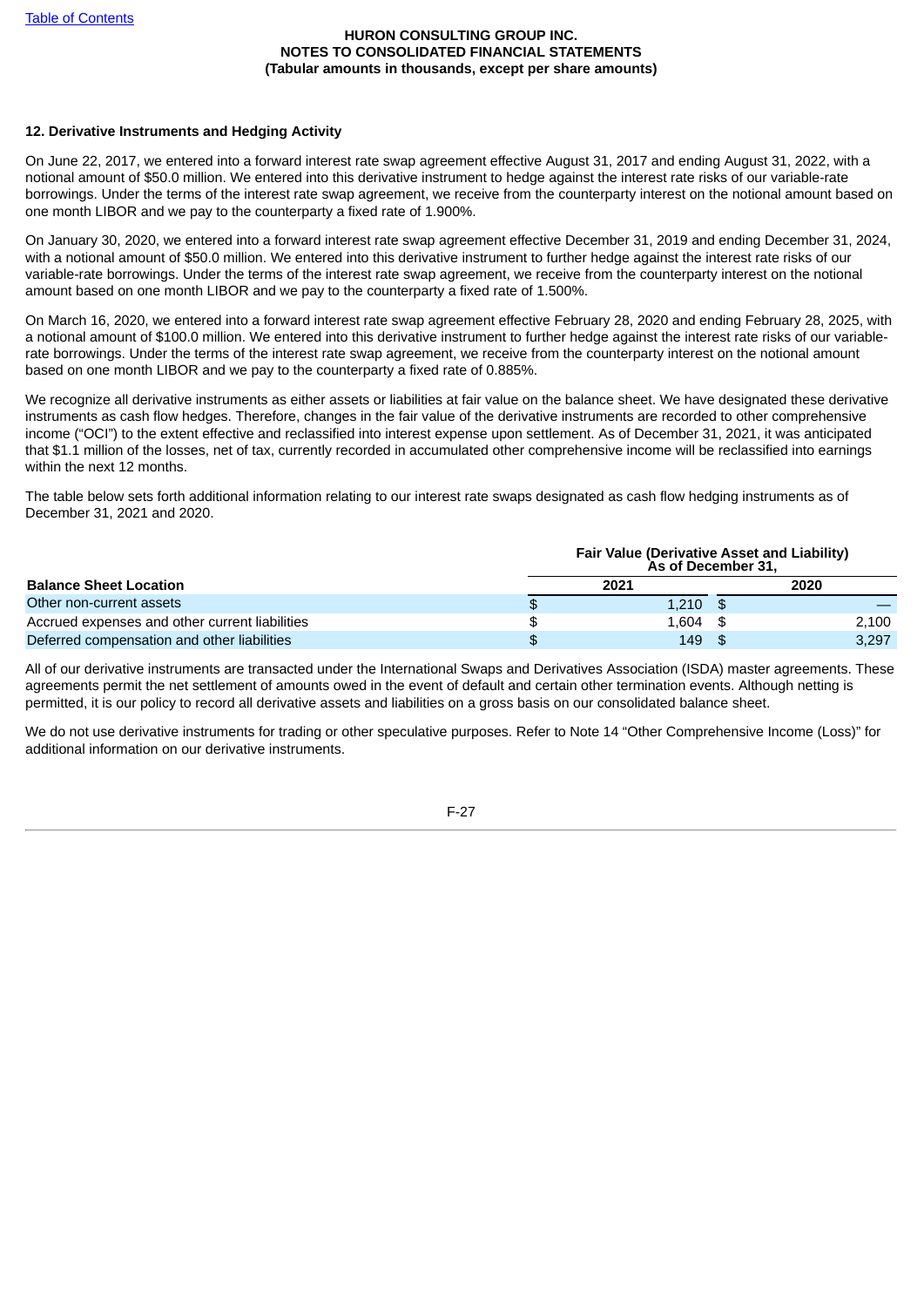## 12. Derivative Instruments and Hedging Activity

On June 22, 2017, we entered into a forward interest rate swap agreement effective August 31, 2017 and ending August 31, 2022, with a notional amount of $50.0 million. We entered into this derivative instrument to hedge against the interest rate risks of our variable-rate borrowings. Under the terms of the interest rate swap agreement, we receive from the counterparty interest on the notional amount based on one month LIBOR and we pay to the counterparty a fixed rate of 1.900%.

On January 30, 2020, we entered into a forward interest rate swap agreement effective December 31, 2019 and ending December 31, 2024, with a notional amount of $50.0 million. We entered into this derivative instrument to further hedge against the interest rate risks of our variable-rate borrowings. Under the terms of the interest rate swap agreement, we receive from the counterparty interest on the notional amount based on one month LIBOR and we pay to the counterparty a fixed rate of 1.500%.

On March 16, 2020, we entered into a forward interest rate swap agreement effective February 28, 2020 and ending February 28, 2025, with a notional amount of $100.0 million. We entered into this derivative instrument to further hedge against the interest rate risks of our variable-rate borrowings. Under the terms of the interest rate swap agreement, we receive from the counterparty interest on the notional amount based on one month LIBOR and we pay to the counterparty a fixed rate of 0.885%.

We recognize all derivative instruments as either assets or liabilities at fair value on the balance sheet. We have designated these derivative instruments as cash flow hedges. Therefore, changes in the fair value of the derivative instruments are recorded to other comprehensive income ("OCI") to the extent effective and reclassified into interest expense upon settlement. As of December 31, 2021, it was anticipated that $1.1 million of the losses, net of tax, currently recorded in accumulated other comprehensive income will be reclassified into earnings within the next 12 months.

The table below sets forth additional information relating to our interest rate swaps designated as cash flow hedging instruments as of December 31, 2021 and 2020.

| | Fair Value (Derivative Asset and Liability) As of December 31, | |
|---|---|---|
| **Balance Sheet Location** | **2021** | **2020** |
| Other non-current assets | $ 1,210 | $ — |
| Accrued expenses and other current liabilities | $ 1,604 | $ 2,100 |
| Deferred compensation and other liabilities | $ 149 | $ 3,297 |

All of our derivative instruments are transacted under the International Swaps and Derivatives Association (ISDA) master agreements. These agreements permit the net settlement of amounts owed in the event of default and certain other termination events. Although netting is permitted, it is our policy to record all derivative assets and liabilities on a gross basis on our consolidated balance sheet.

We do not use derivative instruments for trading or other speculative purposes. Refer to Note 14 "Other Comprehensive Income (Loss)" for additional information on our derivative instruments.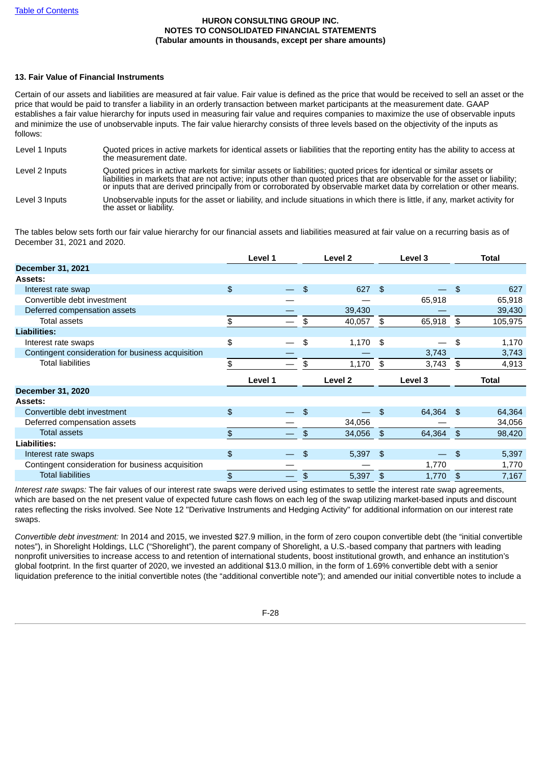## 13. Fair Value of Financial Instruments

Certain of our assets and liabilities are measured at fair value. Fair value is defined as the price that would be received to sell an asset or the price that would be paid to transfer a liability in an orderly transaction between market participants at the measurement date. GAAP establishes a fair value hierarchy for inputs used in measuring fair value and requires companies to maximize the use of observable inputs and minimize the use of unobservable inputs. The fair value hierarchy consists of three levels based on the objectivity of the inputs as follows:

| | |
|---|---|
| Level 1 Inputs | Quoted prices in active markets for identical assets or liabilities that the reporting entity has the ability to access at the measurement date. |
| Level 2 Inputs | Quoted prices in active markets for similar assets or liabilities; quoted prices for identical or similar assets or liabilities in markets that are not active; inputs other than quoted prices that are observable for the asset or liability; or inputs that are derived principally from or corroborated by observable market data by correlation or other means. |
| Level 3 Inputs | Unobservable inputs for the asset or liability, and include situations in which there is little, if any, market activity for the asset or liability. |

The tables below sets forth our fair value hierarchy for our financial assets and liabilities measured at fair value on a recurring basis as of December 31, 2021 and 2020.

| | Level 1 | Level 2 | Level 3 | Total |
|---|---|---|---|---|
| **December 31, 2021** | | | | |
| **Assets:** | | | | |
| Interest rate swap | $ — | $ 627 | $ — | $ 627 |
| Convertible debt investment | — | — | 65,918 | 65,918 |
| Deferred compensation assets | — | 39,430 | — | 39,430 |
| Total assets | $ — | $ 40,057 | $ 65,918 | $ 105,975 |
| **Liabilities:** | | | | |
| Interest rate swaps | $ — | $ 1,170 | $ — | $ 1,170 |
| Contingent consideration for business acquisition | — | — | 3,743 | 3,743 |
| Total liabilities | $ — | $ 1,170 | $ 3,743 | $ 4,913 |

| | Level 1 | Level 2 | Level 3 | Total |
|---|---|---|---|---|
| **December 31, 2020** | | | | |
| **Assets:** | | | | |
| Convertible debt investment | $ — | $ — | $ 64,364 | $ 64,364 |
| Deferred compensation assets | — | 34,056 | — | 34,056 |
| Total assets | $ — | $ 34,056 | $ 64,364 | $ 98,420 |
| **Liabilities:** | | | | |
| Interest rate swaps | $ — | $ 5,397 | $ — | $ 5,397 |
| Contingent consideration for business acquisition | — | — | 1,770 | 1,770 |
| Total liabilities | $ — | $ 5,397 | $ 1,770 | $ 7,167 |

*Interest rate swaps:* The fair values of our interest rate swaps were derived using estimates to settle the interest rate swap agreements, which are based on the net present value of expected future cash flows on each leg of the swap utilizing market-based inputs and discount rates reflecting the risks involved. See Note 12 "Derivative Instruments and Hedging Activity" for additional information on our interest rate swaps.

*Convertible debt investment:* In 2014 and 2015, we invested $27.9 million, in the form of zero coupon convertible debt (the "initial convertible notes"), in Shorelight Holdings, LLC ("Shorelight"), the parent company of Shorelight, a U.S.-based company that partners with leading nonprofit universities to increase access to and retention of international students, boost institutional growth, and enhance an institution's global footprint. In the first quarter of 2020, we invested an additional $13.0 million, in the form of 1.69% convertible debt with a senior liquidation preference to the initial convertible notes (the "additional convertible note"); and amended our initial convertible notes to include a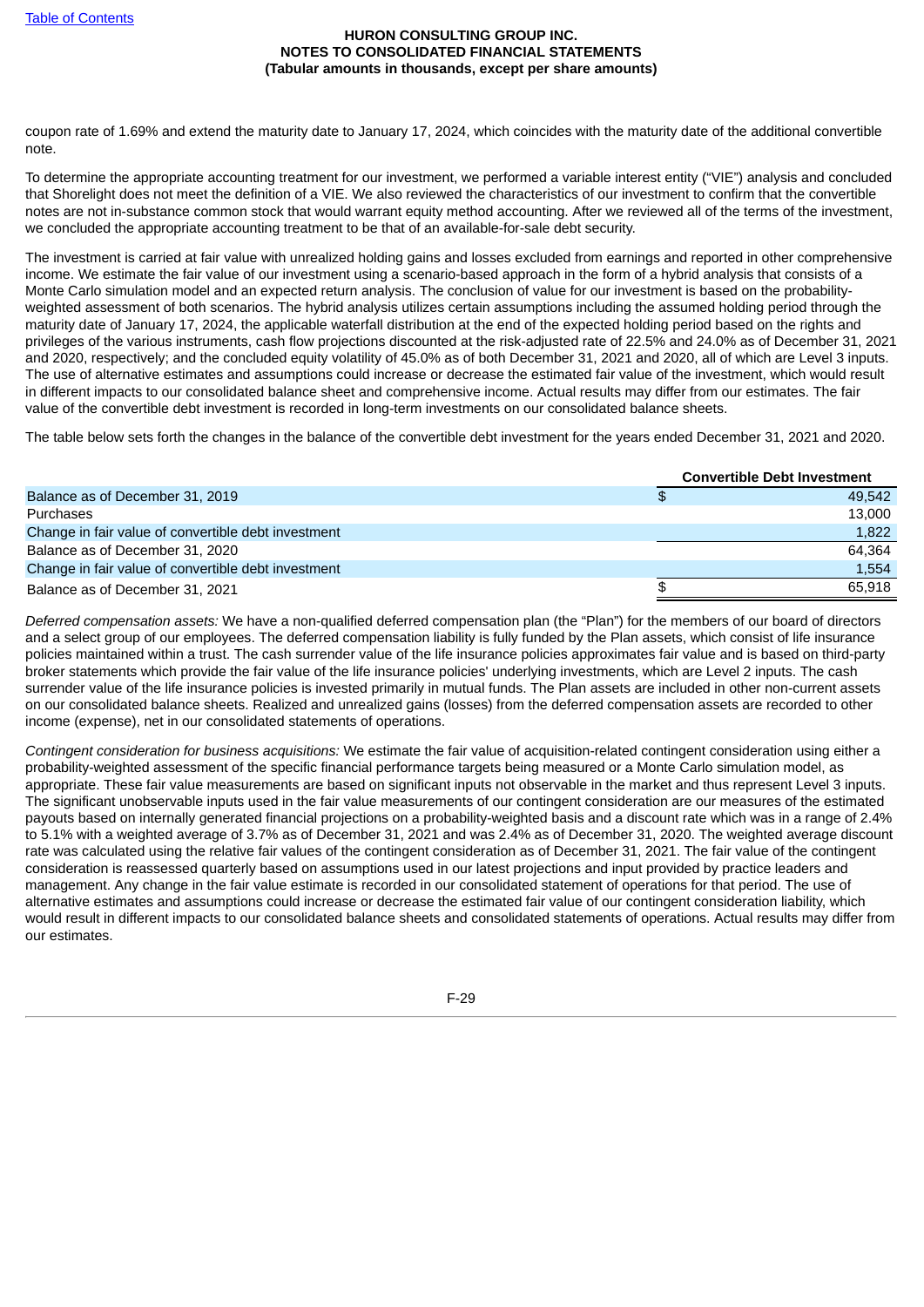coupon rate of 1.69% and extend the maturity date to January 17, 2024, which coincides with the maturity date of the additional convertible note.

To determine the appropriate accounting treatment for our investment, we performed a variable interest entity ("VIE") analysis and concluded that Shorelight does not meet the definition of a VIE. We also reviewed the characteristics of our investment to confirm that the convertible notes are not in-substance common stock that would warrant equity method accounting. After we reviewed all of the terms of the investment, we concluded the appropriate accounting treatment to be that of an available-for-sale debt security.

The investment is carried at fair value with unrealized holding gains and losses excluded from earnings and reported in other comprehensive income. We estimate the fair value of our investment using a scenario-based approach in the form of a hybrid analysis that consists of a Monte Carlo simulation model and an expected return analysis. The conclusion of value for our investment is based on the probability-weighted assessment of both scenarios. The hybrid analysis utilizes certain assumptions including the assumed holding period through the maturity date of January 17, 2024, the applicable waterfall distribution at the end of the expected holding period based on the rights and privileges of the various instruments, cash flow projections discounted at the risk-adjusted rate of 22.5% and 24.0% as of December 31, 2021 and 2020, respectively; and the concluded equity volatility of 45.0% as of both December 31, 2021 and 2020, all of which are Level 3 inputs. The use of alternative estimates and assumptions could increase or decrease the estimated fair value of the investment, which would result in different impacts to our consolidated balance sheet and comprehensive income. Actual results may differ from our estimates. The fair value of the convertible debt investment is recorded in long-term investments on our consolidated balance sheets.

The table below sets forth the changes in the balance of the convertible debt investment for the years ended December 31, 2021 and 2020.

| | Convertible Debt Investment |
|---|---|
| Balance as of December 31, 2019 | $ 49,542 |
| Purchases | 13,000 |
| Change in fair value of convertible debt investment | 1,822 |
| Balance as of December 31, 2020 | 64,364 |
| Change in fair value of convertible debt investment | 1,554 |
| Balance as of December 31, 2021 | $ 65,918 |

*Deferred compensation assets:* We have a non-qualified deferred compensation plan (the "Plan") for the members of our board of directors and a select group of our employees. The deferred compensation liability is fully funded by the Plan assets, which consist of life insurance policies maintained within a trust. The cash surrender value of the life insurance policies approximates fair value and is based on third-party broker statements which provide the fair value of the life insurance policies' underlying investments, which are Level 2 inputs. The cash surrender value of the life insurance policies is invested primarily in mutual funds. The Plan assets are included in other non-current assets on our consolidated balance sheets. Realized and unrealized gains (losses) from the deferred compensation assets are recorded to other income (expense), net in our consolidated statements of operations.

*Contingent consideration for business acquisitions:* We estimate the fair value of acquisition-related contingent consideration using either a probability-weighted assessment of the specific financial performance targets being measured or a Monte Carlo simulation model, as appropriate. These fair value measurements are based on significant inputs not observable in the market and thus represent Level 3 inputs. The significant unobservable inputs used in the fair value measurements of our contingent consideration are our measures of the estimated payouts based on internally generated financial projections on a probability-weighted basis and a discount rate which was in a range of 2.4% to 5.1% with a weighted average of 3.7% as of December 31, 2021 and was 2.4% as of December 31, 2020. The weighted average discount rate was calculated using the relative fair values of the contingent consideration as of December 31, 2021. The fair value of the contingent consideration is reassessed quarterly based on assumptions used in our latest projections and input provided by practice leaders and management. Any change in the fair value estimate is recorded in our consolidated statement of operations for that period. The use of alternative estimates and assumptions could increase or decrease the estimated fair value of our contingent consideration liability, which would result in different impacts to our consolidated balance sheets and consolidated statements of operations. Actual results may differ from our estimates.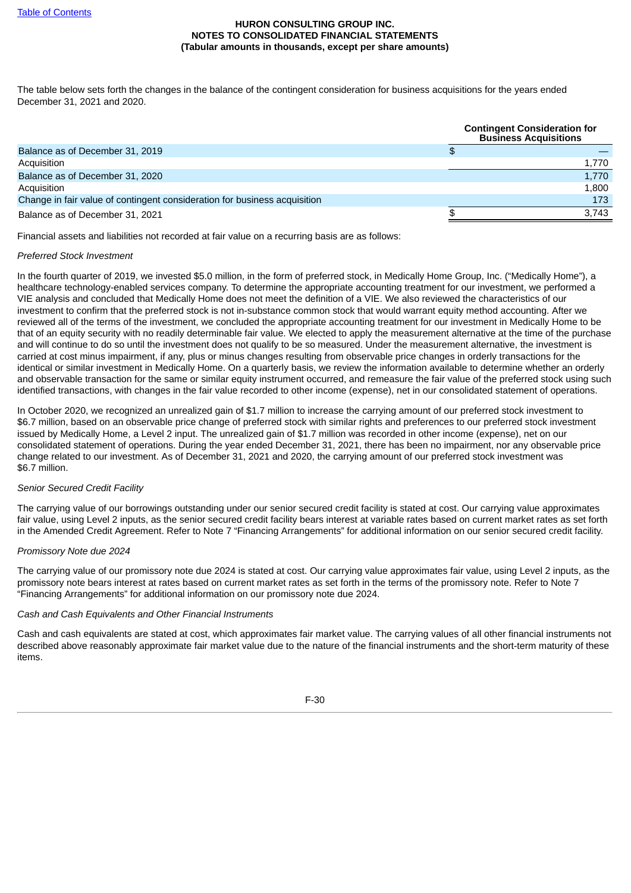The table below sets forth the changes in the balance of the contingent consideration for business acquisitions for the years ended December 31, 2021 and 2020.

| | Contingent Consideration for Business Acquisitions |
|---|---|
| Balance as of December 31, 2019 | $ — |
| Acquisition | 1,770 |
| Balance as of December 31, 2020 | 1,770 |
| Acquisition | 1,800 |
| Change in fair value of contingent consideration for business acquisition | 173 |
| Balance as of December 31, 2021 | $ 3,743 |

Financial assets and liabilities not recorded at fair value on a recurring basis are as follows:

*Preferred Stock Investment*

In the fourth quarter of 2019, we invested $5.0 million, in the form of preferred stock, in Medically Home Group, Inc. ("Medically Home"), a healthcare technology-enabled services company. To determine the appropriate accounting treatment for our investment, we performed a VIE analysis and concluded that Medically Home does not meet the definition of a VIE. We also reviewed the characteristics of our investment to confirm that the preferred stock is not in-substance common stock that would warrant equity method accounting. After we reviewed all of the terms of the investment, we concluded the appropriate accounting treatment for our investment in Medically Home to be that of an equity security with no readily determinable fair value. We elected to apply the measurement alternative at the time of the purchase and will continue to do so until the investment does not qualify to be so measured. Under the measurement alternative, the investment is carried at cost minus impairment, if any, plus or minus changes resulting from observable price changes in orderly transactions for the identical or similar investment in Medically Home. On a quarterly basis, we review the information available to determine whether an orderly and observable transaction for the same or similar equity instrument occurred, and remeasure the fair value of the preferred stock using such identified transactions, with changes in the fair value recorded to other income (expense), net in our consolidated statement of operations.

In October 2020, we recognized an unrealized gain of $1.7 million to increase the carrying amount of our preferred stock investment to $6.7 million, based on an observable price change of preferred stock with similar rights and preferences to our preferred stock investment issued by Medically Home, a Level 2 input. The unrealized gain of $1.7 million was recorded in other income (expense), net on our consolidated statement of operations. During the year ended December 31, 2021, there has been no impairment, nor any observable price change related to our investment. As of December 31, 2021 and 2020, the carrying amount of our preferred stock investment was $6.7 million.

*Senior Secured Credit Facility*

The carrying value of our borrowings outstanding under our senior secured credit facility is stated at cost. Our carrying value approximates fair value, using Level 2 inputs, as the senior secured credit facility bears interest at variable rates based on current market rates as set forth in the Amended Credit Agreement. Refer to Note 7 "Financing Arrangements" for additional information on our senior secured credit facility.

*Promissory Note due 2024*

The carrying value of our promissory note due 2024 is stated at cost. Our carrying value approximates fair value, using Level 2 inputs, as the promissory note bears interest at rates based on current market rates as set forth in the terms of the promissory note. Refer to Note 7 "Financing Arrangements" for additional information on our promissory note due 2024.

*Cash and Cash Equivalents and Other Financial Instruments*

Cash and cash equivalents are stated at cost, which approximates fair market value. The carrying values of all other financial instruments not described above reasonably approximate fair market value due to the nature of the financial instruments and the short-term maturity of these items.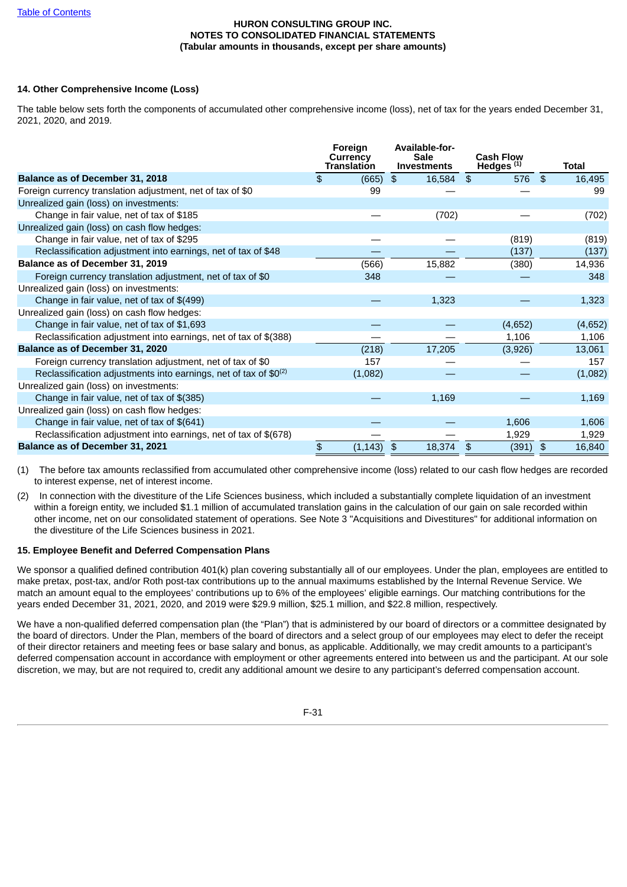HURON CONSULTING GROUP INC.
NOTES TO CONSOLIDATED FINANCIAL STATEMENTS
(Tabular amounts in thousands, except per share amounts)

## 14. Other Comprehensive Income (Loss)

The table below sets forth the components of accumulated other comprehensive income (loss), net of tax for the years ended December 31, 2021, 2020, and 2019.

| | Foreign Currency Translation | Available-for-Sale Investments | Cash Flow Hedges (1) | Total |
|---|---|---|---|---|
| **Balance as of December 31, 2018** | $ (665) | $ 16,584 | $ 576 | $ 16,495 |
| Foreign currency translation adjustment, net of tax of $0 | 99 | — | — | 99 |
| Unrealized gain (loss) on investments: | | | | |
| Change in fair value, net of tax of $185 | — | (702) | — | (702) |
| Unrealized gain (loss) on cash flow hedges: | | | | |
| Change in fair value, net of tax of $295 | — | — | (819) | (819) |
| Reclassification adjustment into earnings, net of tax of $48 | — | — | (137) | (137) |
| **Balance as of December 31, 2019** | (566) | 15,882 | (380) | 14,936 |
| Foreign currency translation adjustment, net of tax of $0 | 348 | — | — | 348 |
| Unrealized gain (loss) on investments: | | | | |
| Change in fair value, net of tax of $(499) | — | 1,323 | — | 1,323 |
| Unrealized gain (loss) on cash flow hedges: | | | | |
| Change in fair value, net of tax of $1,693 | — | — | (4,652) | (4,652) |
| Reclassification adjustment into earnings, net of tax of $(388) | — | — | 1,106 | 1,106 |
| **Balance as of December 31, 2020** | (218) | 17,205 | (3,926) | 13,061 |
| Foreign currency translation adjustment, net of tax of $0 | 157 | — | — | 157 |
| Reclassification adjustments into earnings, net of tax of $0 (2) | (1,082) | — | — | (1,082) |
| Unrealized gain (loss) on investments: | | | | |
| Change in fair value, net of tax of $(385) | — | 1,169 | — | 1,169 |
| Unrealized gain (loss) on cash flow hedges: | | | | |
| Change in fair value, net of tax of $(641) | — | — | 1,606 | 1,606 |
| Reclassification adjustment into earnings, net of tax of $(678) | — | — | 1,929 | 1,929 |
| **Balance as of December 31, 2021** | $ (1,143) | $ 18,374 | $ (391) | $ 16,840 |

(1) The before tax amounts reclassified from accumulated other comprehensive income (loss) related to our cash flow hedges are recorded to interest expense, net of interest income.

(2) In connection with the divestiture of the Life Sciences business, which included a substantially complete liquidation of an investment within a foreign entity, we included $1.1 million of accumulated translation gains in the calculation of our gain on sale recorded within other income, net on our consolidated statement of operations. See Note 3 "Acquisitions and Divestitures" for additional information on the divestiture of the Life Sciences business in 2021.

## 15. Employee Benefit and Deferred Compensation Plans

We sponsor a qualified defined contribution 401(k) plan covering substantially all of our employees. Under the plan, employees are entitled to make pretax, post-tax, and/or Roth post-tax contributions up to the annual maximums established by the Internal Revenue Service. We match an amount equal to the employees' contributions up to 6% of the employees' eligible earnings. Our matching contributions for the years ended December 31, 2021, 2020, and 2019 were $29.9 million, $25.1 million, and $22.8 million, respectively.

We have a non-qualified deferred compensation plan (the "Plan") that is administered by our board of directors or a committee designated by the board of directors. Under the Plan, members of the board of directors and a select group of our employees may elect to defer the receipt of their director retainers and meeting fees or base salary and bonus, as applicable. Additionally, we may credit amounts to a participant's deferred compensation account in accordance with employment or other agreements entered into between us and the participant. At our sole discretion, we may, but are not required to, credit any additional amount we desire to any participant's deferred compensation account.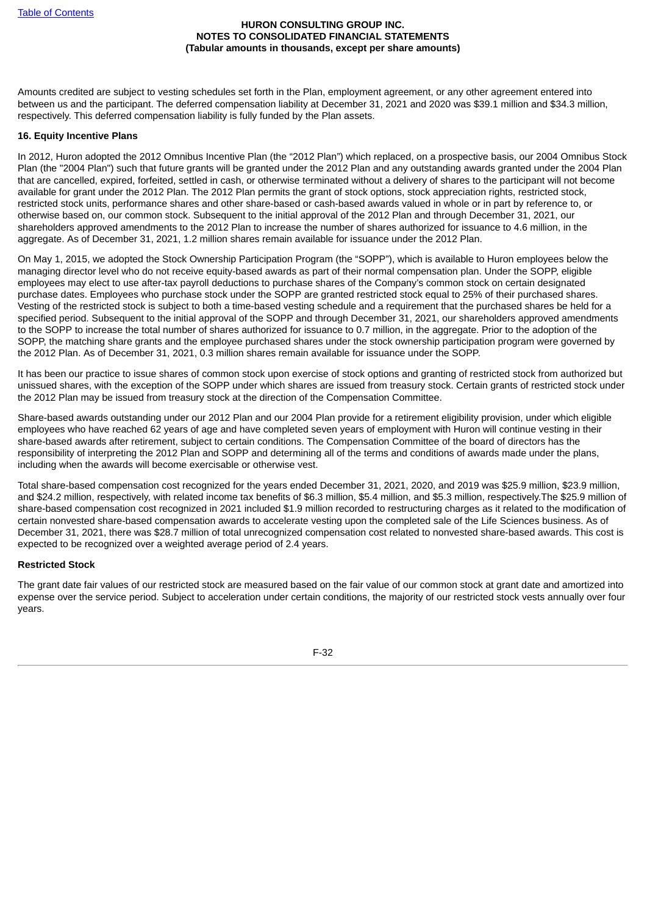Amounts credited are subject to vesting schedules set forth in the Plan, employment agreement, or any other agreement entered into between us and the participant. The deferred compensation liability at December 31, 2021 and 2020 was $39.1 million and $34.3 million, respectively. This deferred compensation liability is fully funded by the Plan assets.

**16. Equity Incentive Plans**

In 2012, Huron adopted the 2012 Omnibus Incentive Plan (the "2012 Plan") which replaced, on a prospective basis, our 2004 Omnibus Stock Plan (the "2004 Plan") such that future grants will be granted under the 2012 Plan and any outstanding awards granted under the 2004 Plan that are cancelled, expired, forfeited, settled in cash, or otherwise terminated without a delivery of shares to the participant will not become available for grant under the 2012 Plan. The 2012 Plan permits the grant of stock options, stock appreciation rights, restricted stock, restricted stock units, performance shares and other share-based or cash-based awards valued in whole or in part by reference to, or otherwise based on, our common stock. Subsequent to the initial approval of the 2012 Plan and through December 31, 2021, our shareholders approved amendments to the 2012 Plan to increase the number of shares authorized for issuance to 4.6 million, in the aggregate. As of December 31, 2021, 1.2 million shares remain available for issuance under the 2012 Plan.

On May 1, 2015, we adopted the Stock Ownership Participation Program (the "SOPP"), which is available to Huron employees below the managing director level who do not receive equity-based awards as part of their normal compensation plan. Under the SOPP, eligible employees may elect to use after-tax payroll deductions to purchase shares of the Company's common stock on certain designated purchase dates. Employees who purchase stock under the SOPP are granted restricted stock equal to 25% of their purchased shares. Vesting of the restricted stock is subject to both a time-based vesting schedule and a requirement that the purchased shares be held for a specified period. Subsequent to the initial approval of the SOPP and through December 31, 2021, our shareholders approved amendments to the SOPP to increase the total number of shares authorized for issuance to 0.7 million, in the aggregate. Prior to the adoption of the SOPP, the matching share grants and the employee purchased shares under the stock ownership participation program were governed by the 2012 Plan. As of December 31, 2021, 0.3 million shares remain available for issuance under the SOPP.

It has been our practice to issue shares of common stock upon exercise of stock options and granting of restricted stock from authorized but unissued shares, with the exception of the SOPP under which shares are issued from treasury stock. Certain grants of restricted stock under the 2012 Plan may be issued from treasury stock at the direction of the Compensation Committee.

Share-based awards outstanding under our 2012 Plan and our 2004 Plan provide for a retirement eligibility provision, under which eligible employees who have reached 62 years of age and have completed seven years of employment with Huron will continue vesting in their share-based awards after retirement, subject to certain conditions. The Compensation Committee of the board of directors has the responsibility of interpreting the 2012 Plan and SOPP and determining all of the terms and conditions of awards made under the plans, including when the awards will become exercisable or otherwise vest.

Total share-based compensation cost recognized for the years ended December 31, 2021, 2020, and 2019 was $25.9 million, $23.9 million, and $24.2 million, respectively, with related income tax benefits of $6.3 million, $5.4 million, and $5.3 million, respectively.The $25.9 million of share-based compensation cost recognized in 2021 included $1.9 million recorded to restructuring charges as it related to the modification of certain nonvested share-based compensation awards to accelerate vesting upon the completed sale of the Life Sciences business. As of December 31, 2021, there was $28.7 million of total unrecognized compensation cost related to nonvested share-based awards. This cost is expected to be recognized over a weighted average period of 2.4 years.

**Restricted Stock**

The grant date fair values of our restricted stock are measured based on the fair value of our common stock at grant date and amortized into expense over the service period. Subject to acceleration under certain conditions, the majority of our restricted stock vests annually over four years.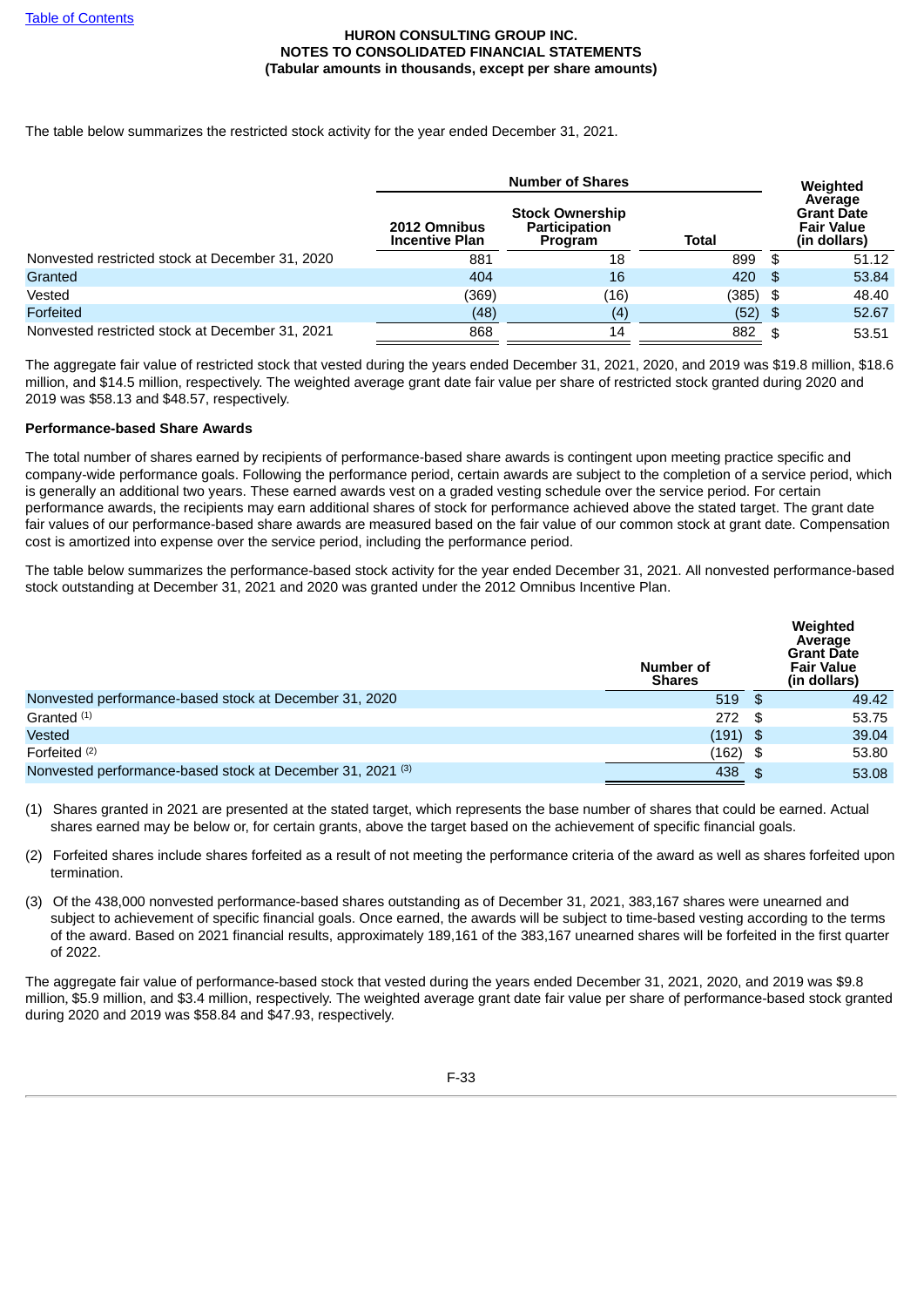The table below summarizes the restricted stock activity for the year ended December 31, 2021.

| | Number of Shares | | | Weighted Average Grant Date Fair Value (in dollars) |
|---|---|---|---|---|
| | 2012 Omnibus Incentive Plan | Stock Ownership Participation Program | Total | |
| Nonvested restricted stock at December 31, 2020 | 881 | 18 | 899 | $ 51.12 |
| Granted | 404 | 16 | 420 | $ 53.84 |
| Vested | (369) | (16) | (385) | $ 48.40 |
| Forfeited | (48) | (4) | (52) | $ 52.67 |
| Nonvested restricted stock at December 31, 2021 | 868 | 14 | 882 | $ 53.51 |

The aggregate fair value of restricted stock that vested during the years ended December 31, 2021, 2020, and 2019 was $19.8 million, $18.6 million, and $14.5 million, respectively. The weighted average grant date fair value per share of restricted stock granted during 2020 and 2019 was $58.13 and $48.57, respectively.

**Performance-based Share Awards**

The total number of shares earned by recipients of performance-based share awards is contingent upon meeting practice specific and company-wide performance goals. Following the performance period, certain awards are subject to the completion of a service period, which is generally an additional two years. These earned awards vest on a graded vesting schedule over the service period. For certain performance awards, the recipients may earn additional shares of stock for performance achieved above the stated target. The grant date fair values of our performance-based share awards are measured based on the fair value of our common stock at grant date. Compensation cost is amortized into expense over the service period, including the performance period.

The table below summarizes the performance-based stock activity for the year ended December 31, 2021. All nonvested performance-based stock outstanding at December 31, 2021 and 2020 was granted under the 2012 Omnibus Incentive Plan.

| | Number of Shares | Weighted Average Grant Date Fair Value (in dollars) |
|---|---|---|
| Nonvested performance-based stock at December 31, 2020 | 519 | $ 49.42 |
| Granted [(1)] | 272 | $ 53.75 |
| Vested | (191) | $ 39.04 |
| Forfeited [(2)] | (162) | $ 53.80 |
| Nonvested performance-based stock at December 31, 2021 [(3)] | 438 | $ 53.08 |

(1) Shares granted in 2021 are presented at the stated target, which represents the base number of shares that could be earned. Actual shares earned may be below or, for certain grants, above the target based on the achievement of specific financial goals.

(2) Forfeited shares include shares forfeited as a result of not meeting the performance criteria of the award as well as shares forfeited upon termination.

(3) Of the 438,000 nonvested performance-based shares outstanding as of December 31, 2021, 383,167 shares were unearned and subject to achievement of specific financial goals. Once earned, the awards will be subject to time-based vesting according to the terms of the award. Based on 2021 financial results, approximately 189,161 of the 383,167 unearned shares will be forfeited in the first quarter of 2022.

The aggregate fair value of performance-based stock that vested during the years ended December 31, 2021, 2020, and 2019 was $9.8 million, $5.9 million, and $3.4 million, respectively. The weighted average grant date fair value per share of performance-based stock granted during 2020 and 2019 was $58.84 and $47.93, respectively.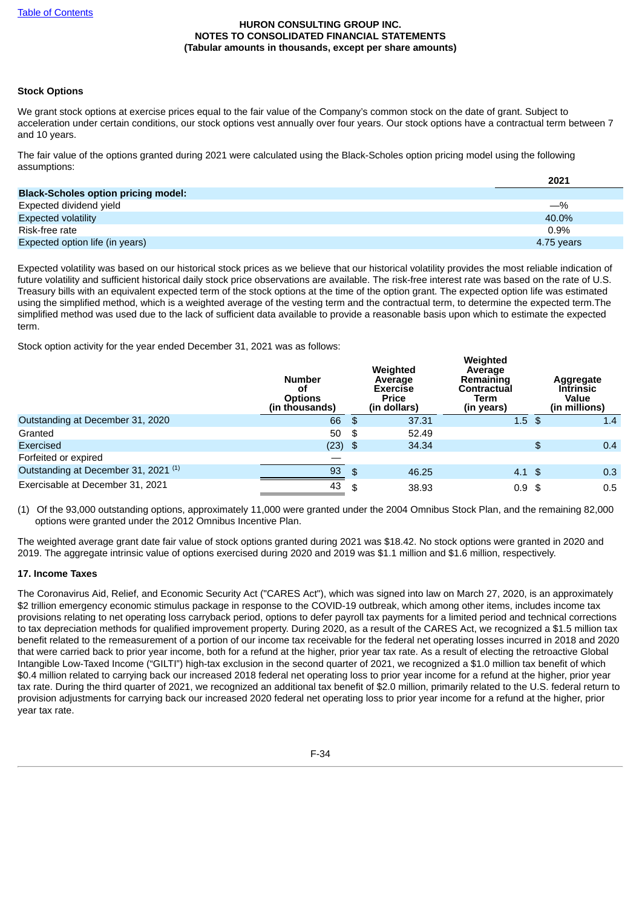**HURON CONSULTING GROUP INC.**
**NOTES TO CONSOLIDATED FINANCIAL STATEMENTS**
**(Tabular amounts in thousands, except per share amounts)**

**Stock Options**

We grant stock options at exercise prices equal to the fair value of the Company's common stock on the date of grant. Subject to acceleration under certain conditions, our stock options vest annually over four years. Our stock options have a contractual term between 7 and 10 years.

The fair value of the options granted during 2021 were calculated using the Black-Scholes option pricing model using the following assumptions:

| | 2021 |
|---|---|
| **Black-Scholes option pricing model:** | |
| Expected dividend yield | —% |
| Expected volatility | 40.0% |
| Risk-free rate | 0.9% |
| Expected option life (in years) | 4.75 years |

Expected volatility was based on our historical stock prices as we believe that our historical volatility provides the most reliable indication of future volatility and sufficient historical daily stock price observations are available. The risk-free interest rate was based on the rate of U.S. Treasury bills with an equivalent expected term of the stock options at the time of the option grant. The expected option life was estimated using the simplified method, which is a weighted average of the vesting term and the contractual term, to determine the expected term.The simplified method was used due to the lack of sufficient data available to provide a reasonable basis upon which to estimate the expected term.

Stock option activity for the year ended December 31, 2021 was as follows:

| | Number of Options (in thousands) | Weighted Average Exercise Price (in dollars) | Weighted Average Remaining Contractual Term (in years) | Aggregate Intrinsic Value (in millions) |
|---|---|---|---|---|
| Outstanding at December 31, 2020 | 66 | $ 37.31 | 1.5 | $ 1.4 |
| Granted | 50 | $ 52.49 | | |
| Exercised | (23) | $ 34.34 | | $ 0.4 |
| Forfeited or expired | — | | | |
| Outstanding at December 31, 2021 (1) | 93 | $ 46.25 | 4.1 | $ 0.3 |
| Exercisable at December 31, 2021 | 43 | $ 38.93 | 0.9 | $ 0.5 |

(1) Of the 93,000 outstanding options, approximately 11,000 were granted under the 2004 Omnibus Stock Plan, and the remaining 82,000 options were granted under the 2012 Omnibus Incentive Plan.

The weighted average grant date fair value of stock options granted during 2021 was $18.42. No stock options were granted in 2020 and 2019. The aggregate intrinsic value of options exercised during 2020 and 2019 was $1.1 million and $1.6 million, respectively.

## 17. Income Taxes

The Coronavirus Aid, Relief, and Economic Security Act ("CARES Act"), which was signed into law on March 27, 2020, is an approximately $2 trillion emergency economic stimulus package in response to the COVID-19 outbreak, which among other items, includes income tax provisions relating to net operating loss carryback period, options to defer payroll tax payments for a limited period and technical corrections to tax depreciation methods for qualified improvement property. During 2020, as a result of the CARES Act, we recognized a $1.5 million tax benefit related to the remeasurement of a portion of our income tax receivable for the federal net operating losses incurred in 2018 and 2020 that were carried back to prior year income, both for a refund at the higher, prior year tax rate. As a result of electing the retroactive Global Intangible Low-Taxed Income ("GILTI") high-tax exclusion in the second quarter of 2021, we recognized a $1.0 million tax benefit of which $0.4 million related to carrying back our increased 2018 federal net operating loss to prior year income for a refund at the higher, prior year tax rate. During the third quarter of 2021, we recognized an additional tax benefit of $2.0 million, primarily related to the U.S. federal return to provision adjustments for carrying back our increased 2020 federal net operating loss to prior year income for a refund at the higher, prior year tax rate.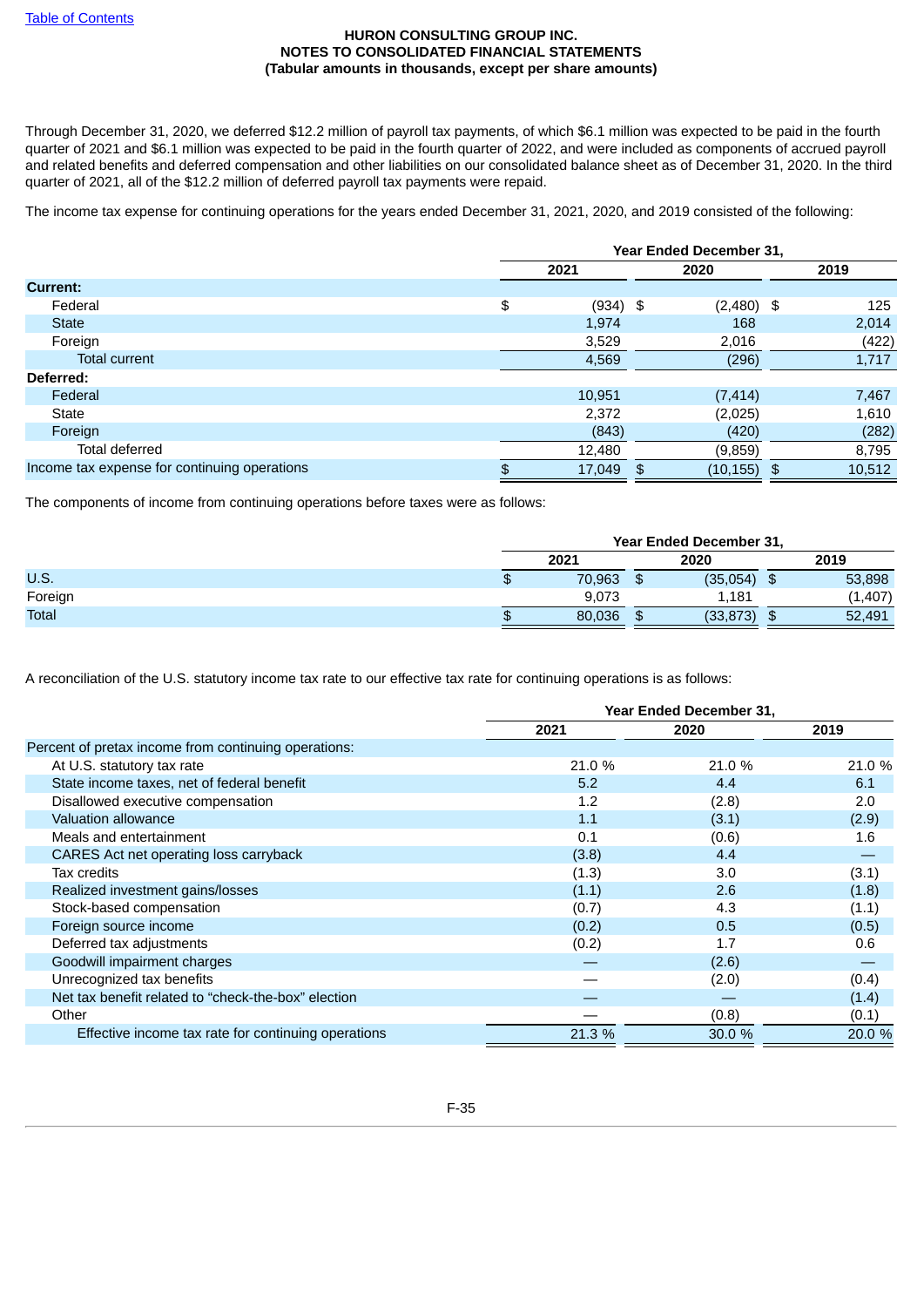**HURON CONSULTING GROUP INC.**
**NOTES TO CONSOLIDATED FINANCIAL STATEMENTS**
**(Tabular amounts in thousands, except per share amounts)**

Through December 31, 2020, we deferred $12.2 million of payroll tax payments, of which $6.1 million was expected to be paid in the fourth quarter of 2021 and $6.1 million was expected to be paid in the fourth quarter of 2022, and were included as components of accrued payroll and related benefits and deferred compensation and other liabilities on our consolidated balance sheet as of December 31, 2020. In the third quarter of 2021, all of the $12.2 million of deferred payroll tax payments were repaid.

The income tax expense for continuing operations for the years ended December 31, 2021, 2020, and 2019 consisted of the following:

| | Year Ended December 31, | | |
|---|---|---|---|
| | 2021 | 2020 | 2019 |
| **Current:** | | | |
| Federal | $ (934) | $ (2,480) | $ 125 |
| State | 1,974 | 168 | 2,014 |
| Foreign | 3,529 | 2,016 | (422) |
| Total current | 4,569 | (296) | 1,717 |
| **Deferred:** | | | |
| Federal | 10,951 | (7,414) | 7,467 |
| State | 2,372 | (2,025) | 1,610 |
| Foreign | (843) | (420) | (282) |
| Total deferred | 12,480 | (9,859) | 8,795 |
| Income tax expense for continuing operations | $ 17,049 | $ (10,155) | $ 10,512 |

The components of income from continuing operations before taxes were as follows:

| | Year Ended December 31, | | |
|---|---|---|---|
| | 2021 | 2020 | 2019 |
| U.S. | $ 70,963 | $ (35,054) | $ 53,898 |
| Foreign | 9,073 | 1,181 | (1,407) |
| Total | $ 80,036 | $ (33,873) | $ 52,491 |

A reconciliation of the U.S. statutory income tax rate to our effective tax rate for continuing operations is as follows:

| | Year Ended December 31, | | |
|---|---|---|---|
| | 2021 | 2020 | 2019 |
| Percent of pretax income from continuing operations: | | | |
| At U.S. statutory tax rate | 21.0 % | 21.0 % | 21.0 % |
| State income taxes, net of federal benefit | 5.2 | 4.4 | 6.1 |
| Disallowed executive compensation | 1.2 | (2.8) | 2.0 |
| Valuation allowance | 1.1 | (3.1) | (2.9) |
| Meals and entertainment | 0.1 | (0.6) | 1.6 |
| CARES Act net operating loss carryback | (3.8) | 4.4 | — |
| Tax credits | (1.3) | 3.0 | (3.1) |
| Realized investment gains/losses | (1.1) | 2.6 | (1.8) |
| Stock-based compensation | (0.7) | 4.3 | (1.1) |
| Foreign source income | (0.2) | 0.5 | (0.5) |
| Deferred tax adjustments | (0.2) | 1.7 | 0.6 |
| Goodwill impairment charges | — | (2.6) | — |
| Unrecognized tax benefits | — | (2.0) | (0.4) |
| Net tax benefit related to “check-the-box” election | — | — | (1.4) |
| Other | — | (0.8) | (0.1) |
| Effective income tax rate for continuing operations | 21.3 % | 30.0 % | 20.0 % |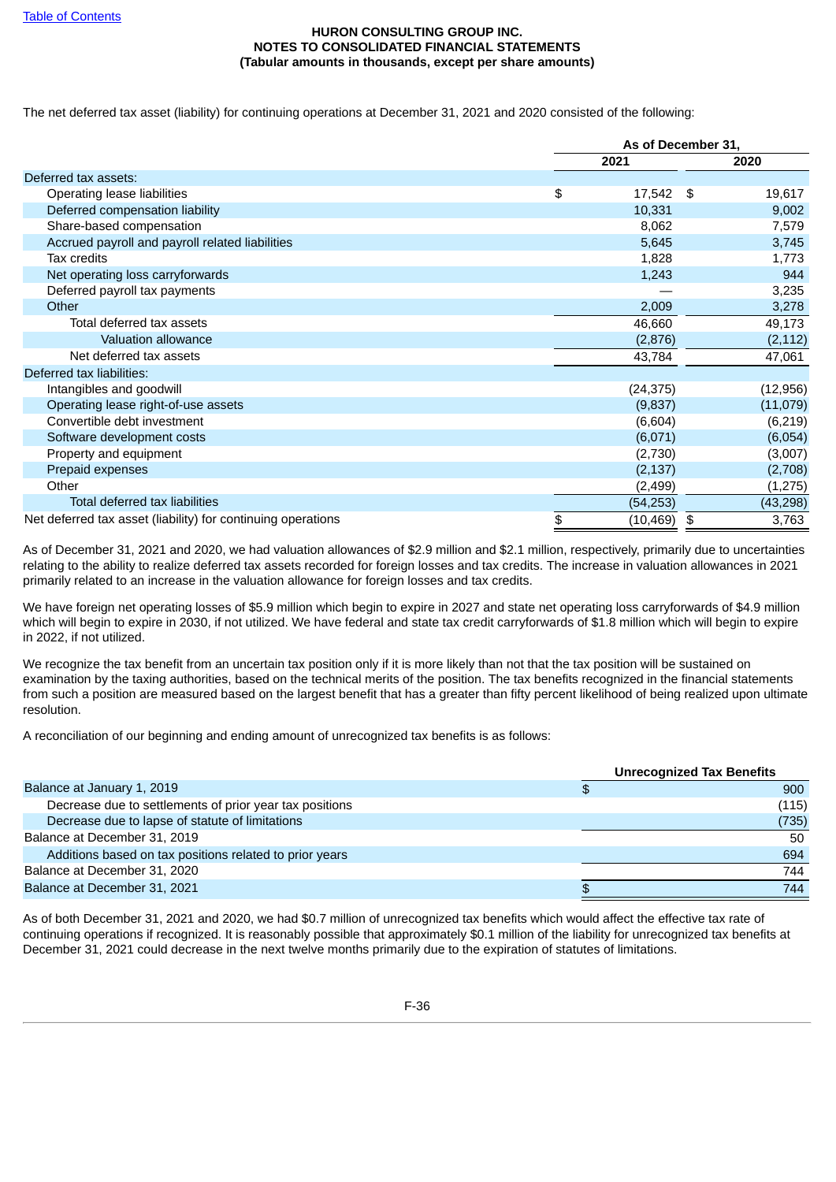**HURON CONSULTING GROUP INC.**
**NOTES TO CONSOLIDATED FINANCIAL STATEMENTS**
**(Tabular amounts in thousands, except per share amounts)**

The net deferred tax asset (liability) for continuing operations at December 31, 2021 and 2020 consisted of the following:

| | As of December 31, | |
|---|---|---|
| | 2021 | 2020 |
| Deferred tax assets: | | |
| Operating lease liabilities | $ 17,542 | $ 19,617 |
| Deferred compensation liability | 10,331 | 9,002 |
| Share-based compensation | 8,062 | 7,579 |
| Accrued payroll and payroll related liabilities | 5,645 | 3,745 |
| Tax credits | 1,828 | 1,773 |
| Net operating loss carryforwards | 1,243 | 944 |
| Deferred payroll tax payments | — | 3,235 |
| Other | 2,009 | 3,278 |
| Total deferred tax assets | 46,660 | 49,173 |
| Valuation allowance | (2,876) | (2,112) |
| Net deferred tax assets | 43,784 | 47,061 |
| Deferred tax liabilities: | | |
| Intangibles and goodwill | (24,375) | (12,956) |
| Operating lease right-of-use assets | (9,837) | (11,079) |
| Convertible debt investment | (6,604) | (6,219) |
| Software development costs | (6,071) | (6,054) |
| Property and equipment | (2,730) | (3,007) |
| Prepaid expenses | (2,137) | (2,708) |
| Other | (2,499) | (1,275) |
| Total deferred tax liabilities | (54,253) | (43,298) |
| Net deferred tax asset (liability) for continuing operations | $ (10,469) | $ 3,763 |

As of December 31, 2021 and 2020, we had valuation allowances of $2.9 million and $2.1 million, respectively, primarily due to uncertainties relating to the ability to realize deferred tax assets recorded for foreign losses and tax credits. The increase in valuation allowances in 2021 primarily related to an increase in the valuation allowance for foreign losses and tax credits.

We have foreign net operating losses of $5.9 million which begin to expire in 2027 and state net operating loss carryforwards of $4.9 million which will begin to expire in 2030, if not utilized. We have federal and state tax credit carryforwards of $1.8 million which will begin to expire in 2022, if not utilized.

We recognize the tax benefit from an uncertain tax position only if it is more likely than not that the tax position will be sustained on examination by the taxing authorities, based on the technical merits of the position. The tax benefits recognized in the financial statements from such a position are measured based on the largest benefit that has a greater than fifty percent likelihood of being realized upon ultimate resolution.

A reconciliation of our beginning and ending amount of unrecognized tax benefits is as follows:

| | Unrecognized Tax Benefits |
|---|---|
| Balance at January 1, 2019 | $ 900 |
| Decrease due to settlements of prior year tax positions | (115) |
| Decrease due to lapse of statute of limitations | (735) |
| Balance at December 31, 2019 | 50 |
| Additions based on tax positions related to prior years | 694 |
| Balance at December 31, 2020 | 744 |
| Balance at December 31, 2021 | $ 744 |

As of both December 31, 2021 and 2020, we had $0.7 million of unrecognized tax benefits which would affect the effective tax rate of continuing operations if recognized. It is reasonably possible that approximately $0.1 million of the liability for unrecognized tax benefits at December 31, 2021 could decrease in the next twelve months primarily due to the expiration of statutes of limitations.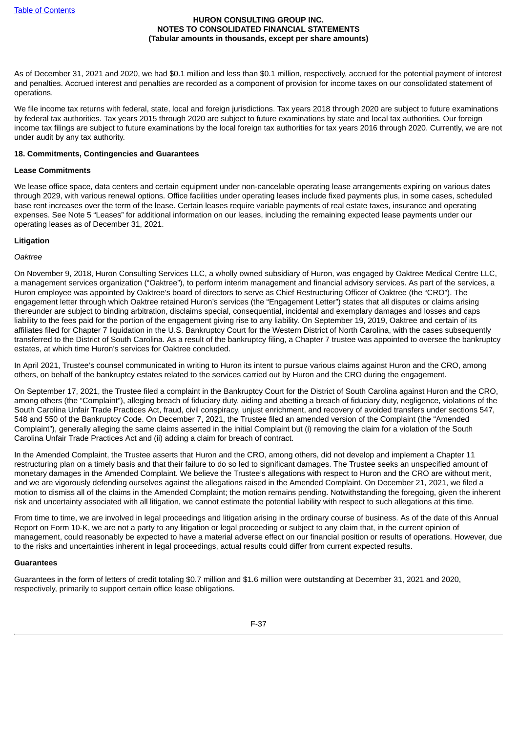As of December 31, 2021 and 2020, we had $0.1 million and less than $0.1 million, respectively, accrued for the potential payment of interest and penalties. Accrued interest and penalties are recorded as a component of provision for income taxes on our consolidated statement of operations.

We file income tax returns with federal, state, local and foreign jurisdictions. Tax years 2018 through 2020 are subject to future examinations by federal tax authorities. Tax years 2015 through 2020 are subject to future examinations by state and local tax authorities. Our foreign income tax filings are subject to future examinations by the local foreign tax authorities for tax years 2016 through 2020. Currently, we are not under audit by any tax authority.

## 18. Commitments, Contingencies and Guarantees

### Lease Commitments

We lease office space, data centers and certain equipment under non-cancelable operating lease arrangements expiring on various dates through 2029, with various renewal options. Office facilities under operating leases include fixed payments plus, in some cases, scheduled base rent increases over the term of the lease. Certain leases require variable payments of real estate taxes, insurance and operating expenses. See Note 5 "Leases" for additional information on our leases, including the remaining expected lease payments under our operating leases as of December 31, 2021.

### Litigation

*Oaktree*

On November 9, 2018, Huron Consulting Services LLC, a wholly owned subsidiary of Huron, was engaged by Oaktree Medical Centre LLC, a management services organization ("Oaktree"), to perform interim management and financial advisory services. As part of the services, a Huron employee was appointed by Oaktree's board of directors to serve as Chief Restructuring Officer of Oaktree (the "CRO"). The engagement letter through which Oaktree retained Huron's services (the "Engagement Letter") states that all disputes or claims arising thereunder are subject to binding arbitration, disclaims special, consequential, incidental and exemplary damages and losses and caps liability to the fees paid for the portion of the engagement giving rise to any liability. On September 19, 2019, Oaktree and certain of its affiliates filed for Chapter 7 liquidation in the U.S. Bankruptcy Court for the Western District of North Carolina, with the cases subsequently transferred to the District of South Carolina. As a result of the bankruptcy filing, a Chapter 7 trustee was appointed to oversee the bankruptcy estates, at which time Huron's services for Oaktree concluded.

In April 2021, Trustee's counsel communicated in writing to Huron its intent to pursue various claims against Huron and the CRO, among others, on behalf of the bankruptcy estates related to the services carried out by Huron and the CRO during the engagement.

On September 17, 2021, the Trustee filed a complaint in the Bankruptcy Court for the District of South Carolina against Huron and the CRO, among others (the "Complaint"), alleging breach of fiduciary duty, aiding and abetting a breach of fiduciary duty, negligence, violations of the South Carolina Unfair Trade Practices Act, fraud, civil conspiracy, unjust enrichment, and recovery of avoided transfers under sections 547, 548 and 550 of the Bankruptcy Code. On December 7, 2021, the Trustee filed an amended version of the Complaint (the "Amended Complaint"), generally alleging the same claims asserted in the initial Complaint but (i) removing the claim for a violation of the South Carolina Unfair Trade Practices Act and (ii) adding a claim for breach of contract.

In the Amended Complaint, the Trustee asserts that Huron and the CRO, among others, did not develop and implement a Chapter 11 restructuring plan on a timely basis and that their failure to do so led to significant damages. The Trustee seeks an unspecified amount of monetary damages in the Amended Complaint. We believe the Trustee's allegations with respect to Huron and the CRO are without merit, and we are vigorously defending ourselves against the allegations raised in the Amended Complaint. On December 21, 2021, we filed a motion to dismiss all of the claims in the Amended Complaint; the motion remains pending. Notwithstanding the foregoing, given the inherent risk and uncertainty associated with all litigation, we cannot estimate the potential liability with respect to such allegations at this time.

From time to time, we are involved in legal proceedings and litigation arising in the ordinary course of business. As of the date of this Annual Report on Form 10-K, we are not a party to any litigation or legal proceeding or subject to any claim that, in the current opinion of management, could reasonably be expected to have a material adverse effect on our financial position or results of operations. However, due to the risks and uncertainties inherent in legal proceedings, actual results could differ from current expected results.

### Guarantees

Guarantees in the form of letters of credit totaling $0.7 million and $1.6 million were outstanding at December 31, 2021 and 2020, respectively, primarily to support certain office lease obligations.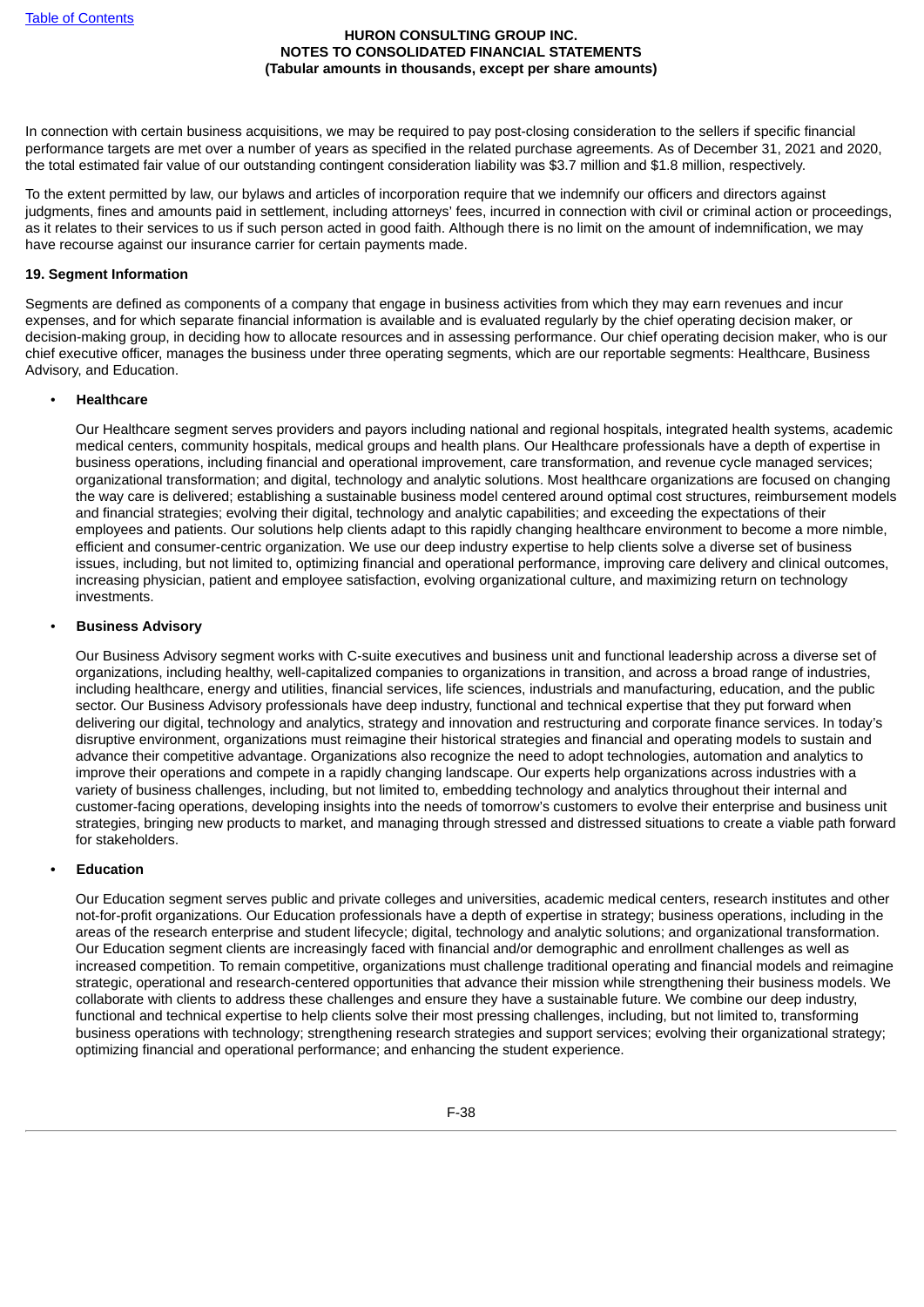In connection with certain business acquisitions, we may be required to pay post-closing consideration to the sellers if specific financial performance targets are met over a number of years as specified in the related purchase agreements. As of December 31, 2021 and 2020, the total estimated fair value of our outstanding contingent consideration liability was $3.7 million and $1.8 million, respectively.

To the extent permitted by law, our bylaws and articles of incorporation require that we indemnify our officers and directors against judgments, fines and amounts paid in settlement, including attorneys' fees, incurred in connection with civil or criminal action or proceedings, as it relates to their services to us if such person acted in good faith. Although there is no limit on the amount of indemnification, we may have recourse against our insurance carrier for certain payments made.

**19. Segment Information**

Segments are defined as components of a company that engage in business activities from which they may earn revenues and incur expenses, and for which separate financial information is available and is evaluated regularly by the chief operating decision maker, or decision-making group, in deciding how to allocate resources and in assessing performance. Our chief operating decision maker, who is our chief executive officer, manages the business under three operating segments, which are our reportable segments: Healthcare, Business Advisory, and Education.

- **Healthcare**

  Our Healthcare segment serves providers and payors including national and regional hospitals, integrated health systems, academic medical centers, community hospitals, medical groups and health plans. Our Healthcare professionals have a depth of expertise in business operations, including financial and operational improvement, care transformation, and revenue cycle managed services; organizational transformation; and digital, technology and analytic solutions. Most healthcare organizations are focused on changing the way care is delivered; establishing a sustainable business model centered around optimal cost structures, reimbursement models and financial strategies; evolving their digital, technology and analytic capabilities; and exceeding the expectations of their employees and patients. Our solutions help clients adapt to this rapidly changing healthcare environment to become a more nimble, efficient and consumer-centric organization. We use our deep industry expertise to help clients solve a diverse set of business issues, including, but not limited to, optimizing financial and operational performance, improving care delivery and clinical outcomes, increasing physician, patient and employee satisfaction, evolving organizational culture, and maximizing return on technology investments.

- **Business Advisory**

  Our Business Advisory segment works with C-suite executives and business unit and functional leadership across a diverse set of organizations, including healthy, well-capitalized companies to organizations in transition, and across a broad range of industries, including healthcare, energy and utilities, financial services, life sciences, industrials and manufacturing, education, and the public sector. Our Business Advisory professionals have deep industry, functional and technical expertise that they put forward when delivering our digital, technology and analytics, strategy and innovation and restructuring and corporate finance services. In today's disruptive environment, organizations must reimagine their historical strategies and financial and operating models to sustain and advance their competitive advantage. Organizations also recognize the need to adopt technologies, automation and analytics to improve their operations and compete in a rapidly changing landscape. Our experts help organizations across industries with a variety of business challenges, including, but not limited to, embedding technology and analytics throughout their internal and customer-facing operations, developing insights into the needs of tomorrow's customers to evolve their enterprise and business unit strategies, bringing new products to market, and managing through stressed and distressed situations to create a viable path forward for stakeholders.

- **Education**

  Our Education segment serves public and private colleges and universities, academic medical centers, research institutes and other not-for-profit organizations. Our Education professionals have a depth of expertise in strategy; business operations, including in the areas of the research enterprise and student lifecycle; digital, technology and analytic solutions; and organizational transformation. Our Education segment clients are increasingly faced with financial and/or demographic and enrollment challenges as well as increased competition. To remain competitive, organizations must challenge traditional operating and financial models and reimagine strategic, operational and research-centered opportunities that advance their mission while strengthening their business models. We collaborate with clients to address these challenges and ensure they have a sustainable future. We combine our deep industry, functional and technical expertise to help clients solve their most pressing challenges, including, but not limited to, transforming business operations with technology; strengthening research strategies and support services; evolving their organizational strategy; optimizing financial and operational performance; and enhancing the student experience.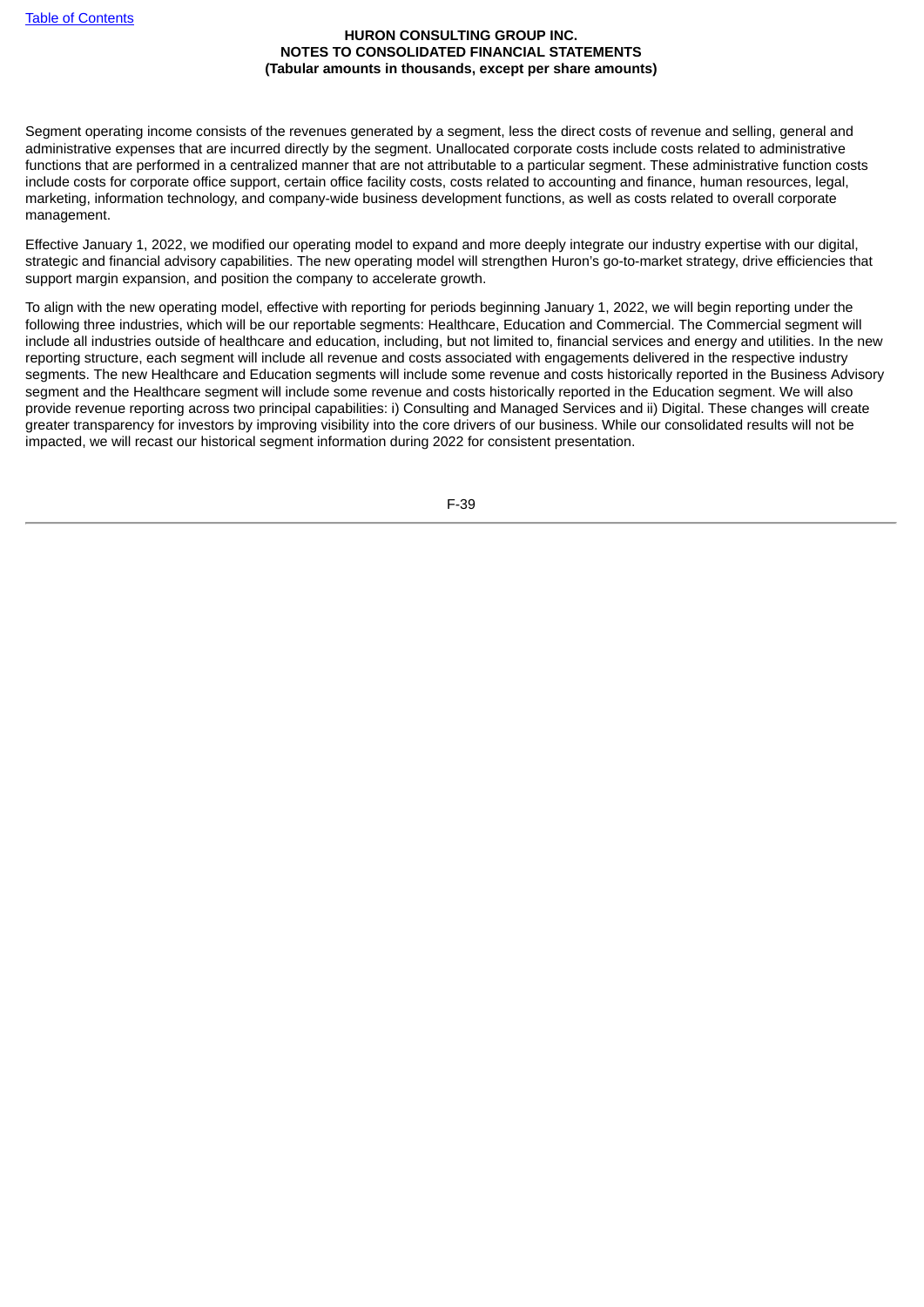Segment operating income consists of the revenues generated by a segment, less the direct costs of revenue and selling, general and administrative expenses that are incurred directly by the segment. Unallocated corporate costs include costs related to administrative functions that are performed in a centralized manner that are not attributable to a particular segment. These administrative function costs include costs for corporate office support, certain office facility costs, costs related to accounting and finance, human resources, legal, marketing, information technology, and company-wide business development functions, as well as costs related to overall corporate management.

Effective January 1, 2022, we modified our operating model to expand and more deeply integrate our industry expertise with our digital, strategic and financial advisory capabilities. The new operating model will strengthen Huron's go-to-market strategy, drive efficiencies that support margin expansion, and position the company to accelerate growth.

To align with the new operating model, effective with reporting for periods beginning January 1, 2022, we will begin reporting under the following three industries, which will be our reportable segments: Healthcare, Education and Commercial. The Commercial segment will include all industries outside of healthcare and education, including, but not limited to, financial services and energy and utilities. In the new reporting structure, each segment will include all revenue and costs associated with engagements delivered in the respective industry segments. The new Healthcare and Education segments will include some revenue and costs historically reported in the Business Advisory segment and the Healthcare segment will include some revenue and costs historically reported in the Education segment. We will also provide revenue reporting across two principal capabilities: i) Consulting and Managed Services and ii) Digital. These changes will create greater transparency for investors by improving visibility into the core drivers of our business. While our consolidated results will not be impacted, we will recast our historical segment information during 2022 for consistent presentation.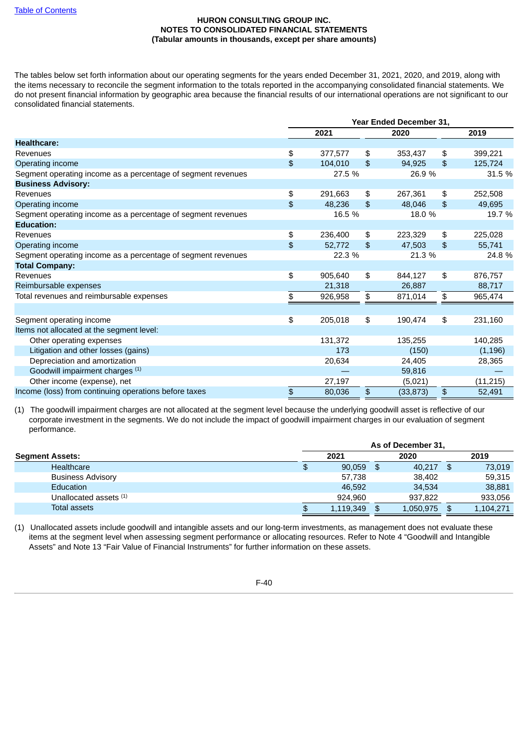HURON CONSULTING GROUP INC.
NOTES TO CONSOLIDATED FINANCIAL STATEMENTS
(Tabular amounts in thousands, except per share amounts)

The tables below set forth information about our operating segments for the years ended December 31, 2021, 2020, and 2019, along with the items necessary to reconcile the segment information to the totals reported in the accompanying consolidated financial statements. We do not present financial information by geographic area because the financial results of our international operations are not significant to our consolidated financial statements.

| | Year Ended December 31, | | |
|---|---|---|---|
| | 2021 | 2020 | 2019 |
| **Healthcare:** | | | |
| Revenues | $ 377,577 | $ 353,437 | $ 399,221 |
| Operating income | $ 104,010 | $ 94,925 | $ 125,724 |
| Segment operating income as a percentage of segment revenues | 27.5 % | 26.9 % | 31.5 % |
| **Business Advisory:** | | | |
| Revenues | $ 291,663 | $ 267,361 | $ 252,508 |
| Operating income | $ 48,236 | $ 48,046 | $ 49,695 |
| Segment operating income as a percentage of segment revenues | 16.5 % | 18.0 % | 19.7 % |
| **Education:** | | | |
| Revenues | $ 236,400 | $ 223,329 | $ 225,028 |
| Operating income | $ 52,772 | $ 47,503 | $ 55,741 |
| Segment operating income as a percentage of segment revenues | 22.3 % | 21.3 % | 24.8 % |
| **Total Company:** | | | |
| Revenues | $ 905,640 | $ 844,127 | $ 876,757 |
| Reimbursable expenses | 21,318 | 26,887 | 88,717 |
| Total revenues and reimbursable expenses | $ 926,958 | $ 871,014 | $ 965,474 |
| | | | |
| Segment operating income | $ 205,018 | $ 190,474 | $ 231,160 |
| Items not allocated at the segment level: | | | |
| Other operating expenses | 131,372 | 135,255 | 140,285 |
| Litigation and other losses (gains) | 173 | (150) | (1,196) |
| Depreciation and amortization | 20,634 | 24,405 | 28,365 |
| Goodwill impairment charges (1) | — | 59,816 | — |
| Other income (expense), net | 27,197 | (5,021) | (11,215) |
| Income (loss) from continuing operations before taxes | $ 80,036 | $ (33,873) | $ 52,491 |

(1) The goodwill impairment charges are not allocated at the segment level because the underlying goodwill asset is reflective of our corporate investment in the segments. We do not include the impact of goodwill impairment charges in our evaluation of segment performance.

| | As of December 31, | | |
|---|---|---|---|
| **Segment Assets:** | 2021 | 2020 | 2019 |
| Healthcare | $ 90,059 | $ 40,217 | $ 73,019 |
| Business Advisory | 57,738 | 38,402 | 59,315 |
| Education | 46,592 | 34,534 | 38,881 |
| Unallocated assets (1) | 924,960 | 937,822 | 933,056 |
| Total assets | $ 1,119,349 | $ 1,050,975 | $ 1,104,271 |

(1) Unallocated assets include goodwill and intangible assets and our long-term investments, as management does not evaluate these items at the segment level when assessing segment performance or allocating resources. Refer to Note 4 "Goodwill and Intangible Assets" and Note 13 "Fair Value of Financial Instruments" for further information on these assets.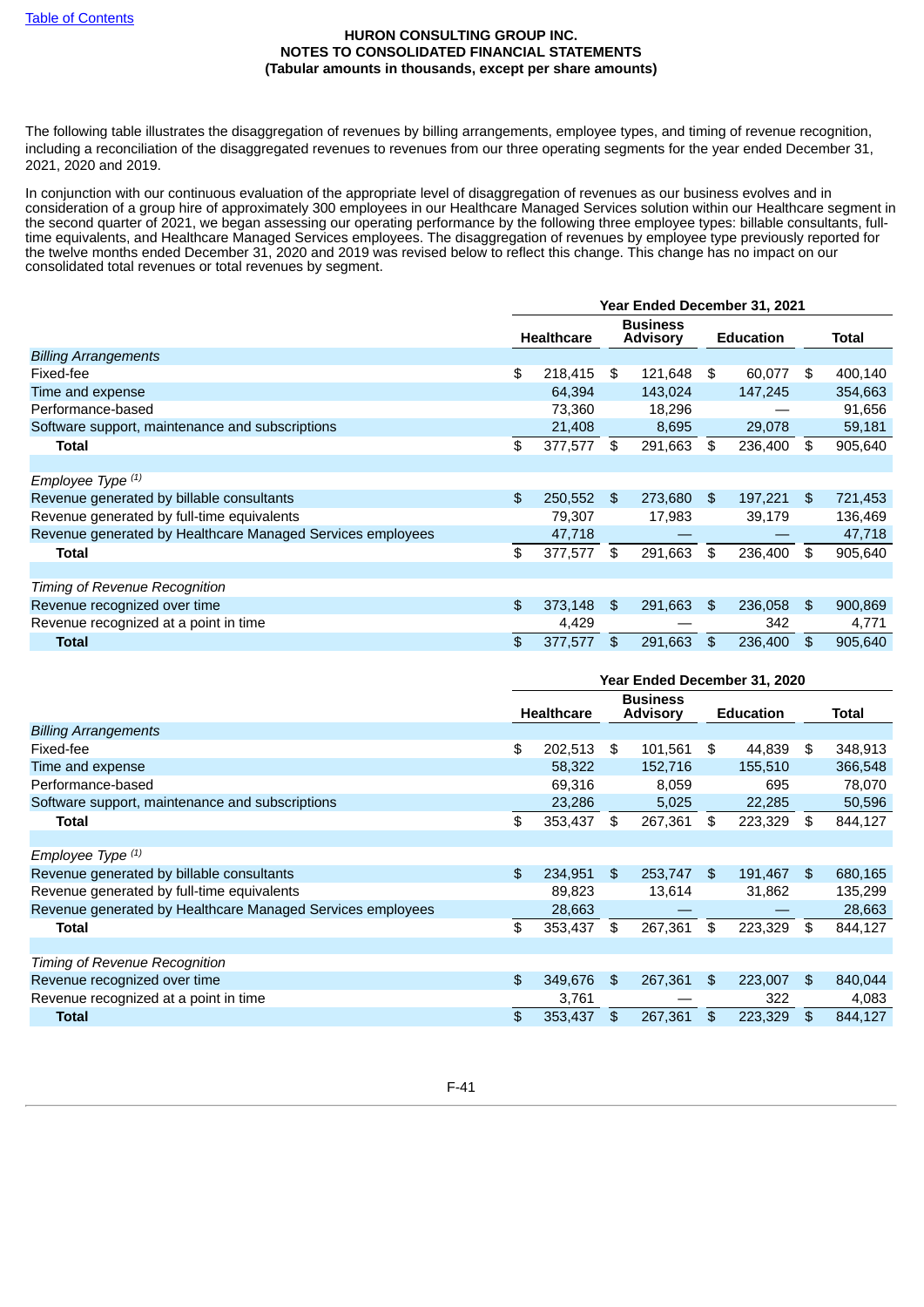HURON CONSULTING GROUP INC.
NOTES TO CONSOLIDATED FINANCIAL STATEMENTS
(Tabular amounts in thousands, except per share amounts)

The following table illustrates the disaggregation of revenues by billing arrangements, employee types, and timing of revenue recognition, including a reconciliation of the disaggregated revenues to revenues from our three operating segments for the year ended December 31, 2021, 2020 and 2019.

In conjunction with our continuous evaluation of the appropriate level of disaggregation of revenues as our business evolves and in consideration of a group hire of approximately 300 employees in our Healthcare Managed Services solution within our Healthcare segment in the second quarter of 2021, we began assessing our operating performance by the following three employee types: billable consultants, full-time equivalents, and Healthcare Managed Services employees. The disaggregation of revenues by employee type previously reported for the twelve months ended December 31, 2020 and 2019 was revised below to reflect this change. This change has no impact on our consolidated total revenues or total revenues by segment.

| | Year Ended December 31, 2021 | | | |
|---|---|---|---|---|
| | Healthcare | Business Advisory | Education | Total |
| *Billing Arrangements* | | | | |
| Fixed-fee | $ 218,415 | $ 121,648 | $ 60,077 | $ 400,140 |
| Time and expense | 64,394 | 143,024 | 147,245 | 354,663 |
| Performance-based | 73,360 | 18,296 | — | 91,656 |
| Software support, maintenance and subscriptions | 21,408 | 8,695 | 29,078 | 59,181 |
| **Total** | $ 377,577 | $ 291,663 | $ 236,400 | $ 905,640 |
| | | | | |
| *Employee Type* (1) | | | | |
| Revenue generated by billable consultants | $ 250,552 | $ 273,680 | $ 197,221 | $ 721,453 |
| Revenue generated by full-time equivalents | 79,307 | 17,983 | 39,179 | 136,469 |
| Revenue generated by Healthcare Managed Services employees | 47,718 | — | — | 47,718 |
| **Total** | $ 377,577 | $ 291,663 | $ 236,400 | $ 905,640 |
| | | | | |
| *Timing of Revenue Recognition* | | | | |
| Revenue recognized over time | $ 373,148 | $ 291,663 | $ 236,058 | $ 900,869 |
| Revenue recognized at a point in time | 4,429 | — | 342 | 4,771 |
| **Total** | $ 377,577 | $ 291,663 | $ 236,400 | $ 905,640 |

| | Year Ended December 31, 2020 | | | |
|---|---|---|---|---|
| | Healthcare | Business Advisory | Education | Total |
| *Billing Arrangements* | | | | |
| Fixed-fee | $ 202,513 | $ 101,561 | $ 44,839 | $ 348,913 |
| Time and expense | 58,322 | 152,716 | 155,510 | 366,548 |
| Performance-based | 69,316 | 8,059 | 695 | 78,070 |
| Software support, maintenance and subscriptions | 23,286 | 5,025 | 22,285 | 50,596 |
| **Total** | $ 353,437 | $ 267,361 | $ 223,329 | $ 844,127 |
| | | | | |
| *Employee Type* (1) | | | | |
| Revenue generated by billable consultants | $ 234,951 | $ 253,747 | $ 191,467 | $ 680,165 |
| Revenue generated by full-time equivalents | 89,823 | 13,614 | 31,862 | 135,299 |
| Revenue generated by Healthcare Managed Services employees | 28,663 | — | — | 28,663 |
| **Total** | $ 353,437 | $ 267,361 | $ 223,329 | $ 844,127 |
| | | | | |
| *Timing of Revenue Recognition* | | | | |
| Revenue recognized over time | $ 349,676 | $ 267,361 | $ 223,007 | $ 840,044 |
| Revenue recognized at a point in time | 3,761 | — | 322 | 4,083 |
| **Total** | $ 353,437 | $ 267,361 | $ 223,329 | $ 844,127 |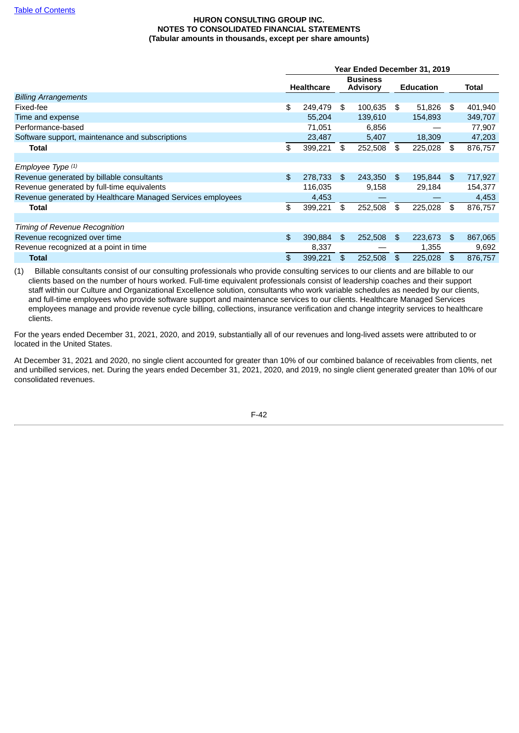HURON CONSULTING GROUP INC.
NOTES TO CONSOLIDATED FINANCIAL STATEMENTS
(Tabular amounts in thousands, except per share amounts)

| | Year Ended December 31, 2019 | | | |
|---|---|---|---|---|
| | Healthcare | Business Advisory | Education | Total |
| *Billing Arrangements* | | | | |
| Fixed-fee | $ 249,479 | $ 100,635 | $ 51,826 | $ 401,940 |
| Time and expense | 55,204 | 139,610 | 154,893 | 349,707 |
| Performance-based | 71,051 | 6,856 | — | 77,907 |
| Software support, maintenance and subscriptions | 23,487 | 5,407 | 18,309 | 47,203 |
| **Total** | $ 399,221 | $ 252,508 | $ 225,028 | $ 876,757 |
| | | | | |
| *Employee Type (1)* | | | | |
| Revenue generated by billable consultants | $ 278,733 | $ 243,350 | $ 195,844 | $ 717,927 |
| Revenue generated by full-time equivalents | 116,035 | 9,158 | 29,184 | 154,377 |
| Revenue generated by Healthcare Managed Services employees | 4,453 | — | — | 4,453 |
| **Total** | $ 399,221 | $ 252,508 | $ 225,028 | $ 876,757 |
| | | | | |
| *Timing of Revenue Recognition* | | | | |
| Revenue recognized over time | $ 390,884 | $ 252,508 | $ 223,673 | $ 867,065 |
| Revenue recognized at a point in time | 8,337 | — | 1,355 | 9,692 |
| **Total** | $ 399,221 | $ 252,508 | $ 225,028 | $ 876,757 |

(1) Billable consultants consist of our consulting professionals who provide consulting services to our clients and are billable to our clients based on the number of hours worked. Full-time equivalent professionals consist of leadership coaches and their support staff within our Culture and Organizational Excellence solution, consultants who work variable schedules as needed by our clients, and full-time employees who provide software support and maintenance services to our clients. Healthcare Managed Services employees manage and provide revenue cycle billing, collections, insurance verification and change integrity services to healthcare clients.

For the years ended December 31, 2021, 2020, and 2019, substantially all of our revenues and long-lived assets were attributed to or located in the United States.

At December 31, 2021 and 2020, no single client accounted for greater than 10% of our combined balance of receivables from clients, net and unbilled services, net. During the years ended December 31, 2021, 2020, and 2019, no single client generated greater than 10% of our consolidated revenues.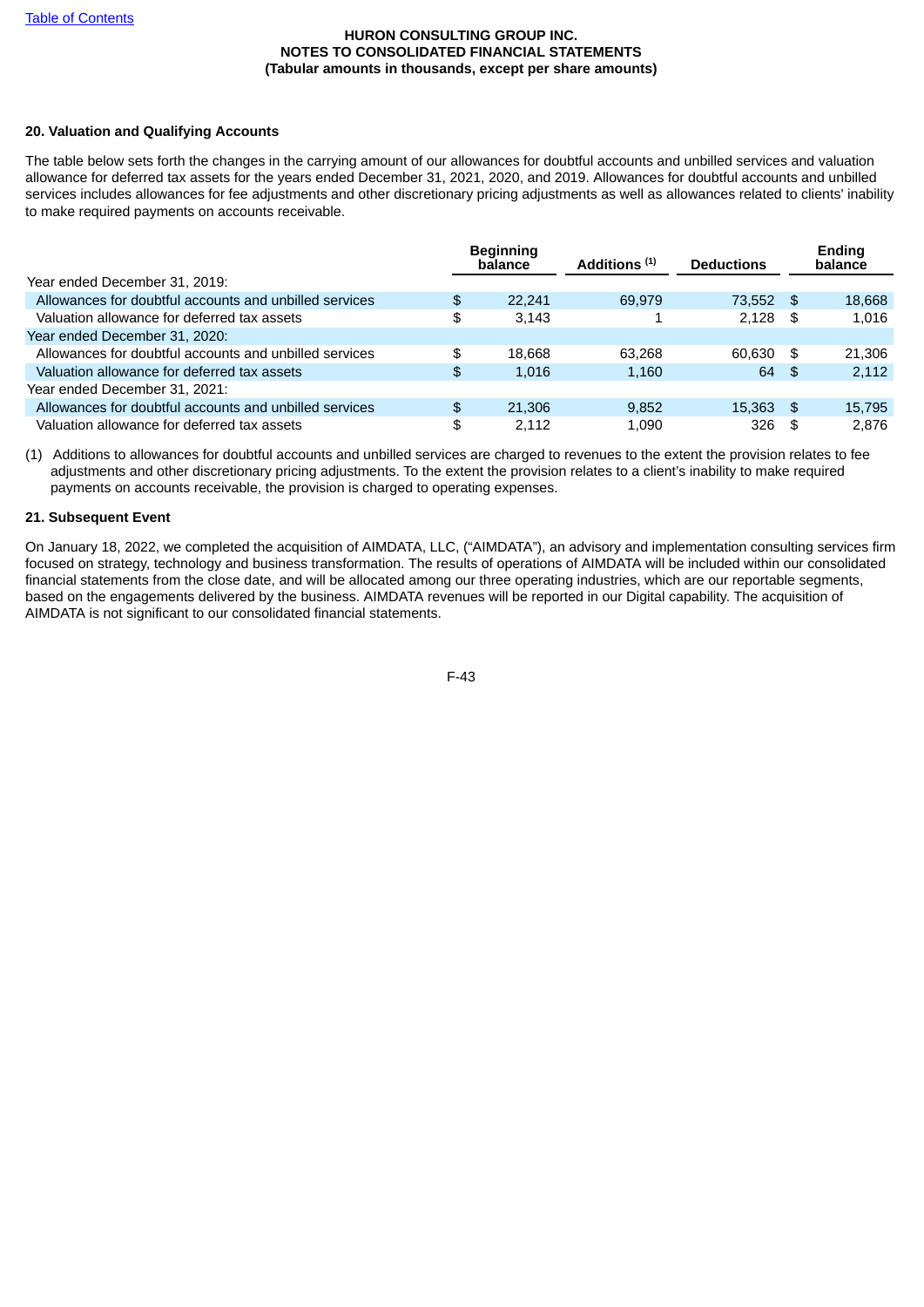HURON CONSULTING GROUP INC.
NOTES TO CONSOLIDATED FINANCIAL STATEMENTS
(Tabular amounts in thousands, except per share amounts)

**20. Valuation and Qualifying Accounts**

The table below sets forth the changes in the carrying amount of our allowances for doubtful accounts and unbilled services and valuation allowance for deferred tax assets for the years ended December 31, 2021, 2020, and 2019. Allowances for doubtful accounts and unbilled services includes allowances for fee adjustments and other discretionary pricing adjustments as well as allowances related to clients' inability to make required payments on accounts receivable.

| | Beginning balance | Additions (1) | Deductions | Ending balance |
|---|---|---|---|---|
| Year ended December 31, 2019: | | | | |
| Allowances for doubtful accounts and unbilled services | $ 22,241 | 69,979 | 73,552 | $ 18,668 |
| Valuation allowance for deferred tax assets | $ 3,143 | 1 | 2,128 | $ 1,016 |
| Year ended December 31, 2020: | | | | |
| Allowances for doubtful accounts and unbilled services | $ 18,668 | 63,268 | 60,630 | $ 21,306 |
| Valuation allowance for deferred tax assets | $ 1,016 | 1,160 | 64 | $ 2,112 |
| Year ended December 31, 2021: | | | | |
| Allowances for doubtful accounts and unbilled services | $ 21,306 | 9,852 | 15,363 | $ 15,795 |
| Valuation allowance for deferred tax assets | $ 2,112 | 1,090 | 326 | $ 2,876 |

(1) Additions to allowances for doubtful accounts and unbilled services are charged to revenues to the extent the provision relates to fee adjustments and other discretionary pricing adjustments. To the extent the provision relates to a client's inability to make required payments on accounts receivable, the provision is charged to operating expenses.

**21. Subsequent Event**

On January 18, 2022, we completed the acquisition of AIMDATA, LLC, ("AIMDATA"), an advisory and implementation consulting services firm focused on strategy, technology and business transformation. The results of operations of AIMDATA will be included within our consolidated financial statements from the close date, and will be allocated among our three operating industries, which are our reportable segments, based on the engagements delivered by the business. AIMDATA revenues will be reported in our Digital capability. The acquisition of AIMDATA is not significant to our consolidated financial statements.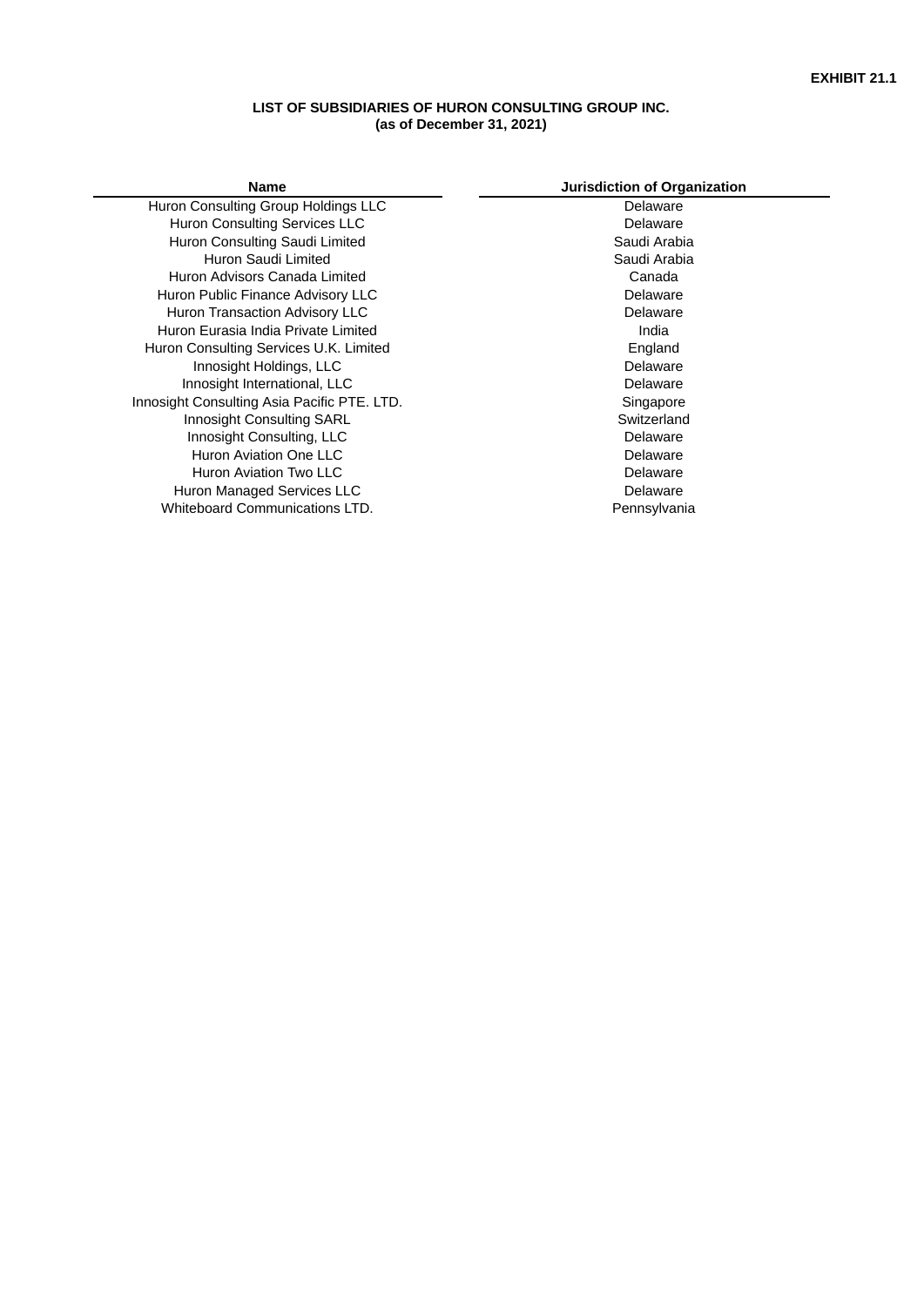**EXHIBIT 21.1**

**LIST OF SUBSIDIARIES OF HURON CONSULTING GROUP INC.**
**(as of December 31, 2021)**

| Name | Jurisdiction of Organization |
|---|---|
| Huron Consulting Group Holdings LLC | Delaware |
| Huron Consulting Services LLC | Delaware |
| Huron Consulting Saudi Limited | Saudi Arabia |
| Huron Saudi Limited | Saudi Arabia |
| Huron Advisors Canada Limited | Canada |
| Huron Public Finance Advisory LLC | Delaware |
| Huron Transaction Advisory LLC | Delaware |
| Huron Eurasia India Private Limited | India |
| Huron Consulting Services U.K. Limited | England |
| Innosight Holdings, LLC | Delaware |
| Innosight International, LLC | Delaware |
| Innosight Consulting Asia Pacific PTE. LTD. | Singapore |
| Innosight Consulting SARL | Switzerland |
| Innosight Consulting, LLC | Delaware |
| Huron Aviation One LLC | Delaware |
| Huron Aviation Two LLC | Delaware |
| Huron Managed Services LLC | Delaware |
| Whiteboard Communications LTD. | Pennsylvania |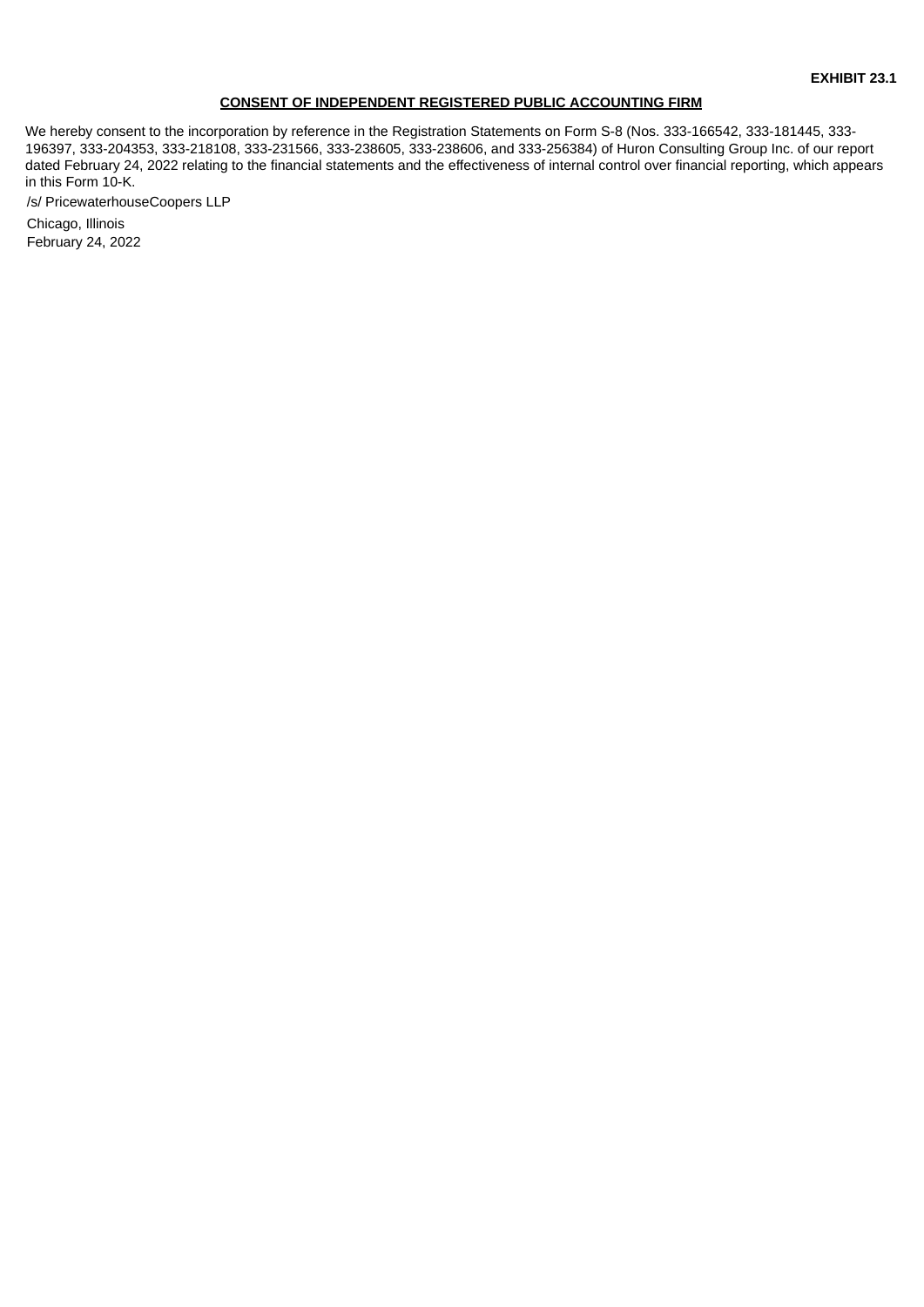**EXHIBIT 23.1**

**CONSENT OF INDEPENDENT REGISTERED PUBLIC ACCOUNTING FIRM**

We hereby consent to the incorporation by reference in the Registration Statements on Form S-8 (Nos. 333-166542, 333-181445, 333-196397, 333-204353, 333-218108, 333-231566, 333-238605, 333-238606, and 333-256384) of Huron Consulting Group Inc. of our report dated February 24, 2022 relating to the financial statements and the effectiveness of internal control over financial reporting, which appears in this Form 10-K.

/s/ PricewaterhouseCoopers LLP

Chicago, Illinois
February 24, 2022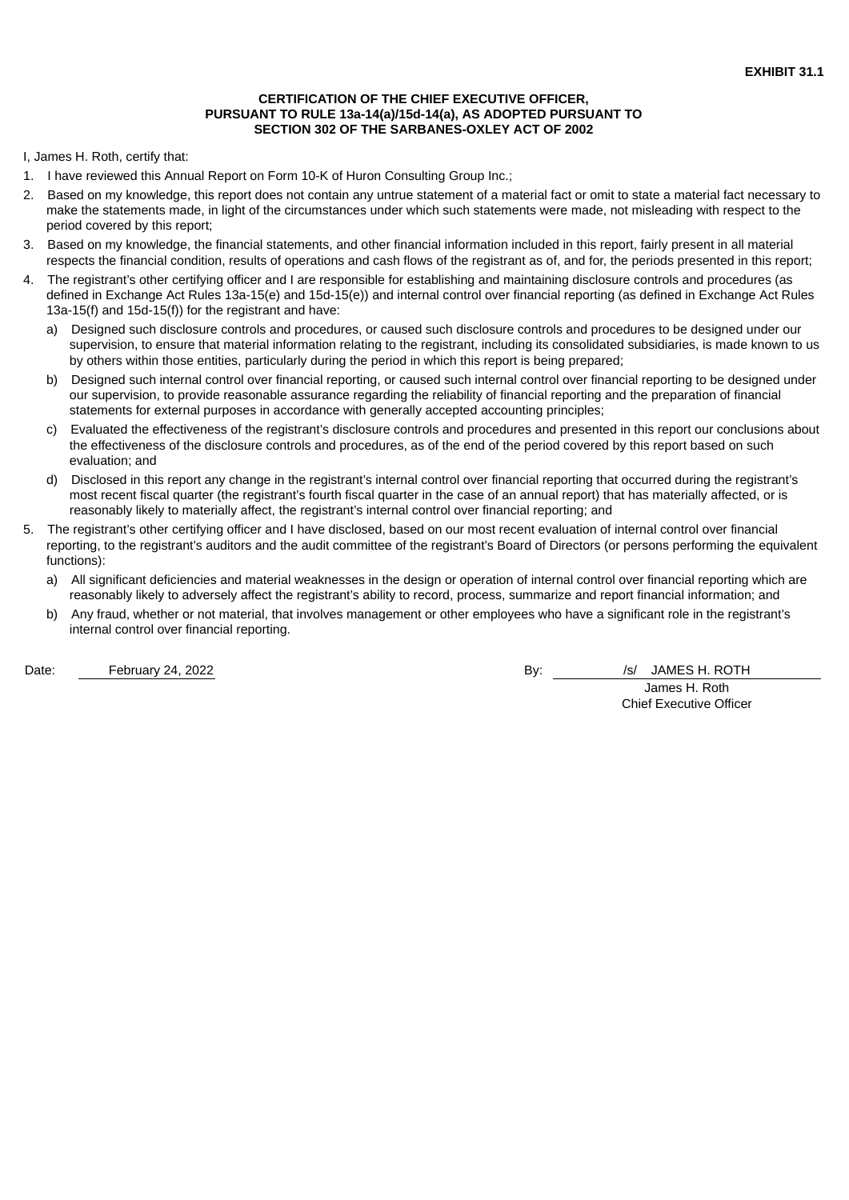**EXHIBIT 31.1**

**CERTIFICATION OF THE CHIEF EXECUTIVE OFFICER, PURSUANT TO RULE 13a-14(a)/15d-14(a), AS ADOPTED PURSUANT TO SECTION 302 OF THE SARBANES-OXLEY ACT OF 2002**

I, James H. Roth, certify that:

1. I have reviewed this Annual Report on Form 10-K of Huron Consulting Group Inc.;
2. Based on my knowledge, this report does not contain any untrue statement of a material fact or omit to state a material fact necessary to make the statements made, in light of the circumstances under which such statements were made, not misleading with respect to the period covered by this report;
3. Based on my knowledge, the financial statements, and other financial information included in this report, fairly present in all material respects the financial condition, results of operations and cash flows of the registrant as of, and for, the periods presented in this report;
4. The registrant's other certifying officer and I are responsible for establishing and maintaining disclosure controls and procedures (as defined in Exchange Act Rules 13a-15(e) and 15d-15(e)) and internal control over financial reporting (as defined in Exchange Act Rules 13a-15(f) and 15d-15(f)) for the registrant and have:
   a) Designed such disclosure controls and procedures, or caused such disclosure controls and procedures to be designed under our supervision, to ensure that material information relating to the registrant, including its consolidated subsidiaries, is made known to us by others within those entities, particularly during the period in which this report is being prepared;
   b) Designed such internal control over financial reporting, or caused such internal control over financial reporting to be designed under our supervision, to provide reasonable assurance regarding the reliability of financial reporting and the preparation of financial statements for external purposes in accordance with generally accepted accounting principles;
   c) Evaluated the effectiveness of the registrant's disclosure controls and procedures and presented in this report our conclusions about the effectiveness of the disclosure controls and procedures, as of the end of the period covered by this report based on such evaluation; and
   d) Disclosed in this report any change in the registrant's internal control over financial reporting that occurred during the registrant's most recent fiscal quarter (the registrant's fourth fiscal quarter in the case of an annual report) that has materially affected, or is reasonably likely to materially affect, the registrant's internal control over financial reporting; and
5. The registrant's other certifying officer and I have disclosed, based on our most recent evaluation of internal control over financial reporting, to the registrant's auditors and the audit committee of the registrant's Board of Directors (or persons performing the equivalent functions):
   a) All significant deficiencies and material weaknesses in the design or operation of internal control over financial reporting which are reasonably likely to adversely affect the registrant's ability to record, process, summarize and report financial information; and
   b) Any fraud, whether or not material, that involves management or other employees who have a significant role in the registrant's internal control over financial reporting.

Date: February 24, 2022

By: /s/ JAMES H. ROTH
James H. Roth
Chief Executive Officer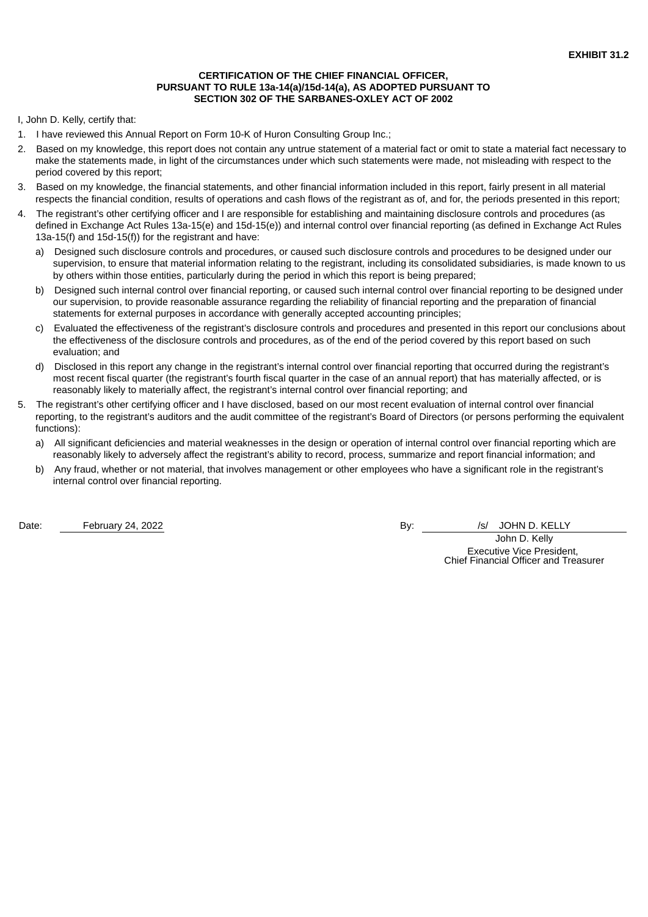**EXHIBIT 31.2**

**CERTIFICATION OF THE CHIEF FINANCIAL OFFICER,
PURSUANT TO RULE 13a-14(a)/15d-14(a), AS ADOPTED PURSUANT TO
SECTION 302 OF THE SARBANES-OXLEY ACT OF 2002**

I, John D. Kelly, certify that:

1. I have reviewed this Annual Report on Form 10-K of Huron Consulting Group Inc.;
2. Based on my knowledge, this report does not contain any untrue statement of a material fact or omit to state a material fact necessary to make the statements made, in light of the circumstances under which such statements were made, not misleading with respect to the period covered by this report;
3. Based on my knowledge, the financial statements, and other financial information included in this report, fairly present in all material respects the financial condition, results of operations and cash flows of the registrant as of, and for, the periods presented in this report;
4. The registrant's other certifying officer and I are responsible for establishing and maintaining disclosure controls and procedures (as defined in Exchange Act Rules 13a-15(e) and 15d-15(e)) and internal control over financial reporting (as defined in Exchange Act Rules 13a-15(f) and 15d-15(f)) for the registrant and have:
   a) Designed such disclosure controls and procedures, or caused such disclosure controls and procedures to be designed under our supervision, to ensure that material information relating to the registrant, including its consolidated subsidiaries, is made known to us by others within those entities, particularly during the period in which this report is being prepared;
   b) Designed such internal control over financial reporting, or caused such internal control over financial reporting to be designed under our supervision, to provide reasonable assurance regarding the reliability of financial reporting and the preparation of financial statements for external purposes in accordance with generally accepted accounting principles;
   c) Evaluated the effectiveness of the registrant's disclosure controls and procedures and presented in this report our conclusions about the effectiveness of the disclosure controls and procedures, as of the end of the period covered by this report based on such evaluation; and
   d) Disclosed in this report any change in the registrant's internal control over financial reporting that occurred during the registrant's most recent fiscal quarter (the registrant's fourth fiscal quarter in the case of an annual report) that has materially affected, or is reasonably likely to materially affect, the registrant's internal control over financial reporting; and
5. The registrant's other certifying officer and I have disclosed, based on our most recent evaluation of internal control over financial reporting, to the registrant's auditors and the audit committee of the registrant's Board of Directors (or persons performing the equivalent functions):
   a) All significant deficiencies and material weaknesses in the design or operation of internal control over financial reporting which are reasonably likely to adversely affect the registrant's ability to record, process, summarize and report financial information; and
   b) Any fraud, whether or not material, that involves management or other employees who have a significant role in the registrant's internal control over financial reporting.

Date: February 24, 2022

By: /s/ JOHN D. KELLY
John D. Kelly
Executive Vice President,
Chief Financial Officer and Treasurer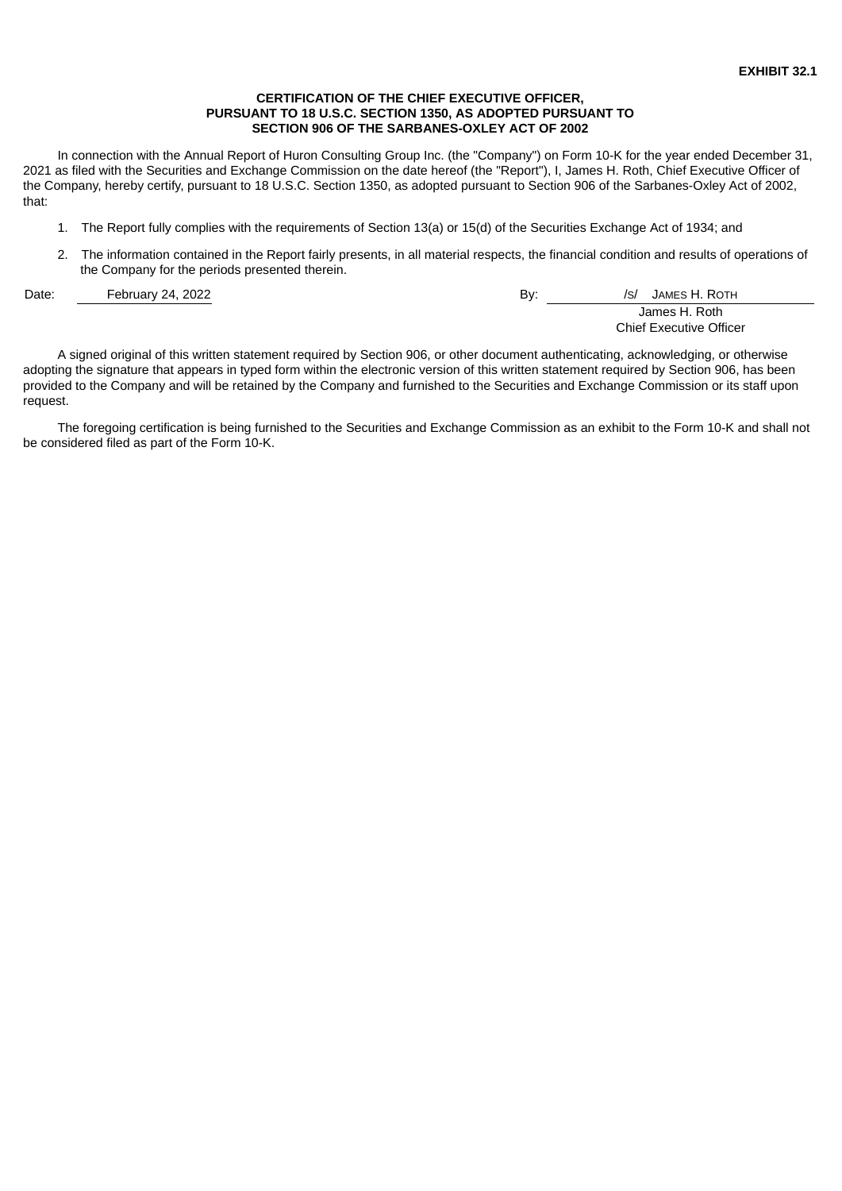**EXHIBIT 32.1**

**CERTIFICATION OF THE CHIEF EXECUTIVE OFFICER,**
**PURSUANT TO 18 U.S.C. SECTION 1350, AS ADOPTED PURSUANT TO**
**SECTION 906 OF THE SARBANES-OXLEY ACT OF 2002**

In connection with the Annual Report of Huron Consulting Group Inc. (the "Company") on Form 10-K for the year ended December 31, 2021 as filed with the Securities and Exchange Commission on the date hereof (the "Report"), I, James H. Roth, Chief Executive Officer of the Company, hereby certify, pursuant to 18 U.S.C. Section 1350, as adopted pursuant to Section 906 of the Sarbanes-Oxley Act of 2002, that:

1. The Report fully complies with the requirements of Section 13(a) or 15(d) of the Securities Exchange Act of 1934; and
2. The information contained in the Report fairly presents, in all material respects, the financial condition and results of operations of the Company for the periods presented therein.

Date: February 24, 2022

By: /s/ JAMES H. ROTH
James H. Roth
Chief Executive Officer

A signed original of this written statement required by Section 906, or other document authenticating, acknowledging, or otherwise adopting the signature that appears in typed form within the electronic version of this written statement required by Section 906, has been provided to the Company and will be retained by the Company and furnished to the Securities and Exchange Commission or its staff upon request.

The foregoing certification is being furnished to the Securities and Exchange Commission as an exhibit to the Form 10-K and shall not be considered filed as part of the Form 10-K.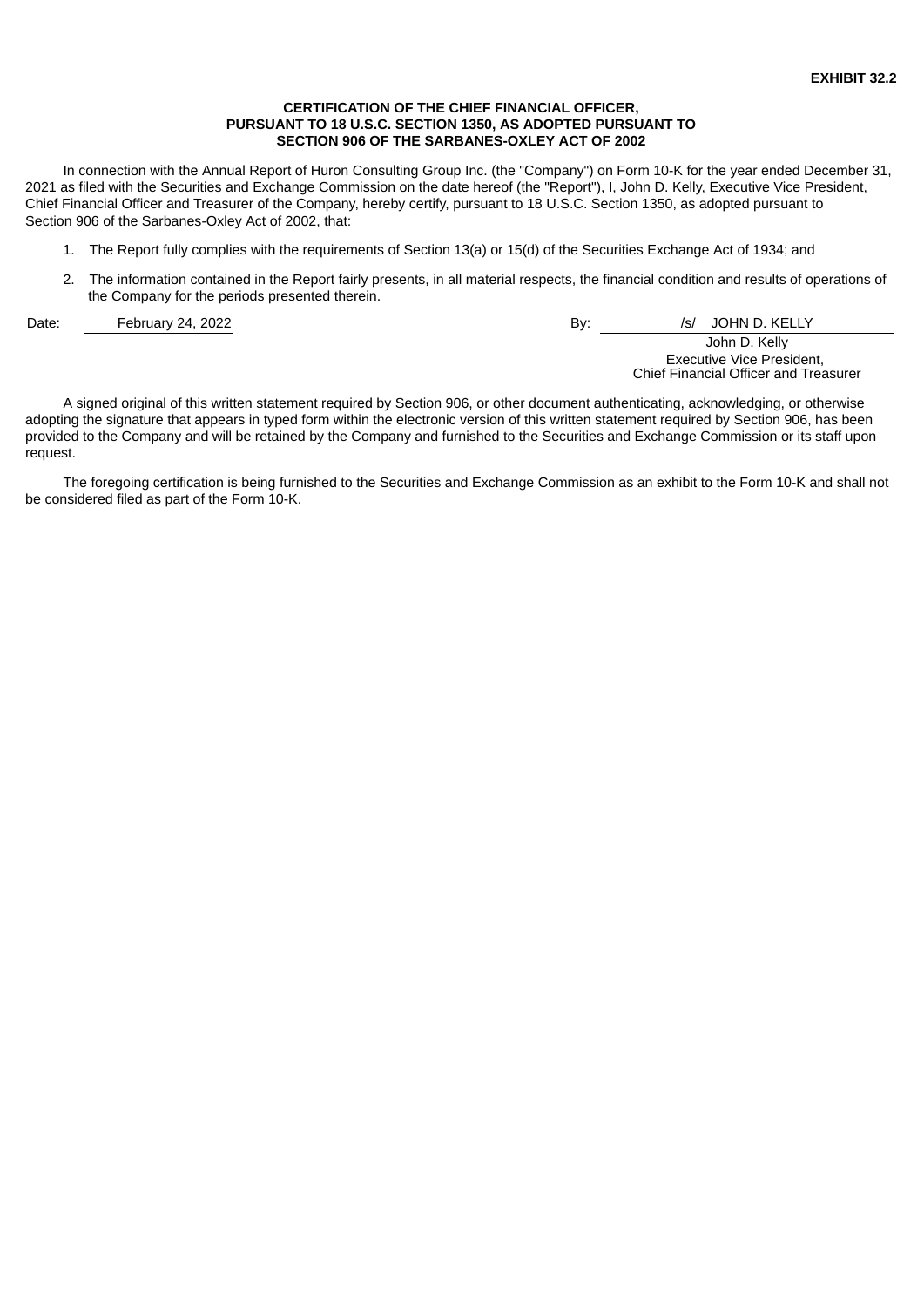**EXHIBIT 32.2**

**CERTIFICATION OF THE CHIEF FINANCIAL OFFICER,
PURSUANT TO 18 U.S.C. SECTION 1350, AS ADOPTED PURSUANT TO
SECTION 906 OF THE SARBANES-OXLEY ACT OF 2002**

In connection with the Annual Report of Huron Consulting Group Inc. (the "Company") on Form 10-K for the year ended December 31, 2021 as filed with the Securities and Exchange Commission on the date hereof (the "Report"), I, John D. Kelly, Executive Vice President, Chief Financial Officer and Treasurer of the Company, hereby certify, pursuant to 18 U.S.C. Section 1350, as adopted pursuant to Section 906 of the Sarbanes-Oxley Act of 2002, that:

1. The Report fully complies with the requirements of Section 13(a) or 15(d) of the Securities Exchange Act of 1934; and
2. The information contained in the Report fairly presents, in all material respects, the financial condition and results of operations of the Company for the periods presented therein.

| | | | |
|---|---|---|---|
| Date: | February 24, 2022 | By: | /s/ JOHN D. KELLY |
| | | | John D. Kelly<br>Executive Vice President,<br>Chief Financial Officer and Treasurer |

A signed original of this written statement required by Section 906, or other document authenticating, acknowledging, or otherwise adopting the signature that appears in typed form within the electronic version of this written statement required by Section 906, has been provided to the Company and will be retained by the Company and furnished to the Securities and Exchange Commission or its staff upon request.

The foregoing certification is being furnished to the Securities and Exchange Commission as an exhibit to the Form 10-K and shall not be considered filed as part of the Form 10-K.